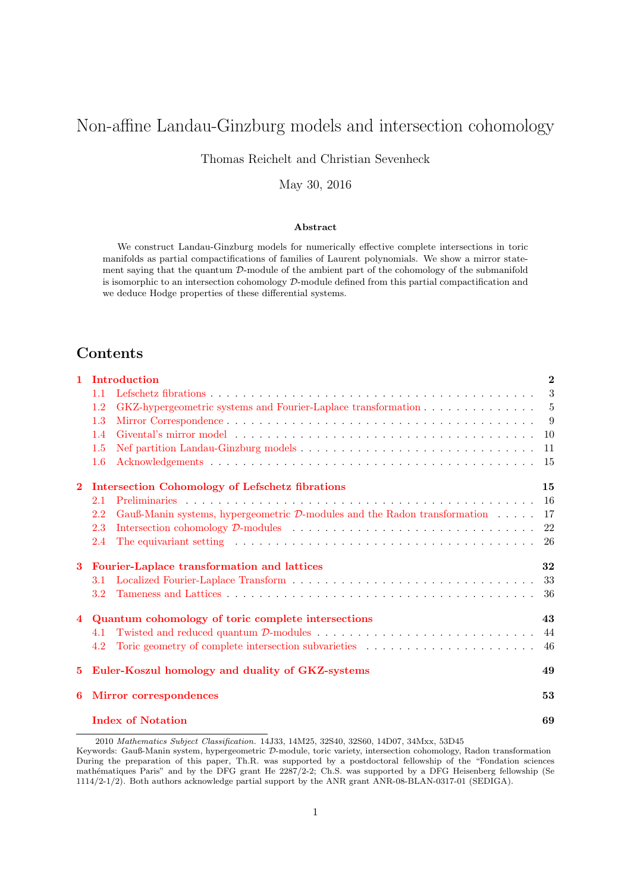# Non-affine Landau-Ginzburg models and intersection cohomology

Thomas Reichelt and Christian Sevenheck

May 30, 2016

### Abstract

We construct Landau-Ginzburg models for numerically effective complete intersections in toric manifolds as partial compactifications of families of Laurent polynomials. We show a mirror statement saying that the quantum $\mathcal{D}$-module of the ambient part of the cohomology of the submanifold is isomorphic to an intersection cohomology $\mathcal{D}$-module defined from this partial compactification and we deduce Hodge properties of these differential systems.

## Contents

- **1 Introduction** — 2
  - 1.1 Lefschetz fibrations — 3
  - 1.2 GKZ-hypergeometric systems and Fourier-Laplace transformation — 5
  - 1.3 Mirror Correspondence — 9
  - 1.4 Givental's mirror model — 10
  - 1.5 Nef partition Landau-Ginzburg models — 11
  - 1.6 Acknowledgements — 15
- **2 Intersection Cohomology of Lefschetz fibrations** — 15
  - 2.1 Preliminaries — 16
  - 2.2 Gauß-Manin systems, hypergeometric $\mathcal{D}$-modules and the Radon transformation — 17
  - 2.3 Intersection cohomology $\mathcal{D}$-modules — 22
  - 2.4 The equivariant setting — 26
- **3 Fourier-Laplace transformation and lattices** — 32
  - 3.1 Localized Fourier-Laplace Transform — 33
  - 3.2 Tameness and Lattices — 36
- **4 Quantum cohomology of toric complete intersections** — 43
  - 4.1 Twisted and reduced quantum $\mathcal{D}$-modules — 44
  - 4.2 Toric geometry of complete intersection subvarieties — 46
- **5 Euler-Koszul homology and duality of GKZ-systems** — 49
- **6 Mirror correspondences** — 53
- **Index of Notation** — 69

---

2010 *Mathematics Subject Classification.* 14J33, 14M25, 32S40, 32S60, 14D07, 34Mxx, 53D45

Keywords: Gauß-Manin system, hypergeometric $\mathcal{D}$-module, toric variety, intersection cohomology, Radon transformation

During the preparation of this paper, Th.R. was supported by a postdoctoral fellowship of the "Fondation sciences mathématiques Paris" and by the DFG grant He 2287/2-2; Ch.S. was supported by a DFG Heisenberg fellowship (Se 1114/2-1/2). Both authors acknowledge partial support by the ANR grant ANR-08-BLAN-0317-01 (SEDIGA).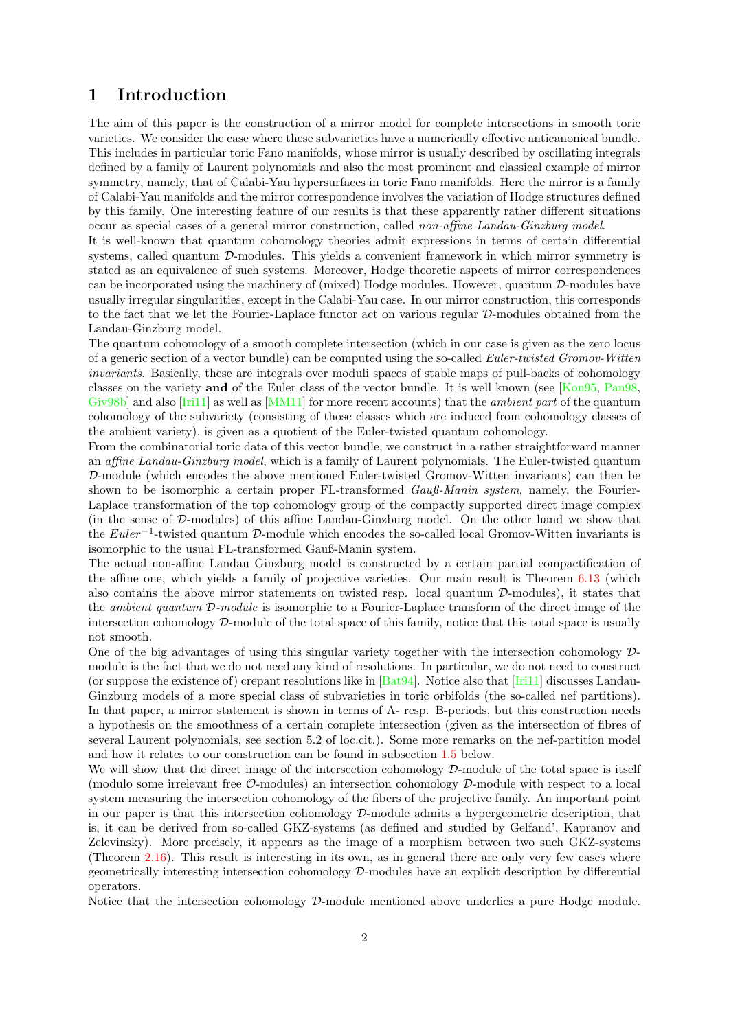# 1 Introduction

The aim of this paper is the construction of a mirror model for complete intersections in smooth toric varieties. We consider the case where these subvarieties have a numerically effective anticanonical bundle. This includes in particular toric Fano manifolds, whose mirror is usually described by oscillating integrals defined by a family of Laurent polynomials and also the most prominent and classical example of mirror symmetry, namely, that of Calabi-Yau hypersurfaces in toric Fano manifolds. Here the mirror is a family of Calabi-Yau manifolds and the mirror correspondence involves the variation of Hodge structures defined by this family. One interesting feature of our results is that these apparently rather different situations occur as special cases of a general mirror construction, called *non-affine Landau-Ginzburg model*.

It is well-known that quantum cohomology theories admit expressions in terms of certain differential systems, called quantum $\mathcal{D}$-modules. This yields a convenient framework in which mirror symmetry is stated as an equivalence of such systems. Moreover, Hodge theoretic aspects of mirror correspondences can be incorporated using the machinery of (mixed) Hodge modules. However, quantum $\mathcal{D}$-modules have usually irregular singularities, except in the Calabi-Yau case. In our mirror construction, this corresponds to the fact that we let the Fourier-Laplace functor act on various regular $\mathcal{D}$-modules obtained from the Landau-Ginzburg model.

The quantum cohomology of a smooth complete intersection (which in our case is given as the zero locus of a generic section of a vector bundle) can be computed using the so-called *Euler-twisted Gromov-Witten invariants*. Basically, these are integrals over moduli spaces of stable maps of pull-backs of cohomology classes on the variety **and** of the Euler class of the vector bundle. It is well known (see [Kon95, Pan98, Giv98b] and also [Iri11] as well as [MM11] for more recent accounts) that the *ambient part* of the quantum cohomology of the subvariety (consisting of those classes which are induced from cohomology classes of the ambient variety), is given as a quotient of the Euler-twisted quantum cohomology.

From the combinatorial toric data of this vector bundle, we construct in a rather straightforward manner an *affine Landau-Ginzburg model*, which is a family of Laurent polynomials. The Euler-twisted quantum $\mathcal{D}$-module (which encodes the above mentioned Euler-twisted Gromov-Witten invariants) can then be shown to be isomorphic a certain proper FL-transformed *Gauß-Manin system*, namely, the Fourier-Laplace transformation of the top cohomology group of the compactly supported direct image complex (in the sense of $\mathcal{D}$-modules) of this affine Landau-Ginzburg model. On the other hand we show that the $Euler^{-1}$-twisted quantum $\mathcal{D}$-module which encodes the so-called local Gromov-Witten invariants is isomorphic to the usual FL-transformed Gauß-Manin system.

The actual non-affine Landau Ginzburg model is constructed by a certain partial compactification of the affine one, which yields a family of projective varieties. Our main result is Theorem 6.13 (which also contains the above mirror statements on twisted resp. local quantum $\mathcal{D}$-modules), it states that the *ambient quantum $\mathcal{D}$-module* is isomorphic to a Fourier-Laplace transform of the direct image of the intersection cohomology $\mathcal{D}$-module of the total space of this family, notice that this total space is usually not smooth.

One of the big advantages of using this singular variety together with the intersection cohomology $\mathcal{D}$-module is the fact that we do not need any kind of resolutions. In particular, we do not need to construct (or suppose the existence of) crepant resolutions like in [Bat94]. Notice also that [Iri11] discusses Landau-Ginzburg models of a more special class of subvarieties in toric orbifolds (the so-called nef partitions). In that paper, a mirror statement is shown in terms of A- resp. B-periods, but this construction needs a hypothesis on the smoothness of a certain complete intersection (given as the intersection of fibres of several Laurent polynomials, see section 5.2 of loc.cit.). Some more remarks on the nef-partition model and how it relates to our construction can be found in subsection 1.5 below.

We will show that the direct image of the intersection cohomology $\mathcal{D}$-module of the total space is itself (modulo some irrelevant free $\mathcal{O}$-modules) an intersection cohomology $\mathcal{D}$-module with respect to a local system measuring the intersection cohomology of the fibers of the projective family. An important point in our paper is that this intersection cohomology $\mathcal{D}$-module admits a hypergeometric description, that is, it can be derived from so-called GKZ-systems (as defined and studied by Gelfand', Kapranov and Zelevinsky). More precisely, it appears as the image of a morphism between two such GKZ-systems (Theorem 2.16). This result is interesting in its own, as in general there are only very few cases where geometrically interesting intersection cohomology $\mathcal{D}$-modules have an explicit description by differential operators.

Notice that the intersection cohomology $\mathcal{D}$-module mentioned above underlies a pure Hodge module.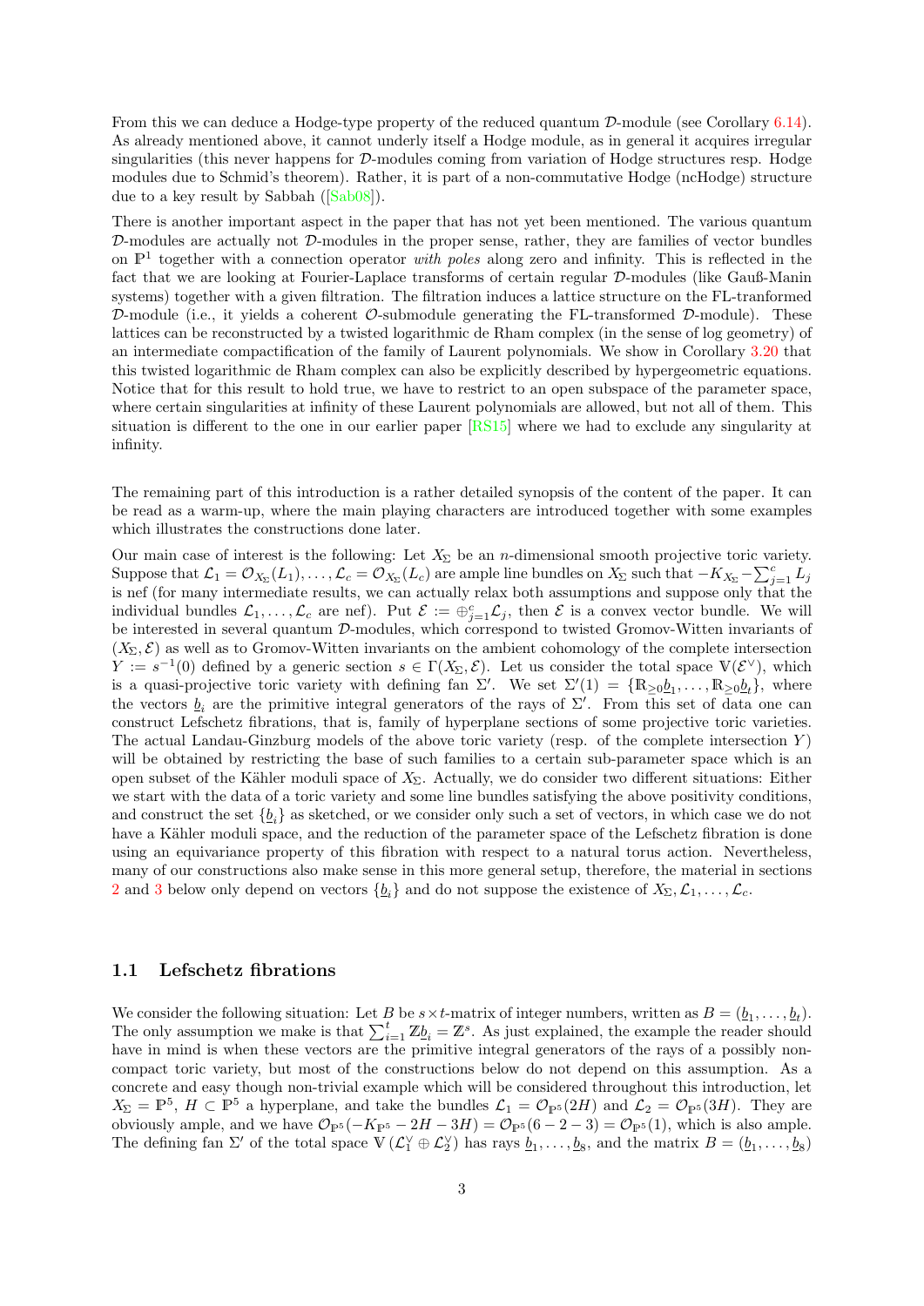From this we can deduce a Hodge-type property of the reduced quantum $\mathcal{D}$-module (see Corollary 6.14). As already mentioned above, it cannot underly itself a Hodge module, as in general it acquires irregular singularities (this never happens for $\mathcal{D}$-modules coming from variation of Hodge structures resp. Hodge modules due to Schmid's theorem). Rather, it is part of a non-commutative Hodge (ncHodge) structure due to a key result by Sabbah ([Sab08]).

There is another important aspect in the paper that has not yet been mentioned. The various quantum $\mathcal{D}$-modules are actually not $\mathcal{D}$-modules in the proper sense, rather, they are families of vector bundles on $\mathbb{P}^1$ together with a connection operator *with poles* along zero and infinity. This is reflected in the fact that we are looking at Fourier-Laplace transforms of certain regular $\mathcal{D}$-modules (like Gauß-Manin systems) together with a given filtration. The filtration induces a lattice structure on the FL-tranformed $\mathcal{D}$-module (i.e., it yields a coherent $\mathcal{O}$-submodule generating the FL-transformed $\mathcal{D}$-module). These lattices can be reconstructed by a twisted logarithmic de Rham complex (in the sense of log geometry) of an intermediate compactification of the family of Laurent polynomials. We show in Corollary 3.20 that this twisted logarithmic de Rham complex can also be explicitly described by hypergeometric equations. Notice that for this result to hold true, we have to restrict to an open subspace of the parameter space, where certain singularities at infinity of these Laurent polynomials are allowed, but not all of them. This situation is different to the one in our earlier paper [RS15] where we had to exclude any singularity at infinity.

The remaining part of this introduction is a rather detailed synopsis of the content of the paper. It can be read as a warm-up, where the main playing characters are introduced together with some examples which illustrates the constructions done later.

Our main case of interest is the following: Let $X_\Sigma$ be an $n$-dimensional smooth projective toric variety. Suppose that $\mathcal{L}_1 = \mathcal{O}_{X_\Sigma}(L_1), \ldots, \mathcal{L}_c = \mathcal{O}_{X_\Sigma}(L_c)$ are ample line bundles on $X_\Sigma$ such that $-K_{X_\Sigma} - \sum_{j=1}^c L_j$ is nef (for many intermediate results, we can actually relax both assumptions and suppose only that the individual bundles $\mathcal{L}_1, \ldots, \mathcal{L}_c$ are nef). Put $\mathcal{E} := \oplus_{j=1}^c \mathcal{L}_j$, then $\mathcal{E}$ is a convex vector bundle. We will be interested in several quantum $\mathcal{D}$-modules, which correspond to twisted Gromov-Witten invariants of $(X_\Sigma, \mathcal{E})$ as well as to Gromov-Witten invariants on the ambient cohomology of the complete intersection $Y := s^{-1}(0)$ defined by a generic section $s \in \Gamma(X_\Sigma, \mathcal{E})$. Let us consider the total space $\mathbb{V}(\mathcal{E}^\vee)$, which is a quasi-projective toric variety with defining fan $\Sigma'$. We set $\Sigma'(1) = \{\mathbb{R}_{\geq 0}\underline{b}_1, \ldots, \mathbb{R}_{\geq 0}\underline{b}_t\}$, where the vectors $\underline{b}_i$ are the primitive integral generators of the rays of $\Sigma'$. From this set of data one can construct Lefschetz fibrations, that is, family of hyperplane sections of some projective toric varieties. The actual Landau-Ginzburg models of the above toric variety (resp. of the complete intersection $Y$) will be obtained by restricting the base of such families to a certain sub-parameter space which is an open subset of the Kähler moduli space of $X_\Sigma$. Actually, we do consider two different situations: Either we start with the data of a toric variety and some line bundles satisfying the above positivity conditions, and construct the set $\{\underline{b}_i\}$ as sketched, or we consider only such a set of vectors, in which case we do not have a Kähler moduli space, and the reduction of the parameter space of the Lefschetz fibration is done using an equivariance property of this fibration with respect to a natural torus action. Nevertheless, many of our constructions also make sense in this more general setup, therefore, the material in sections 2 and 3 below only depend on vectors $\{\underline{b}_i\}$ and do not suppose the existence of $X_\Sigma, \mathcal{L}_1, \ldots, \mathcal{L}_c$.

### 1.1 Lefschetz fibrations

We consider the following situation: Let $B$ be $s \times t$-matrix of integer numbers, written as $B = (\underline{b}_1, \ldots, \underline{b}_t)$. The only assumption we make is that $\sum_{i=1}^t \mathbb{Z}\underline{b}_i = \mathbb{Z}^s$. As just explained, the example the reader should have in mind is when these vectors are the primitive integral generators of the rays of a possibly non-compact toric variety, but most of the constructions below do not depend on this assumption. As a concrete and easy though non-trivial example which will be considered throughout this introduction, let $X_\Sigma = \mathbb{P}^5$, $H \subset \mathbb{P}^5$ a hyperplane, and take the bundles $\mathcal{L}_1 = \mathcal{O}_{\mathbb{P}^5}(2H)$ and $\mathcal{L}_2 = \mathcal{O}_{\mathbb{P}^5}(3H)$. They are obviously ample, and we have $\mathcal{O}_{\mathbb{P}^5}(-K_{\mathbb{P}^5} - 2H - 3H) = \mathcal{O}_{\mathbb{P}^5}(6 - 2 - 3) = \mathcal{O}_{\mathbb{P}^5}(1)$, which is also ample. The defining fan $\Sigma'$ of the total space $\mathbb{V}(\mathcal{L}_1^\vee \oplus \mathcal{L}_2^\vee)$ has rays $\underline{b}_1, \ldots, \underline{b}_8$, and the matrix $B = (\underline{b}_1, \ldots, \underline{b}_8)$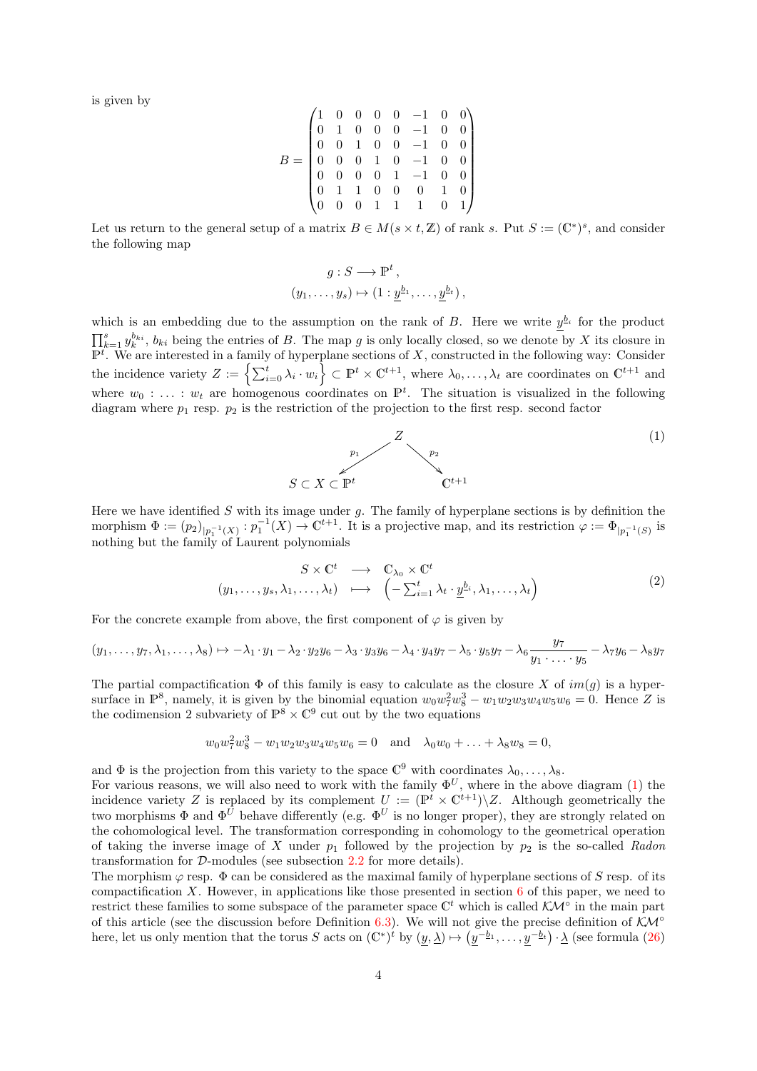is given by

$$B = \begin{pmatrix} 1 & 0 & 0 & 0 & 0 & -1 & 0 & 0 \\ 0 & 1 & 0 & 0 & 0 & -1 & 0 & 0 \\ 0 & 0 & 1 & 0 & 0 & -1 & 0 & 0 \\ 0 & 0 & 0 & 1 & 0 & -1 & 0 & 0 \\ 0 & 0 & 0 & 0 & 1 & -1 & 0 & 0 \\ 0 & 1 & 1 & 0 & 0 & 0 & 1 & 0 \\ 0 & 0 & 0 & 1 & 1 & 1 & 0 & 1 \end{pmatrix}$$

Let us return to the general setup of a matrix $B \in M(s \times t, \mathbb{Z})$ of rank $s$. Put $S := (\mathbb{C}^*)^s$, and consider the following map

$$\begin{aligned} g : S &\longrightarrow \mathbb{P}^t , \\ (y_1, \ldots, y_s) &\mapsto (1 : \underline{y}^{\underline{b}_1}, \ldots, \underline{y}^{\underline{b}_t}) , \end{aligned}$$

which is an embedding due to the assumption on the rank of $B$. Here we write $\underline{y}^{\underline{b}_i}$ for the product $\prod_{k=1}^{s} y_k^{b_{ki}}$, $b_{ki}$ being the entries of $B$. The map $g$ is only locally closed, so we denote by $X$ its closure in $\mathbb{P}^t$. We are interested in a family of hyperplane sections of $X$, constructed in the following way: Consider the incidence variety $Z := \left\{ \sum_{i=0}^{t} \lambda_i \cdot w_i \right\} \subset \mathbb{P}^t \times \mathbb{C}^{t+1}$, where $\lambda_0, \ldots, \lambda_t$ are coordinates on $\mathbb{C}^{t+1}$ and where $w_0 : \ldots : w_t$ are homogenous coordinates on $\mathbb{P}^t$. The situation is visualized in the following diagram where $p_1$ resp. $p_2$ is the restriction of the projection to the first resp. second factor

$$\begin{array}{ccc} & Z & \\ {\scriptstyle p_1} \swarrow & & \searrow {\scriptstyle p_2} \\ S \subset X \subset \mathbb{P}^t & & \mathbb{C}^{t+1} \end{array} \tag{1}$$

Here we have identified $S$ with its image under $g$. The family of hyperplane sections is by definition the morphism $\Phi := (p_2)_{|p_1^{-1}(X)} : p_1^{-1}(X) \to \mathbb{C}^{t+1}$. It is a projective map, and its restriction $\varphi := \Phi_{|p_1^{-1}(S)}$ is nothing but the family of Laurent polynomials

$$\begin{array}{ccc} S \times \mathbb{C}^t & \longrightarrow & \mathbb{C}_{\lambda_0} \times \mathbb{C}^t \\ (y_1, \ldots, y_s, \lambda_1, \ldots, \lambda_t) & \longmapsto & \left( -\sum_{i=1}^{t} \lambda_t \cdot \underline{y}^{\underline{b}_i}, \lambda_1, \ldots, \lambda_t \right) \end{array} \tag{2}$$

For the concrete example from above, the first component of $\varphi$ is given by

$$(y_1, \ldots, y_7, \lambda_1, \ldots, \lambda_8) \mapsto -\lambda_1 \cdot y_1 - \lambda_2 \cdot y_2 y_6 - \lambda_3 \cdot y_3 y_6 - \lambda_4 \cdot y_4 y_7 - \lambda_5 \cdot y_5 y_7 - \lambda_6 \frac{y_7}{y_1 \cdot \ldots \cdot y_5} - \lambda_7 y_6 - \lambda_8 y_7$$

The partial compactification $\Phi$ of this family is easy to calculate as the closure $X$ of $im(g)$ is a hypersurface in $\mathbb{P}^8$, namely, it is given by the binomial equation $w_0 w_7^2 w_8^3 - w_1 w_2 w_3 w_4 w_5 w_6 = 0$. Hence $Z$ is the codimension 2 subvariety of $\mathbb{P}^8 \times \mathbb{C}^9$ cut out by the two equations

$$w_0 w_7^2 w_8^3 - w_1 w_2 w_3 w_4 w_5 w_6 = 0 \quad \text{and} \quad \lambda_0 w_0 + \ldots + \lambda_8 w_8 = 0,$$

and $\Phi$ is the projection from this variety to the space $\mathbb{C}^9$ with coordinates $\lambda_0, \ldots, \lambda_8$.
For various reasons, we will also need to work with the family $\Phi^U$, where in the above diagram (1) the incidence variety $Z$ is replaced by its complement $U := (\mathbb{P}^t \times \mathbb{C}^{t+1}) \setminus Z$. Although geometrically the two morphisms $\Phi$ and $\Phi^U$ behave differently (e.g. $\Phi^U$ is no longer proper), they are strongly related on the cohomological level. The transformation corresponding in cohomology to the geometrical operation of taking the inverse image of $X$ under $p_1$ followed by the projection by $p_2$ is the so-called *Radon* transformation for $\mathcal{D}$-modules (see subsection 2.2 for more details).
The morphism $\varphi$ resp. $\Phi$ can be considered as the maximal family of hyperplane sections of $S$ resp. of its compactification $X$. However, in applications like those presented in section 6 of this paper, we need to restrict these families to some subspace of the parameter space $\mathbb{C}^t$ which is called $\mathcal{KM}^\circ$ in the main part of this article (see the discussion before Definition 6.3). We will not give the precise definition of $\mathcal{KM}^\circ$ here, let us only mention that the torus $S$ acts on $(\mathbb{C}^*)^t$ by $(\underline{y}, \underline{\lambda}) \mapsto \left(\underline{y}^{-\underline{b}_1}, \ldots, \underline{y}^{-\underline{b}_t}\right) \cdot \underline{\lambda}$ (see formula (26)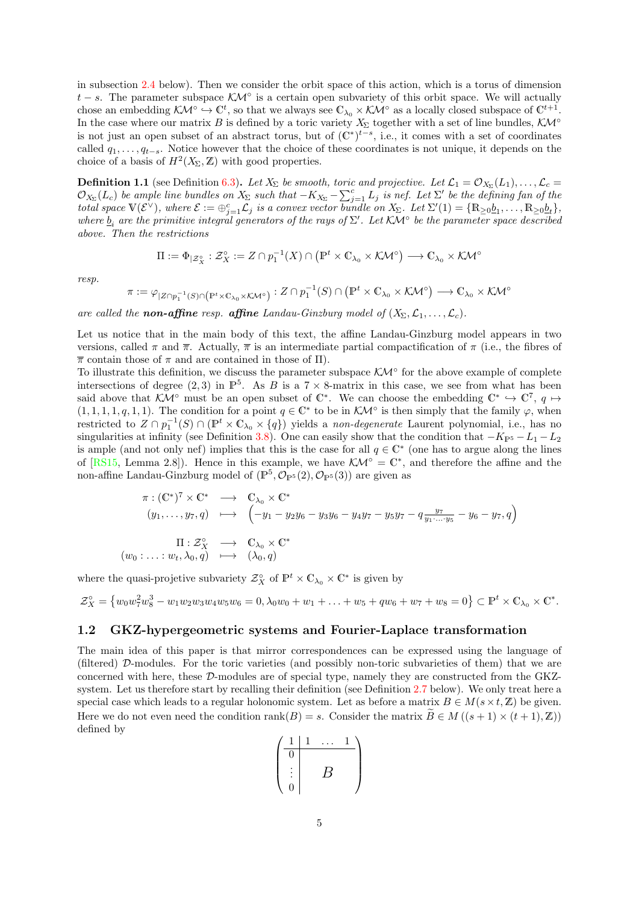in subsection 2.4 below). Then we consider the orbit space of this action, which is a torus of dimension $t-s$. The parameter subspace $\mathcal{KM}^\circ$ is a certain open subvariety of this orbit space. We will actually chose an embedding $\mathcal{KM}^\circ \hookrightarrow \mathbb{C}^t$, so that we always see $\mathbb{C}_{\lambda_0} \times \mathcal{KM}^\circ$ as a locally closed subspace of $\mathbb{C}^{t+1}$. In the case where our matrix $B$ is defined by a toric variety $X_\Sigma$ together with a set of line bundles, $\mathcal{KM}^\circ$ is not just an open subset of an abstract torus, but of $(\mathbb{C}^*)^{t-s}$, i.e., it comes with a set of coordinates called $q_1, \ldots, q_{t-s}$. Notice however that the choice of these coordinates is not unique, it depends on the choice of a basis of $H^2(X_\Sigma, \mathbb{Z})$ with good properties.

**Definition 1.1** (see Definition 6.3)**.** *Let $X_\Sigma$ be smooth, toric and projective. Let $\mathcal{L}_1 = \mathcal{O}_{X_\Sigma}(L_1), \ldots, \mathcal{L}_c = \mathcal{O}_{X_\Sigma}(L_c)$ be ample line bundles on $X_\Sigma$ such that $-K_{X_\Sigma} - \sum_{j=1}^c L_j$ is nef. Let $\Sigma'$ be the defining fan of the total space $\mathbb{V}(\mathcal{E}^\vee)$, where $\mathcal{E} := \oplus_{j=1}^c \mathcal{L}_j$ is a convex vector bundle on $X_\Sigma$. Let $\Sigma'(1) = \{\mathbb{R}_{\geq 0}\underline{b}_1, \ldots, \mathbb{R}_{\geq 0}\underline{b}_t\}$, where $\underline{b}_i$ are the primitive integral generators of the rays of $\Sigma'$. Let $\mathcal{KM}^\circ$ be the parameter space described above. Then the restrictions*

$$\Pi := \Phi_{|\mathcal{Z}_X^\circ} : \mathcal{Z}_X^\circ := Z \cap p_1^{-1}(X) \cap \left(\mathbb{P}^t \times \mathbb{C}_{\lambda_0} \times \mathcal{KM}^\circ\right) \longrightarrow \mathbb{C}_{\lambda_0} \times \mathcal{KM}^\circ$$

*resp.*

$$\pi := \varphi_{|Z \cap p_1^{-1}(S) \cap \left(\mathbb{P}^t \times \mathbb{C}_{\lambda_0} \times \mathcal{KM}^\circ\right)} : Z \cap p_1^{-1}(S) \cap \left(\mathbb{P}^t \times \mathbb{C}_{\lambda_0} \times \mathcal{KM}^\circ\right) \longrightarrow \mathbb{C}_{\lambda_0} \times \mathcal{KM}^\circ$$

*are called the **non-affine** resp. **affine** Landau-Ginzburg model of $(X_\Sigma, \mathcal{L}_1, \ldots, \mathcal{L}_c)$.*

Let us notice that in the main body of this text, the affine Landau-Ginzburg model appears in two versions, called $\pi$ and $\overline{\pi}$. Actually, $\overline{\pi}$ is an intermediate partial compactification of $\pi$ (i.e., the fibres of $\overline{\pi}$ contain those of $\pi$ and are contained in those of $\Pi$).
To illustrate this definition, we discuss the parameter subspace $\mathcal{KM}^\circ$ for the above example of complete intersections of degree $(2,3)$ in $\mathbb{P}^5$. As $B$ is a $7 \times 8$-matrix in this case, we see from what has been said above that $\mathcal{KM}^\circ$ must be an open subset of $\mathbb{C}^*$. We can choose the embedding $\mathbb{C}^* \hookrightarrow \mathbb{C}^7$, $q \mapsto (1,1,1,1,q,1,1)$. The condition for a point $q \in \mathbb{C}^*$ to be in $\mathcal{KM}^\circ$ is then simply that the family $\varphi$, when restricted to $Z \cap p_1^{-1}(S) \cap (\mathbb{P}^t \times \mathbb{C}_{\lambda_0} \times \{q\})$ yields a *non-degenerate* Laurent polynomial, i.e., has no singularities at infinity (see Definition 3.8). One can easily show that the condition that $-K_{\mathbb{P}^5} - L_1 - L_2$ is ample (and not only nef) implies that this is the case for all $q \in \mathbb{C}^*$ (one has to argue along the lines of [RS15, Lemma 2.8]). Hence in this example, we have $\mathcal{KM}^\circ = \mathbb{C}^*$, and therefore the affine and the non-affine Landau-Ginzburg model of $(\mathbb{P}^5, \mathcal{O}_{\mathbb{P}^5}(2), \mathcal{O}_{\mathbb{P}^5}(3))$ are given as

$$\begin{array}{rcl} \pi : (\mathbb{C}^*)^7 \times \mathbb{C}^* & \longrightarrow & \mathbb{C}_{\lambda_0} \times \mathbb{C}^* \\ (y_1, \ldots, y_7, q) & \longmapsto & \left(-y_1 - y_2 y_6 - y_3 y_6 - y_4 y_7 - y_5 y_7 - q\frac{y_7}{y_1 \cdot \ldots \cdot y_5} - y_6 - y_7, q\right) \end{array}$$

$$\begin{array}{rcl} \Pi : \mathcal{Z}_X^\circ & \longrightarrow & \mathbb{C}_{\lambda_0} \times \mathbb{C}^* \\ (w_0 : \ldots : w_t, \lambda_0, q) & \longmapsto & (\lambda_0, q) \end{array}$$

where the quasi-projetive subvariety $\mathcal{Z}_X^\circ$ of $\mathbb{P}^t \times \mathbb{C}_{\lambda_0} \times \mathbb{C}^*$ is given by

$$\mathcal{Z}_X^\circ = \left\{ w_0 w_7^2 w_8^3 - w_1 w_2 w_3 w_4 w_5 w_6 = 0, \lambda_0 w_0 + w_1 + \ldots + w_5 + q w_6 + w_7 + w_8 = 0 \right\} \subset \mathbb{P}^t \times \mathbb{C}_{\lambda_0} \times \mathbb{C}^*.$$

## 1.2 GKZ-hypergeometric systems and Fourier-Laplace transformation

The main idea of this paper is that mirror correspondences can be expressed using the language of (filtered) $\mathcal{D}$-modules. For the toric varieties (and possibly non-toric subvarieties of them) that we are concerned with here, these $\mathcal{D}$-modules are of special type, namely they are constructed from the GKZ-system. Let us therefore start by recalling their definition (see Definition 2.7 below). We only treat here a special case which leads to a regular holonomic system. Let as before a matrix $B \in M(s \times t, \mathbb{Z})$ be given. Here we do not even need the condition $\operatorname{rank}(B) = s$. Consider the matrix $\widetilde{B} \in M((s+1) \times (t+1), \mathbb{Z})$ defined by

$$\left(\begin{array}{c|ccc} 1 & 1 & \ldots & 1 \\ \hline 0 & & & \\ \vdots & & B & \\ 0 & & & \end{array}\right)$$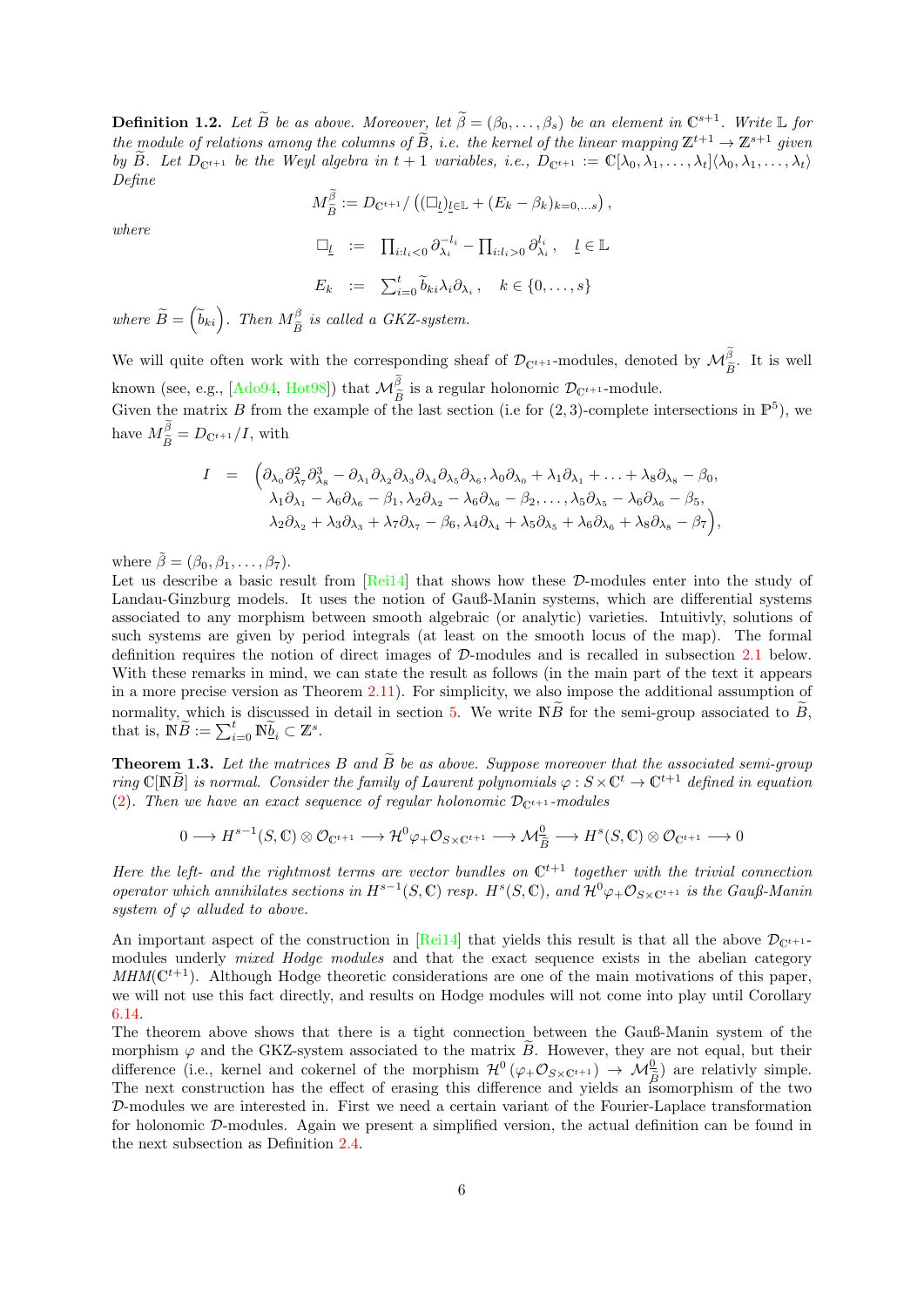**Definition 1.2.** *Let $\widetilde{B}$ be as above. Moreover, let $\widetilde{\beta} = (\beta_0, \ldots, \beta_s)$ be an element in $\mathbb{C}^{s+1}$. Write $\mathbb{L}$ for the module of relations among the columns of $\widetilde{B}$, i.e. the kernel of the linear mapping $\mathbb{Z}^{t+1} \to \mathbb{Z}^{s+1}$ given by $\widetilde{B}$. Let $D_{\mathbb{C}^{t+1}}$ be the Weyl algebra in $t+1$ variables, i.e., $D_{\mathbb{C}^{t+1}} := \mathbb{C}[\lambda_0, \lambda_1, \ldots, \lambda_t]\langle \lambda_0, \lambda_1, \ldots, \lambda_t \rangle$ Define*

$$M^{\widetilde{\beta}}_{\widetilde{B}} := D_{\mathbb{C}^{t+1}} / \left( (\Box_{\underline{l}})_{\underline{l} \in \mathbb{L}} + (E_k - \beta_k)_{k=0,\ldots s} \right),$$

*where*

$$\Box_{\underline{l}} \quad := \quad \prod_{i:l_i<0} \partial_{\lambda_i}^{-l_i} - \prod_{i:l_i>0} \partial_{\lambda_i}^{l_i}, \quad \underline{l} \in \mathbb{L}$$

$$E_k \quad := \quad \sum_{i=0}^{t} \widetilde{b}_{ki} \lambda_i \partial_{\lambda_i}, \quad k \in \{0, \ldots, s\}$$

*where $\widetilde{B} = \left(\widetilde{b}_{ki}\right)$. Then $M^{\beta}_{\widetilde{B}}$ is called a GKZ-system.*

We will quite often work with the corresponding sheaf of $\mathcal{D}_{\mathbb{C}^{t+1}}$-modules, denoted by $\mathcal{M}^{\widetilde{\beta}}_{\widetilde{B}}$. It is well known (see, e.g., [Ado94, Hot98]) that $\mathcal{M}^{\widetilde{\beta}}_{\widetilde{B}}$ is a regular holonomic $\mathcal{D}_{\mathbb{C}^{t+1}}$-module.
Given the matrix $B$ from the example of the last section (i.e for $(2,3)$-complete intersections in $\mathbb{P}^5$), we have $M^{\widetilde{\beta}}_{\widetilde{B}} = D_{\mathbb{C}^{t+1}}/I$, with

$$\begin{aligned} I \quad = \quad \Big( & \partial_{\lambda_0}\partial_{\lambda_7}^2\partial_{\lambda_8}^3 - \partial_{\lambda_1}\partial_{\lambda_2}\partial_{\lambda_3}\partial_{\lambda_4}\partial_{\lambda_5}\partial_{\lambda_6}, \lambda_0\partial_{\lambda_0} + \lambda_1\partial_{\lambda_1} + \ldots + \lambda_8\partial_{\lambda_8} - \beta_0, \\ & \lambda_1\partial_{\lambda_1} - \lambda_6\partial_{\lambda_6} - \beta_1, \lambda_2\partial_{\lambda_2} - \lambda_6\partial_{\lambda_6} - \beta_2, \ldots, \lambda_5\partial_{\lambda_5} - \lambda_6\partial_{\lambda_6} - \beta_5, \\ & \lambda_2\partial_{\lambda_2} + \lambda_3\partial_{\lambda_3} + \lambda_7\partial_{\lambda_7} - \beta_6, \lambda_4\partial_{\lambda_4} + \lambda_5\partial_{\lambda_5} + \lambda_6\partial_{\lambda_6} + \lambda_8\partial_{\lambda_8} - \beta_7 \Big), \end{aligned}$$

where $\tilde{\beta} = (\beta_0, \beta_1, \ldots, \beta_7)$.
Let us describe a basic result from [Rei14] that shows how these $\mathcal{D}$-modules enter into the study of Landau-Ginzburg models. It uses the notion of Gauß-Manin systems, which are differential systems associated to any morphism between smooth algebraic (or analytic) varieties. Intuitivly, solutions of such systems are given by period integrals (at least on the smooth locus of the map). The formal definition requires the notion of direct images of $\mathcal{D}$-modules and is recalled in subsection 2.1 below. With these remarks in mind, we can state the result as follows (in the main part of the text it appears in a more precise version as Theorem 2.11). For simplicity, we also impose the additional assumption of normality, which is discussed in detail in section 5. We write $\mathbb{N}\widetilde{B}$ for the semi-group associated to $\widetilde{B}$, that is, $\mathbb{N}\widetilde{B} := \sum_{i=0}^{t} \mathbb{N}\widetilde{\underline{b}}_i \subset \mathbb{Z}^s$.

**Theorem 1.3.** *Let the matrices $B$ and $\widetilde{B}$ be as above. Suppose moreover that the associated semi-group ring $\mathbb{C}[\mathbb{N}\widetilde{B}]$ is normal. Consider the family of Laurent polynomials $\varphi : S \times \mathbb{C}^t \to \mathbb{C}^{t+1}$ defined in equation (2). Then we have an exact sequence of regular holonomic $\mathcal{D}_{\mathbb{C}^{t+1}}$-modules*

$$0 \longrightarrow H^{s-1}(S, \mathbb{C}) \otimes \mathcal{O}_{\mathbb{C}^{t+1}} \longrightarrow \mathcal{H}^0\varphi_+\mathcal{O}_{S\times\mathbb{C}^{t+1}} \longrightarrow \mathcal{M}^{0}_{\widetilde{B}} \longrightarrow H^s(S, \mathbb{C}) \otimes \mathcal{O}_{\mathbb{C}^{t+1}} \longrightarrow 0$$

*Here the left- and the rightmost terms are vector bundles on $\mathbb{C}^{t+1}$ together with the trivial connection operator which annihilates sections in $H^{s-1}(S, \mathbb{C})$ resp. $H^s(S, \mathbb{C})$, and $\mathcal{H}^0\varphi_+\mathcal{O}_{S\times\mathbb{C}^{t+1}}$ is the Gauß-Manin system of $\varphi$ alluded to above.*

An important aspect of the construction in [Rei14] that yields this result is that all the above $\mathcal{D}_{\mathbb{C}^{t+1}}$-modules underly *mixed Hodge modules* and that the exact sequence exists in the abelian category $MHM(\mathbb{C}^{t+1})$. Although Hodge theoretic considerations are one of the main motivations of this paper, we will not use this fact directly, and results on Hodge modules will not come into play until Corollary 6.14.
The theorem above shows that there is a tight connection between the Gauß-Manin system of the morphism $\varphi$ and the GKZ-system associated to the matrix $\widetilde{B}$. However, they are not equal, but their difference (i.e., kernel and cokernel of the morphism $\mathcal{H}^0(\varphi_+\mathcal{O}_{S\times\mathbb{C}^{t+1}}) \to \mathcal{M}^{0}_{\widetilde{B}}$) are relativly simple. The next construction has the effect of erasing this difference and yields an isomorphism of the two $\mathcal{D}$-modules we are interested in. First we need a certain variant of the Fourier-Laplace transformation for holonomic $\mathcal{D}$-modules. Again we present a simplified version, the actual definition can be found in the next subsection as Definition 2.4.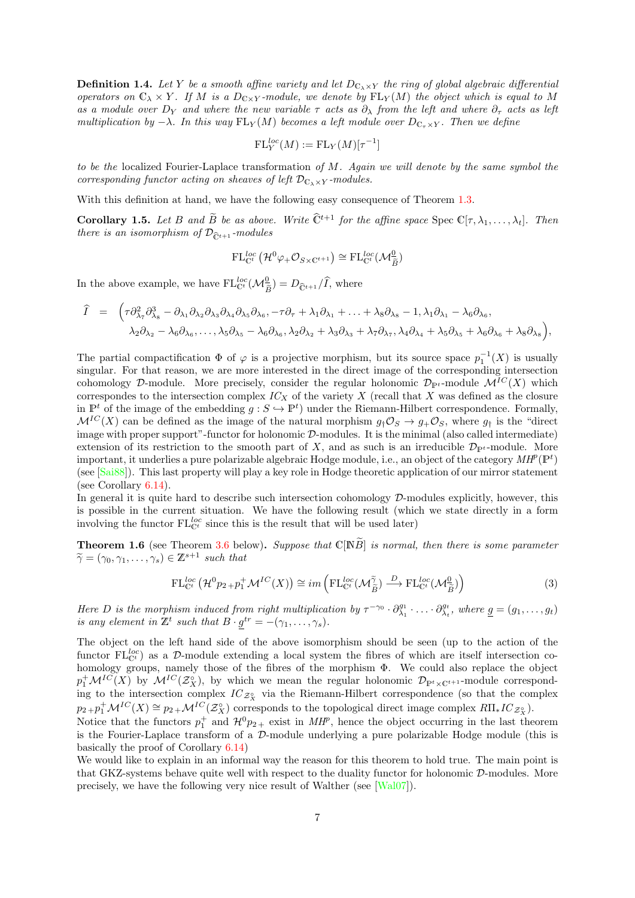**Definition 1.4.** *Let $Y$ be a smooth affine variety and let $D_{\mathbb{C}_\lambda \times Y}$ the ring of global algebraic differential operators on $\mathbb{C}_\lambda \times Y$. If $M$ is a $D_{\mathbb{C}\times Y}$-module, we denote by $\mathrm{FL}_Y(M)$ the object which is equal to $M$ as a module over $D_Y$ and where the new variable $\tau$ acts as $\partial_\lambda$ from the left and where $\partial_\tau$ acts as left multiplication by $-\lambda$. In this way $\mathrm{FL}_Y(M)$ becomes a left module over $D_{\mathbb{C}_\tau\times Y}$. Then we define*

$$\mathrm{FL}_Y^{loc}(M) := \mathrm{FL}_Y(M)[\tau^{-1}]$$

*to be the* localized Fourier-Laplace transformation *of $M$. Again we will denote by the same symbol the corresponding functor acting on sheaves of left $\mathcal{D}_{\mathbb{C}_\lambda\times Y}$-modules.*

With this definition at hand, we have the following easy consequence of Theorem 1.3.

**Corollary 1.5.** *Let $B$ and $\widetilde{B}$ be as above. Write $\widehat{\mathbb{C}}^{t+1}$ for the affine space $\mathrm{Spec}\,\mathbb{C}[\tau,\lambda_1,\ldots,\lambda_t]$. Then there is an isomorphism of $\mathcal{D}_{\widehat{\mathbb{C}}^{t+1}}$-modules*

$$\mathrm{FL}_{\mathbb{C}^t}^{loc}\left(\mathcal{H}^0\varphi_+\mathcal{O}_{S\times\mathbb{C}^{t+1}}\right) \cong \mathrm{FL}_{\mathbb{C}^t}^{loc}(\mathcal{M}_{\widetilde{B}}^{\underline{0}})$$

In the above example, we have $\mathrm{FL}_{\mathbb{C}^t}^{loc}(\mathcal{M}_{\widetilde{B}}^{\underline{0}}) = D_{\widehat{\mathbb{C}}^{t+1}}/\widehat{I}$, where

$$\begin{aligned}\widehat{I} \;=\; \Big(&\tau\partial_{\lambda_7}^2\partial_{\lambda_8}^3 - \partial_{\lambda_1}\partial_{\lambda_2}\partial_{\lambda_3}\partial_{\lambda_4}\partial_{\lambda_5}\partial_{\lambda_6}, -\tau\partial_\tau + \lambda_1\partial_{\lambda_1} + \ldots + \lambda_8\partial_{\lambda_8} - 1, \lambda_1\partial_{\lambda_1} - \lambda_6\partial_{\lambda_6},\\ &\lambda_2\partial_{\lambda_2} - \lambda_6\partial_{\lambda_6}, \ldots, \lambda_5\partial_{\lambda_5} - \lambda_6\partial_{\lambda_6}, \lambda_2\partial_{\lambda_2} + \lambda_3\partial_{\lambda_3} + \lambda_7\partial_{\lambda_7}, \lambda_4\partial_{\lambda_4} + \lambda_5\partial_{\lambda_5} + \lambda_6\partial_{\lambda_6} + \lambda_8\partial_{\lambda_8}\Big),\end{aligned}$$

The partial compactification $\Phi$ of $\varphi$ is a projective morphism, but its source space $p_1^{-1}(X)$ is usually singular. For that reason, we are more interested in the direct image of the corresponding intersection cohomology $\mathcal{D}$-module. More precisely, consider the regular holonomic $\mathcal{D}_{\mathbb{P}^t}$-module $\mathcal{M}^{IC}(X)$ which correspondes to the intersection complex $IC_X$ of the variety $X$ (recall that $X$ was defined as the closure in $\mathbb{P}^t$ of the image of the embedding $g: S \hookrightarrow \mathbb{P}^t$) under the Riemann-Hilbert correspondence. Formally, $\mathcal{M}^{IC}(X)$ can be defined as the image of the natural morphism $g_\dagger\mathcal{O}_S \to g_+\mathcal{O}_S$, where $g_\dagger$ is the "direct image with proper support"-functor for holonomic $\mathcal{D}$-modules. It is the minimal (also called intermediate) extension of its restriction to the smooth part of $X$, and as such is an irreducible $\mathcal{D}_{\mathbb{P}^t}$-module. More important, it underlies a pure polarizable algebraic Hodge module, i.e., an object of the category $MH^p(\mathbb{P}^t)$ (see [Sai88]). This last property will play a key role in Hodge theoretic application of our mirror statement (see Corollary 6.14).

In general it is quite hard to describe such intersection cohomology $\mathcal{D}$-modules explicitly, however, this is possible in the current situation. We have the following result (which we state directly in a form involving the functor $\mathrm{FL}_{\mathbb{C}^t}^{loc}$ since this is the result that will be used later)

**Theorem 1.6** (see Theorem 3.6 below)**.** *Suppose that $\mathbb{C}[\mathbb{N}\widetilde{B}]$ is normal, then there is some parameter $\widetilde{\gamma} = (\gamma_0,\gamma_1,\ldots,\gamma_s) \in \mathbb{Z}^{s+1}$ such that*

$$\mathrm{FL}_{\mathbb{C}^t}^{loc}\left(\mathcal{H}^0 p_{2+}p_1^+\mathcal{M}^{IC}(X)\right) \cong im\left(\mathrm{FL}_{\mathbb{C}^t}^{loc}(\mathcal{M}_{\widetilde{B}}^{\widetilde{\gamma}}) \xrightarrow{D} \mathrm{FL}_{\mathbb{C}^t}^{loc}(\mathcal{M}_{\widetilde{B}}^{\underline{0}})\right) \tag{3}$$

*Here $D$ is the morphism induced from right multiplication by $\tau^{-\gamma_0}\cdot\partial_{\lambda_1}^{g_1}\cdot\ldots\cdot\partial_{\lambda_t}^{g_t}$, where $\underline{g} = (g_1,\ldots,g_t)$ is any element in $\mathbb{Z}^t$ such that $B\cdot\underline{g}^{tr} = -(\gamma_1,\ldots,\gamma_s)$.*

The object on the left hand side of the above isomorphism should be seen (up to the action of the functor $\mathrm{FL}_{\mathbb{C}^t}^{loc}$) as a $\mathcal{D}$-module extending a local system the fibres of which are itself intersection cohomology groups, namely those of the fibres of the morphism $\Phi$. We could also replace the object $p_1^+\mathcal{M}^{IC}(X)$ by $\mathcal{M}^{IC}(\mathcal{Z}_X^\circ)$, by which we mean the regular holonomic $\mathcal{D}_{\mathbb{P}^t\times\mathbb{C}^{t+1}}$-module corresponding to the intersection complex $IC_{\mathcal{Z}_X^\circ}$ via the Riemann-Hilbert correspondence (so that the complex $p_{2+}p_1^+\mathcal{M}^{IC}(X) \cong p_{2+}\mathcal{M}^{IC}(\mathcal{Z}_X^\circ)$ corresponds to the topological direct image complex $R\Pi_* IC_{\mathcal{Z}_X^\circ}$).

Notice that the functors $p_1^+$ and $\mathcal{H}^0 p_{2+}$ exist in $MH^p$, hence the object occurring in the last theorem is the Fourier-Laplace transform of a $\mathcal{D}$-module underlying a pure polarizable Hodge module (this is basically the proof of Corollary 6.14)

We would like to explain in an informal way the reason for this theorem to hold true. The main point is that GKZ-systems behave quite well with respect to the duality functor for holonomic $\mathcal{D}$-modules. More precisely, we have the following very nice result of Walther (see [Wal07]).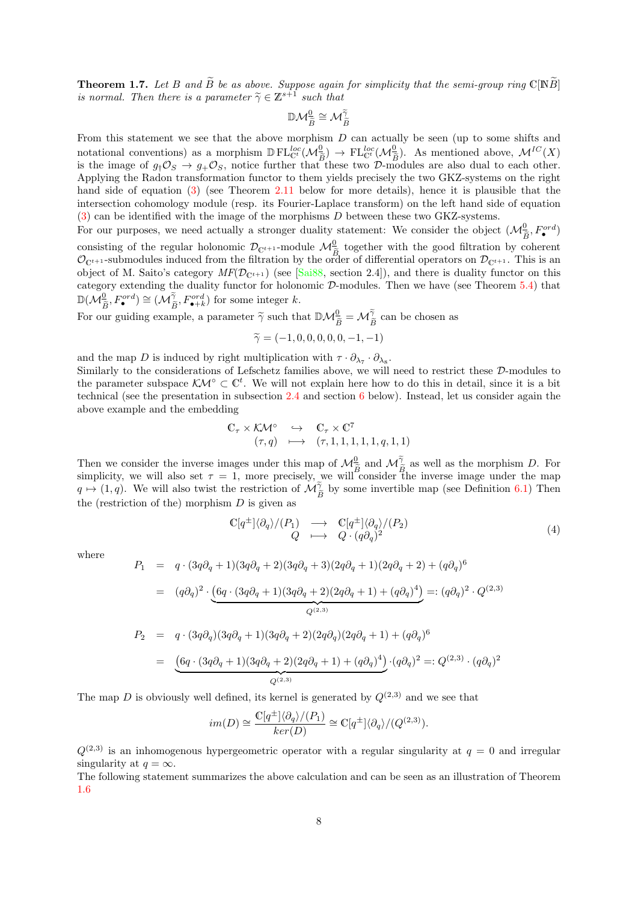**Theorem 1.7.** *Let $B$ and $\widetilde{B}$ be as above. Suppose again for simplicity that the semi-group ring $\mathbb{C}[\mathbb{N}\widetilde{B}]$ is normal. Then there is a parameter $\widetilde{\gamma} \in \mathbb{Z}^{s+1}$ such that*

$$\mathbb{D}\mathcal{M}^{0}_{\widetilde{B}} \cong \mathcal{M}^{\widetilde{\gamma}}_{\widetilde{B}}$$

From this statement we see that the above morphism $D$ can actually be seen (up to some shifts and notational conventions) as a morphism $\mathbb{D}\,\mathrm{FL}^{loc}_{\mathbb{C}^t}(\mathcal{M}^{0}_{\widetilde{B}}) \to \mathrm{FL}^{loc}_{\mathbb{C}^t}(\mathcal{M}^{0}_{\widetilde{B}})$. As mentioned above, $\mathcal{M}^{IC}(X)$ is the image of $g_\dagger\mathcal{O}_S \to g_+\mathcal{O}_S$, notice further that these two $\mathcal{D}$-modules are also dual to each other. Applying the Radon transformation functor to them yields precisely the two GKZ-systems on the right hand side of equation (3) (see Theorem 2.11 below for more details), hence it is plausible that the intersection cohomology module (resp. its Fourier-Laplace transform) on the left hand side of equation (3) can be identified with the image of the morphisms $D$ between these two GKZ-systems.
For our purposes, we need actually a stronger duality statement: We consider the object $(\mathcal{M}^{0}_{\widetilde{B}}, F^{ord}_\bullet)$ consisting of the regular holonomic $\mathcal{D}_{\mathbb{C}^{t+1}}$-module $\mathcal{M}^{0}_{\widetilde{B}}$ together with the good filtration by coherent $\mathcal{O}_{\mathbb{C}^{t+1}}$-submodules induced from the filtration by the order of differential operators on $\mathcal{D}_{\mathbb{C}^{t+1}}$. This is an object of M. Saito's category $MF(\mathcal{D}_{\mathbb{C}^{t+1}})$ (see [Sai88, section 2.4]), and there is duality functor on this category extending the duality functor for holonomic $\mathcal{D}$-modules. Then we have (see Theorem 5.4) that $\mathbb{D}(\mathcal{M}^{0}_{\widetilde{B}}, F^{ord}_\bullet) \cong (\mathcal{M}^{\widetilde{\gamma}}_{\widetilde{B}}, F^{ord}_{\bullet+k})$ for some integer $k$.
For our guiding example, a parameter $\widetilde{\gamma}$ such that $\mathbb{D}\mathcal{M}^{0}_{\widetilde{B}} = \mathcal{M}^{\widetilde{\gamma}}_{\widetilde{B}}$ can be chosen as

$$\widetilde{\gamma} = (-1, 0, 0, 0, 0, 0, -1, -1)$$

and the map $D$ is induced by right multiplication with $\tau \cdot \partial_{\lambda_7} \cdot \partial_{\lambda_8}$.
Similarly to the considerations of Lefschetz families above, we will need to restrict these $\mathcal{D}$-modules to the parameter subspace $\mathcal{KM}^\circ \subset \mathbb{C}^t$. We will not explain here how to do this in detail, since it is a bit technical (see the presentation in subsection 2.4 and section 6 below). Instead, let us consider again the above example and the embedding

$$\begin{array}{rcl} \mathbb{C}_\tau \times \mathcal{KM}^\circ & \hookrightarrow & \mathbb{C}_\tau \times \mathbb{C}^7 \\ (\tau, q) & \longmapsto & (\tau, 1, 1, 1, 1, q, 1, 1) \end{array}$$

Then we consider the inverse images under this map of $\mathcal{M}^{0}_{\widetilde{B}}$ and $\mathcal{M}^{\widetilde{\gamma}}_{\widetilde{B}}$ as well as the morphism $D$. For simplicity, we will also set $\tau = 1$, more precisely, we will consider the inverse image under the map $q \mapsto (1, q)$. We will also twist the restriction of $\mathcal{M}^{\widetilde{\gamma}}_{\widetilde{B}}$ by some invertible map (see Definition 6.1) Then the (restriction of the) morphism $D$ is given as

$$\begin{array}{rcl} \mathbb{C}[q^\pm]\langle\partial_q\rangle/(P_1) & \longrightarrow & \mathbb{C}[q^\pm]\langle\partial_q\rangle/(P_2) \\ Q & \longmapsto & Q \cdot (q\partial_q)^2 \end{array} \tag{4}$$

where

$$\begin{aligned} P_1 &= q \cdot (3q\partial_q + 1)(3q\partial_q + 2)(3q\partial_q + 3)(2q\partial_q + 1)(2q\partial_q + 2) + (q\partial_q)^6 \\ &= (q\partial_q)^2 \cdot \underbrace{\left(6q \cdot (3q\partial_q + 1)(3q\partial_q + 2)(2q\partial_q + 1) + (q\partial_q)^4\right)}_{Q^{(2,3)}} =: (q\partial_q)^2 \cdot Q^{(2,3)} \end{aligned}$$

$$\begin{aligned} P_2 &= q \cdot (3q\partial_q)(3q\partial_q + 1)(3q\partial_q + 2)(2q\partial_q)(2q\partial_q + 1) + (q\partial_q)^6 \\ &= \underbrace{\left(6q \cdot (3q\partial_q + 1)(3q\partial_q + 2)(2q\partial_q + 1) + (q\partial_q)^4\right)}_{Q^{(2,3)}} \cdot (q\partial_q)^2 =: Q^{(2,3)} \cdot (q\partial_q)^2 \end{aligned}$$

The map $D$ is obviously well defined, its kernel is generated by $Q^{(2,3)}$ and we see that

$$im(D) \cong \frac{\mathbb{C}[q^\pm]\langle\partial_q\rangle/(P_1)}{ker(D)} \cong \mathbb{C}[q^\pm]\langle\partial_q\rangle/(Q^{(2,3)}).$$

$Q^{(2,3)}$ is an inhomogenous hypergeometric operator with a regular singularity at $q = 0$ and irregular singularity at $q = \infty$.
The following statement summarizes the above calculation and can be seen as an illustration of Theorem 1.6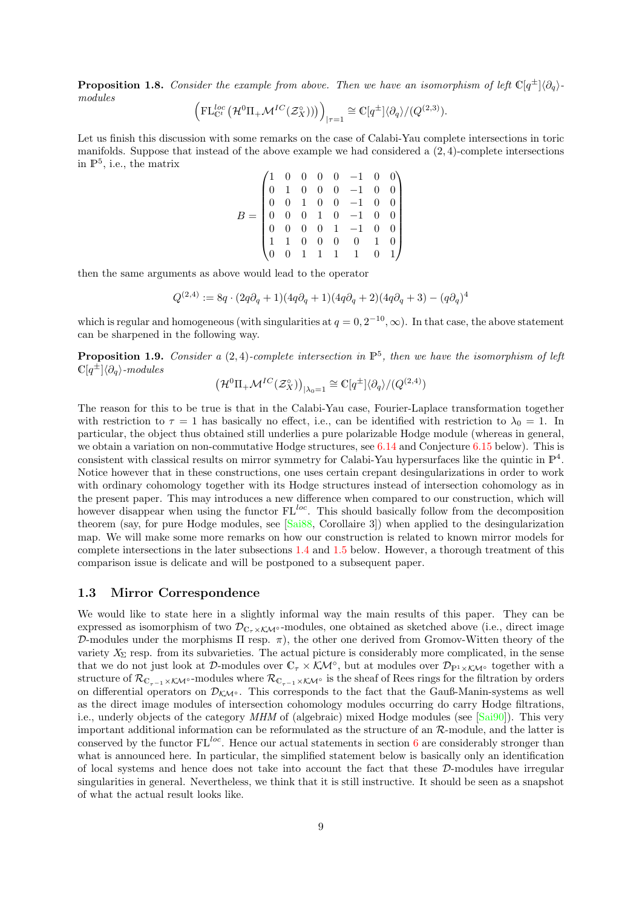**Proposition 1.8.** *Consider the example from above. Then we have an isomorphism of left $\mathbb{C}[q^{\pm}]\langle\partial_q\rangle$-modules*

$$\left(\mathrm{FL}^{loc}_{\mathbb{C}^t}\left(\mathcal{H}^0\Pi_+\mathcal{M}^{IC}(\mathcal{Z}_X^\circ)\right)\right)_{|\tau=1} \cong \mathbb{C}[q^{\pm}]\langle\partial_q\rangle/(Q^{(2,3)}).$$

Let us finish this discussion with some remarks on the case of Calabi-Yau complete intersections in toric manifolds. Suppose that instead of the above example we had considered a $(2,4)$-complete intersections in $\mathbb{P}^5$, i.e., the matrix

$$B = \begin{pmatrix} 1 & 0 & 0 & 0 & 0 & -1 & 0 & 0 \\ 0 & 1 & 0 & 0 & 0 & -1 & 0 & 0 \\ 0 & 0 & 1 & 0 & 0 & -1 & 0 & 0 \\ 0 & 0 & 0 & 1 & 0 & -1 & 0 & 0 \\ 0 & 0 & 0 & 0 & 1 & -1 & 0 & 0 \\ 1 & 1 & 0 & 0 & 0 & 0 & 1 & 0 \\ 0 & 0 & 1 & 1 & 1 & 1 & 0 & 1 \end{pmatrix}$$

then the same arguments as above would lead to the operator

$$Q^{(2,4)} := 8q \cdot (2q\partial_q + 1)(4q\partial_q + 1)(4q\partial_q + 2)(4q\partial_q + 3) - (q\partial_q)^4$$

which is regular and homogeneous (with singularities at $q = 0, 2^{-10}, \infty$). In that case, the above statement can be sharpened in the following way.

**Proposition 1.9.** *Consider a $(2,4)$-complete intersection in $\mathbb{P}^5$, then we have the isomorphism of left $\mathbb{C}[q^{\pm}]\langle\partial_q\rangle$-modules*

$$\left(\mathcal{H}^0\Pi_+\mathcal{M}^{IC}(\mathcal{Z}_X^\circ)\right)_{|\lambda_0=1} \cong \mathbb{C}[q^{\pm}]\langle\partial_q\rangle/(Q^{(2,4)})$$

The reason for this to be true is that in the Calabi-Yau case, Fourier-Laplace transformation together with restriction to $\tau = 1$ has basically no effect, i.e., can be identified with restriction to $\lambda_0 = 1$. In particular, the object thus obtained still underlies a pure polarizable Hodge module (whereas in general, we obtain a variation on non-commutative Hodge structures, see 6.14 and Conjecture 6.15 below). This is consistent with classical results on mirror symmetry for Calabi-Yau hypersurfaces like the quintic in $\mathbb{P}^4$. Notice however that in these constructions, one uses certain crepant desingularizations in order to work with ordinary cohomology together with its Hodge structures instead of intersection cohomology as in the present paper. This may introduces a new difference when compared to our construction, which will however disappear when using the functor $\mathrm{FL}^{loc}$. This should basically follow from the decomposition theorem (say, for pure Hodge modules, see [Sai88, Corollaire 3]) when applied to the desingularization map. We will make some more remarks on how our construction is related to known mirror models for complete intersections in the later subsections 1.4 and 1.5 below. However, a thorough treatment of this comparison issue is delicate and will be postponed to a subsequent paper.

## 1.3 Mirror Correspondence

We would like to state here in a slightly informal way the main results of this paper. They can be expressed as isomorphism of two $\mathcal{D}_{\mathbb{C}_\tau \times \mathcal{KM}^\circ}$-modules, one obtained as sketched above (i.e., direct image $\mathcal{D}$-modules under the morphisms $\Pi$ resp. $\pi$), the other one derived from Gromov-Witten theory of the variety $X_\Sigma$ resp. from its subvarieties. The actual picture is considerably more complicated, in the sense that we do not just look at $\mathcal{D}$-modules over $\mathbb{C}_\tau \times \mathcal{KM}^\circ$, but at modules over $\mathcal{D}_{\mathbb{P}^1 \times \mathcal{KM}^\circ}$ together with a structure of $\mathcal{R}_{\mathbb{C}_{\tau^{-1}} \times \mathcal{KM}^\circ}$-modules where $\mathcal{R}_{\mathbb{C}_{\tau^{-1}} \times \mathcal{KM}^\circ}$ is the sheaf of Rees rings for the filtration by orders on differential operators on $\mathcal{D}_{\mathcal{KM}^\circ}$. This corresponds to the fact that the Gauß-Manin-systems as well as the direct image modules of intersection cohomology modules occurring do carry Hodge filtrations, i.e., underly objects of the category *MHM* of (algebraic) mixed Hodge modules (see [Sai90]). This very important additional information can be reformulated as the structure of an $\mathcal{R}$-module, and the latter is conserved by the functor $\mathrm{FL}^{loc}$. Hence our actual statements in section 6 are considerably stronger than what is announced here. In particular, the simplified statement below is basically only an identification of local systems and hence does not take into account the fact that these $\mathcal{D}$-modules have irregular singularities in general. Nevertheless, we think that it is still instructive. It should be seen as a snapshot of what the actual result looks like.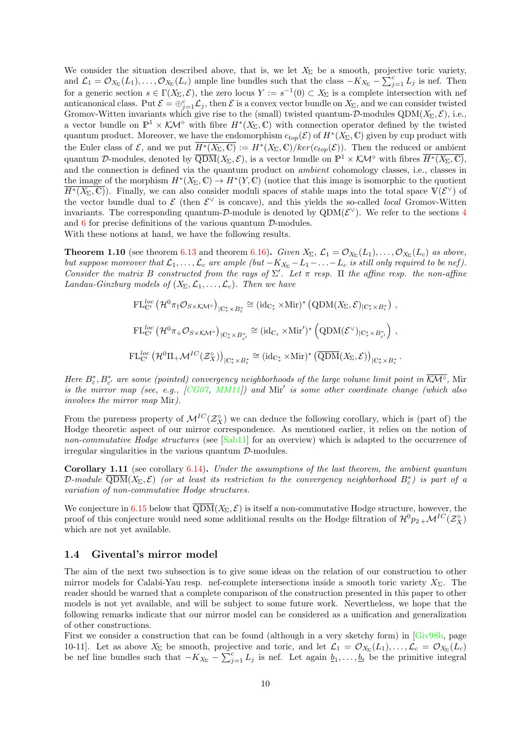We consider the situation described above, that is, we let $X_\Sigma$ be a smooth, projective toric variety, and $\mathcal{L}_1 = \mathcal{O}_{X_\Sigma}(L_1), \ldots, \mathcal{O}_{X_\Sigma}(L_c)$ ample line bundles such that the class $-K_{X_\Sigma} - \sum_{j=1}^c L_j$ is nef. Then for a generic section $s \in \Gamma(X_\Sigma, \mathcal{E})$, the zero locus $Y := s^{-1}(0) \subset X_\Sigma$ is a complete intersection with nef anticanonical class. Put $\mathcal{E} = \oplus_{j=1}^c \mathcal{L}_j$, then $\mathcal{E}$ is a convex vector bundle on $X_\Sigma$, and we can consider twisted Gromov-Witten invariants which give rise to the (small) twisted quantum-$\mathcal{D}$-modules $\mathrm{QDM}(X_\Sigma, \mathcal{E})$, i.e., a vector bundle on $\mathbb{P}^1 \times \mathcal{KM}^\circ$ with fibre $H^*(X_\Sigma, \mathbb{C})$ with connection operator defined by the twisted quantum product. Moreover, we have the endomorphism $c_{top}(\mathcal{E})$ of $H^*(X_\Sigma, \mathbb{C})$ given by cup product with the Euler class of $\mathcal{E}$, and we put $\overline{H^*(X_\Sigma, \mathbb{C})} := H^*(X_\Sigma, \mathbb{C})/ker(c_{top}(\mathcal{E}))$. Then the reduced or ambient quantum $\mathcal{D}$-modules, denoted by $\overline{\mathrm{QDM}}(X_\Sigma, \mathcal{E})$, is a vector bundle on $\mathbb{P}^1 \times \mathcal{KM}^\circ$ with fibres $\overline{H^*(X_\Sigma, \mathbb{C})}$, and the connection is defined via the quantum product on *ambient* cohomology classes, i.e., classes in the image of the morphism $H^*(X_\Sigma, \mathbb{C}) \to H^*(Y, \mathbb{C})$ (notice that this image is isomorphic to the quotient $\overline{H^*(X_\Sigma, \mathbb{C})}$). Finally, we can also consider moduli spaces of stable maps into the total space $\mathbb{V}(\mathcal{E}^\vee)$ of the vector bundle dual to $\mathcal{E}$ (then $\mathcal{E}^\vee$ is concave), and this yields the so-called *local* Gromov-Witten invariants. The corresponding quantum-$\mathcal{D}$-module is denoted by $\mathrm{QDM}(\mathcal{E}^\vee)$. We refer to the sections 4 and 6 for precise definitions of the various quantum $\mathcal{D}$-modules.
With these notions at hand, we have the following results.

**Theorem 1.10** (see theorem 6.13 and theorem 6.16)**.** *Given $X_\Sigma$, $\mathcal{L}_1 = \mathcal{O}_{X_\Sigma}(L_1), \ldots, \mathcal{O}_{X_\Sigma}(L_c)$ as above, but suppose moreover that $\mathcal{L}_1, \ldots, \mathcal{L}_c$ are ample (but $-K_{X_\Sigma} - L_1 - \ldots - L_c$ is still only required to be nef). Consider the matrix $B$ constructed from the rays of $\Sigma'$. Let $\pi$ resp. $\Pi$ the affine resp. the non-affine Landau-Ginzburg models of $(X_\Sigma, \mathcal{L}_1, \ldots, \mathcal{L}_c)$. Then we have*

$$\mathrm{FL}^{loc}_{\mathbb{C}^t}\left(\mathcal{H}^0\pi_\dagger\mathcal{O}_{S\times\mathcal{KM}^\circ}\right)_{|\mathbb{C}^*_\tau\times B^*_\varepsilon} \cong (\mathrm{id}_{\mathbb{C}^*_\tau}\times\mathrm{Mir})^*\left(\mathrm{QDM}(X_\Sigma,\mathcal{E})_{|\mathbb{C}^*_\tau\times B^*_\varepsilon}\right),$$

$$\mathrm{FL}^{loc}_{\mathbb{C}^t}\left(\mathcal{H}^0\pi_+\mathcal{O}_{S\times\mathcal{KM}^\circ}\right)_{|\mathbb{C}^*_\tau\times B^*_{\varepsilon'}} \cong (\mathrm{id}_{\mathbb{C}_z}\times\mathrm{Mir}')^*\left(\mathrm{QDM}(\mathcal{E}^\vee)_{|\mathbb{C}^*_\tau\times B^*_{\varepsilon'}}\right),$$

$$\mathrm{FL}^{loc}_{\mathbb{C}^t}\left(\mathcal{H}^0\Pi_+\mathcal{M}^{IC}(\mathcal{Z}^\circ_X)\right)_{|\mathbb{C}^*_\tau\times B^*_\varepsilon} \cong (\mathrm{id}_{\mathbb{C}^*_\tau}\times\mathrm{Mir})^*\left(\overline{\mathrm{QDM}}(X_\Sigma,\mathcal{E})\right)_{|\mathbb{C}^*_\tau\times B^*_\varepsilon}.$$

*Here $B^*_\varepsilon, B^*_{\varepsilon'}$ are some (pointed) convergency neighborhoods of the large volume limit point in $\overline{\mathcal{KM}^\circ}$, $\mathrm{Mir}$ is the mirror map (see, e.g., [CG07, MM11]) and $\mathrm{Mir}'$ is some other coordinate change (which also involves the mirror map $\mathrm{Mir}$).*

From the pureness property of $\mathcal{M}^{IC}(\mathcal{Z}^\circ_X)$ we can deduce the following corollary, which is (part of) the Hodge theoretic aspect of our mirror correspondence. As mentioned earlier, it relies on the notion of *non-commutative Hodge structures* (see [Sab11] for an overview) which is adapted to the occurrence of irregular singularities in the various quantum $\mathcal{D}$-modules.

**Corollary 1.11** (see corollary 6.14)**.** *Under the assumptions of the last theorem, the ambient quantum $\mathcal{D}$-module $\overline{\mathrm{QDM}}(X_\Sigma, \mathcal{E})$ (or at least its restriction to the convergency neighborhood $B^*_\varepsilon$) is part of a variation of non-commutative Hodge structures.*

We conjecture in 6.15 below that $\overline{\mathrm{QDM}}(X_\Sigma, \mathcal{E})$ is itself a non-commutative Hodge structure, however, the proof of this conjecture would need some additional results on the Hodge filtration of $\mathcal{H}^0 p_{2+}\mathcal{M}^{IC}(\mathcal{Z}^\circ_X)$ which are not yet available.

## 1.4 Givental's mirror model

The aim of the next two subsection is to give some ideas on the relation of our construction to other mirror models for Calabi-Yau resp. nef-complete intersections inside a smooth toric variety $X_\Sigma$. The reader should be warned that a complete comparison of the construction presented in this paper to other models is not yet available, and will be subject to some future work. Nevertheless, we hope that the following remarks indicate that our mirror model can be considered as a unification and generalization of other constructions.
First we consider a construction that can be found (although in a very sketchy form) in [Giv98b, page 10-11]. Let as above $X_\Sigma$ be smooth, projective and toric, and let $\mathcal{L}_1 = \mathcal{O}_{X_\Sigma}(L_1), \ldots, \mathcal{L}_c = \mathcal{O}_{X_\Sigma}(L_c)$ be nef line bundles such that $-K_{X_\Sigma} - \sum_{j=1}^c L_j$ is nef. Let again $\underline{b}_1, \ldots, \underline{b}_t$ be the primitive integral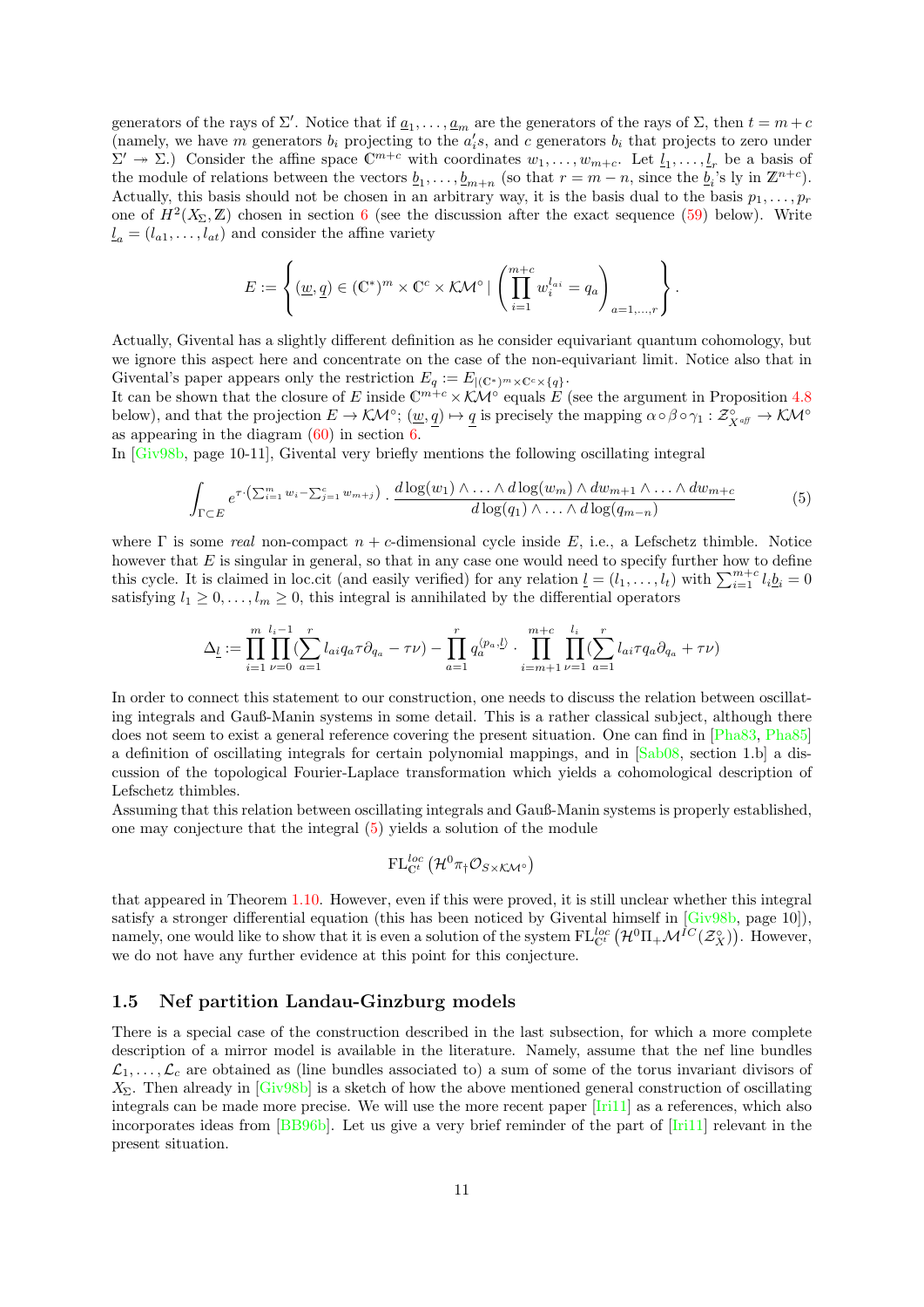generators of the rays of $\Sigma'$. Notice that if $\underline{a}_1, \ldots, \underline{a}_m$ are the generators of the rays of $\Sigma$, then $t = m + c$ (namely, we have $m$ generators $b_i$ projecting to the $a_i'$s, and $c$ generators $b_i$ that projects to zero under $\Sigma' \twoheadrightarrow \Sigma$.) Consider the affine space $\mathbb{C}^{m+c}$ with coordinates $w_1, \ldots, w_{m+c}$. Let $\underline{l}_1, \ldots, \underline{l}_r$ be a basis of the module of relations between the vectors $\underline{b}_1, \ldots, \underline{b}_{m+n}$ (so that $r = m - n$, since the $\underline{b}_i$'s ly in $\mathbb{Z}^{n+c}$). Actually, this basis should not be chosen in an arbitrary way, it is the basis dual to the basis $p_1, \ldots, p_r$ one of $H^2(X_\Sigma, \mathbb{Z})$ chosen in section 6 (see the discussion after the exact sequence (59) below). Write $\underline{l}_a = (l_{a1}, \ldots, l_{at})$ and consider the affine variety

$$E := \left\{ (\underline{w}, \underline{q}) \in (\mathbb{C}^*)^m \times \mathbb{C}^c \times \mathcal{KM}^\circ \mid \left( \prod_{i=1}^{m+c} w_i^{l_{ai}} = q_a \right)_{a=1,\ldots,r} \right\}.$$

Actually, Givental has a slightly different definition as he consider equivariant quantum cohomology, but we ignore this aspect here and concentrate on the case of the non-equivariant limit. Notice also that in Givental's paper appears only the restriction $E_q := E_{|(\mathbb{C}^*)^m \times \mathbb{C}^c \times \{q\}}$.
It can be shown that the closure of $E$ inside $\mathbb{C}^{m+c} \times \mathcal{KM}^\circ$ equals $E$ (see the argument in Proposition 4.8 below), and that the projection $E \to \mathcal{KM}^\circ$; $(\underline{w}, \underline{q}) \mapsto \underline{q}$ is precisely the mapping $\alpha \circ \beta \circ \gamma_1 : \mathcal{Z}^\circ_{X^{\mathit{aff}}} \to \mathcal{KM}^\circ$ as appearing in the diagram (60) in section 6.
In [Giv98b, page 10-11], Givental very briefly mentions the following oscillating integral

$$\int_{\Gamma \subset E} e^{\tau \cdot \left( \sum_{i=1}^m w_i - \sum_{j=1}^c w_{m+j} \right)} \cdot \frac{d\log(w_1) \wedge \ldots \wedge d\log(w_m) \wedge dw_{m+1} \wedge \ldots \wedge dw_{m+c}}{d\log(q_1) \wedge \ldots \wedge d\log(q_{m-n})} \tag{5}$$

where $\Gamma$ is some *real* non-compact $n+c$-dimensional cycle inside $E$, i.e., a Lefschetz thimble. Notice however that $E$ is singular in general, so that in any case one would need to specify further how to define this cycle. It is claimed in loc.cit (and easily verified) for any relation $\underline{l} = (l_1, \ldots, l_t)$ with $\sum_{i=1}^{m+c} l_i \underline{b}_i = 0$ satisfying $l_1 \geq 0, \ldots, l_m \geq 0$, this integral is annihilated by the differential operators

$$\Delta_{\underline{l}} := \prod_{i=1}^m \prod_{\nu=0}^{l_i - 1} \left( \sum_{a=1}^r l_{ai} q_a \tau \partial_{q_a} - \tau \nu \right) - \prod_{a=1}^r q_a^{\langle p_a, \underline{l} \rangle} \cdot \prod_{i=m+1}^{m+c} \prod_{\nu=1}^{l_i} \left( \sum_{a=1}^r l_{ai} \tau q_a \partial_{q_a} + \tau \nu \right)$$

In order to connect this statement to our construction, one needs to discuss the relation between oscillating integrals and Gauß-Manin systems in some detail. This is a rather classical subject, although there does not seem to exist a general reference covering the present situation. One can find in [Pha83, Pha85] a definition of oscillating integrals for certain polynomial mappings, and in [Sab08, section 1.b] a discussion of the topological Fourier-Laplace transformation which yields a cohomological description of Lefschetz thimbles.
Assuming that this relation between oscillating integrals and Gauß-Manin systems is properly established, one may conjecture that the integral (5) yields a solution of the module

$$\mathrm{FL}^{loc}_{\mathbb{C}^t} \left( \mathcal{H}^0 \pi_\dagger \mathcal{O}_{S \times \mathcal{KM}^\circ} \right)$$

that appeared in Theorem 1.10. However, even if this were proved, it is still unclear whether this integral satisfy a stronger differential equation (this has been noticed by Givental himself in [Giv98b, page 10]), namely, one would like to show that it is even a solution of the system $\mathrm{FL}^{loc}_{\mathbb{C}^t} \left( \mathcal{H}^0 \Pi_+ \mathcal{M}^{IC}(\mathcal{Z}^\circ_X) \right)$. However, we do not have any further evidence at this point for this conjecture.

### 1.5 Nef partition Landau-Ginzburg models

There is a special case of the construction described in the last subsection, for which a more complete description of a mirror model is available in the literature. Namely, assume that the nef line bundles $\mathcal{L}_1, \ldots, \mathcal{L}_c$ are obtained as (line bundles associated to) a sum of some of the torus invariant divisors of $X_\Sigma$. Then already in [Giv98b] is a sketch of how the above mentioned general construction of oscillating integrals can be made more precise. We will use the more recent paper [Iri11] as a references, which also incorporates ideas from [BB96b]. Let us give a very brief reminder of the part of [Iri11] relevant in the present situation.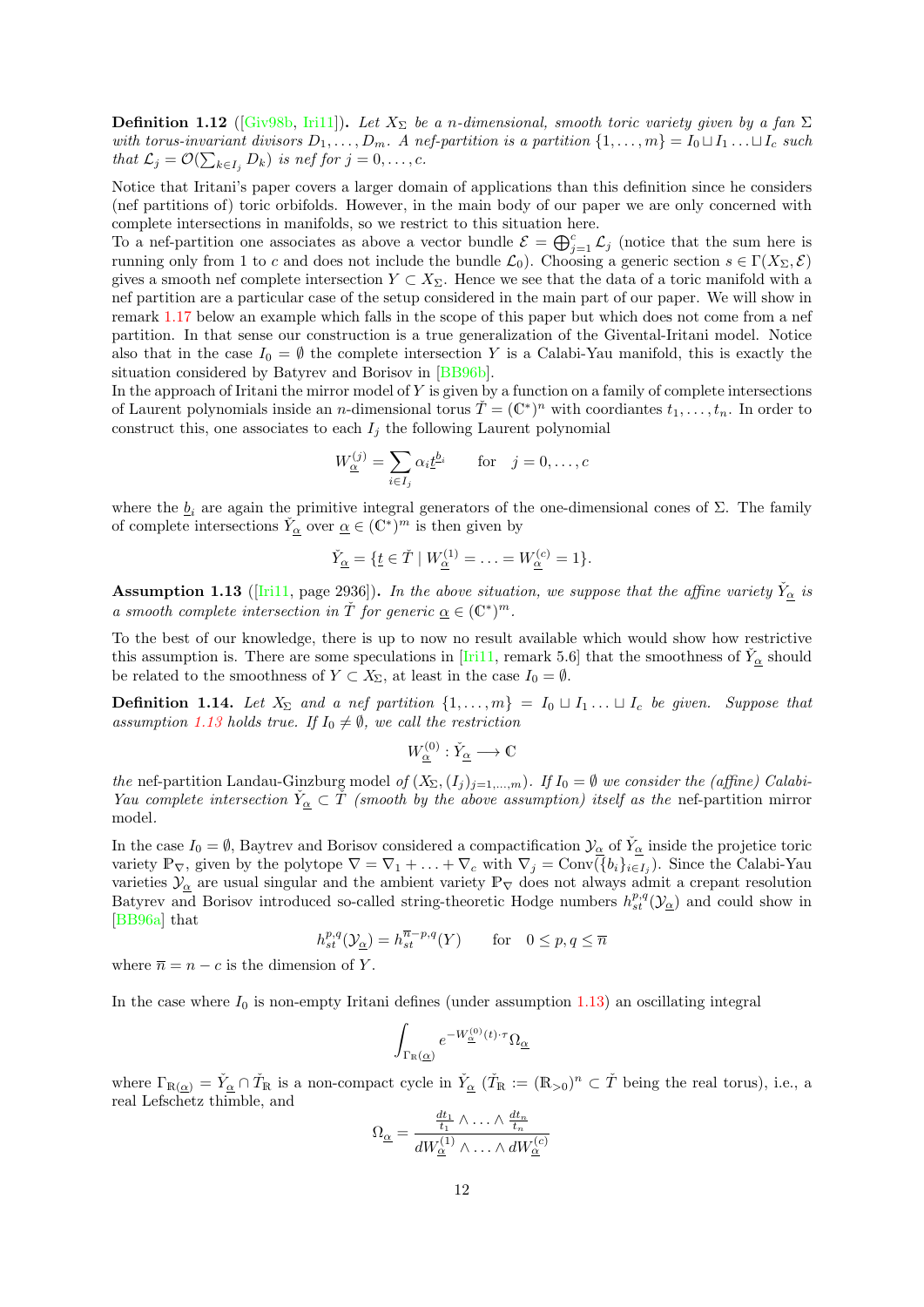**Definition 1.12** ([Giv98b, Iri11]). *Let $X_\Sigma$ be a $n$-dimensional, smooth toric variety given by a fan $\Sigma$ with torus-invariant divisors $D_1, \ldots, D_m$. A nef-partition is a partition $\{1,\ldots,m\} = I_0 \sqcup I_1 \ldots \sqcup I_c$ such that $\mathcal{L}_j = \mathcal{O}(\sum_{k\in I_j} D_k)$ is nef for $j = 0, \ldots, c$.*

Notice that Iritani's paper covers a larger domain of applications than this definition since he considers (nef partitions of) toric orbifolds. However, in the main body of our paper we are only concerned with complete intersections in manifolds, so we restrict to this situation here.
To a nef-partition one associates as above a vector bundle $\mathcal{E} = \bigoplus_{j=1}^c \mathcal{L}_j$ (notice that the sum here is running only from 1 to $c$ and does not include the bundle $\mathcal{L}_0$). Choosing a generic section $s \in \Gamma(X_\Sigma, \mathcal{E})$ gives a smooth nef complete intersection $Y \subset X_\Sigma$. Hence we see that the data of a toric manifold with a nef partition are a particular case of the setup considered in the main part of our paper. We will show in remark 1.17 below an example which falls in the scope of this paper but which does not come from a nef partition. In that sense our construction is a true generalization of the Givental-Iritani model. Notice also that in the case $I_0 = \emptyset$ the complete intersection $Y$ is a Calabi-Yau manifold, this is exactly the situation considered by Batyrev and Borisov in [BB96b].
In the approach of Iritani the mirror model of $Y$ is given by a function on a family of complete intersections of Laurent polynomials inside an $n$-dimensional torus $\check{T} = (\mathbb{C}^*)^n$ with coordiantes $t_1, \ldots, t_n$. In order to construct this, one associates to each $I_j$ the following Laurent polynomial

$$W^{(j)}_{\underline{\alpha}} = \sum_{i\in I_j} \alpha_i \underline{t}^{\underline{b}_i} \qquad \text{for} \quad j = 0, \ldots, c$$

where the $\underline{b}_i$ are again the primitive integral generators of the one-dimensional cones of $\Sigma$. The family of complete intersections $\check{Y}_{\underline{\alpha}}$ over $\underline{\alpha} \in (\mathbb{C}^*)^m$ is then given by

$$\check{Y}_{\underline{\alpha}} = \{\underline{t} \in \check{T} \mid W^{(1)}_{\underline{\alpha}} = \ldots = W^{(c)}_{\underline{\alpha}} = 1\}.$$

**Assumption 1.13** ([Iri11, page 2936]). *In the above situation, we suppose that the affine variety $\check{Y}_{\underline{\alpha}}$ is a smooth complete intersection in $\check{T}$ for generic $\underline{\alpha} \in (\mathbb{C}^*)^m$.*

To the best of our knowledge, there is up to now no result available which would show how restrictive this assumption is. There are some speculations in [Iri11, remark 5.6] that the smoothness of $\check{Y}_{\underline{\alpha}}$ should be related to the smoothness of $Y \subset X_\Sigma$, at least in the case $I_0 = \emptyset$.

**Definition 1.14.** *Let $X_\Sigma$ and a nef partition $\{1,\ldots,m\} = I_0 \sqcup I_1 \ldots \sqcup I_c$ be given. Suppose that assumption 1.13 holds true. If $I_0 \neq \emptyset$, we call the restriction*

$$W^{(0)}_{\underline{\alpha}} : \check{Y}_{\underline{\alpha}} \longrightarrow \mathbb{C}$$

*the* nef-partition Landau-Ginzburg model *of $(X_\Sigma, (I_j)_{j=1,\ldots,m})$. If $I_0 = \emptyset$ we consider the (affine) Calabi-Yau complete intersection $\check{Y}_{\underline{\alpha}} \subset \check{T}$ (smooth by the above assumption) itself as the* nef-partition mirror model.

In the case $I_0 = \emptyset$, Baytrev and Borisov considered a compactification $\mathcal{Y}_{\underline{\alpha}}$ of $\check{Y}_{\underline{\alpha}}$ inside the projetice toric variety $\mathbb{P}_\nabla$, given by the polytope $\nabla = \nabla_1 + \ldots + \nabla_c$ with $\nabla_j = \mathrm{Conv}(\{b_i\}_{i\in I_j})$. Since the Calabi-Yau varieties $\mathcal{Y}_{\underline{\alpha}}$ are usual singular and the ambient variety $\mathbb{P}_\nabla$ does not always admit a crepant resolution Batyrev and Borisov introduced so-called string-theoretic Hodge numbers $h^{p,q}_{st}(\mathcal{Y}_{\underline{\alpha}})$ and could show in [BB96a] that

$$h^{p,q}_{st}(\mathcal{Y}_{\underline{\alpha}}) = h^{\overline{n}-p,q}_{st}(Y) \qquad \text{for} \quad 0 \le p, q \le \overline{n}$$

where $\overline{n} = n - c$ is the dimension of $Y$.

In the case where $I_0$ is non-empty Iritani defines (under assumption 1.13) an oscillating integral

$$\int_{\Gamma_{\mathbb{R}(\underline{\alpha})}} e^{-W^{(0)}_{\underline{\alpha}}(t)\cdot\tau} \Omega_{\underline{\alpha}}$$

where $\Gamma_{\mathbb{R}(\underline{\alpha})} = \check{Y}_{\underline{\alpha}} \cap \check{T}_{\mathbb{R}}$ is a non-compact cycle in $\check{Y}_{\underline{\alpha}}$ ($\check{T}_{\mathbb{R}} := (\mathbb{R}_{>0})^n \subset \check{T}$ being the real torus), i.e., a real Lefschetz thimble, and

$$\Omega_{\underline{\alpha}} = \frac{\frac{dt_1}{t_1} \wedge \ldots \wedge \frac{dt_n}{t_n}}{dW^{(1)}_{\underline{\alpha}} \wedge \ldots \wedge dW^{(c)}_{\underline{\alpha}}}$$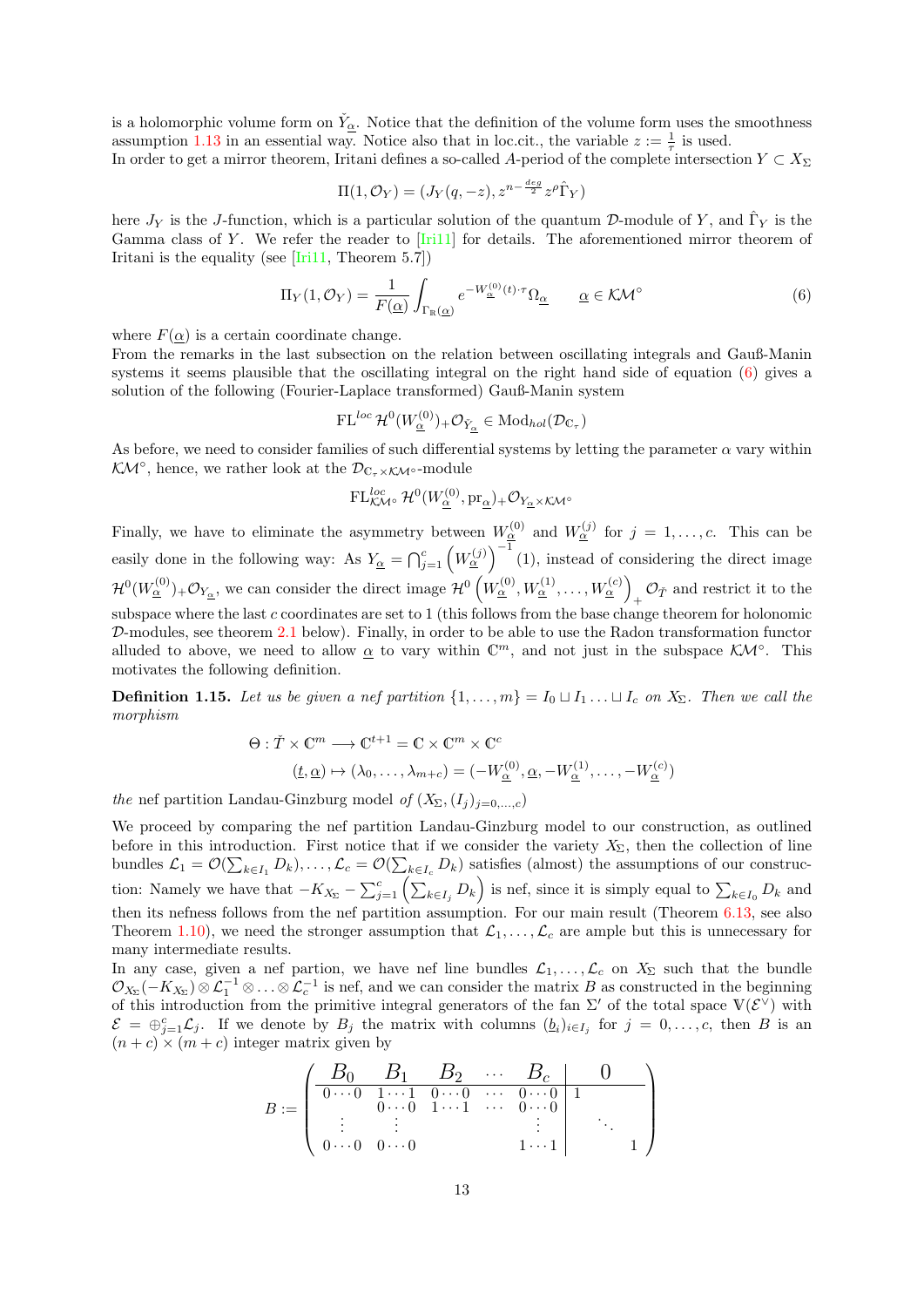is a holomorphic volume form on $\check{Y}_{\underline{\alpha}}$. Notice that the definition of the volume form uses the smoothness assumption 1.13 in an essential way. Notice also that in loc.cit., the variable $z := \frac{1}{\tau}$ is used.
In order to get a mirror theorem, Iritani defines a so-called $A$-period of the complete intersection $Y \subset X_\Sigma$

$$\Pi(1, \mathcal{O}_Y) = (J_Y(q, -z), z^{n-\frac{deg}{2}} z^\rho \hat{\Gamma}_Y)$$

here $J_Y$ is the $J$-function, which is a particular solution of the quantum $\mathcal{D}$-module of $Y$, and $\hat{\Gamma}_Y$ is the Gamma class of $Y$. We refer the reader to [Iri11] for details. The aforementioned mirror theorem of Iritani is the equality (see [Iri11, Theorem 5.7])

$$\Pi_Y(1, \mathcal{O}_Y) = \frac{1}{F(\underline{\alpha})} \int_{\Gamma_\mathbb{R}(\underline{\alpha})} e^{-W^{(0)}_{\underline{\alpha}}(t)\cdot \tau} \Omega_{\underline{\alpha}} \qquad \underline{\alpha} \in \mathcal{KM}^\circ \tag{6}$$

where $F(\underline{\alpha})$ is a certain coordinate change.
From the remarks in the last subsection on the relation between oscillating integrals and Gauß-Manin systems it seems plausible that the oscillating integral on the right hand side of equation (6) gives a solution of the following (Fourier-Laplace transformed) Gauß-Manin system

$$\mathrm{FL}^{loc}\, \mathcal{H}^0(W^{(0)}_{\underline{\alpha}})_+ \mathcal{O}_{\check{Y}_{\underline{\alpha}}} \in \mathrm{Mod}_{hol}(\mathcal{D}_{\mathbb{C}_\tau})$$

As before, we need to consider families of such differential systems by letting the parameter $\alpha$ vary within $\mathcal{KM}^\circ$, hence, we rather look at the $\mathcal{D}_{\mathbb{C}_\tau \times \mathcal{KM}^\circ}$-module

$$\mathrm{FL}^{loc}_{\mathcal{KM}^\circ}\, \mathcal{H}^0(W^{(0)}_{\underline{\alpha}}, \mathrm{pr}_{\underline{\alpha}})_+ \mathcal{O}_{Y_{\underline{\alpha}} \times \mathcal{KM}^\circ}$$

Finally, we have to eliminate the asymmetry between $W^{(0)}_{\underline{\alpha}}$ and $W^{(j)}_{\underline{\alpha}}$ for $j = 1, \ldots, c$. This can be easily done in the following way: As $Y_{\underline{\alpha}} = \bigcap_{j=1}^c \left(W^{(j)}_{\underline{\alpha}}\right)^{-1}(1)$, instead of considering the direct image $\mathcal{H}^0(W^{(0)}_{\underline{\alpha}})_+ \mathcal{O}_{Y_{\underline{\alpha}}}$, we can consider the direct image $\mathcal{H}^0\left(W^{(0)}_{\underline{\alpha}}, W^{(1)}_{\underline{\alpha}}, \ldots, W^{(c)}_{\underline{\alpha}}\right)_+ \mathcal{O}_{\check{T}}$ and restrict it to the subspace where the last $c$ coordinates are set to 1 (this follows from the base change theorem for holonomic $\mathcal{D}$-modules, see theorem 2.1 below). Finally, in order to be able to use the Radon transformation functor alluded to above, we need to allow $\underline{\alpha}$ to vary within $\mathbb{C}^m$, and not just in the subspace $\mathcal{KM}^\circ$. This motivates the following definition.

**Definition 1.15.** *Let us be given a nef partition $\{1, \ldots, m\} = I_0 \sqcup I_1 \ldots \sqcup I_c$ on $X_\Sigma$. Then we call the morphism*

$$\begin{aligned} \Theta : \check{T} \times \mathbb{C}^m &\longrightarrow \mathbb{C}^{t+1} = \mathbb{C} \times \mathbb{C}^m \times \mathbb{C}^c \\ (\underline{t}, \underline{\alpha}) &\mapsto (\lambda_0, \ldots, \lambda_{m+c}) = (-W^{(0)}_{\underline{\alpha}}, \underline{\alpha}, -W^{(1)}_{\underline{\alpha}}, \ldots, -W^{(c)}_{\underline{\alpha}}) \end{aligned}$$

*the* nef partition Landau-Ginzburg model *of $(X_\Sigma, (I_j)_{j=0,\ldots,c})$*

We proceed by comparing the nef partition Landau-Ginzburg model to our construction, as outlined before in this introduction. First notice that if we consider the variety $X_\Sigma$, then the collection of line bundles $\mathcal{L}_1 = \mathcal{O}(\sum_{k\in I_1} D_k), \ldots, \mathcal{L}_c = \mathcal{O}(\sum_{k \in I_c} D_k)$ satisfies (almost) the assumptions of our construction: Namely we have that $-K_{X_\Sigma} - \sum_{j=1}^c \left(\sum_{k\in I_j} D_k\right)$ is nef, since it is simply equal to $\sum_{k\in I_0} D_k$ and then its nefness follows from the nef partition assumption. For our main result (Theorem 6.13, see also Theorem 1.10), we need the stronger assumption that $\mathcal{L}_1, \ldots, \mathcal{L}_c$ are ample but this is unnecessary for many intermediate results.
In any case, given a nef partion, we have nef line bundles $\mathcal{L}_1, \ldots, \mathcal{L}_c$ on $X_\Sigma$ such that the bundle $\mathcal{O}_{X_\Sigma}(-K_{X_\Sigma}) \otimes \mathcal{L}_1^{-1} \otimes \ldots \otimes \mathcal{L}_c^{-1}$ is nef, and we can consider the matrix $B$ as constructed in the beginning of this introduction from the primitive integral generators of the fan $\Sigma'$ of the total space $\mathbb{V}(\mathcal{E}^\vee)$ with $\mathcal{E} = \oplus_{j=1}^c \mathcal{L}_j$. If we denote by $B_j$ the matrix with columns $(\underline{b}_i)_{i\in I_j}$ for $j = 0, \ldots, c$, then $B$ is an $(n+c) \times (m+c)$ integer matrix given by

$$B := \left(\begin{array}{ccccc|ccc} B_0 & B_1 & B_2 & \cdots & B_c & & 0 & \\ \hline 0\cdots 0 & 1\cdots 1 & 0\cdots 0 & \cdots & 0\cdots 0 & 1 & & \\ & 0\cdots 0 & 1\cdots 1 & \cdots & 0\cdots 0 & & & \\ \vdots & \vdots & & & \vdots & & \ddots & \\ 0\cdots 0 & 0\cdots 0 & & & 1\cdots 1 & & & 1 \end{array}\right)$$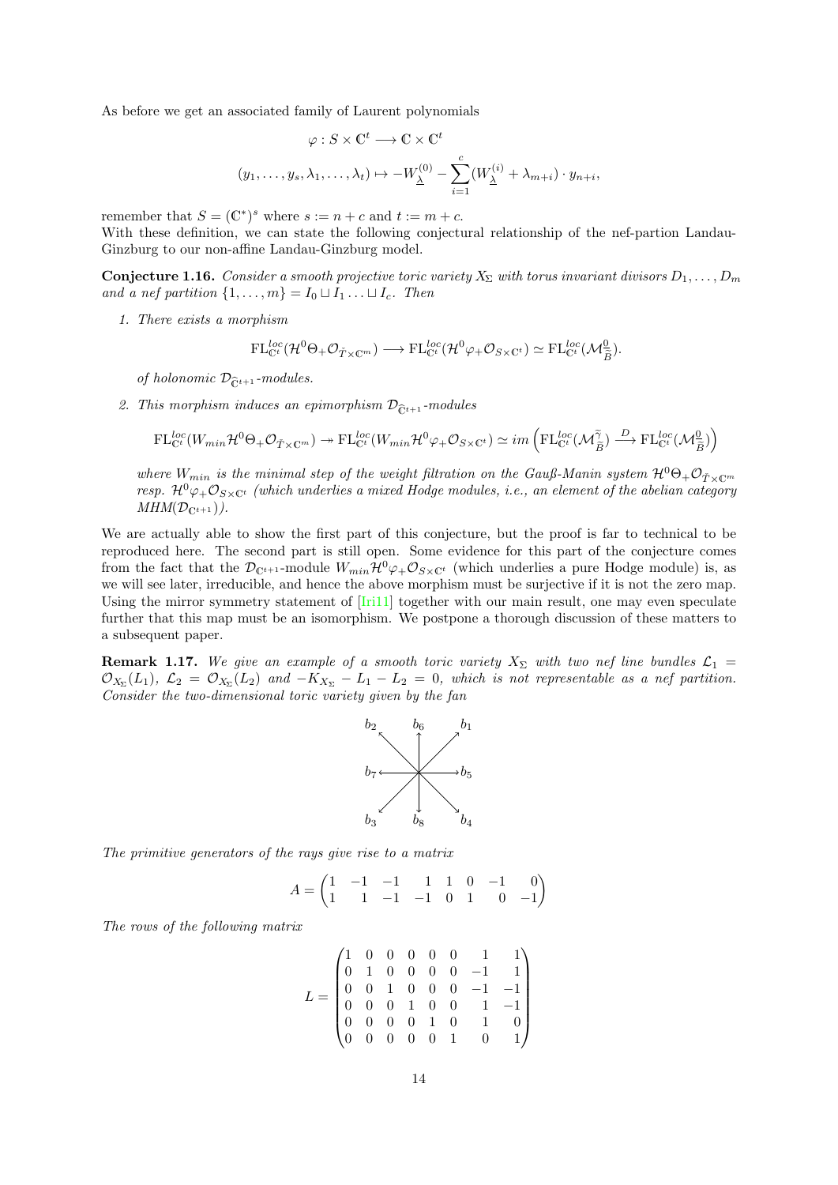As before we get an associated family of Laurent polynomials

$$\varphi : S \times \mathbb{C}^t \longrightarrow \mathbb{C} \times \mathbb{C}^t$$

$$(y_1, \ldots, y_s, \lambda_1, \ldots, \lambda_t) \mapsto -W^{(0)}_{\underline{\lambda}} - \sum_{i=1}^{c} (W^{(i)}_{\underline{\lambda}} + \lambda_{m+i}) \cdot y_{n+i},$$

remember that $S = (\mathbb{C}^*)^s$ where $s := n + c$ and $t := m + c$.
With these definition, we can state the following conjectural relationship of the nef-partion Landau-Ginzburg to our non-affine Landau-Ginzburg model.

**Conjecture 1.16.** *Consider a smooth projective toric variety $X_\Sigma$ with torus invariant divisors $D_1, \ldots, D_m$ and a nef partition $\{1, \ldots, m\} = I_0 \sqcup I_1 \ldots \sqcup I_c$. Then*

1. *There exists a morphism*

$$\mathrm{FL}^{loc}_{\mathbb{C}^t}(\mathcal{H}^0 \Theta_+ \mathcal{O}_{\widetilde{T} \times \mathbb{C}^m}) \longrightarrow \mathrm{FL}^{loc}_{\mathbb{C}^t}(\mathcal{H}^0 \varphi_+ \mathcal{O}_{S \times \mathbb{C}^t}) \simeq \mathrm{FL}^{loc}_{\mathbb{C}^t}(\mathcal{M}^{\underline{0}}_{\widetilde{B}}).$$

   *of holonomic $\mathcal{D}_{\widehat{\mathbb{C}}^{t+1}}$-modules.*

2. *This morphism induces an epimorphism $\mathcal{D}_{\widehat{\mathbb{C}}^{t+1}}$-modules*

$$\mathrm{FL}^{loc}_{\mathbb{C}^t}(W_{min} \mathcal{H}^0 \Theta_+ \mathcal{O}_{\widetilde{T} \times \mathbb{C}^m}) \twoheadrightarrow \mathrm{FL}^{loc}_{\mathbb{C}^t}(W_{min} \mathcal{H}^0 \varphi_+ \mathcal{O}_{S \times \mathbb{C}^t}) \simeq im \left( \mathrm{FL}^{loc}_{\mathbb{C}^t}(\mathcal{M}^{\widetilde{\gamma}}_{\widetilde{B}}) \xrightarrow{D} \mathrm{FL}^{loc}_{\mathbb{C}^t}(\mathcal{M}^{\underline{0}}_{\widetilde{B}}) \right)$$

   *where $W_{min}$ is the minimal step of the weight filtration on the Gauß-Manin system $\mathcal{H}^0 \Theta_+ \mathcal{O}_{\widetilde{T} \times \mathbb{C}^m}$ resp. $\mathcal{H}^0 \varphi_+ \mathcal{O}_{S \times \mathbb{C}^t}$ (which underlies a mixed Hodge modules, i.e., an element of the abelian category $MHM(\mathcal{D}_{\mathbb{C}^{t+1}})$).*

We are actually able to show the first part of this conjecture, but the proof is far to technical to be reproduced here. The second part is still open. Some evidence for this part of the conjecture comes from the fact that the $\mathcal{D}_{\mathbb{C}^{t+1}}$-module $W_{min} \mathcal{H}^0 \varphi_+ \mathcal{O}_{S \times \mathbb{C}^t}$ (which underlies a pure Hodge module) is, as we will see later, irreducible, and hence the above morphism must be surjective if it is not the zero map. Using the mirror symmetry statement of [Iri11] together with our main result, one may even speculate further that this map must be an isomorphism. We postpone a thorough discussion of these matters to a subsequent paper.

**Remark 1.17.** *We give an example of a smooth toric variety $X_\Sigma$ with two nef line bundles $\mathcal{L}_1 = \mathcal{O}_{X_\Sigma}(L_1)$, $\mathcal{L}_2 = \mathcal{O}_{X_\Sigma}(L_2)$ and $-K_{X_\Sigma} - L_1 - L_2 = 0$, which is not representable as a nef partition. Consider the two-dimensional toric variety given by the fan*

*The primitive generators of the rays give rise to a matrix*

$$A = \begin{pmatrix} 1 & -1 & -1 & 1 & 1 & 0 & -1 & 0 \\ 1 & 1 & -1 & -1 & 0 & 1 & 0 & -1 \end{pmatrix}$$

*The rows of the following matrix*

$$L = \begin{pmatrix} 1 & 0 & 0 & 0 & 0 & 0 & 1 & 1 \\ 0 & 1 & 0 & 0 & 0 & 0 & -1 & 1 \\ 0 & 0 & 1 & 0 & 0 & 0 & -1 & -1 \\ 0 & 0 & 0 & 1 & 0 & 0 & 1 & -1 \\ 0 & 0 & 0 & 0 & 1 & 0 & 1 & 0 \\ 0 & 0 & 0 & 0 & 0 & 1 & 0 & 1 \end{pmatrix}$$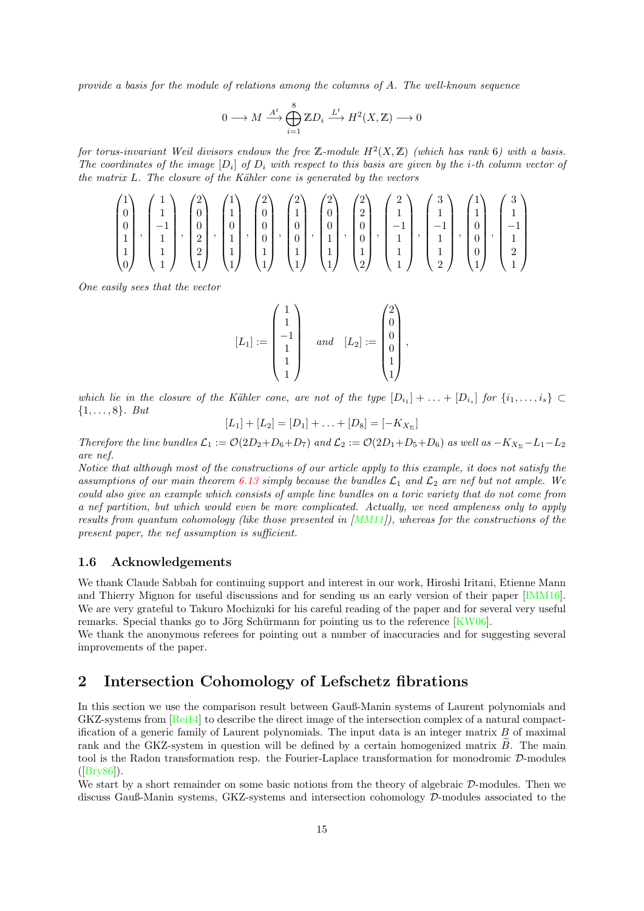*provide a basis for the module of relations among the columns of $A$. The well-known sequence*

$$0 \longrightarrow M \xrightarrow{A^t} \bigoplus_{i=1}^{8} \mathbb{Z}D_i \xrightarrow{L^t} H^2(X,\mathbb{Z}) \longrightarrow 0$$

*for torus-invariant Weil divisors endows the free $\mathbb{Z}$-module $H^2(X,\mathbb{Z})$ (which has rank 6) with a basis. The coordinates of the image $[D_i]$ of $D_i$ with respect to this basis are given by the $i$-th column vector of the matrix $L$. The closure of the Kähler cone is generated by the vectors*

$$\begin{pmatrix}1\\0\\0\\1\\1\\0\end{pmatrix}, \begin{pmatrix}1\\1\\-1\\1\\1\\1\end{pmatrix}, \begin{pmatrix}2\\0\\0\\2\\2\\1\end{pmatrix}, \begin{pmatrix}1\\1\\0\\1\\1\\1\end{pmatrix}, \begin{pmatrix}2\\0\\0\\0\\1\\1\end{pmatrix}, \begin{pmatrix}2\\1\\0\\0\\1\\1\end{pmatrix}, \begin{pmatrix}2\\0\\0\\1\\1\\1\end{pmatrix}, \begin{pmatrix}2\\2\\0\\0\\1\\2\end{pmatrix}, \begin{pmatrix}2\\1\\-1\\1\\1\\1\end{pmatrix}, \begin{pmatrix}3\\1\\-1\\1\\1\\2\end{pmatrix}, \begin{pmatrix}1\\1\\0\\0\\0\\1\end{pmatrix}, \begin{pmatrix}3\\1\\-1\\1\\2\\1\end{pmatrix}$$

*One easily sees that the vector*

$$[L_1] := \begin{pmatrix}1\\1\\-1\\1\\1\\1\end{pmatrix} \quad \text{and} \quad [L_2] := \begin{pmatrix}2\\0\\0\\0\\1\\1\end{pmatrix},$$

*which lie in the closure of the Kähler cone, are not of the type $[D_{i_1}] + \ldots + [D_{i_s}]$ for $\{i_1,\ldots,i_s\} \subset \{1,\ldots,8\}$. But*

$$[L_1] + [L_2] = [D_1] + \ldots + [D_8] = [-K_{X_\Sigma}]$$

*Therefore the line bundles $\mathcal{L}_1 := \mathcal{O}(2D_2+D_6+D_7)$ and $\mathcal{L}_2 := \mathcal{O}(2D_1+D_5+D_6)$ as well as $-K_{X_\Sigma}-L_1-L_2$ are nef.*

*Notice that although most of the constructions of our article apply to this example, it does not satisfy the assumptions of our main theorem 6.13 simply because the bundles $\mathcal{L}_1$ and $\mathcal{L}_2$ are nef but not ample. We could also give an example which consists of ample line bundles on a toric variety that do not come from a nef partition, but which would even be more complicated. Actually, we need ampleness only to apply results from quantum cohomology (like those presented in [MM11]), whereas for the constructions of the present paper, the nef assumption is sufficient.*

### 1.6 Acknowledgements

We thank Claude Sabbah for continuing support and interest in our work, Hiroshi Iritani, Etienne Mann and Thierry Mignon for useful discussions and for sending us an early version of their paper [IMM16]. We are very grateful to Takuro Mochizuki for his careful reading of the paper and for several very useful remarks. Special thanks go to Jörg Schürmann for pointing us to the reference [KW06].

We thank the anonymous referees for pointing out a number of inaccuracies and for suggesting several improvements of the paper.

## 2 Intersection Cohomology of Lefschetz fibrations

In this section we use the comparison result between Gauß-Manin systems of Laurent polynomials and GKZ-systems from [Rei14] to describe the direct image of the intersection complex of a natural compactification of a generic family of Laurent polynomials. The input data is an integer matrix $B$ of maximal rank and the GKZ-system in question will be defined by a certain homogenized matrix $\widetilde{B}$. The main tool is the Radon transformation resp. the Fourier-Laplace transformation for monodromic $\mathcal{D}$-modules ([Bry86]).

We start by a short remainder on some basic notions from the theory of algebraic $\mathcal{D}$-modules. Then we discuss Gauß-Manin systems, GKZ-systems and intersection cohomology $\mathcal{D}$-modules associated to the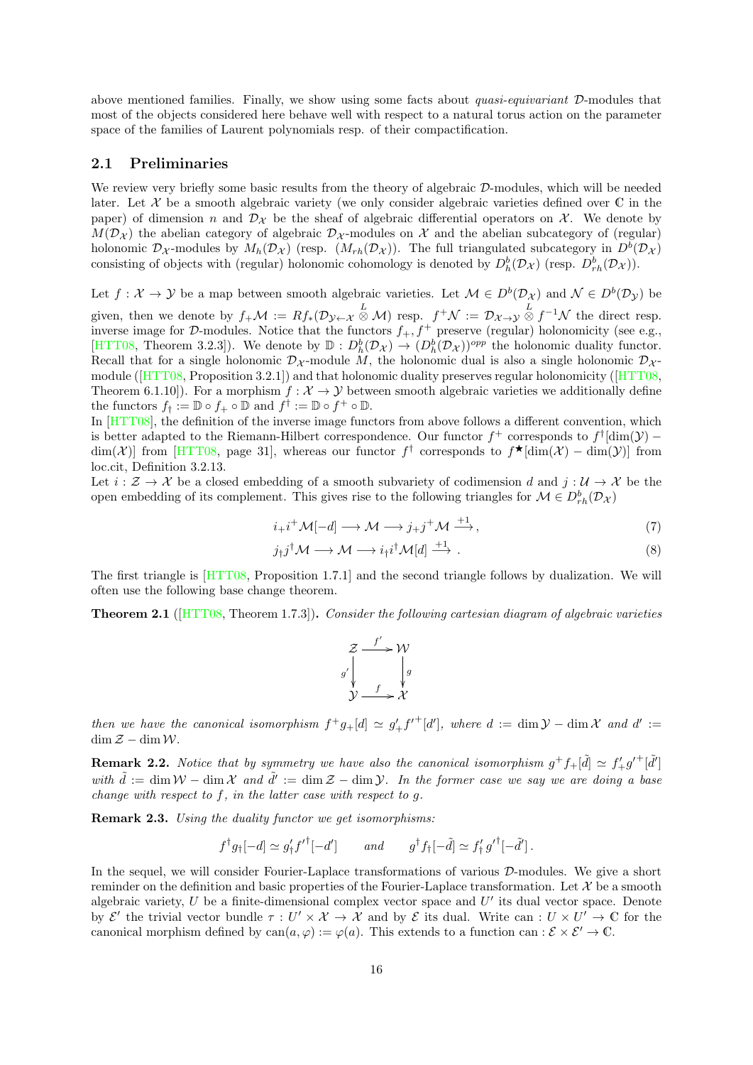above mentioned families. Finally, we show using some facts about *quasi-equivariant* $\mathcal{D}$-modules that most of the objects considered here behave well with respect to a natural torus action on the parameter space of the families of Laurent polynomials resp. of their compactification.

## 2.1 Preliminaries

We review very briefly some basic results from the theory of algebraic $\mathcal{D}$-modules, which will be needed later. Let $\mathcal{X}$ be a smooth algebraic variety (we only consider algebraic varieties defined over $\mathbb{C}$ in the paper) of dimension $n$ and $\mathcal{D}_\mathcal{X}$ be the sheaf of algebraic differential operators on $\mathcal{X}$. We denote by $M(\mathcal{D}_\mathcal{X})$ the abelian category of algebraic $\mathcal{D}_\mathcal{X}$-modules on $\mathcal{X}$ and the abelian subcategory of (regular) holonomic $\mathcal{D}_\mathcal{X}$-modules by $M_h(\mathcal{D}_\mathcal{X})$ (resp. $(M_{rh}(\mathcal{D}_\mathcal{X}))$. The full triangulated subcategory in $D^b(\mathcal{D}_\mathcal{X})$ consisting of objects with (regular) holonomic cohomology is denoted by $D^b_h(\mathcal{D}_\mathcal{X})$ (resp. $D^b_{rh}(\mathcal{D}_\mathcal{X})$).

Let $f : \mathcal{X} \to \mathcal{Y}$ be a map between smooth algebraic varieties. Let $\mathcal{M} \in D^b(\mathcal{D}_\mathcal{X})$ and $\mathcal{N} \in D^b(\mathcal{D}_\mathcal{Y})$ be given, then we denote by $f_+\mathcal{M} := Rf_*(\mathcal{D}_{\mathcal{Y}\leftarrow\mathcal{X}} \overset{L}{\otimes} \mathcal{M})$ resp. $f^+\mathcal{N} := \mathcal{D}_{\mathcal{X}\to\mathcal{Y}} \overset{L}{\otimes} f^{-1}\mathcal{N}$ the direct resp. inverse image for $\mathcal{D}$-modules. Notice that the functors $f_+, f^+$ preserve (regular) holonomicity (see e.g., [HTT08, Theorem 3.2.3]). We denote by $\mathbb{D} : D^b_h(\mathcal{D}_\mathcal{X}) \to (D^b_h(\mathcal{D}_\mathcal{X}))^{opp}$ the holonomic duality functor. Recall that for a single holonomic $\mathcal{D}_\mathcal{X}$-module $M$, the holonomic dual is also a single holonomic $\mathcal{D}_\mathcal{X}$-module ([HTT08, Proposition 3.2.1]) and that holonomic duality preserves regular holonomicity ([HTT08, Theorem 6.1.10]). For a morphism $f : \mathcal{X} \to \mathcal{Y}$ between smooth algebraic varieties we additionally define the functors $f_\dagger := \mathbb{D} \circ f_+ \circ \mathbb{D}$ and $f^\dagger := \mathbb{D} \circ f^+ \circ \mathbb{D}$.

In [HTT08], the definition of the inverse image functors from above follows a different convention, which is better adapted to the Riemann-Hilbert correspondence. Our functor $f^+$ corresponds to $f^\dagger[\dim(\mathcal{Y}) - \dim(\mathcal{X})]$ from [HTT08, page 31], whereas our functor $f^\dagger$ corresponds to $f^\bigstar[\dim(\mathcal{X}) - \dim(\mathcal{Y})]$ from loc.cit, Definition 3.2.13.

Let $i : \mathcal{Z} \to \mathcal{X}$ be a closed embedding of a smooth subvariety of codimension $d$ and $j : \mathcal{U} \to \mathcal{X}$ be the open embedding of its complement. This gives rise to the following triangles for $\mathcal{M} \in D^b_{rh}(\mathcal{D}_\mathcal{X})$

$$i_+i^+\mathcal{M}[-d] \longrightarrow \mathcal{M} \longrightarrow j_+j^+\mathcal{M} \xrightarrow{+1}, \tag{7}$$

$$j_\dagger j^\dagger\mathcal{M} \longrightarrow \mathcal{M} \longrightarrow i_\dagger i^\dagger\mathcal{M}[d] \xrightarrow{+1} . \tag{8}$$

The first triangle is [HTT08, Proposition 1.7.1] and the second triangle follows by dualization. We will often use the following base change theorem.

**Theorem 2.1** ([HTT08, Theorem 1.7.3]). *Consider the following cartesian diagram of algebraic varieties*

$$\begin{array}{ccc} \mathcal{Z} & \xrightarrow{f'} & \mathcal{W} \\ {\scriptstyle g'}\downarrow & & \downarrow{\scriptstyle g} \\ \mathcal{Y} & \xrightarrow{f} & \mathcal{X} \end{array}$$

*then we have the canonical isomorphism $f^+g_+[d] \simeq g'_+f'^+[d']$, where $d := \dim\mathcal{Y} - \dim\mathcal{X}$ and $d' := \dim\mathcal{Z} - \dim\mathcal{W}$.*

**Remark 2.2.** *Notice that by symmetry we have also the canonical isomorphism $g^+f_+[\tilde{d}] \simeq f'_+g'^+[\tilde{d}']$ with $\tilde{d} := \dim\mathcal{W} - \dim\mathcal{X}$ and $\tilde{d}' := \dim\mathcal{Z} - \dim\mathcal{Y}$. In the former case we say we are doing a base change with respect to $f$, in the latter case with respect to $g$.*

**Remark 2.3.** *Using the duality functor we get isomorphisms:*

$$f^\dagger g_\dagger[-d] \simeq g'_\dagger f'^\dagger[-d'] \qquad \text{and} \qquad g^\dagger f_\dagger[-\tilde{d}] \simeq f'_\dagger g'^\dagger[-\tilde{d}'] \,.$$

In the sequel, we will consider Fourier-Laplace transformations of various $\mathcal{D}$-modules. We give a short reminder on the definition and basic properties of the Fourier-Laplace transformation. Let $\mathcal{X}$ be a smooth algebraic variety, $U$ be a finite-dimensional complex vector space and $U'$ its dual vector space. Denote by $\mathcal{E}'$ the trivial vector bundle $\tau : U' \times \mathcal{X} \to \mathcal{X}$ and by $\mathcal{E}$ its dual. Write can : $U \times U' \to \mathbb{C}$ for the canonical morphism defined by $\text{can}(a, \varphi) := \varphi(a)$. This extends to a function can : $\mathcal{E} \times \mathcal{E}' \to \mathbb{C}$.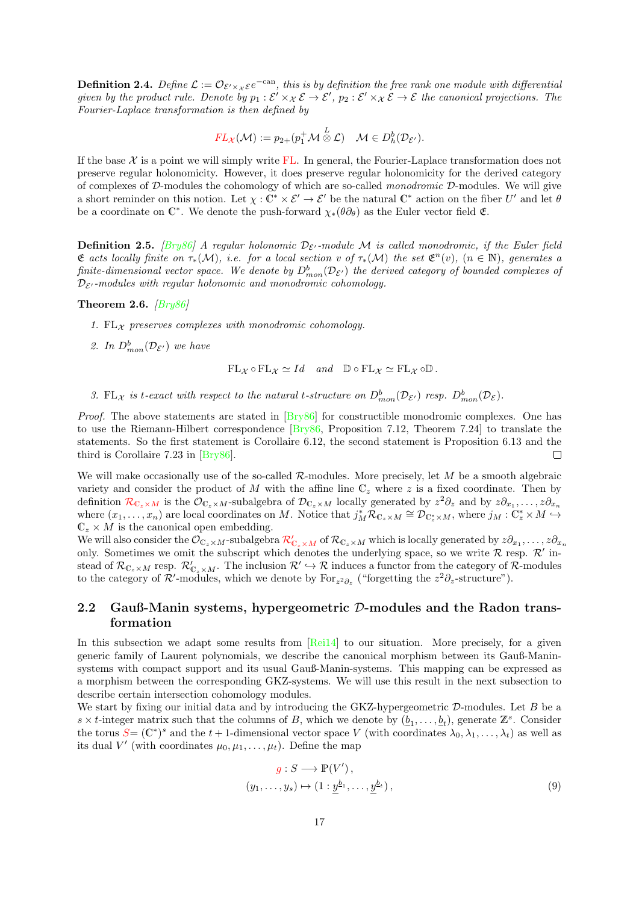**Definition 2.4.** *Define $\mathcal{L} := \mathcal{O}_{\mathcal{E}' \times_{\mathcal{X}} \mathcal{E}} e^{-\mathrm{can}}$, this is by definition the free rank one module with differential given by the product rule. Denote by $p_1 : \mathcal{E}' \times_{\mathcal{X}} \mathcal{E} \to \mathcal{E}'$, $p_2 : \mathcal{E}' \times_{\mathcal{X}} \mathcal{E} \to \mathcal{E}$ the canonical projections. The Fourier-Laplace transformation is then defined by*

$$FL_{\mathcal{X}}(\mathcal{M}) := p_{2+}(p_1^+ \mathcal{M} \overset{L}{\otimes} \mathcal{L}) \quad \mathcal{M} \in D_h^b(\mathcal{D}_{\mathcal{E}'}).$$

If the base $\mathcal{X}$ is a point we will simply write FL. In general, the Fourier-Laplace transformation does not preserve regular holonomicity. However, it does preserve regular holonomicity for the derived category of complexes of $\mathcal{D}$-modules the cohomology of which are so-called *monodromic* $\mathcal{D}$-modules. We will give a short reminder on this notion. Let $\chi : \mathbb{C}^* \times \mathcal{E}' \to \mathcal{E}'$ be the natural $\mathbb{C}^*$ action on the fiber $U'$ and let $\theta$ be a coordinate on $\mathbb{C}^*$. We denote the push-forward $\chi_*(\theta \partial_\theta)$ as the Euler vector field $\mathfrak{E}$.

**Definition 2.5.** *[Bry86] A regular holonomic $\mathcal{D}_{\mathcal{E}'}$-module $\mathcal{M}$ is called monodromic, if the Euler field $\mathfrak{E}$ acts locally finite on $\tau_*(\mathcal{M})$, i.e. for a local section $v$ of $\tau_*(\mathcal{M})$ the set $\mathfrak{E}^n(v)$, $(n \in \mathbb{N})$, generates a finite-dimensional vector space. We denote by $D^b_{mon}(\mathcal{D}_{\mathcal{E}'})$ the derived category of bounded complexes of $\mathcal{D}_{\mathcal{E}'}$-modules with regular holonomic and monodromic cohomology.*

**Theorem 2.6.** *[Bry86]*

1. *$\mathrm{FL}_{\mathcal{X}}$ preserves complexes with monodromic cohomology.*
2. *In $D^b_{mon}(\mathcal{D}_{\mathcal{E}'})$ we have*

$$\mathrm{FL}_{\mathcal{X}} \circ \mathrm{FL}_{\mathcal{X}} \simeq Id \quad \text{and} \quad \mathbb{D} \circ \mathrm{FL}_{\mathcal{X}} \simeq \mathrm{FL}_{\mathcal{X}} \circ \mathbb{D}.$$

3. *$\mathrm{FL}_{\mathcal{X}}$ is t-exact with respect to the natural t-structure on $D^b_{mon}(\mathcal{D}_{\mathcal{E}'})$ resp. $D^b_{mon}(\mathcal{D}_{\mathcal{E}})$.*

*Proof.* The above statements are stated in [Bry86] for constructible monodromic complexes. One has to use the Riemann-Hilbert correspondence [Bry86, Proposition 7.12, Theorem 7.24] to translate the statements. So the first statement is Corollaire 6.12, the second statement is Proposition 6.13 and the third is Corollaire 7.23 in [Bry86]. □

We will make occasionally use of the so-called $\mathcal{R}$-modules. More precisely, let $M$ be a smooth algebraic variety and consider the product of $M$ with the affine line $\mathbb{C}_z$ where $z$ is a fixed coordinate. Then by definition $\mathcal{R}_{\mathbb{C}_z \times M}$ is the $\mathcal{O}_{\mathbb{C}_z \times M}$-subalgebra of $\mathcal{D}_{\mathbb{C}_z \times M}$ locally generated by $z^2 \partial_z$ and by $z\partial_{x_1}, \ldots, z\partial_{x_n}$ where $(x_1, \ldots, x_n)$ are local coordinates on $M$. Notice that $j_M^* \mathcal{R}_{\mathbb{C}_z \times M} \cong \mathcal{D}_{\mathbb{C}_z^* \times M}$, where $j_M : \mathbb{C}_z^* \times M \hookrightarrow \mathbb{C}_z \times M$ is the canonical open embedding.
We will also consider the $\mathcal{O}_{\mathbb{C}_z \times M}$-subalgebra $\mathcal{R}'_{\mathbb{C}_z \times M}$ of $\mathcal{R}_{\mathbb{C}_z \times M}$ which is locally generated by $z\partial_{x_1}, \ldots, z\partial_{x_n}$ only. Sometimes we omit the subscript which denotes the underlying space, so we write $\mathcal{R}$ resp. $\mathcal{R}'$ instead of $\mathcal{R}_{\mathbb{C}_z \times M}$ resp. $\mathcal{R}'_{\mathbb{C}_z \times M}$. The inclusion $\mathcal{R}' \hookrightarrow \mathcal{R}$ induces a functor from the category of $\mathcal{R}$-modules to the category of $\mathcal{R}'$-modules, which we denote by $\mathrm{For}_{z^2\partial_z}$ ("forgetting the $z^2\partial_z$-structure").

## 2.2 Gauß-Manin systems, hypergeometric $\mathcal{D}$-modules and the Radon transformation

In this subsection we adapt some results from [Rei14] to our situation. More precisely, for a given generic family of Laurent polynomials, we describe the canonical morphism between its Gauß-Manin-systems with compact support and its usual Gauß-Manin-systems. This mapping can be expressed as a morphism between the corresponding GKZ-systems. We will use this result in the next subsection to describe certain intersection cohomology modules.
We start by fixing our initial data and by introducing the GKZ-hypergeometric $\mathcal{D}$-modules. Let $B$ be a $s \times t$-integer matrix such that the columns of $B$, which we denote by $(\underline{b}_1, \ldots, \underline{b}_t)$, generate $\mathbb{Z}^s$. Consider the torus $S = (\mathbb{C}^*)^s$ and the $t+1$-dimensional vector space $V$ (with coordinates $\lambda_0, \lambda_1, \ldots, \lambda_t$) as well as its dual $V'$ (with coordinates $\mu_0, \mu_1, \ldots, \mu_t$). Define the map

$$\begin{aligned} g : S &\longrightarrow \mathbb{P}(V'), \\ (y_1, \ldots, y_s) &\mapsto (1 : \underline{y}^{\underline{b}_1}, \ldots, \underline{y}^{\underline{b}_t}), \end{aligned} \tag{9}$$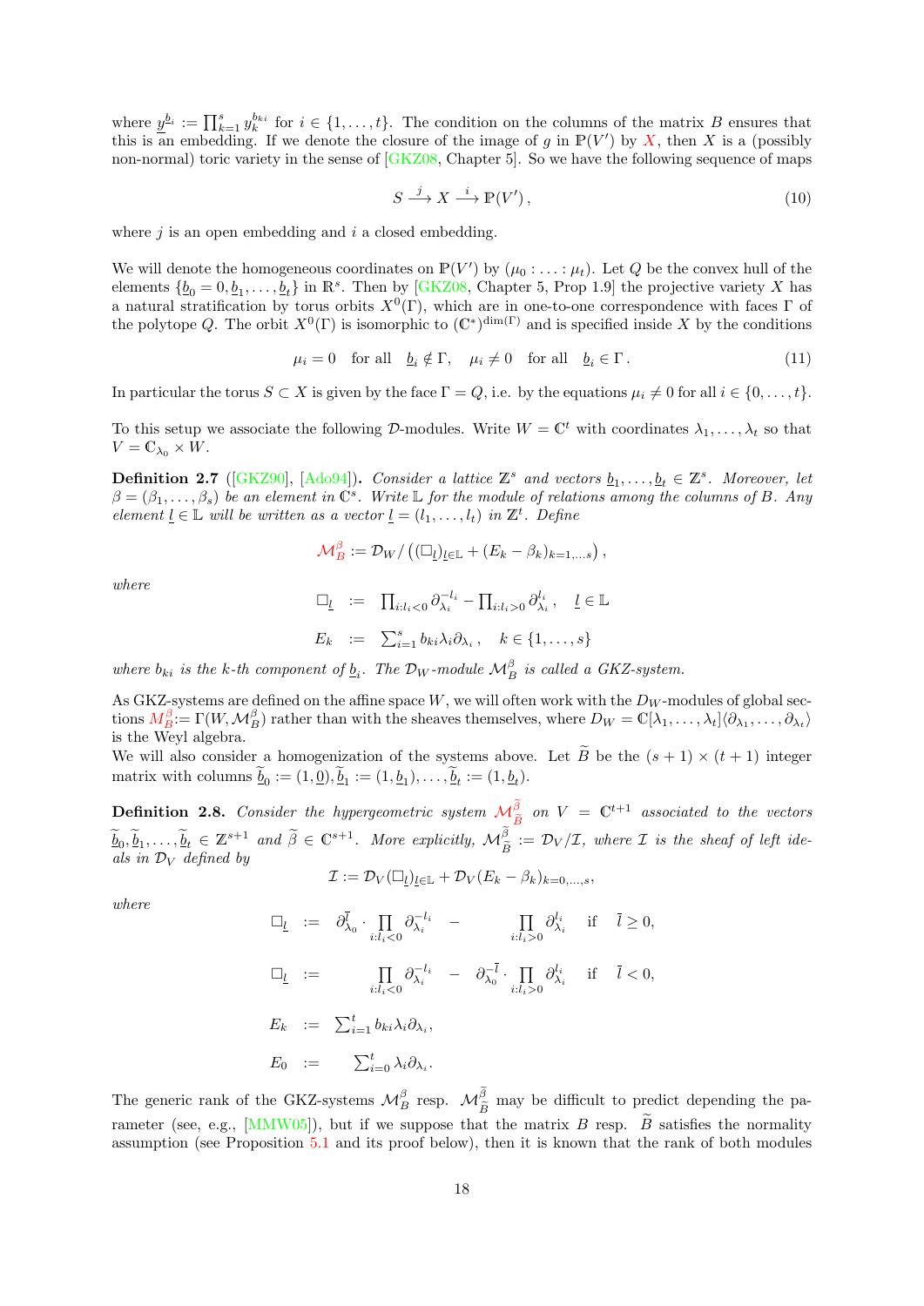where $\underline{y}^{\underline{b}_i} := \prod_{k=1}^{s} y_k^{b_{ki}}$ for $i \in \{1, \ldots, t\}$. The condition on the columns of the matrix $B$ ensures that this is an embedding. If we denote the closure of the image of $g$ in $\mathbb{P}(V')$ by $X$, then $X$ is a (possibly non-normal) toric variety in the sense of [GKZ08, Chapter 5]. So we have the following sequence of maps

$$S \xrightarrow{j} X \xrightarrow{i} \mathbb{P}(V')\,, \tag{10}$$

where $j$ is an open embedding and $i$ a closed embedding.

We will denote the homogeneous coordinates on $\mathbb{P}(V')$ by $(\mu_0 : \ldots : \mu_t)$. Let $Q$ be the convex hull of the elements $\{\underline{b}_0 = 0, \underline{b}_1, \ldots, \underline{b}_t\}$ in $\mathbb{R}^s$. Then by [GKZ08, Chapter 5, Prop 1.9] the projective variety $X$ has a natural stratification by torus orbits $X^0(\Gamma)$, which are in one-to-one correspondence with faces $\Gamma$ of the polytope $Q$. The orbit $X^0(\Gamma)$ is isomorphic to $(\mathbb{C}^*)^{\dim(\Gamma)}$ and is specified inside $X$ by the conditions

$$\mu_i = 0 \quad \text{for all} \quad \underline{b}_i \notin \Gamma, \quad \mu_i \neq 0 \quad \text{for all} \quad \underline{b}_i \in \Gamma\,. \tag{11}$$

In particular the torus $S \subset X$ is given by the face $\Gamma = Q$, i.e. by the equations $\mu_i \neq 0$ for all $i \in \{0, \ldots, t\}$.

To this setup we associate the following $\mathcal{D}$-modules. Write $W = \mathbb{C}^t$ with coordinates $\lambda_1, \ldots, \lambda_t$ so that $V = \mathbb{C}_{\lambda_0} \times W$.

**Definition 2.7** ([GKZ90], [Ado94]). *Consider a lattice $\mathbb{Z}^s$ and vectors $\underline{b}_1, \ldots, \underline{b}_t \in \mathbb{Z}^s$. Moreover, let $\beta = (\beta_1, \ldots, \beta_s)$ be an element in $\mathbb{C}^s$. Write $\mathbb{L}$ for the module of relations among the columns of $B$. Any element $\underline{l} \in \mathbb{L}$ will be written as a vector $\underline{l} = (l_1, \ldots, l_t)$ in $\mathbb{Z}^t$. Define*

$$\mathcal{M}_B^\beta := \mathcal{D}_W / \left( (\Box_{\underline{l}})_{\underline{l} \in \mathbb{L}} + (E_k - \beta_k)_{k=1,\ldots s} \right),$$

*where*

$$\begin{aligned} \Box_{\underline{l}} &:= \prod_{i:l_i<0} \partial_{\lambda_i}^{-l_i} - \prod_{i:l_i>0} \partial_{\lambda_i}^{l_i}\,, \quad \underline{l} \in \mathbb{L} \\ E_k &:= \sum_{i=1}^{s} b_{ki} \lambda_i \partial_{\lambda_i}\,, \quad k \in \{1, \ldots, s\} \end{aligned}$$

*where $b_{ki}$ is the $k$-th component of $\underline{b}_i$. The $\mathcal{D}_W$-module $\mathcal{M}_B^\beta$ is called a GKZ-system.*

As GKZ-systems are defined on the affine space $W$, we will often work with the $D_W$-modules of global sections $M_B^\beta := \Gamma(W, \mathcal{M}_B^\beta)$ rather than with the sheaves themselves, where $D_W = \mathbb{C}[\lambda_1, \ldots, \lambda_t]\langle \partial_{\lambda_1}, \ldots, \partial_{\lambda_t} \rangle$ is the Weyl algebra.
We will also consider a homogenization of the systems above. Let $\widetilde{B}$ be the $(s+1) \times (t+1)$ integer matrix with columns $\underline{\widetilde{b}}_0 := (1, \underline{0}), \underline{\widetilde{b}}_1 := (1, \underline{b}_1), \ldots, \underline{\widetilde{b}}_t := (1, \underline{b}_t)$.

**Definition 2.8.** *Consider the hypergeometric system $\mathcal{M}_{\widetilde{B}}^{\widetilde{\beta}}$ on $V = \mathbb{C}^{t+1}$ associated to the vectors $\underline{\widetilde{b}}_0, \underline{\widetilde{b}}_1, \ldots, \underline{\widetilde{b}}_t \in \mathbb{Z}^{s+1}$ and $\widetilde{\beta} \in \mathbb{C}^{s+1}$. More explicitly, $\mathcal{M}_{\widetilde{B}}^{\widetilde{\beta}} := \mathcal{D}_V / \mathcal{I}$, where $\mathcal{I}$ is the sheaf of left ideals in $\mathcal{D}_V$ defined by*

$$\mathcal{I} := \mathcal{D}_V (\Box_{\underline{l}})_{\underline{l} \in \mathbb{L}} + \mathcal{D}_V (E_k - \beta_k)_{k=0,\ldots,s},$$

*where*

$$\begin{aligned} \Box_{\underline{l}} &:= \partial_{\lambda_0}^{\overline{l}} \cdot \prod_{i:l_i<0} \partial_{\lambda_i}^{-l_i} - \prod_{i:l_i>0} \partial_{\lambda_i}^{l_i} \quad \text{if} \quad \overline{l} \geq 0, \\ \Box_{\underline{l}} &:= \prod_{i:l_i<0} \partial_{\lambda_i}^{-l_i} - \partial_{\lambda_0}^{-\overline{l}} \cdot \prod_{i:l_i>0} \partial_{\lambda_i}^{l_i} \quad \text{if} \quad \overline{l} < 0, \\ E_k &:= \sum_{i=1}^{t} b_{ki} \lambda_i \partial_{\lambda_i}, \\ E_0 &:= \sum_{i=0}^{t} \lambda_i \partial_{\lambda_i}. \end{aligned}$$

The generic rank of the GKZ-systems $\mathcal{M}_B^\beta$ resp. $\mathcal{M}_{\widetilde{B}}^{\widetilde{\beta}}$ may be difficult to predict depending the parameter (see, e.g., [MMW05]), but if we suppose that the matrix $B$ resp. $\widetilde{B}$ satisfies the normality assumption (see Proposition 5.1 and its proof below), then it is known that the rank of both modules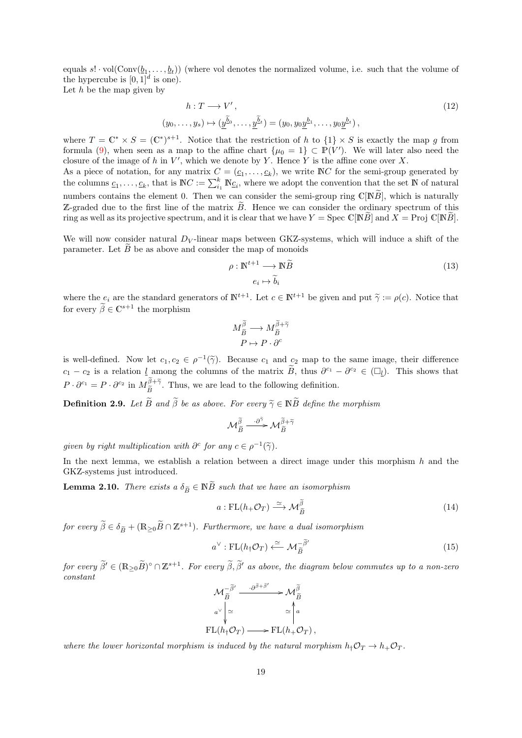equals $s! \cdot \mathrm{vol}(\mathrm{Conv}(\underline{b}_1, \ldots, \underline{b}_t))$ (where vol denotes the normalized volume, i.e. such that the volume of the hypercube is $[0,1]^d$ is one).
Let $h$ be the map given by

$$
\begin{aligned}
h : T &\longrightarrow V' , \\
(y_0, \ldots, y_s) &\mapsto (\underline{y}^{\widetilde{\underline{b}}_0}, \ldots, \underline{y}^{\widetilde{\underline{b}}_t}) = (y_0, y_0\underline{y}^{\underline{b}_1}, \ldots, y_0\underline{y}^{\underline{b}_t}) ,
\end{aligned}
\tag{12}
$$

where $T = \mathbb{C}^* \times S = (\mathbb{C}^*)^{s+1}$. Notice that the restriction of $h$ to $\{1\} \times S$ is exactly the map $g$ from formula (9), when seen as a map to the affine chart $\{\mu_0 = 1\} \subset \mathbb{P}(V')$. We will later also need the closure of the image of $h$ in $V'$, which we denote by $Y$. Hence $Y$ is the affine cone over $X$.
As a piece of notation, for any matrix $C = (\underline{c}_1, \ldots, \underline{c}_k)$, we write $\mathbb{N}C$ for the semi-group generated by the columns $\underline{c}_1, \ldots, \underline{c}_k$, that is $\mathbb{N}C := \sum_{i_1}^k \mathbb{N}\underline{c}_i$, where we adopt the convention that the set $\mathbb{N}$ of natural numbers contains the element 0. Then we can consider the semi-group ring $\mathbb{C}[\mathbb{N}\widetilde{B}]$, which is naturally $\mathbb{Z}$-graded due to the first line of the matrix $\widetilde{B}$. Hence we can consider the ordinary spectrum of this ring as well as its projective spectrum, and it is clear that we have $Y = \mathrm{Spec}\ \mathbb{C}[\mathbb{N}\widetilde{B}]$ and $X = \mathrm{Proj}\ \mathbb{C}[\mathbb{N}\widetilde{B}]$.

We will now consider natural $D_V$-linear maps between GKZ-systems, which will induce a shift of the parameter. Let $\widetilde{B}$ be as above and consider the map of monoids

$$
\begin{aligned}
\rho : \mathbb{N}^{t+1} &\longrightarrow \mathbb{N}\widetilde{B} \\
e_i &\mapsto \widetilde{b}_i
\end{aligned}
\tag{13}
$$

where the $e_i$ are the standard generators of $\mathbb{N}^{t+1}$. Let $c \in \mathbb{N}^{t+1}$ be given and put $\widetilde{\gamma} := \rho(c)$. Notice that for every $\widetilde{\beta} \in \mathbb{C}^{s+1}$ the morphism

$$
\begin{aligned}
M_{\widetilde{B}}^{\widetilde{\beta}} &\longrightarrow M_{\widetilde{B}}^{\widetilde{\beta}+\widetilde{\gamma}} \\
P &\mapsto P \cdot \partial^c
\end{aligned}
$$

is well-defined. Now let $c_1, c_2 \in \rho^{-1}(\widetilde{\gamma})$. Because $c_1$ and $c_2$ map to the same image, their difference $c_1 - c_2$ is a relation $\underline{l}$ among the columns of the matrix $\widetilde{B}$, thus $\partial^{c_1} - \partial^{c_2} \in (\Box_{\underline{l}})$. This shows that $P \cdot \partial^{c_1} = P \cdot \partial^{c_2}$ in $M_{\widetilde{B}}^{\widetilde{\beta}+\widetilde{\gamma}}$. Thus, we are lead to the following definition.

**Definition 2.9.** *Let $\widetilde{B}$ and $\widetilde{\beta}$ be as above. For every $\widetilde{\gamma} \in \mathbb{N}\widetilde{B}$ define the morphism*

$$
\mathcal{M}_{\widetilde{B}}^{\widetilde{\beta}} \xrightarrow{\cdot \partial^{\widetilde{\gamma}}} \mathcal{M}_{\widetilde{B}}^{\widetilde{\beta}+\widetilde{\gamma}}
$$

*given by right multiplication with $\partial^c$ for any $c \in \rho^{-1}(\widetilde{\gamma})$.*

In the next lemma, we establish a relation between a direct image under this morphism $h$ and the GKZ-systems just introduced.

**Lemma 2.10.** *There exists a $\delta_{\widetilde{B}} \in \mathbb{N}\widetilde{B}$ such that we have an isomorphism*

$$
a : \mathrm{FL}(h_+\mathcal{O}_T) \xrightarrow{\simeq} \mathcal{M}_{\widetilde{B}}^{\widetilde{\beta}}
\tag{14}
$$

*for every $\widetilde{\beta} \in \delta_{\widetilde{B}} + (\mathbb{R}_{\geq 0}\widetilde{B} \cap \mathbb{Z}^{s+1})$. Furthermore, we have a dual isomorphism*

$$
a^\vee : \mathrm{FL}(h_\dagger\mathcal{O}_T) \xleftarrow{\simeq} \mathcal{M}_{\widetilde{B}}^{-\widetilde{\beta}'}
\tag{15}
$$

*for every $\widetilde{\beta}' \in (\mathbb{R}_{\geq 0}\widetilde{B})^\circ \cap \mathbb{Z}^{s+1}$. For every $\widetilde{\beta}, \widetilde{\beta}'$ as above, the diagram below commutes up to a non-zero constant*

$$
\begin{array}{ccc}
\mathcal{M}_{\widetilde{B}}^{-\widetilde{\beta}'} & \xrightarrow{\cdot \partial^{\widetilde{\beta}+\widetilde{\beta}'}} & \mathcal{M}_{\widetilde{B}}^{\widetilde{\beta}} \\
{\scriptstyle a^\vee} \big\downarrow \simeq & & \simeq \big\uparrow {\scriptstyle a} \\
\mathrm{FL}(h_\dagger\mathcal{O}_T) & \longrightarrow & \mathrm{FL}(h_+\mathcal{O}_T) ,
\end{array}
$$

*where the lower horizontal morphism is induced by the natural morphism $h_\dagger\mathcal{O}_T \to h_+\mathcal{O}_T$.*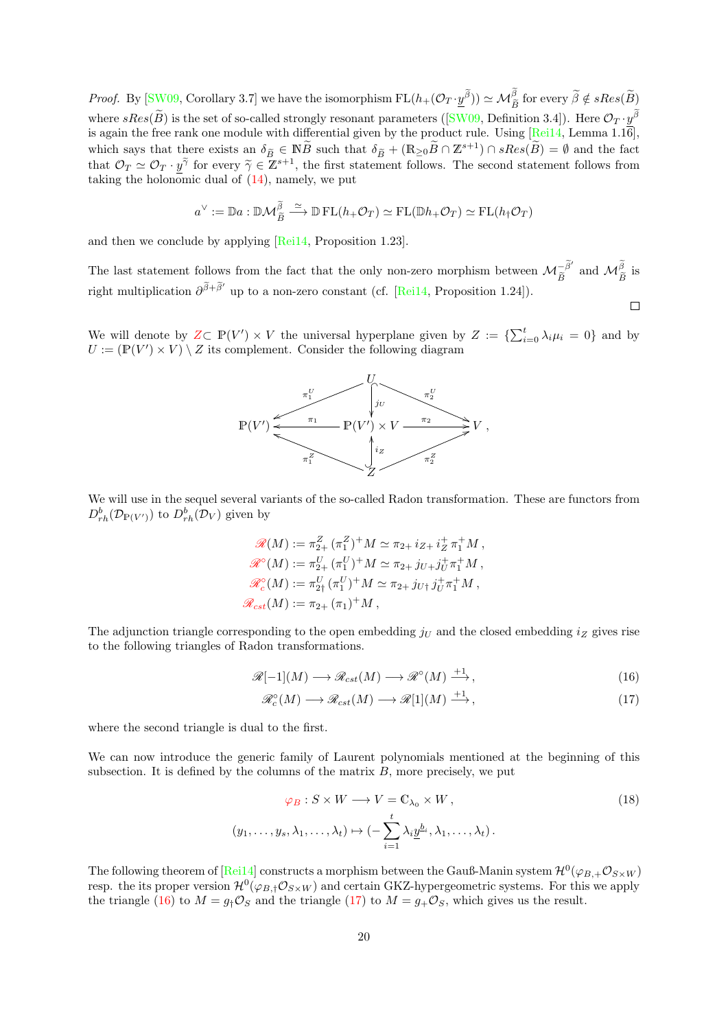*Proof.* By [SW09, Corollary 3.7] we have the isomorphism $\mathrm{FL}(h_+(\mathcal{O}_T \cdot \underline{y}^{\widetilde{\beta}})) \simeq \mathcal{M}_{\widetilde{B}}^{\widetilde{\beta}}$ for every $\widetilde{\beta} \notin sRes(\widetilde{B})$ where $sRes(\widetilde{B})$ is the set of so-called strongly resonant parameters ([SW09, Definition 3.4]). Here $\mathcal{O}_T \cdot \underline{y}^{\widetilde{\beta}}$ is again the free rank one module with differential given by the product rule. Using [Rei14, Lemma 1.16], which says that there exists an $\delta_{\widetilde{B}} \in \mathbb{N}\widetilde{B}$ such that $\delta_{\widetilde{B}} + (\mathbb{R}_{\geq 0}\widetilde{B} \cap \mathbb{Z}^{s+1}) \cap sRes(\widetilde{B}) = \emptyset$ and the fact that $\mathcal{O}_T \simeq \mathcal{O}_T \cdot \underline{y}^{\widetilde{\gamma}}$ for every $\widetilde{\gamma} \in \mathbb{Z}^{s+1}$, the first statement follows. The second statement follows from taking the holonomic dual of (14), namely, we put

$$a^\vee := \mathbb{D}a : \mathbb{D}\mathcal{M}_{\widetilde{B}}^{\widetilde{\beta}} \xrightarrow{\simeq} \mathbb{D}\,\mathrm{FL}(h_+\mathcal{O}_T) \simeq \mathrm{FL}(\mathbb{D}h_+\mathcal{O}_T) \simeq \mathrm{FL}(h_\dagger\mathcal{O}_T)$$

and then we conclude by applying [Rei14, Proposition 1.23].

The last statement follows from the fact that the only non-zero morphism between $\mathcal{M}_{\widetilde{B}}^{-\widetilde{\beta}'}$ and $\mathcal{M}_{\widetilde{B}}^{\widetilde{\beta}}$ is right multiplication $\partial^{\widetilde{\beta}+\widetilde{\beta}'}$ up to a non-zero constant (cf. [Rei14, Proposition 1.24]). □

We will denote by $Z \subset \mathbb{P}(V') \times V$ the universal hyperplane given by $Z := \{\sum_{i=0}^{t} \lambda_i \mu_i = 0\}$ and by $U := (\mathbb{P}(V') \times V) \setminus Z$ its complement. Consider the following diagram

$$\begin{array}{ccccc}
 & & U & & \\
 & \swarrow^{\pi_1^U} & \downarrow{\scriptstyle j_U} & \searrow^{\pi_2^U} & \\
\mathbb{P}(V') & \xleftarrow{\pi_1} & \mathbb{P}(V') \times V & \xrightarrow{\pi_2} & V\,, \\
 & \nwarrow_{\pi_1^Z} & \uparrow{\scriptstyle i_Z} & \nearrow_{\pi_2^Z} & \\
 & & Z & &
\end{array}$$

We will use in the sequel several variants of the so-called Radon transformation. These are functors from $D^b_{rh}(\mathcal{D}_{\mathbb{P}(V')})$ to $D^b_{rh}(\mathcal{D}_V)$ given by

$$\begin{aligned}
\mathscr{R}(M) &:= \pi^Z_{2+}\,(\pi^Z_1)^+ M \simeq \pi_{2+}\, i_{Z+}\, i_Z^+\, \pi_1^+ M\,,\\
\mathscr{R}^\circ(M) &:= \pi^U_{2+}\,(\pi^U_1)^+ M \simeq \pi_{2+}\, j_{U+} j_U^+ \pi_1^+ M\,,\\
\mathscr{R}^\circ_c(M) &:= \pi^U_{2\dagger}\,(\pi^U_1)^+ M \simeq \pi_{2+}\, j_{U\dagger}\, j_U^+ \pi_1^+ M\,,\\
\mathscr{R}_{cst}(M) &:= \pi_{2+}\,(\pi_1)^+ M\,,
\end{aligned}$$

The adjunction triangle corresponding to the open embedding $j_U$ and the closed embedding $i_Z$ gives rise to the following triangles of Radon transformations.

$$\mathscr{R}[-1](M) \longrightarrow \mathscr{R}_{cst}(M) \longrightarrow \mathscr{R}^\circ(M) \xrightarrow{+1}, \tag{16}$$

$$\mathscr{R}^\circ_c(M) \longrightarrow \mathscr{R}_{cst}(M) \longrightarrow \mathscr{R}[1](M) \xrightarrow{+1}, \tag{17}$$

where the second triangle is dual to the first.

We can now introduce the generic family of Laurent polynomials mentioned at the beginning of this subsection. It is defined by the columns of the matrix $B$, more precisely, we put

$$\begin{aligned}
\varphi_B : S \times W &\longrightarrow V = \mathbb{C}_{\lambda_0} \times W\,, \\
(y_1, \ldots, y_s, \lambda_1, \ldots, \lambda_t) &\mapsto (-\sum_{i=1}^{t} \lambda_i \underline{y}^{\underline{b}_i}, \lambda_1, \ldots, \lambda_t)\,.
\end{aligned} \tag{18}$$

The following theorem of [Rei14] constructs a morphism between the Gauß-Manin system $\mathcal{H}^0(\varphi_{B,+}\mathcal{O}_{S\times W})$ resp. the its proper version $\mathcal{H}^0(\varphi_{B,\dagger}\mathcal{O}_{S\times W})$ and certain GKZ-hypergeometric systems. For this we apply the triangle (16) to $M = g_\dagger\mathcal{O}_S$ and the triangle (17) to $M = g_+\mathcal{O}_S$, which gives us the result.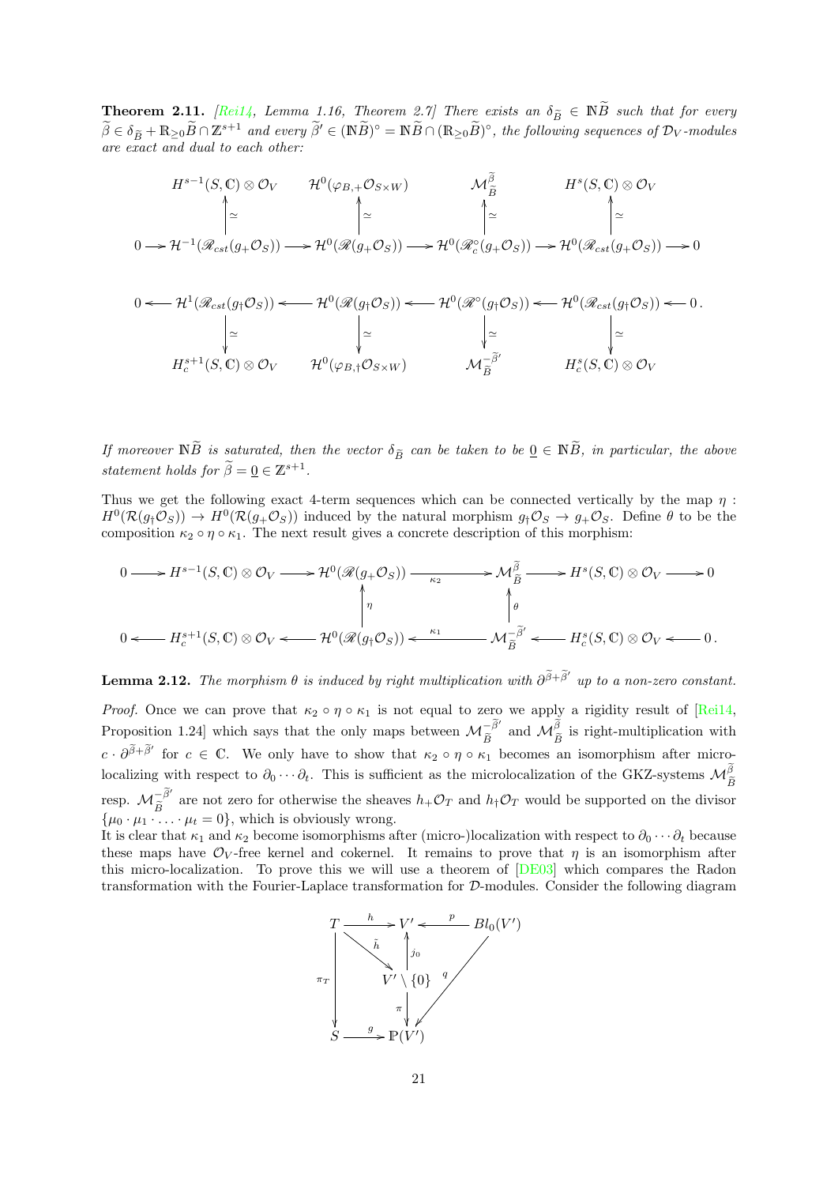**Theorem 2.11.** *[Rei14, Lemma 1.16, Theorem 2.7] There exists an $\delta_{\widetilde{B}} \in \mathbb{N}\widetilde{B}$ such that for every $\widetilde{\beta} \in \delta_{\widetilde{B}} + \mathbb{R}_{\geq 0}\widetilde{B} \cap \mathbb{Z}^{s+1}$ and every $\widetilde{\beta}' \in (\mathbb{N}\widetilde{B})^\circ = \mathbb{N}\widetilde{B} \cap (\mathbb{R}_{\geq 0}\widetilde{B})^\circ$, the following sequences of $\mathcal{D}_V$-modules are exact and dual to each other:*

$$
\begin{array}{ccccccccc}
 & H^{s-1}(S,\mathbb{C})\otimes\mathcal{O}_V & & \mathcal{H}^0(\varphi_{B,+}\mathcal{O}_{S\times W}) & & \mathcal{M}^{\widetilde{\beta}}_{\widetilde{B}} & & H^s(S,\mathbb{C})\otimes\mathcal{O}_V & \\
 & \uparrow\simeq & & \uparrow\simeq & & \uparrow\simeq & & \uparrow\simeq & \\
0\to & \mathcal{H}^{-1}(\mathscr{R}_{cst}(g_+\mathcal{O}_S)) & \to & \mathcal{H}^0(\mathscr{R}(g_+\mathcal{O}_S)) & \to & \mathcal{H}^0(\mathscr{R}^\circ_c(g_+\mathcal{O}_S)) & \to & \mathcal{H}^0(\mathscr{R}_{cst}(g_+\mathcal{O}_S)) & \to 0
\end{array}
$$

$$
\begin{array}{ccccccccc}
0\leftarrow & \mathcal{H}^1(\mathscr{R}_{cst}(g_\dagger\mathcal{O}_S)) & \leftarrow & \mathcal{H}^0(\mathscr{R}(g_\dagger\mathcal{O}_S)) & \leftarrow & \mathcal{H}^0(\mathscr{R}^\circ(g_\dagger\mathcal{O}_S)) & \leftarrow & \mathcal{H}^0(\mathscr{R}_{cst}(g_\dagger\mathcal{O}_S)) & \leftarrow 0. \\
 & \downarrow\simeq & & \downarrow\simeq & & \downarrow\simeq & & \downarrow\simeq & \\
 & H^{s+1}_c(S,\mathbb{C})\otimes\mathcal{O}_V & & \mathcal{H}^0(\varphi_{B,\dagger}\mathcal{O}_{S\times W}) & & \mathcal{M}^{-\widetilde{\beta}'}_{\widetilde{B}} & & H^s_c(S,\mathbb{C})\otimes\mathcal{O}_V &
\end{array}
$$

*If moreover $\mathbb{N}\widetilde{B}$ is saturated, then the vector $\delta_{\widetilde{B}}$ can be taken to be $\underline{0} \in \mathbb{N}\widetilde{B}$, in particular, the above statement holds for $\widetilde{\beta} = \underline{0} \in \mathbb{Z}^{s+1}$.*

Thus we get the following exact 4-term sequences which can be connected vertically by the map $\eta : H^0(\mathcal{R}(g_\dagger\mathcal{O}_S)) \to H^0(\mathcal{R}(g_+\mathcal{O}_S))$ induced by the natural morphism $g_\dagger\mathcal{O}_S \to g_+\mathcal{O}_S$. Define $\theta$ to be the composition $\kappa_2 \circ \eta \circ \kappa_1$. The next result gives a concrete description of this morphism:

$$
\begin{array}{ccccccccc}
0\to & H^{s-1}(S,\mathbb{C})\otimes\mathcal{O}_V & \to & \mathcal{H}^0(\mathscr{R}(g_+\mathcal{O}_S)) & \xrightarrow{\kappa_2} & \mathcal{M}^{\widetilde{\beta}}_{\widetilde{B}} & \to & H^s(S,\mathbb{C})\otimes\mathcal{O}_V & \to 0 \\
 & & & \uparrow\eta & & \uparrow\theta & & & \\
0\leftarrow & H^{s+1}_c(S,\mathbb{C})\otimes\mathcal{O}_V & \leftarrow & \mathcal{H}^0(\mathscr{R}(g_\dagger\mathcal{O}_S)) & \xleftarrow{\kappa_1} & \mathcal{M}^{-\widetilde{\beta}'}_{\widetilde{B}} & \leftarrow & H^s_c(S,\mathbb{C})\otimes\mathcal{O}_V & \leftarrow 0.
\end{array}
$$

**Lemma 2.12.** *The morphism $\theta$ is induced by right multiplication with $\partial^{\widetilde{\beta}+\widetilde{\beta}'}$ up to a non-zero constant.*

*Proof.* Once we can prove that $\kappa_2 \circ \eta \circ \kappa_1$ is not equal to zero we apply a rigidity result of [Rei14, Proposition 1.24] which says that the only maps between $\mathcal{M}^{-\widetilde{\beta}'}_{\widetilde{B}}$ and $\mathcal{M}^{\widetilde{\beta}}_{\widetilde{B}}$ is right-multiplication with $c \cdot \partial^{\widetilde{\beta}+\widetilde{\beta}'}$ for $c \in \mathbb{C}$. We only have to show that $\kappa_2 \circ \eta \circ \kappa_1$ becomes an isomorphism after micro-localizing with respect to $\partial_0 \cdots \partial_t$. This is sufficient as the microlocalization of the GKZ-systems $\mathcal{M}^{\widetilde{\beta}}_{\widetilde{B}}$ resp. $\mathcal{M}^{-\widetilde{\beta}'}_{\widetilde{B}}$ are not zero for otherwise the sheaves $h_+\mathcal{O}_T$ and $h_\dagger\mathcal{O}_T$ would be supported on the divisor $\{\mu_0 \cdot \mu_1 \cdot \ldots \cdot \mu_t = 0\}$, which is obviously wrong.

It is clear that $\kappa_1$ and $\kappa_2$ become isomorphisms after (micro-)localization with respect to $\partial_0 \cdots \partial_t$ because these maps have $\mathcal{O}_V$-free kernel and cokernel. It remains to prove that $\eta$ is an isomorphism after this micro-localization. To prove this we will use a theorem of [DE03] which compares the Radon transformation with the Fourier-Laplace transformation for $\mathcal{D}$-modules. Consider the following diagram

$$
\begin{array}{ccccc}
T & \xrightarrow{h} & V' & \xleftarrow{p} & Bl_0(V') \\
 & \searrow^{\tilde{h}} & \uparrow j_0 & & \\
\downarrow \pi_T & & V'\setminus\{0\} & & \swarrow q \\
 & & \downarrow \pi & & \\
S & \xrightarrow{g} & \mathbb{P}(V') & &
\end{array}
$$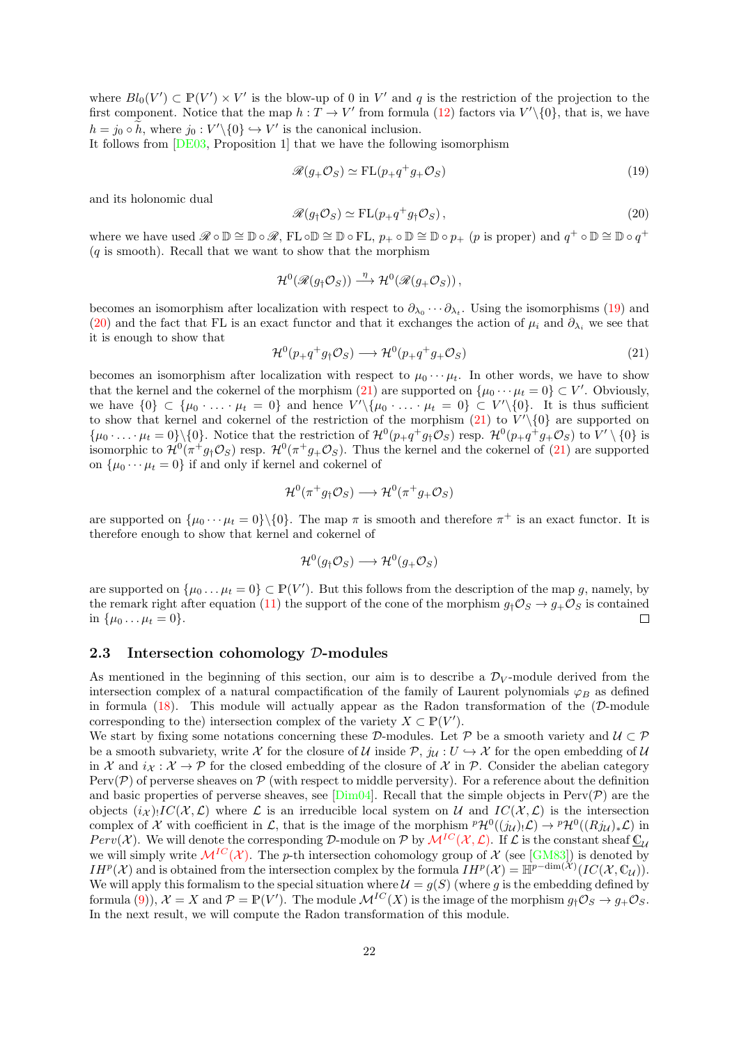where $Bl_0(V') \subset \mathbb{P}(V') \times V'$ is the blow-up of 0 in $V'$ and $q$ is the restriction of the projection to the first component. Notice that the map $h : T \to V'$ from formula (12) factors via $V'\backslash\{0\}$, that is, we have $h = j_0 \circ \widetilde{h}$, where $j_0 : V'\backslash\{0\} \hookrightarrow V'$ is the canonical inclusion.
It follows from [DE03, Proposition 1] that we have the following isomorphism

$$\mathscr{R}(g_+\mathcal{O}_S) \simeq \mathrm{FL}(p_+q^+g_+\mathcal{O}_S) \tag{19}$$

and its holonomic dual

$$\mathscr{R}(g_\dagger\mathcal{O}_S) \simeq \mathrm{FL}(p_+q^+g_\dagger\mathcal{O}_S)\,, \tag{20}$$

where we have used $\mathscr{R} \circ \mathbb{D} \cong \mathbb{D} \circ \mathscr{R}$, $\mathrm{FL} \circ \mathbb{D} \cong \mathbb{D} \circ \mathrm{FL}$, $p_+ \circ \mathbb{D} \cong \mathbb{D} \circ p_+$ ($p$ is proper) and $q^+ \circ \mathbb{D} \cong \mathbb{D} \circ q^+$ ($q$ is smooth). Recall that we want to show that the morphism

$$\mathcal{H}^0(\mathscr{R}(g_\dagger\mathcal{O}_S)) \xrightarrow{\eta} \mathcal{H}^0(\mathscr{R}(g_+\mathcal{O}_S))\,,$$

becomes an isomorphism after localization with respect to $\partial_{\lambda_0}\cdots\partial_{\lambda_t}$. Using the isomorphisms (19) and (20) and the fact that FL is an exact functor and that it exchanges the action of $\mu_i$ and $\partial_{\lambda_i}$ we see that it is enough to show that

$$\mathcal{H}^0(p_+q^+g_\dagger\mathcal{O}_S) \longrightarrow \mathcal{H}^0(p_+q^+g_+\mathcal{O}_S) \tag{21}$$

becomes an isomorphism after localization with respect to $\mu_0\cdots\mu_t$. In other words, we have to show that the kernel and the cokernel of the morphism (21) are supported on $\{\mu_0\cdots\mu_t = 0\} \subset V'$. Obviously, we have $\{0\} \subset \{\mu_0\cdot\ldots\cdot\mu_t = 0\}$ and hence $V'\backslash\{\mu_0\cdot\ldots\cdot\mu_t = 0\} \subset V'\backslash\{0\}$. It is thus sufficient to show that kernel and cokernel of the restriction of the morphism (21) to $V'\backslash\{0\}$ are supported on $\{\mu_0\cdot\ldots\cdot\mu_t = 0\}\backslash\{0\}$. Notice that the restriction of $\mathcal{H}^0(p_+q^+g_\dagger\mathcal{O}_S)$ resp. $\mathcal{H}^0(p_+q^+g_+\mathcal{O}_S)$ to $V'\setminus\{0\}$ is isomorphic to $\mathcal{H}^0(\pi^+g_\dagger\mathcal{O}_S)$ resp. $\mathcal{H}^0(\pi^+g_+\mathcal{O}_S)$. Thus the kernel and the cokernel of (21) are supported on $\{\mu_0\cdots\mu_t = 0\}$ if and only if kernel and cokernel of

$$\mathcal{H}^0(\pi^+g_\dagger\mathcal{O}_S) \longrightarrow \mathcal{H}^0(\pi^+g_+\mathcal{O}_S)$$

are supported on $\{\mu_0\cdots\mu_t = 0\}\backslash\{0\}$. The map $\pi$ is smooth and therefore $\pi^+$ is an exact functor. It is therefore enough to show that kernel and cokernel of

$$\mathcal{H}^0(g_\dagger\mathcal{O}_S) \longrightarrow \mathcal{H}^0(g_+\mathcal{O}_S)$$

are supported on $\{\mu_0\ldots\mu_t = 0\} \subset \mathbb{P}(V')$. But this follows from the description of the map $g$, namely, by the remark right after equation (11) the support of the cone of the morphism $g_\dagger\mathcal{O}_S \to g_+\mathcal{O}_S$ is contained in $\{\mu_0\ldots\mu_t = 0\}$. □

### 2.3 Intersection cohomology $\mathcal{D}$-modules

As mentioned in the beginning of this section, our aim is to describe a $\mathcal{D}_V$-module derived from the intersection complex of a natural compactification of the family of Laurent polynomials $\varphi_B$ as defined in formula (18). This module will actually appear as the Radon transformation of the ($\mathcal{D}$-module corresponding to the) intersection complex of the variety $X \subset \mathbb{P}(V')$.
We start by fixing some notations concerning these $\mathcal{D}$-modules. Let $\mathcal{P}$ be a smooth variety and $\mathcal{U} \subset \mathcal{P}$ be a smooth subvariety, write $\mathcal{X}$ for the closure of $\mathcal{U}$ inside $\mathcal{P}$, $j_\mathcal{U} : U \hookrightarrow \mathcal{X}$ for the open embedding of $\mathcal{U}$ in $\mathcal{X}$ and $i_\mathcal{X} : \mathcal{X} \to \mathcal{P}$ for the closed embedding of the closure of $\mathcal{X}$ in $\mathcal{P}$. Consider the abelian category $\mathrm{Perv}(\mathcal{P})$ of perverse sheaves on $\mathcal{P}$ (with respect to middle perversity). For a reference about the definition and basic properties of perverse sheaves, see [Dim04]. Recall that the simple objects in $\mathrm{Perv}(\mathcal{P})$ are the objects $(i_\mathcal{X})_!IC(\mathcal{X},\mathcal{L})$ where $\mathcal{L}$ is an irreducible local system on $\mathcal{U}$ and $IC(\mathcal{X},\mathcal{L})$ is the intersection complex of $\mathcal{X}$ with coefficient in $\mathcal{L}$, that is the image of the morphism ${}^p\mathcal{H}^0((j_\mathcal{U})_!\mathcal{L}) \to {}^p\mathcal{H}^0((Rj_\mathcal{U})_*\mathcal{L})$ in $Perv(\mathcal{X})$. We will denote the corresponding $\mathcal{D}$-module on $\mathcal{P}$ by $\mathcal{M}^{IC}(\mathcal{X},\mathcal{L})$. If $\mathcal{L}$ is the constant sheaf $\underline{\mathbb{C}}_\mathcal{U}$ we will simply write $\mathcal{M}^{IC}(\mathcal{X})$. The $p$-th intersection cohomology group of $\mathcal{X}$ (see [GM83]) is denoted by $IH^p(\mathcal{X})$ and is obtained from the intersection complex by the formula $IH^p(\mathcal{X}) = \mathbb{H}^{p-\dim(\mathcal{X})}(IC(\mathcal{X},\mathbb{C}_\mathcal{U}))$.
We will apply this formalism to the special situation where $\mathcal{U} = g(S)$ (where $g$ is the embedding defined by formula (9)), $\mathcal{X} = X$ and $\mathcal{P} = \mathbb{P}(V')$. The module $\mathcal{M}^{IC}(X)$ is the image of the morphism $g_\dagger\mathcal{O}_S \to g_+\mathcal{O}_S$. In the next result, we will compute the Radon transformation of this module.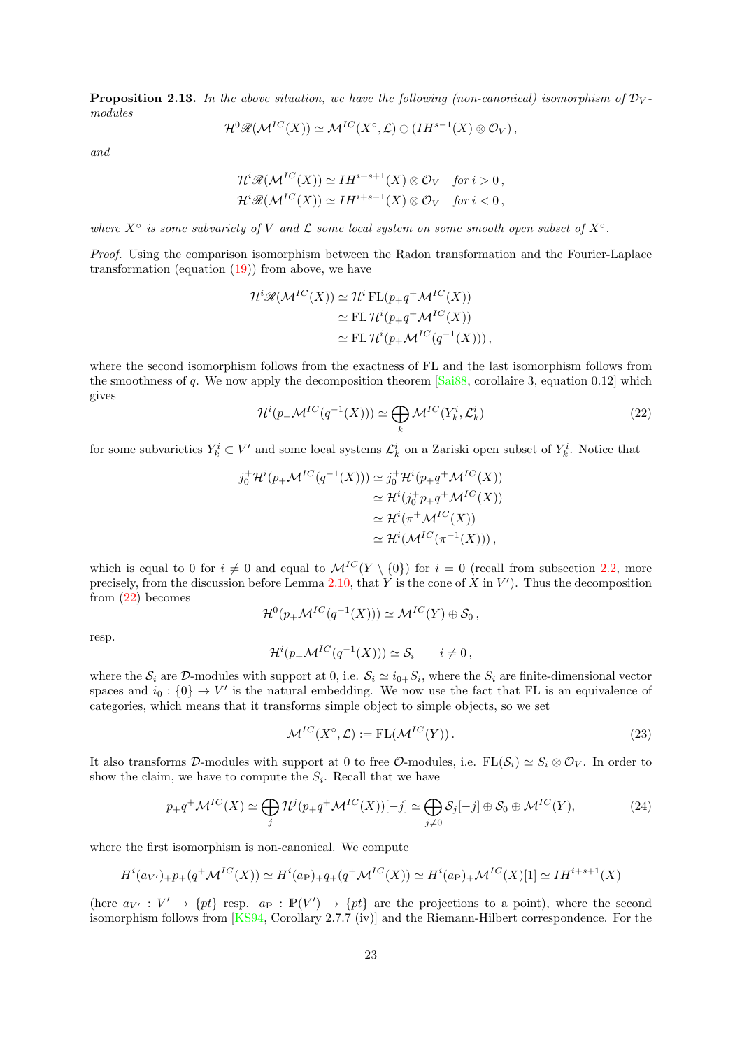**Proposition 2.13.** *In the above situation, we have the following (non-canonical) isomorphism of $\mathcal{D}_V$-modules*

$$\mathcal{H}^0\mathscr{R}(\mathcal{M}^{IC}(X)) \simeq \mathcal{M}^{IC}(X^\circ, \mathcal{L}) \oplus (IH^{s-1}(X) \otimes \mathcal{O}_V)\,,$$

*and*

$$\begin{aligned}
\mathcal{H}^i\mathscr{R}(\mathcal{M}^{IC}(X)) &\simeq IH^{i+s+1}(X) \otimes \mathcal{O}_V \quad \textit{for } i > 0\,,\\
\mathcal{H}^i\mathscr{R}(\mathcal{M}^{IC}(X)) &\simeq IH^{i+s-1}(X) \otimes \mathcal{O}_V \quad \textit{for } i < 0\,,
\end{aligned}$$

*where $X^\circ$ is some subvariety of $V$ and $\mathcal{L}$ some local system on some smooth open subset of $X^\circ$.*

*Proof.* Using the comparison isomorphism between the Radon transformation and the Fourier-Laplace transformation (equation (19)) from above, we have

$$\begin{aligned}
\mathcal{H}^i\mathscr{R}(\mathcal{M}^{IC}(X)) &\simeq \mathcal{H}^i\,\mathrm{FL}(p_+q^+\mathcal{M}^{IC}(X))\\
&\simeq \mathrm{FL}\,\mathcal{H}^i(p_+q^+\mathcal{M}^{IC}(X))\\
&\simeq \mathrm{FL}\,\mathcal{H}^i(p_+\mathcal{M}^{IC}(q^{-1}(X)))\,,
\end{aligned}$$

where the second isomorphism follows from the exactness of FL and the last isomorphism follows from the smoothness of $q$. We now apply the decomposition theorem [Sai88, corollaire 3, equation 0.12] which gives

$$\mathcal{H}^i(p_+\mathcal{M}^{IC}(q^{-1}(X))) \simeq \bigoplus_k \mathcal{M}^{IC}(Y_k^i, \mathcal{L}_k^i) \tag{22}$$

for some subvarieties $Y_k^i \subset V'$ and some local systems $\mathcal{L}_k^i$ on a Zariski open subset of $Y_k^i$. Notice that

$$\begin{aligned}
j_0^+\mathcal{H}^i(p_+\mathcal{M}^{IC}(q^{-1}(X))) &\simeq j_0^+\mathcal{H}^i(p_+q^+\mathcal{M}^{IC}(X))\\
&\simeq \mathcal{H}^i(j_0^+p_+q^+\mathcal{M}^{IC}(X))\\
&\simeq \mathcal{H}^i(\pi^+\mathcal{M}^{IC}(X))\\
&\simeq \mathcal{H}^i(\mathcal{M}^{IC}(\pi^{-1}(X)))\,,
\end{aligned}$$

which is equal to 0 for $i \neq 0$ and equal to $\mathcal{M}^{IC}(Y \setminus \{0\})$ for $i = 0$ (recall from subsection 2.2, more precisely, from the discussion before Lemma 2.10, that $Y$ is the cone of $X$ in $V'$). Thus the decomposition from (22) becomes

$$\mathcal{H}^0(p_+\mathcal{M}^{IC}(q^{-1}(X))) \simeq \mathcal{M}^{IC}(Y) \oplus \mathcal{S}_0\,,$$

resp.

$$\mathcal{H}^i(p_+\mathcal{M}^{IC}(q^{-1}(X))) \simeq \mathcal{S}_i \qquad i \neq 0\,,$$

where the $\mathcal{S}_i$ are $\mathcal{D}$-modules with support at 0, i.e. $\mathcal{S}_i \simeq i_{0+}S_i$, where the $S_i$ are finite-dimensional vector spaces and $i_0 : \{0\} \to V'$ is the natural embedding. We now use the fact that FL is an equivalence of categories, which means that it transforms simple object to simple objects, so we set

$$\mathcal{M}^{IC}(X^\circ, \mathcal{L}) := \mathrm{FL}(\mathcal{M}^{IC}(Y))\,. \tag{23}$$

It also transforms $\mathcal{D}$-modules with support at 0 to free $\mathcal{O}$-modules, i.e. $\mathrm{FL}(\mathcal{S}_i) \simeq S_i \otimes \mathcal{O}_V$. In order to show the claim, we have to compute the $S_i$. Recall that we have

$$p_+q^+\mathcal{M}^{IC}(X) \simeq \bigoplus_j \mathcal{H}^j(p_+q^+\mathcal{M}^{IC}(X))[-j] \simeq \bigoplus_{j\neq 0} \mathcal{S}_j[-j] \oplus \mathcal{S}_0 \oplus \mathcal{M}^{IC}(Y), \tag{24}$$

where the first isomorphism is non-canonical. We compute

$$H^i(a_{V'})_+p_+(q^+\mathcal{M}^{IC}(X)) \simeq H^i(a_{\mathbb{P}})_+q_+(q^+\mathcal{M}^{IC}(X)) \simeq H^i(a_{\mathbb{P}})_+\mathcal{M}^{IC}(X)[1] \simeq IH^{i+s+1}(X)$$

(here $a_{V'} : V' \to \{pt\}$ resp. $a_{\mathbb{P}} : \mathbb{P}(V') \to \{pt\}$ are the projections to a point), where the second isomorphism follows from [KS94, Corollary 2.7.7 (iv)] and the Riemann-Hilbert correspondence. For the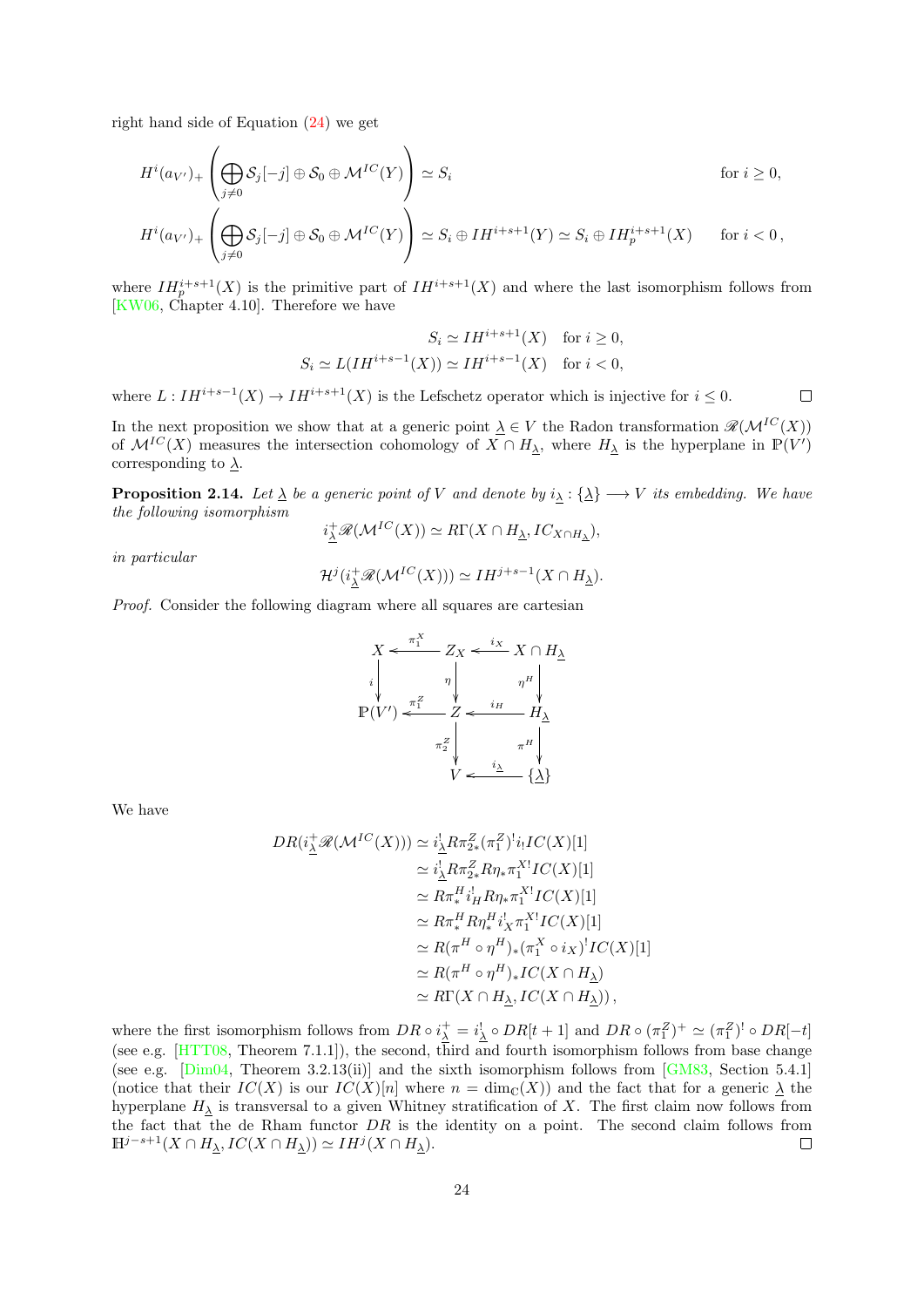right hand side of Equation (24) we get

$$H^i(a_{V'})_+\left(\bigoplus_{j\neq 0}\mathcal{S}_j[-j]\oplus\mathcal{S}_0\oplus\mathcal{M}^{IC}(Y)\right)\simeq S_i \qquad \text{for } i\geq 0,$$

$$H^i(a_{V'})_+\left(\bigoplus_{j\neq 0}\mathcal{S}_j[-j]\oplus\mathcal{S}_0\oplus\mathcal{M}^{IC}(Y)\right)\simeq S_i\oplus IH^{i+s+1}(Y)\simeq S_i\oplus IH_p^{i+s+1}(X) \qquad \text{for } i<0\,,$$

where $IH_p^{i+s+1}(X)$ is the primitive part of $IH^{i+s+1}(X)$ and where the last isomorphism follows from [KW06, Chapter 4.10]. Therefore we have

$$S_i\simeq IH^{i+s+1}(X)\quad \text{for } i\geq 0,$$
$$S_i\simeq L(IH^{i+s-1}(X))\simeq IH^{i+s-1}(X)\quad \text{for } i<0,$$

where $L: IH^{i+s-1}(X)\to IH^{i+s+1}(X)$ is the Lefschetz operator which is injective for $i\leq 0$. ∎

In the next proposition we show that at a generic point $\underline{\lambda}\in V$ the Radon transformation $\mathscr{R}(\mathcal{M}^{IC}(X))$ of $\mathcal{M}^{IC}(X)$ measures the intersection cohomology of $X\cap H_{\underline{\lambda}}$, where $H_{\underline{\lambda}}$ is the hyperplane in $\mathbb{P}(V')$ corresponding to $\underline{\lambda}$.

**Proposition 2.14.** *Let $\underline{\lambda}$ be a generic point of $V$ and denote by $i_{\underline{\lambda}}:\{\underline{\lambda}\}\longrightarrow V$ its embedding. We have the following isomorphism*

$$i^+_{\underline{\lambda}}\mathscr{R}(\mathcal{M}^{IC}(X))\simeq R\Gamma(X\cap H_{\underline{\lambda}}, IC_{X\cap H_{\underline{\lambda}}}),$$

*in particular*

$$\mathcal{H}^j(i^+_{\underline{\lambda}}\mathscr{R}(\mathcal{M}^{IC}(X)))\simeq IH^{j+s-1}(X\cap H_{\underline{\lambda}}).$$

*Proof.* Consider the following diagram where all squares are cartesian

$$\begin{array}{ccccc}
X & \xleftarrow{\pi_1^X} & Z_X & \xleftarrow{i_X} & X\cap H_{\underline{\lambda}}\\
\downarrow{\scriptstyle i} & & \downarrow{\scriptstyle \eta} & & \downarrow{\scriptstyle \eta^H}\\
\mathbb{P}(V') & \xleftarrow{\pi_1^Z} & Z & \xleftarrow{i_H} & H_{\underline{\lambda}}\\
 & & \downarrow{\scriptstyle \pi_2^Z} & & \downarrow{\scriptstyle \pi^H}\\
 & & V & \xleftarrow{i_{\underline{\lambda}}} & \{\underline{\lambda}\}
\end{array}$$

We have

$$\begin{aligned}
DR(i^+_{\underline{\lambda}}\mathscr{R}(\mathcal{M}^{IC}(X)))&\simeq i^!_{\underline{\lambda}}R\pi^Z_{2*}(\pi_1^Z)^! i_! IC(X)[1]\\
&\simeq i^!_{\underline{\lambda}}R\pi^Z_{2*}R\eta_*\pi_1^{X!}IC(X)[1]\\
&\simeq R\pi^H_* i^!_H R\eta_*\pi_1^{X!}IC(X)[1]\\
&\simeq R\pi^H_* R\eta^H_* i^!_X\pi_1^{X!}IC(X)[1]\\
&\simeq R(\pi^H\circ\eta^H)_*(\pi_1^X\circ i_X)^! IC(X)[1]\\
&\simeq R(\pi^H\circ\eta^H)_* IC(X\cap H_{\underline{\lambda}})\\
&\simeq R\Gamma(X\cap H_{\underline{\lambda}}, IC(X\cap H_{\underline{\lambda}}))\,,
\end{aligned}$$

where the first isomorphism follows from $DR\circ i^+_{\underline{\lambda}}=i^!_{\underline{\lambda}}\circ DR[t+1]$ and $DR\circ(\pi_1^Z)^+\simeq(\pi_1^Z)^!\circ DR[-t]$ (see e.g. [HTT08, Theorem 7.1.1]), the second, third and fourth isomorphism follows from base change (see e.g. [Dim04, Theorem 3.2.13(ii)] and the sixth isomorphism follows from [GM83, Section 5.4.1] (notice that their $IC(X)$ is our $IC(X)[n]$ where $n=\dim_{\mathbb{C}}(X)$) and the fact that for a generic $\underline{\lambda}$ the hyperplane $H_{\underline{\lambda}}$ is transversal to a given Whitney stratification of $X$. The first claim now follows from the fact that the de Rham functor $DR$ is the identity on a point. The second claim follows from $\mathbb{H}^{j-s+1}(X\cap H_{\underline{\lambda}}, IC(X\cap H_{\underline{\lambda}}))\simeq IH^j(X\cap H_{\underline{\lambda}})$. ∎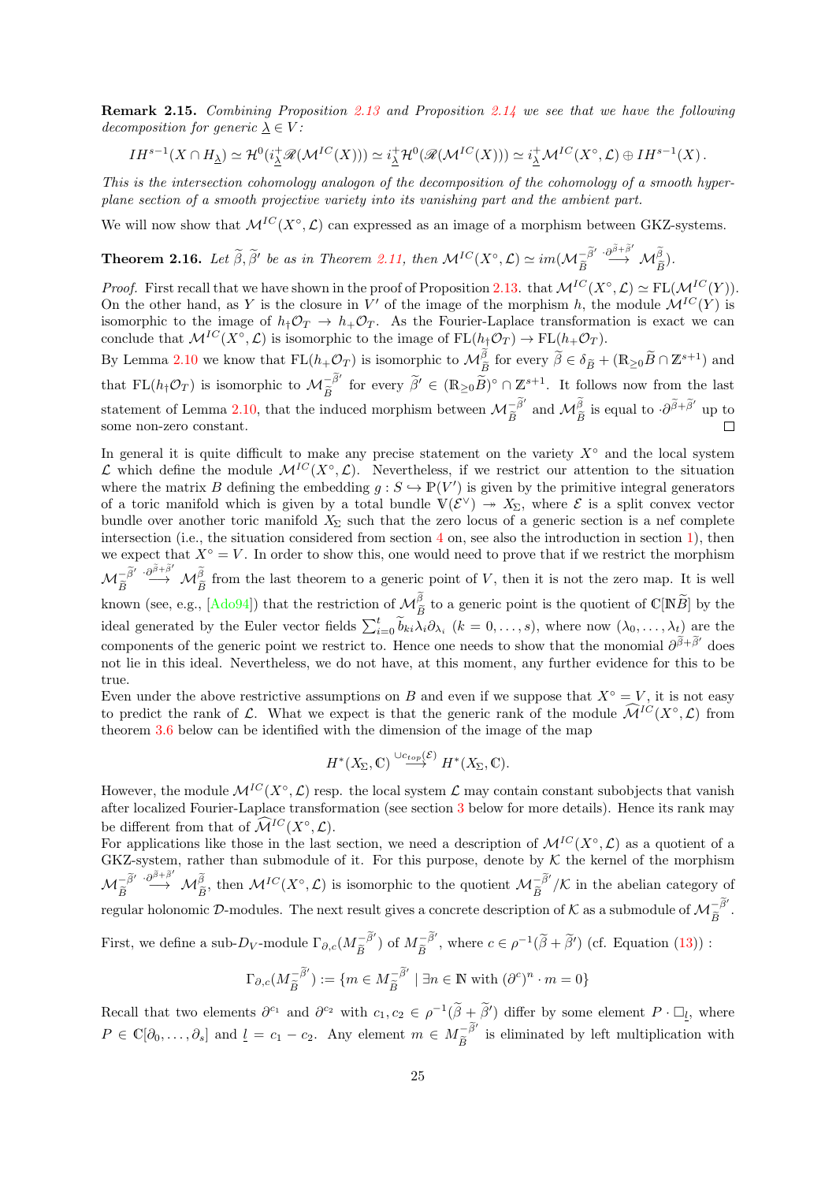**Remark 2.15.** *Combining Proposition 2.13 and Proposition 2.14 we see that we have the following decomposition for generic $\underline{\lambda} \in V$:*

$$IH^{s-1}(X \cap H_{\underline{\lambda}}) \simeq \mathcal{H}^0(i^+_{\underline{\lambda}} \mathscr{R}(\mathcal{M}^{IC}(X))) \simeq i^+_{\underline{\lambda}} \mathcal{H}^0(\mathscr{R}(\mathcal{M}^{IC}(X))) \simeq i^+_{\underline{\lambda}} \mathcal{M}^{IC}(X^\circ, \mathcal{L}) \oplus IH^{s-1}(X)\,.$$

*This is the intersection cohomology analogon of the decomposition of the cohomology of a smooth hyperplane section of a smooth projective variety into its vanishing part and the ambient part.*

We will now show that $\mathcal{M}^{IC}(X^\circ, \mathcal{L})$ can expressed as an image of a morphism between GKZ-systems.

**Theorem 2.16.** *Let $\widetilde{\beta}, \widetilde{\beta}'$ be as in Theorem 2.11, then $\mathcal{M}^{IC}(X^\circ, \mathcal{L}) \simeq im(\mathcal{M}^{-\widetilde{\beta}'}_{\widetilde{B}} \stackrel{\cdot \partial^{\widetilde{\beta}+\widetilde{\beta}'}}{\longrightarrow} \mathcal{M}^{\widetilde{\beta}}_{\widetilde{B}})$.*

*Proof.* First recall that we have shown in the proof of Proposition 2.13. that $\mathcal{M}^{IC}(X^\circ, \mathcal{L}) \simeq \mathrm{FL}(\mathcal{M}^{IC}(Y))$. On the other hand, as $Y$ is the closure in $V'$ of the image of the morphism $h$, the module $\mathcal{M}^{IC}(Y)$ is isomorphic to the image of $h_\dagger \mathcal{O}_T \to h_+ \mathcal{O}_T$. As the Fourier-Laplace transformation is exact we can conclude that $\mathcal{M}^{IC}(X^\circ, \mathcal{L})$ is isomorphic to the image of $\mathrm{FL}(h_\dagger \mathcal{O}_T) \to \mathrm{FL}(h_+ \mathcal{O}_T)$.

By Lemma 2.10 we know that $\mathrm{FL}(h_+ \mathcal{O}_T)$ is isomorphic to $\mathcal{M}^{\widetilde{\beta}}_{\widetilde{B}}$ for every $\widetilde{\beta} \in \delta_{\widetilde{B}} + (\mathbb{R}_{\geq 0} \widetilde{B} \cap \mathbb{Z}^{s+1})$ and that $\mathrm{FL}(h_\dagger \mathcal{O}_T)$ is isomorphic to $\mathcal{M}^{-\widetilde{\beta}'}_{\widetilde{B}}$ for every $\widetilde{\beta}' \in (\mathbb{R}_{\geq 0} \widetilde{B})^\circ \cap \mathbb{Z}^{s+1}$. It follows now from the last statement of Lemma 2.10, that the induced morphism between $\mathcal{M}^{-\widetilde{\beta}'}_{\widetilde{B}}$ and $\mathcal{M}^{\widetilde{\beta}}_{\widetilde{B}}$ is equal to $\cdot \partial^{\widetilde{\beta}+\widetilde{\beta}'}$ up to some non-zero constant. $\square$

In general it is quite difficult to make any precise statement on the variety $X^\circ$ and the local system $\mathcal{L}$ which define the module $\mathcal{M}^{IC}(X^\circ, \mathcal{L})$. Nevertheless, if we restrict our attention to the situation where the matrix $B$ defining the embedding $g : S \hookrightarrow \mathbb{P}(V')$ is given by the primitive integral generators of a toric manifold which is given by a total bundle $\mathbb{V}(\mathcal{E}^\vee) \twoheadrightarrow X_\Sigma$, where $\mathcal{E}$ is a split convex vector bundle over another toric manifold $X_\Sigma$ such that the zero locus of a generic section is a nef complete intersection (i.e., the situation considered from section 4 on, see also the introduction in section 1), then we expect that $X^\circ = V$. In order to show this, one would need to prove that if we restrict the morphism $\mathcal{M}^{-\widetilde{\beta}'}_{\widetilde{B}} \stackrel{\cdot \partial^{\widetilde{\beta}+\widetilde{\beta}'}}{\longrightarrow} \mathcal{M}^{\widetilde{\beta}}_{\widetilde{B}}$ from the last theorem to a generic point of $V$, then it is not the zero map. It is well known (see, e.g., [Ado94]) that the restriction of $\mathcal{M}^{\widetilde{\beta}}_{\widetilde{B}}$ to a generic point is the quotient of $\mathbb{C}[\mathbb{N}\widetilde{B}]$ by the ideal generated by the Euler vector fields $\sum_{i=0}^{t} \widetilde{b}_{ki} \lambda_i \partial_{\lambda_i}$ $(k = 0, \ldots, s)$, where now $(\lambda_0, \ldots, \lambda_t)$ are the components of the generic point we restrict to. Hence one needs to show that the monomial $\partial^{\widetilde{\beta}+\widetilde{\beta}'}$ does not lie in this ideal. Nevertheless, we do not have, at this moment, any further evidence for this to be true.

Even under the above restrictive assumptions on $B$ and even if we suppose that $X^\circ = V$, it is not easy to predict the rank of $\mathcal{L}$. What we expect is that the generic rank of the module $\widehat{\mathcal{M}}^{IC}(X^\circ, \mathcal{L})$ from theorem 3.6 below can be identified with the dimension of the image of the map

$$H^*(X_\Sigma, \mathbb{C}) \stackrel{\cup c_{top}(\mathcal{E})}{\longrightarrow} H^*(X_\Sigma, \mathbb{C}).$$

However, the module $\mathcal{M}^{IC}(X^\circ, \mathcal{L})$ resp. the local system $\mathcal{L}$ may contain constant subobjects that vanish after localized Fourier-Laplace transformation (see section 3 below for more details). Hence its rank may be different from that of $\widehat{\mathcal{M}}^{IC}(X^\circ, \mathcal{L})$.

For applications like those in the last section, we need a description of $\mathcal{M}^{IC}(X^\circ, \mathcal{L})$ as a quotient of a GKZ-system, rather than submodule of it. For this purpose, denote by $\mathcal{K}$ the kernel of the morphism $\mathcal{M}^{-\widetilde{\beta}'}_{\widetilde{B}} \stackrel{\cdot \partial^{\widetilde{\beta}+\widetilde{\beta}'}}{\longrightarrow} \mathcal{M}^{\widetilde{\beta}}_{\widetilde{B}}$, then $\mathcal{M}^{IC}(X^\circ, \mathcal{L})$ is isomorphic to the quotient $\mathcal{M}^{-\widetilde{\beta}'}_{\widetilde{B}} / \mathcal{K}$ in the abelian category of regular holonomic $\mathcal{D}$-modules. The next result gives a concrete description of $\mathcal{K}$ as a submodule of $\mathcal{M}^{-\widetilde{\beta}'}_{\widetilde{B}}$.

First, we define a sub-$D_V$-module $\Gamma_{\partial,c}(M^{-\widetilde{\beta}'}_{\widetilde{B}})$ of $M^{-\widetilde{\beta}'}_{\widetilde{B}}$, where $c \in \rho^{-1}(\widetilde{\beta} + \widetilde{\beta}')$ (cf. Equation (13)) :

$$\Gamma_{\partial,c}(M^{-\widetilde{\beta}'}_{\widetilde{B}}) := \{m \in M^{-\widetilde{\beta}'}_{\widetilde{B}} \mid \exists n \in \mathbb{N} \text{ with } (\partial^c)^n \cdot m = 0\}$$

Recall that two elements $\partial^{c_1}$ and $\partial^{c_2}$ with $c_1, c_2 \in \rho^{-1}(\widetilde{\beta} + \widetilde{\beta}')$ differ by some element $P \cdot \Box_{\underline{l}}$, where $P \in \mathbb{C}[\partial_0, \ldots, \partial_s]$ and $\underline{l} = c_1 - c_2$. Any element $m \in M^{-\widetilde{\beta}'}_{\widetilde{B}}$ is eliminated by left multiplication with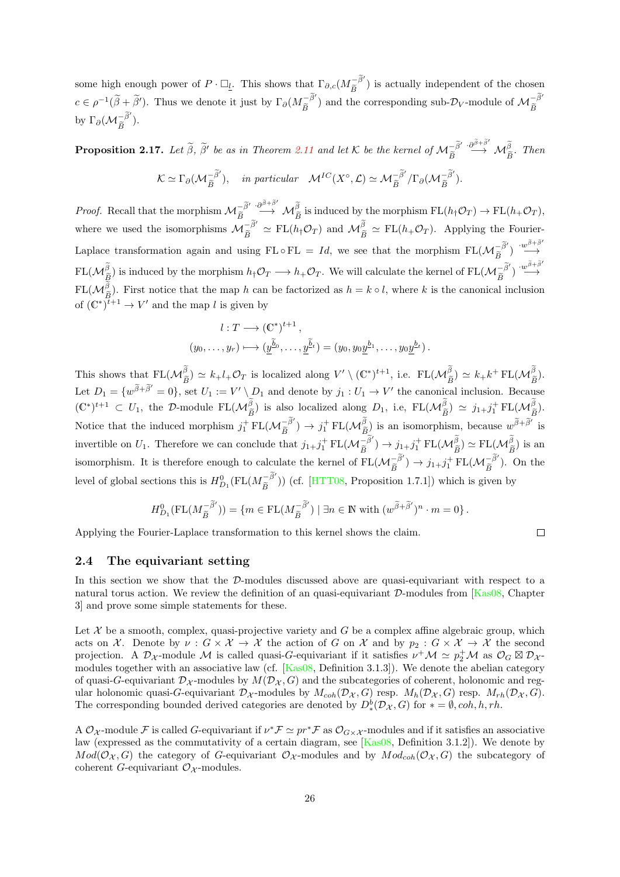some high enough power of $P \cdot \Box_{\underline{l}}$. This shows that $\Gamma_{\partial,c}(M_{\widetilde{B}}^{-\widetilde{\beta}'})$ is actually independent of the chosen $c \in \rho^{-1}(\widetilde{\beta} + \widetilde{\beta}')$. Thus we denote it just by $\Gamma_\partial(M_{\widetilde{B}}^{-\widetilde{\beta}'})$ and the corresponding sub-$\mathcal{D}_V$-module of $\mathcal{M}_{\widetilde{B}}^{-\widetilde{\beta}'}$ by $\Gamma_\partial(\mathcal{M}_{\widetilde{B}}^{-\widetilde{\beta}'})$.

**Proposition 2.17.** *Let $\widetilde{\beta}$, $\widetilde{\beta}'$ be as in Theorem 2.11 and let $\mathcal{K}$ be the kernel of $\mathcal{M}_{\widetilde{B}}^{-\widetilde{\beta}'} \overset{\cdot \partial^{\widetilde{\beta}+\widetilde{\beta}'}}{\longrightarrow} \mathcal{M}_{\widetilde{B}}^{\widetilde{\beta}}$. Then*

$$\mathcal{K} \simeq \Gamma_\partial(\mathcal{M}_{\widetilde{B}}^{-\widetilde{\beta}'}), \quad \textit{in particular} \quad \mathcal{M}^{IC}(X^\circ, \mathcal{L}) \simeq \mathcal{M}_{\widetilde{B}}^{-\widetilde{\beta}'}/\Gamma_\partial(\mathcal{M}_{\widetilde{B}}^{-\widetilde{\beta}'}).$$

*Proof.* Recall that the morphism $\mathcal{M}_{\widetilde{B}}^{-\widetilde{\beta}'} \overset{\cdot \partial^{\widetilde{\beta}+\widetilde{\beta}'}}{\longrightarrow} \mathcal{M}_{\widetilde{B}}^{\widetilde{\beta}}$ is induced by the morphism $\mathrm{FL}(h_\dagger \mathcal{O}_T) \to \mathrm{FL}(h_+ \mathcal{O}_T)$, where we used the isomorphisms $\mathcal{M}_{\widetilde{B}}^{-\widetilde{\beta}'} \simeq \mathrm{FL}(h_\dagger \mathcal{O}_T)$ and $\mathcal{M}_{\widetilde{B}}^{\widetilde{\beta}} \simeq \mathrm{FL}(h_+ \mathcal{O}_T)$. Applying the Fourier-Laplace transformation again and using $\mathrm{FL} \circ \mathrm{FL} = Id$, we see that the morphism $\mathrm{FL}(\mathcal{M}_{\widetilde{B}}^{-\widetilde{\beta}'}) \overset{\cdot w^{\widetilde{\beta}+\widetilde{\beta}'}}{\longrightarrow} \mathrm{FL}(\mathcal{M}_{\widetilde{B}}^{\widetilde{\beta}})$ is induced by the morphism $h_\dagger \mathcal{O}_T \longrightarrow h_+ \mathcal{O}_T$. We will calculate the kernel of $\mathrm{FL}(\mathcal{M}_{\widetilde{B}}^{-\widetilde{\beta}'}) \overset{\cdot w^{\widetilde{\beta}+\widetilde{\beta}'}}{\longrightarrow} \mathrm{FL}(\mathcal{M}_{\widetilde{B}}^{\widetilde{\beta}})$. First notice that the map $h$ can be factorized as $h = k \circ l$, where $k$ is the canonical inclusion of $(\mathbb{C}^*)^{t+1} \to V'$ and the map $l$ is given by

$$\begin{aligned}
l : T &\longrightarrow (\mathbb{C}^*)^{t+1}\,, \\
(y_0, \ldots, y_r) &\longmapsto (\underline{y}^{\widetilde{\underline{b}}_0}, \ldots, \underline{y}^{\widetilde{\underline{b}}_t}) = (y_0, y_0 \underline{y}^{\underline{b}_1}, \ldots, y_0 \underline{y}^{\underline{b}_t})\,.
\end{aligned}$$

This shows that $\mathrm{FL}(\mathcal{M}_{\widetilde{B}}^{\widetilde{\beta}}) \simeq k_+ l_+ \mathcal{O}_T$ is localized along $V' \setminus (\mathbb{C}^*)^{t+1}$, i.e. $\mathrm{FL}(\mathcal{M}_{\widetilde{B}}^{\widetilde{\beta}}) \simeq k_+ k^+ \mathrm{FL}(\mathcal{M}_{\widetilde{B}}^{\widetilde{\beta}})$. Let $D_1 = \{w^{\widetilde{\beta}+\widetilde{\beta}'} = 0\}$, set $U_1 := V' \setminus D_1$ and denote by $j_1 : U_1 \to V'$ the canonical inclusion. Because $(\mathbb{C}^*)^{t+1} \subset U_1$, the $\mathcal{D}$-module $\mathrm{FL}(\mathcal{M}_{\widetilde{B}}^{\widetilde{\beta}})$ is also localized along $D_1$, i.e, $\mathrm{FL}(\mathcal{M}_{\widetilde{B}}^{\widetilde{\beta}}) \simeq j_{1+} j_1^+ \mathrm{FL}(\mathcal{M}_{\widetilde{B}}^{\widetilde{\beta}})$. Notice that the induced morphism $j_1^+ \mathrm{FL}(\mathcal{M}_{\widetilde{B}}^{-\widetilde{\beta}'}) \to j_1^+ \mathrm{FL}(\mathcal{M}_{\widetilde{B}}^{\widetilde{\beta}})$ is an isomorphism, because $w^{\widetilde{\beta}+\widetilde{\beta}'}$ is invertible on $U_1$. Therefore we can conclude that $j_{1+} j_1^+ \mathrm{FL}(\mathcal{M}_{\widetilde{B}}^{-\widetilde{\beta}'}) \to j_{1+} j_1^+ \mathrm{FL}(\mathcal{M}_{\widetilde{B}}^{\widetilde{\beta}}) \simeq \mathrm{FL}(\mathcal{M}_{\widetilde{B}}^{\widetilde{\beta}})$ is an isomorphism. It is therefore enough to calculate the kernel of $\mathrm{FL}(\mathcal{M}_{\widetilde{B}}^{-\widetilde{\beta}'}) \to j_{1+} j_1^+ \mathrm{FL}(\mathcal{M}_{\widetilde{B}}^{-\widetilde{\beta}'})$. On the level of global sections this is $H^0_{D_1}(\mathrm{FL}(M_{\widetilde{B}}^{-\widetilde{\beta}'}))$ (cf. [HTT08, Proposition 1.7.1]) which is given by

$$H^0_{D_1}(\mathrm{FL}(M_{\widetilde{B}}^{-\widetilde{\beta}'})) = \{m \in \mathrm{FL}(M_{\widetilde{B}}^{-\widetilde{\beta}'}) \mid \exists n \in \mathbb{N} \text{ with } (w^{\widetilde{\beta}+\widetilde{\beta}'})^n \cdot m = 0\}\,.$$

Applying the Fourier-Laplace transformation to this kernel shows the claim. $\square$

## 2.4 The equivariant setting

In this section we show that the $\mathcal{D}$-modules discussed above are quasi-equivariant with respect to a natural torus action. We review the definition of an quasi-equivariant $\mathcal{D}$-modules from [Kas08, Chapter 3] and prove some simple statements for these.

Let $\mathcal{X}$ be a smooth, complex, quasi-projective variety and $G$ be a complex affine algebraic group, which acts on $\mathcal{X}$. Denote by $\nu : G \times \mathcal{X} \to \mathcal{X}$ the action of $G$ on $\mathcal{X}$ and by $p_2 : G \times \mathcal{X} \to \mathcal{X}$ the second projection. A $\mathcal{D}_\mathcal{X}$-module $\mathcal{M}$ is called quasi-$G$-equivariant if it satisfies $\nu^+ \mathcal{M} \simeq p_2^+ \mathcal{M}$ as $\mathcal{O}_G \boxtimes \mathcal{D}_\mathcal{X}$-modules together with an associative law (cf. [Kas08, Definition 3.1.3]). We denote the abelian category of quasi-$G$-equivariant $\mathcal{D}_\mathcal{X}$-modules by $M(\mathcal{D}_\mathcal{X}, G)$ and the subcategories of coherent, holonomic and regular holonomic quasi-$G$-equivariant $\mathcal{D}_\mathcal{X}$-modules by $M_{coh}(\mathcal{D}_\mathcal{X}, G)$ resp. $M_h(\mathcal{D}_\mathcal{X}, G)$ resp. $M_{rh}(\mathcal{D}_\mathcal{X}, G)$. The corresponding bounded derived categories are denoted by $D^b_*(\mathcal{D}_\mathcal{X}, G)$ for $* = \emptyset, coh, h, rh$.

A $\mathcal{O}_\mathcal{X}$-module $\mathcal{F}$ is called $G$-equivariant if $\nu^* \mathcal{F} \simeq pr^* \mathcal{F}$ as $\mathcal{O}_{G \times \mathcal{X}}$-modules and if it satisfies an associative law (expressed as the commutativity of a certain diagram, see [Kas08, Definition 3.1.2]). We denote by $Mod(\mathcal{O}_\mathcal{X}, G)$ the category of $G$-equivariant $\mathcal{O}_\mathcal{X}$-modules and by $Mod_{coh}(\mathcal{O}_\mathcal{X}, G)$ the subcategory of coherent $G$-equivariant $\mathcal{O}_\mathcal{X}$-modules.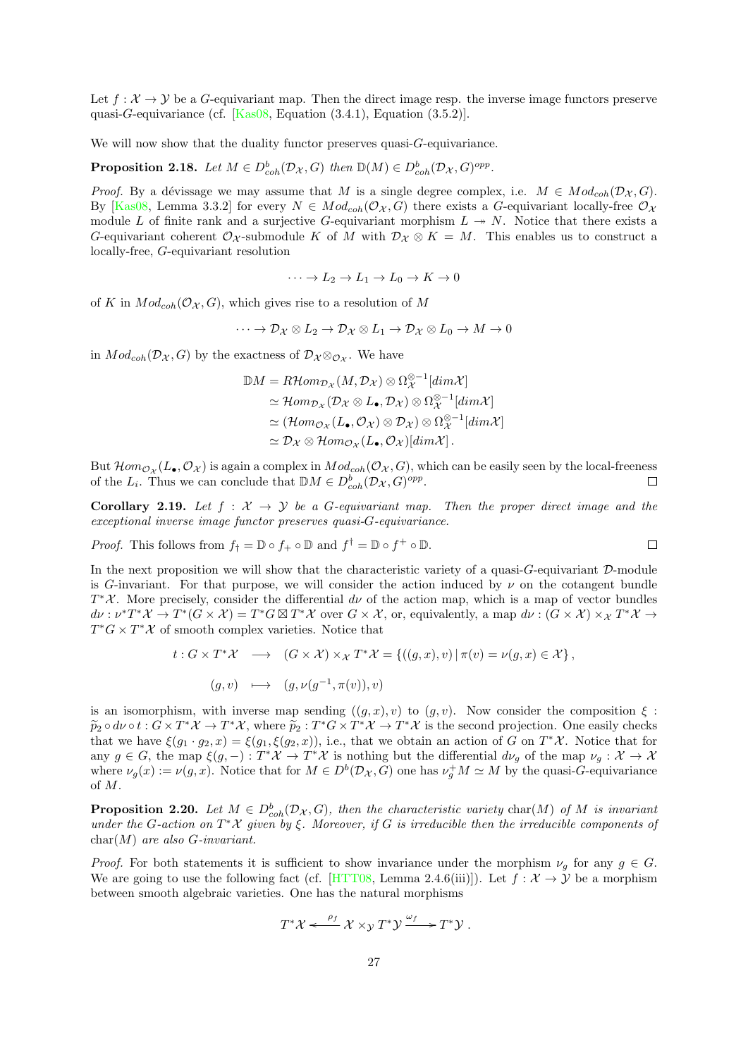Let $f : \mathcal{X} \to \mathcal{Y}$ be a $G$-equivariant map. Then the direct image resp. the inverse image functors preserve quasi-$G$-equivariance (cf. [Kas08, Equation (3.4.1), Equation (3.5.2)].

We will now show that the duality functor preserves quasi-$G$-equivariance.

**Proposition 2.18.** *Let $M \in D^b_{coh}(\mathcal{D}_\mathcal{X}, G)$ then $\mathbb{D}(M) \in D^b_{coh}(\mathcal{D}_\mathcal{X}, G)^{opp}$.*

*Proof.* By a dévissage we may assume that $M$ is a single degree complex, i.e. $M \in Mod_{coh}(\mathcal{D}_\mathcal{X}, G)$. By [Kas08, Lemma 3.3.2] for every $N \in Mod_{coh}(\mathcal{O}_\mathcal{X}, G)$ there exists a $G$-equivariant locally-free $\mathcal{O}_\mathcal{X}$ module $L$ of finite rank and a surjective $G$-equivariant morphism $L \twoheadrightarrow N$. Notice that there exists a $G$-equivariant coherent $\mathcal{O}_\mathcal{X}$-submodule $K$ of $M$ with $\mathcal{D}_\mathcal{X} \otimes K = M$. This enables us to construct a locally-free, $G$-equivariant resolution

$$\cdots \to L_2 \to L_1 \to L_0 \to K \to 0$$

of $K$ in $Mod_{coh}(\mathcal{O}_\mathcal{X}, G)$, which gives rise to a resolution of $M$

$$\cdots \to \mathcal{D}_\mathcal{X} \otimes L_2 \to \mathcal{D}_\mathcal{X} \otimes L_1 \to \mathcal{D}_\mathcal{X} \otimes L_0 \to M \to 0$$

in $Mod_{coh}(\mathcal{D}_\mathcal{X}, G)$ by the exactness of $\mathcal{D}_\mathcal{X} \otimes_{\mathcal{O}_\mathcal{X}}$. We have

$$\begin{aligned}
\mathbb{D}M &= R\mathcal{H}om_{\mathcal{D}_\mathcal{X}}(M, \mathcal{D}_\mathcal{X}) \otimes \Omega_\mathcal{X}^{\otimes -1}[dim\mathcal{X}] \\
&\simeq \mathcal{H}om_{\mathcal{D}_\mathcal{X}}(\mathcal{D}_\mathcal{X} \otimes L_\bullet, \mathcal{D}_\mathcal{X}) \otimes \Omega_\mathcal{X}^{\otimes -1}[dim\mathcal{X}] \\
&\simeq (\mathcal{H}om_{\mathcal{O}_\mathcal{X}}(L_\bullet, \mathcal{O}_\mathcal{X}) \otimes \mathcal{D}_\mathcal{X}) \otimes \Omega_\mathcal{X}^{\otimes -1}[dim\mathcal{X}] \\
&\simeq \mathcal{D}_\mathcal{X} \otimes \mathcal{H}om_{\mathcal{O}_\mathcal{X}}(L_\bullet, \mathcal{O}_\mathcal{X})[dim\mathcal{X}] \, .
\end{aligned}$$

But $\mathcal{H}om_{\mathcal{O}_\mathcal{X}}(L_\bullet, \mathcal{O}_\mathcal{X})$ is again a complex in $Mod_{coh}(\mathcal{O}_\mathcal{X}, G)$, which can be easily seen by the local-freeness of the $L_i$. Thus we can conclude that $\mathbb{D}M \in D^b_{coh}(\mathcal{D}_\mathcal{X}, G)^{opp}$. ☐

**Corollary 2.19.** *Let $f : \mathcal{X} \to \mathcal{Y}$ be a $G$-equivariant map. Then the proper direct image and the exceptional inverse image functor preserves quasi-$G$-equivariance.*

*Proof.* This follows from $f_\dagger = \mathbb{D} \circ f_+ \circ \mathbb{D}$ and $f^\dagger = \mathbb{D} \circ f^+ \circ \mathbb{D}$. ☐

In the next proposition we will show that the characteristic variety of a quasi-$G$-equivariant $\mathcal{D}$-module is $G$-invariant. For that purpose, we will consider the action induced by $\nu$ on the cotangent bundle $T^*\mathcal{X}$. More precisely, consider the differential $d\nu$ of the action map, which is a map of vector bundles $d\nu : \nu^* T^*\mathcal{X} \to T^*(G \times \mathcal{X}) = T^*G \boxtimes T^*\mathcal{X}$ over $G \times \mathcal{X}$, or, equivalently, a map $d\nu : (G \times \mathcal{X}) \times_\mathcal{X} T^*\mathcal{X} \to T^*G \times T^*\mathcal{X}$ of smooth complex varieties. Notice that

$$\begin{aligned}
t : G \times T^*\mathcal{X} \quad &\longrightarrow \quad (G \times \mathcal{X}) \times_\mathcal{X} T^*\mathcal{X} = \{((g,x), v) \,|\, \pi(v) = \nu(g,x) \in \mathcal{X}\} \, , \\
(g, v) \quad &\longmapsto \quad (g, \nu(g^{-1}, \pi(v)), v)
\end{aligned}$$

is an isomorphism, with inverse map sending $((g,x),v)$ to $(g,v)$. Now consider the composition $\xi : \widetilde{p}_2 \circ d\nu \circ t : G \times T^*\mathcal{X} \to T^*\mathcal{X}$, where $\widetilde{p}_2 : T^*G \times T^*\mathcal{X} \to T^*\mathcal{X}$ is the second projection. One easily checks that we have $\xi(g_1 \cdot g_2, x) = \xi(g_1, \xi(g_2, x))$, i.e., that we obtain an action of $G$ on $T^*\mathcal{X}$. Notice that for any $g \in G$, the map $\xi(g, -) : T^*\mathcal{X} \to T^*\mathcal{X}$ is nothing but the differential $d\nu_g$ of the map $\nu_g : \mathcal{X} \to \mathcal{X}$ where $\nu_g(x) := \nu(g, x)$. Notice that for $M \in D^b(\mathcal{D}_\mathcal{X}, G)$ one has $\nu_g^+ M \simeq M$ by the quasi-$G$-equivariance of $M$.

**Proposition 2.20.** *Let $M \in D^b_{coh}(\mathcal{D}_\mathcal{X}, G)$, then the characteristic variety* $\mathrm{char}(M)$ *of $M$ is invariant under the $G$-action on $T^*\mathcal{X}$ given by $\xi$. Moreover, if $G$ is irreducible then the irreducible components of* $\mathrm{char}(M)$ *are also $G$-invariant.*

*Proof.* For both statements it is sufficient to show invariance under the morphism $\nu_g$ for any $g \in G$. We are going to use the following fact (cf. [HTT08, Lemma 2.4.6(iii)]). Let $f : \mathcal{X} \to \mathcal{Y}$ be a morphism between smooth algebraic varieties. One has the natural morphisms

$$T^*\mathcal{X} \xleftarrow{\ \rho_f\ } \mathcal{X} \times_\mathcal{Y} T^*\mathcal{Y} \xrightarrow{\ \omega_f\ } T^*\mathcal{Y} \, .$$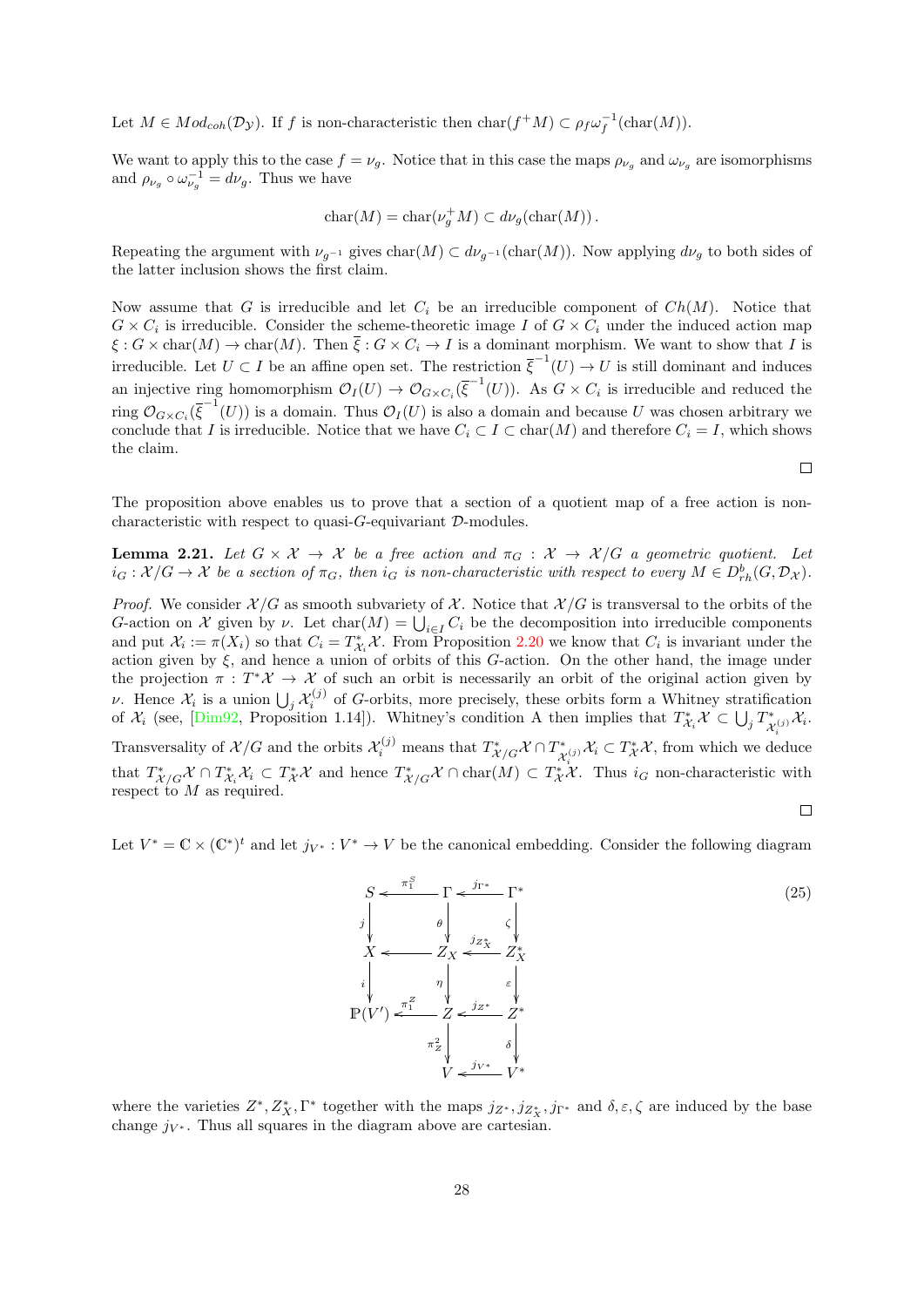Let $M \in Mod_{coh}(\mathcal{D}_{\mathcal{Y}})$. If $f$ is non-characteristic then $\mathrm{char}(f^+M) \subset \rho_f \omega_f^{-1}(\mathrm{char}(M))$.

We want to apply this to the case $f = \nu_g$. Notice that in this case the maps $\rho_{\nu_g}$ and $\omega_{\nu_g}$ are isomorphisms and $\rho_{\nu_g} \circ \omega_{\nu_g}^{-1} = d\nu_g$. Thus we have

$$\mathrm{char}(M) = \mathrm{char}(\nu_g^+ M) \subset d\nu_g(\mathrm{char}(M))\,.$$

Repeating the argument with $\nu_{g^{-1}}$ gives $\mathrm{char}(M) \subset d\nu_{g^{-1}}(\mathrm{char}(M))$. Now applying $d\nu_g$ to both sides of the latter inclusion shows the first claim.

Now assume that $G$ is irreducible and let $C_i$ be an irreducible component of $Ch(M)$. Notice that $G \times C_i$ is irreducible. Consider the scheme-theoretic image $I$ of $G \times C_i$ under the induced action map $\xi : G \times \mathrm{char}(M) \to \mathrm{char}(M)$. Then $\overline{\xi} : G \times C_i \to I$ is a dominant morphism. We want to show that $I$ is irreducible. Let $U \subset I$ be an affine open set. The restriction $\overline{\xi}^{-1}(U) \to U$ is still dominant and induces an injective ring homomorphism $\mathcal{O}_I(U) \to \mathcal{O}_{G\times C_i}(\overline{\xi}^{-1}(U))$. As $G \times C_i$ is irreducible and reduced the ring $\mathcal{O}_{G\times C_i}(\overline{\xi}^{-1}(U))$ is a domain. Thus $\mathcal{O}_I(U)$ is also a domain and because $U$ was chosen arbitrary we conclude that $I$ is irreducible. Notice that we have $C_i \subset I \subset \mathrm{char}(M)$ and therefore $C_i = I$, which shows the claim.

□

The proposition above enables us to prove that a section of a quotient map of a free action is non-characteristic with respect to quasi-$G$-equivariant $\mathcal{D}$-modules.

**Lemma 2.21.** *Let $G \times \mathcal{X} \to \mathcal{X}$ be a free action and $\pi_G : \mathcal{X} \to \mathcal{X}/G$ a geometric quotient. Let $i_G : \mathcal{X}/G \to \mathcal{X}$ be a section of $\pi_G$, then $i_G$ is non-characteristic with respect to every $M \in D^b_{rh}(G, \mathcal{D}_{\mathcal{X}})$.*

*Proof.* We consider $\mathcal{X}/G$ as smooth subvariety of $\mathcal{X}$. Notice that $\mathcal{X}/G$ is transversal to the orbits of the $G$-action on $\mathcal{X}$ given by $\nu$. Let $\mathrm{char}(M) = \bigcup_{i\in I} C_i$ be the decomposition into irreducible components and put $\mathcal{X}_i := \pi(X_i)$ so that $C_i = T^*_{\mathcal{X}_i}\mathcal{X}$. From Proposition 2.20 we know that $C_i$ is invariant under the action given by $\xi$, and hence a union of orbits of this $G$-action. On the other hand, the image under the projection $\pi : T^*\mathcal{X} \to \mathcal{X}$ of such an orbit is necessarily an orbit of the original action given by $\nu$. Hence $\mathcal{X}_i$ is a union $\bigcup_j \mathcal{X}_i^{(j)}$ of $G$-orbits, more precisely, these orbits form a Whitney stratification of $\mathcal{X}_i$ (see, [Dim92, Proposition 1.14]). Whitney's condition A then implies that $T^*_{\mathcal{X}_i}\mathcal{X} \subset \bigcup_j T^*_{\mathcal{X}_i^{(j)}}\mathcal{X}_i$. Transversality of $\mathcal{X}/G$ and the orbits $\mathcal{X}_i^{(j)}$ means that $T^*_{\mathcal{X}/G}\mathcal{X} \cap T^*_{\mathcal{X}_i^{(j)}}\mathcal{X}_i \subset T^*_{\mathcal{X}}\mathcal{X}$, from which we deduce that $T^*_{\mathcal{X}/G}\mathcal{X} \cap T^*_{\mathcal{X}_i}\mathcal{X}_i \subset T^*_{\mathcal{X}}\mathcal{X}$ and hence $T^*_{\mathcal{X}/G}\mathcal{X} \cap \mathrm{char}(M) \subset T^*_{\mathcal{X}}\mathcal{X}$. Thus $i_G$ non-characteristic with respect to $M$ as required.

□

Let $V^* = \mathbb{C} \times (\mathbb{C}^*)^t$ and let $j_{V^*} : V^* \to V$ be the canonical embedding. Consider the following diagram

$$\begin{array}{ccccc}
S & \xleftarrow{\pi_1^S} & \Gamma & \xleftarrow{j_{\Gamma^*}} & \Gamma^* \\
\downarrow{\scriptstyle j} & & \downarrow{\scriptstyle \theta} & & \downarrow{\scriptstyle \zeta} \\
X & \longleftarrow & Z_X & \xleftarrow{j_{Z_X^*}} & Z_X^* \\
\downarrow{\scriptstyle i} & & \downarrow{\scriptstyle \eta} & & \downarrow{\scriptstyle \varepsilon} \\
\mathbb{P}(V') & \xleftarrow{\pi_1^Z} & Z & \xleftarrow{j_{Z^*}} & Z^* \\
 & & \downarrow{\scriptstyle \pi_Z^2} & & \downarrow{\scriptstyle \delta} \\
 & & V & \xleftarrow{j_{V^*}} & V^*
\end{array} \tag{25}$$

where the varieties $Z^*, Z_X^*, \Gamma^*$ together with the maps $j_{Z^*}, j_{Z_X^*}, j_{\Gamma^*}$ and $\delta, \varepsilon, \zeta$ are induced by the base change $j_{V^*}$. Thus all squares in the diagram above are cartesian.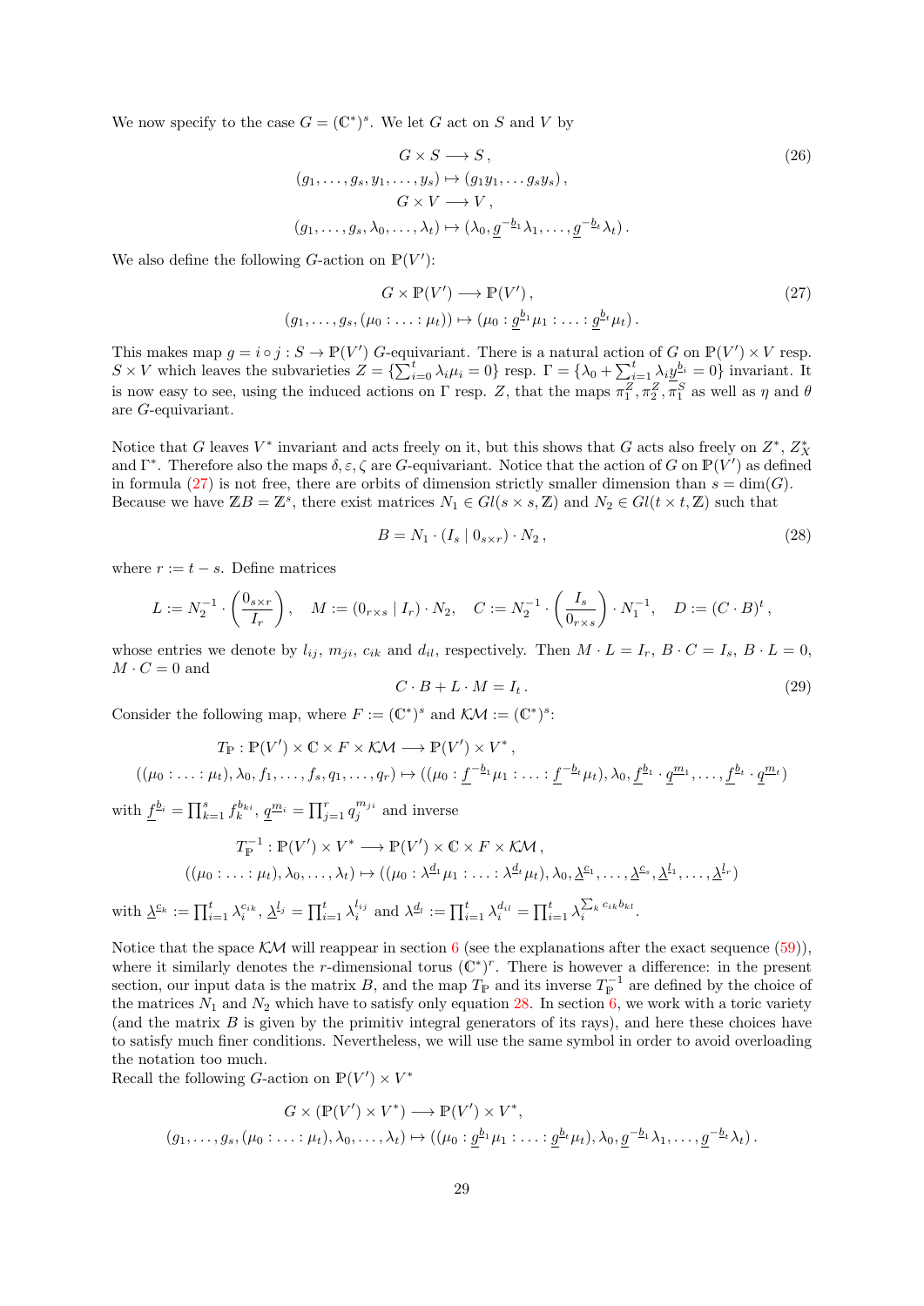We now specify to the case $G = (\mathbb{C}^*)^s$. We let $G$ act on $S$ and $V$ by

$$
\begin{aligned}
G \times S &\longrightarrow S\,, \\
(g_1, \ldots, g_s, y_1, \ldots, y_s) &\mapsto (g_1 y_1, \ldots g_s y_s)\,, \\
G \times V &\longrightarrow V\,, \\
(g_1, \ldots, g_s, \lambda_0, \ldots, \lambda_t) &\mapsto (\lambda_0, \underline{g}^{-\underline{b}_1}\lambda_1, \ldots, \underline{g}^{-\underline{b}_t}\lambda_t)\,.
\end{aligned}
\tag{26}
$$

We also define the following $G$-action on $\mathbb{P}(V')$:

$$
\begin{aligned}
G \times \mathbb{P}(V') &\longrightarrow \mathbb{P}(V')\,, \\
(g_1, \ldots, g_s, (\mu_0 : \ldots : \mu_t)) &\mapsto (\mu_0 : \underline{g}^{\underline{b}_1}\mu_1 : \ldots : \underline{g}^{\underline{b}_t}\mu_t)\,.
\end{aligned}
\tag{27}
$$

This makes map $g = i \circ j : S \to \mathbb{P}(V')$ $G$-equivariant. There is a natural action of $G$ on $\mathbb{P}(V') \times V$ resp. $S \times V$ which leaves the subvarieties $Z = \{\sum_{i=0}^t \lambda_i \mu_i = 0\}$ resp. $\Gamma = \{\lambda_0 + \sum_{i=1}^t \lambda_i \underline{y}^{\underline{b}_i} = 0\}$ invariant. It is now easy to see, using the induced actions on $\Gamma$ resp. $Z$, that the maps $\pi_1^Z, \pi_2^Z, \overline{\pi}_1^S$ as well as $\eta$ and $\theta$ are $G$-equivariant.

Notice that $G$ leaves $V^*$ invariant and acts freely on it, but this shows that $G$ acts also freely on $Z^*$, $Z^*_X$ and $\Gamma^*$. Therefore also the maps $\delta, \varepsilon, \zeta$ are $G$-equivariant. Notice that the action of $G$ on $\mathbb{P}(V')$ as defined in formula (27) is not free, there are orbits of dimension strictly smaller dimension than $s = \dim(G)$. Because we have $\mathbb{Z}B = \mathbb{Z}^s$, there exist matrices $N_1 \in Gl(s \times s, \mathbb{Z})$ and $N_2 \in Gl(t \times t, \mathbb{Z})$ such that

$$
B = N_1 \cdot (I_s \mid 0_{s\times r}) \cdot N_2\,,
\tag{28}
$$

where $r := t - s$. Define matrices

$$
L := N_2^{-1} \cdot \begin{pmatrix} 0_{s\times r} \\ I_r \end{pmatrix}, \quad M := (0_{r\times s} \mid I_r) \cdot N_2, \quad C := N_2^{-1} \cdot \begin{pmatrix} I_s \\ 0_{r\times s} \end{pmatrix} \cdot N_1^{-1}, \quad D := (C \cdot B)^t\,,
$$

whose entries we denote by $l_{ij}$, $m_{ji}$, $c_{ik}$ and $d_{il}$, respectively. Then $M \cdot L = I_r$, $B \cdot C = I_s$, $B \cdot L = 0$, $M \cdot C = 0$ and

$$
C \cdot B + L \cdot M = I_t\,.
\tag{29}
$$

Consider the following map, where $F := (\mathbb{C}^*)^s$ and $\mathcal{KM} := (\mathbb{C}^*)^s$:

$$
\begin{aligned}
T_{\mathbb{P}} : \mathbb{P}(V') \times \mathbb{C} \times F \times \mathcal{KM} &\longrightarrow \mathbb{P}(V') \times V^*\,, \\
((\mu_0 : \ldots : \mu_t), \lambda_0, f_1, \ldots, f_s, q_1, \ldots, q_r) &\mapsto ((\mu_0 : \underline{f}^{-\underline{b}_1}\mu_1 : \ldots : \underline{f}^{-\underline{b}_t}\mu_t), \lambda_0, \underline{f}^{\underline{b}_1} \cdot \underline{q}^{\underline{m}_1}, \ldots, \underline{f}^{\underline{b}_t} \cdot \underline{q}^{\underline{m}_t})
\end{aligned}
$$

with $\underline{f}^{\underline{b}_i} = \prod_{k=1}^s f_k^{b_{ki}}$, $\underline{q}^{\underline{m}_i} = \prod_{j=1}^r q_j^{m_{ji}}$ and inverse

$$
\begin{aligned}
T_{\mathbb{P}}^{-1} : \mathbb{P}(V') \times V^* &\longrightarrow \mathbb{P}(V') \times \mathbb{C} \times F \times \mathcal{KM}\,, \\
((\mu_0 : \ldots : \mu_t), \lambda_0, \ldots, \lambda_t) &\mapsto ((\mu_0 : \lambda^{\underline{d}_1}\mu_1 : \ldots : \lambda^{\underline{d}_t}\mu_t), \lambda_0, \underline{\lambda}^{\underline{c}_1}, \ldots, \underline{\lambda}^{\underline{c}_s}, \underline{\lambda}^{\underline{l}_1}, \ldots, \underline{\lambda}^{\underline{l}_r})
\end{aligned}
$$

with $\underline{\lambda}^{\underline{c}_k} := \prod_{i=1}^t \lambda_i^{c_{ik}}$, $\underline{\lambda}^{\underline{l}_j} = \prod_{i=1}^t \lambda_i^{l_{ij}}$ and $\lambda^{\underline{d}_l} := \prod_{i=1}^t \lambda_i^{d_{il}} = \prod_{i=1}^t \lambda_i^{\sum_k c_{ik} b_{kl}}$.

Notice that the space $\mathcal{KM}$ will reappear in section 6 (see the explanations after the exact sequence (59)), where it similarly denotes the $r$-dimensional torus $(\mathbb{C}^*)^r$. There is however a difference: in the present section, our input data is the matrix $B$, and the map $T_{\mathbb{P}}$ and its inverse $T_{\mathbb{P}}^{-1}$ are defined by the choice of the matrices $N_1$ and $N_2$ which have to satisfy only equation 28. In section 6, we work with a toric variety (and the matrix $B$ is given by the primitiv integral generators of its rays), and here these choices have to satisfy much finer conditions. Nevertheless, we will use the same symbol in order to avoid overloading the notation too much.

Recall the following $G$-action on $\mathbb{P}(V') \times V^*$

$$
\begin{aligned}
G \times (\mathbb{P}(V') \times V^*) &\longrightarrow \mathbb{P}(V') \times V^*, \\
(g_1, \ldots, g_s, (\mu_0 : \ldots : \mu_t), \lambda_0, \ldots, \lambda_t) &\mapsto ((\mu_0 : \underline{g}^{\underline{b}_1}\mu_1 : \ldots : \underline{g}^{\underline{b}_t}\mu_t), \lambda_0, \underline{g}^{-\underline{b}_1}\lambda_1, \ldots, \underline{g}^{-\underline{b}_t}\lambda_t)\,.
\end{aligned}
$$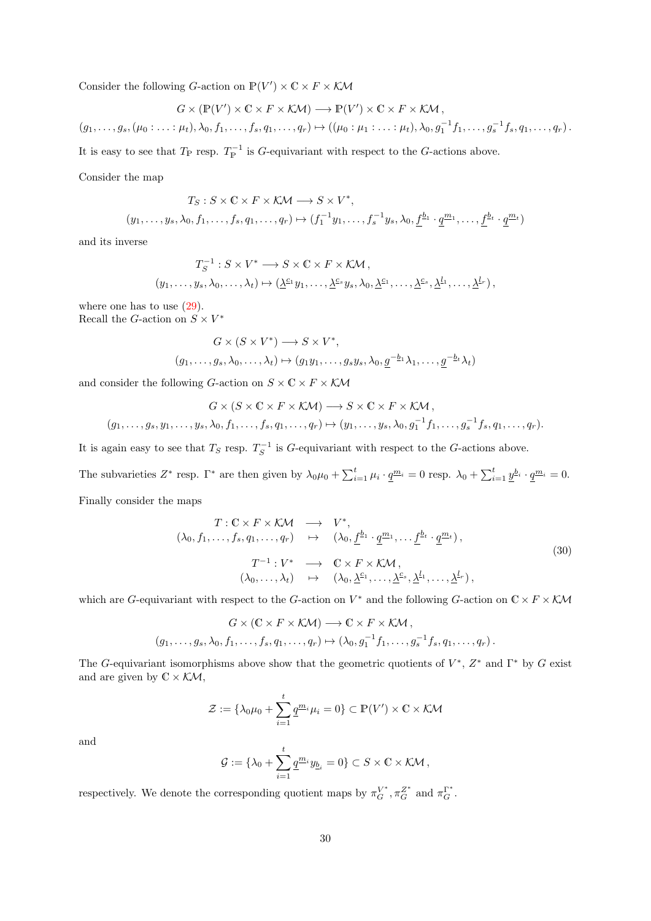Consider the following $G$-action on $\mathbb{P}(V') \times \mathbb{C} \times F \times \mathcal{KM}$

$$G \times (\mathbb{P}(V') \times \mathbb{C} \times F \times \mathcal{KM}) \longrightarrow \mathbb{P}(V') \times \mathbb{C} \times F \times \mathcal{KM}\,,$$
$$(g_1, \ldots, g_s, (\mu_0 : \ldots : \mu_t), \lambda_0, f_1, \ldots, f_s, q_1, \ldots, q_r) \mapsto ((\mu_0 : \mu_1 : \ldots : \mu_t), \lambda_0, g_1^{-1} f_1, \ldots, g_s^{-1} f_s, q_1, \ldots, q_r)\,.$$

It is easy to see that $T_{\mathbb{P}}$ resp. $T_{\mathbb{P}}^{-1}$ is $G$-equivariant with respect to the $G$-actions above.

Consider the map

$$T_S : S \times \mathbb{C} \times F \times \mathcal{KM} \longrightarrow S \times V^*,$$
$$(y_1, \ldots, y_s, \lambda_0, f_1, \ldots, f_s, q_1, \ldots, q_r) \mapsto (f_1^{-1} y_1, \ldots, f_s^{-1} y_s, \lambda_0, \underline{f}^{\underline{b}_1} \cdot \underline{q}^{\underline{m}_1}, \ldots, \underline{f}^{\underline{b}_t} \cdot \underline{q}^{\underline{m}_t})$$

and its inverse

$$T_S^{-1} : S \times V^* \longrightarrow S \times \mathbb{C} \times F \times \mathcal{KM}\,,$$
$$(y_1, \ldots, y_s, \lambda_0, \ldots, \lambda_t) \mapsto (\underline{\lambda}^{\underline{c}_1} y_1, \ldots, \underline{\lambda}^{\underline{c}_s} y_s, \lambda_0, \underline{\lambda}^{\underline{c}_1}, \ldots, \underline{\lambda}^{\underline{c}_s}, \underline{\lambda}^{\underline{l}_1}, \ldots, \underline{\lambda}^{\underline{l}_r})\,,$$

where one has to use (29).
Recall the $G$-action on $S \times V^*$

$$G \times (S \times V^*) \longrightarrow S \times V^*,$$
$$(g_1, \ldots, g_s, \lambda_0, \ldots, \lambda_t) \mapsto (g_1 y_1, \ldots, g_s y_s, \lambda_0, \underline{g}^{-\underline{b}_1} \lambda_1, \ldots, \underline{g}^{-\underline{b}_t} \lambda_t)$$

and consider the following $G$-action on $S \times \mathbb{C} \times F \times \mathcal{KM}$

$$G \times (S \times \mathbb{C} \times F \times \mathcal{KM}) \longrightarrow S \times \mathbb{C} \times F \times \mathcal{KM}\,,$$
$$(g_1, \ldots, g_s, y_1, \ldots, y_s, \lambda_0, f_1, \ldots, f_s, q_1, \ldots, q_r) \mapsto (y_1, \ldots, y_s, \lambda_0, g_1^{-1} f_1, \ldots, g_s^{-1} f_s, q_1, \ldots, q_r).$$

It is again easy to see that $T_S$ resp. $T_S^{-1}$ is $G$-equivariant with respect to the $G$-actions above.

The subvarieties $Z^*$ resp. $\Gamma^*$ are then given by $\lambda_0 \mu_0 + \sum_{i=1}^t \mu_i \cdot \underline{q}^{\underline{m}_i} = 0$ resp. $\lambda_0 + \sum_{i=1}^t \underline{y}^{\underline{b}_i} \cdot \underline{q}^{\underline{m}_i} = 0$.

Finally consider the maps

$$\begin{array}{rcl} T : \mathbb{C} \times F \times \mathcal{KM} & \longrightarrow & V^*, \\ (\lambda_0, f_1, \ldots, f_s, q_1, \ldots, q_r) & \mapsto & (\lambda_0, \underline{f}^{\underline{b}_1} \cdot \underline{q}^{\underline{m}_1}, \ldots \underline{f}^{\underline{b}_t} \cdot \underline{q}^{\underline{m}_t})\,, \\ T^{-1} : V^* & \longrightarrow & \mathbb{C} \times F \times \mathcal{KM}\,, \\ (\lambda_0, \ldots, \lambda_t) & \mapsto & (\lambda_0, \underline{\lambda}^{\underline{c}_1}, \ldots, \underline{\lambda}^{\underline{c}_s}, \underline{\lambda}^{\underline{l}_1}, \ldots, \underline{\lambda}^{\underline{l}_r})\,, \end{array} \tag{30}$$

which are $G$-equivariant with respect to the $G$-action on $V^*$ and the following $G$-action on $\mathbb{C} \times F \times \mathcal{KM}$

$$G \times (\mathbb{C} \times F \times \mathcal{KM}) \longrightarrow \mathbb{C} \times F \times \mathcal{KM}\,,$$
$$(g_1, \ldots, g_s, \lambda_0, f_1, \ldots, f_s, q_1, \ldots, q_r) \mapsto (\lambda_0, g_1^{-1} f_1, \ldots, g_s^{-1} f_s, q_1, \ldots, q_r)\,.$$

The $G$-equivariant isomorphisms above show that the geometric quotients of $V^*$, $Z^*$ and $\Gamma^*$ by $G$ exist and are given by $\mathbb{C} \times \mathcal{KM}$,

$$\mathcal{Z} := \{\lambda_0 \mu_0 + \sum_{i=1}^t \underline{q}^{\underline{m}_i} \mu_i = 0\} \subset \mathbb{P}(V') \times \mathbb{C} \times \mathcal{KM}$$

and

$$\mathcal{G} := \{\lambda_0 + \sum_{i=1}^t \underline{q}^{\underline{m}_i} y_{\underline{b}_i} = 0\} \subset S \times \mathbb{C} \times \mathcal{KM}\,,$$

respectively. We denote the corresponding quotient maps by $\pi_G^{V^*}, \pi_G^{Z^*}$ and $\pi_G^{\Gamma^*}$.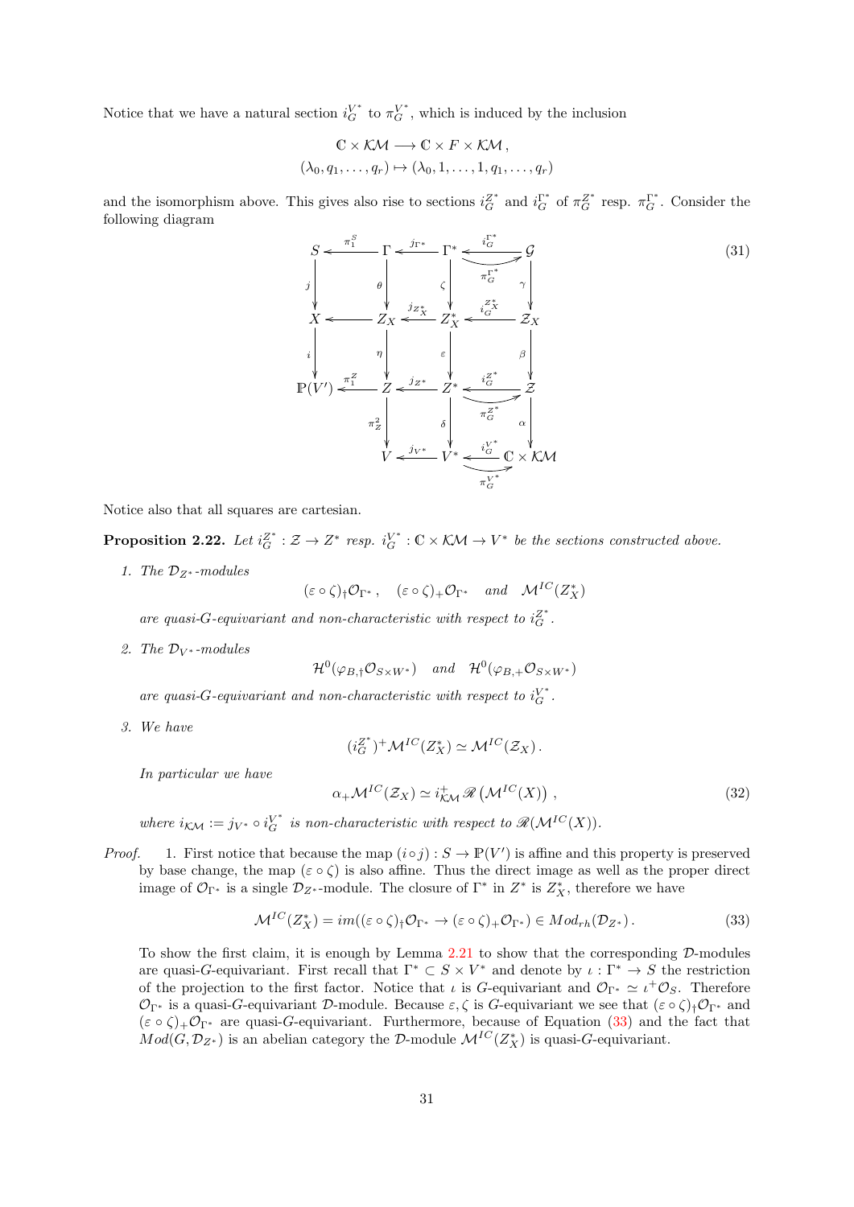Notice that we have a natural section $i_G^{V^*}$ to $\pi_G^{V^*}$, which is induced by the inclusion

$$\mathbb{C} \times \mathcal{KM} \longrightarrow \mathbb{C} \times F \times \mathcal{KM}\,,$$
$$(\lambda_0, q_1, \ldots, q_r) \mapsto (\lambda_0, 1, \ldots, 1, q_1, \ldots, q_r)$$

and the isomorphism above. This gives also rise to sections $i_G^{Z^*}$ and $i_G^{\Gamma^*}$ of $\pi_G^{Z^*}$ resp. $\pi_G^{\Gamma^*}$. Consider the following diagram

$$\begin{array}{ccccccc}
S & \xleftarrow{\pi_1^S} & \Gamma & \xleftarrow{j_{\Gamma^*}} & \Gamma^* & \underset{\pi_G^{\Gamma^*}}{\overset{i_G^{\Gamma^*}}{\leftrightarrows}} & \mathcal{G} \\
\downarrow j & & \downarrow \theta & & \downarrow \zeta & & \downarrow \gamma \\
X & \longleftarrow & Z_X & \xleftarrow{j_{Z_X^*}} & Z_X^* & \xleftarrow{i_G^{Z_X^*}} & \mathcal{Z}_X \\
\downarrow i & & \downarrow \eta & & \downarrow \varepsilon & & \downarrow \beta \\
\mathbb{P}(V') & \xleftarrow{\pi_1^Z} & Z & \xleftarrow{j_{Z^*}} & Z^* & \underset{\pi_G^{Z^*}}{\overset{i_G^{Z^*}}{\leftrightarrows}} & \mathcal{Z} \\
 & & \downarrow \pi_Z^2 & & \downarrow \delta & & \downarrow \alpha \\
 & & V & \xleftarrow{j_{V^*}} & V^* & \underset{\pi_G^{V^*}}{\overset{i_G^{V^*}}{\leftrightarrows}} & \mathbb{C} \times \mathcal{KM}
\end{array} \tag{31}$$

Notice also that all squares are cartesian.

**Proposition 2.22.** *Let $i_G^{Z^*} : \mathcal{Z} \to Z^*$ resp. $i_G^{V^*} : \mathbb{C} \times \mathcal{KM} \to V^*$ be the sections constructed above.*

1. *The $\mathcal{D}_{Z^*}$-modules*
$$(\varepsilon \circ \zeta)_\dagger \mathcal{O}_{\Gamma^*}\,, \quad (\varepsilon \circ \zeta)_+ \mathcal{O}_{\Gamma^*} \quad and \quad \mathcal{M}^{IC}(Z_X^*)$$
*are quasi-$G$-equivariant and non-characteristic with respect to $i_G^{Z^*}$.*

2. *The $\mathcal{D}_{V^*}$-modules*
$$\mathcal{H}^0(\varphi_{B,\dagger}\mathcal{O}_{S \times W^*}) \quad and \quad \mathcal{H}^0(\varphi_{B,+}\mathcal{O}_{S \times W^*})$$
*are quasi-$G$-equivariant and non-characteristic with respect to $i_G^{V^*}$.*

3. *We have*
$$(i_G^{Z^*})^+ \mathcal{M}^{IC}(Z_X^*) \simeq \mathcal{M}^{IC}(\mathcal{Z}_X)\,.$$
*In particular we have*
$$\alpha_+ \mathcal{M}^{IC}(\mathcal{Z}_X) \simeq i_{\mathcal{KM}}^+ \mathscr{R}\left(\mathcal{M}^{IC}(X)\right)\,, \tag{32}$$
*where $i_{\mathcal{KM}} := j_{V^*} \circ i_G^{V^*}$ is non-characteristic with respect to $\mathscr{R}(\mathcal{M}^{IC}(X))$.*

*Proof.* 1. First notice that because the map $(i \circ j) : S \to \mathbb{P}(V')$ is affine and this property is preserved by base change, the map $(\varepsilon \circ \zeta)$ is also affine. Thus the direct image as well as the proper direct image of $\mathcal{O}_{\Gamma^*}$ is a single $\mathcal{D}_{Z^*}$-module. The closure of $\Gamma^*$ in $Z^*$ is $Z_X^*$, therefore we have

$$\mathcal{M}^{IC}(Z_X^*) = im((\varepsilon \circ \zeta)_\dagger \mathcal{O}_{\Gamma^*} \to (\varepsilon \circ \zeta)_+ \mathcal{O}_{\Gamma^*}) \in Mod_{rh}(\mathcal{D}_{Z^*})\,. \tag{33}$$

To show the first claim, it is enough by Lemma 2.21 to show that the corresponding $\mathcal{D}$-modules are quasi-$G$-equivariant. First recall that $\Gamma^* \subset S \times V^*$ and denote by $\iota : \Gamma^* \to S$ the restriction of the projection to the first factor. Notice that $\iota$ is $G$-equivariant and $\mathcal{O}_{\Gamma^*} \simeq \iota^+ \mathcal{O}_S$. Therefore $\mathcal{O}_{\Gamma^*}$ is a quasi-$G$-equivariant $\mathcal{D}$-module. Because $\varepsilon, \zeta$ is $G$-equivariant we see that $(\varepsilon \circ \zeta)_\dagger \mathcal{O}_{\Gamma^*}$ and $(\varepsilon \circ \zeta)_+ \mathcal{O}_{\Gamma^*}$ are quasi-$G$-equivariant. Furthermore, because of Equation (33) and the fact that $Mod(G, \mathcal{D}_{Z^*})$ is an abelian category the $\mathcal{D}$-module $\mathcal{M}^{IC}(Z_X^*)$ is quasi-$G$-equivariant.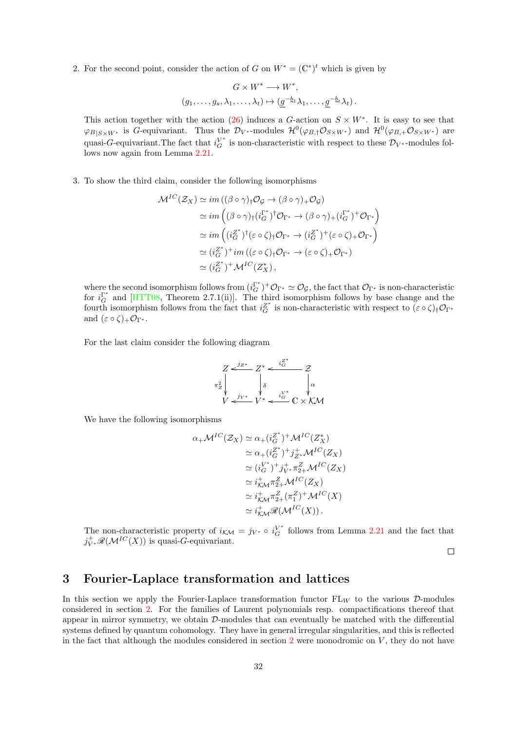2. For the second point, consider the action of $G$ on $W^* = (\mathbb{C}^*)^t$ which is given by

$$G \times W^* \longrightarrow W^*,$$
$$(g_1, \dots, g_s, \lambda_1, \dots, \lambda_t) \mapsto (\underline{g}^{-\underline{b}_1}\lambda_1, \dots, \underline{g}^{-\underline{b}_t}\lambda_t)\,.$$

This action together with the action (26) induces a $G$-action on $S \times W^*$. It is easy to see that $\varphi_{B|S\times W^*}$ is $G$-equivariant. Thus the $\mathcal{D}_{V^*}$-modules $\mathcal{H}^0(\varphi_{B,\dagger}\mathcal{O}_{S\times W^*})$ and $\mathcal{H}^0(\varphi_{B,+}\mathcal{O}_{S\times W^*})$ are quasi-$G$-equivariant.The fact that $i_G^{V^*}$ is non-characteristic with respect to these $\mathcal{D}_{V^*}$-modules follows now again from Lemma 2.21.

3. To show the third claim, consider the following isomorphisms

$$\begin{aligned}
\mathcal{M}^{IC}(\mathcal{Z}_X) &\simeq im\left((\beta\circ\gamma)_\dagger\mathcal{O}_\mathcal{G} \to (\beta\circ\gamma)_+\mathcal{O}_\mathcal{G}\right) \\
&\simeq im\left((\beta\circ\gamma)_\dagger(i_G^{\Gamma^*})^\dagger\mathcal{O}_{\Gamma^*} \to (\beta\circ\gamma)_+(i_G^{\Gamma^*})^+\mathcal{O}_{\Gamma^*}\right) \\
&\simeq im\left((i_G^{Z^*})^\dagger(\varepsilon\circ\zeta)_\dagger\mathcal{O}_{\Gamma^*} \to (i_G^{Z^*})^+(\varepsilon\circ\zeta)_+\mathcal{O}_{\Gamma^*}\right) \\
&\simeq (i_G^{Z^*})^+ im\left((\varepsilon\circ\zeta)_\dagger\mathcal{O}_{\Gamma^*} \to (\varepsilon\circ\zeta)_+\mathcal{O}_{\Gamma^*}\right) \\
&\simeq (i_G^{Z^*})^+\mathcal{M}^{IC}(Z_X^*)\,,
\end{aligned}$$

where the second isomorphism follows from $(i_G^{\Gamma^*})^+\mathcal{O}_{\Gamma^*} \simeq \mathcal{O}_\mathcal{G}$, the fact that $\mathcal{O}_{\Gamma^*}$ is non-characteristic for $i_G^{\Gamma^*}$ and [HTT08, Theorem 2.7.1(ii)]. The third isomorphism follows by base change and the fourth isomorphism follows from the fact that $i_G^{Z^*}$ is non-characteristic with respect to $(\varepsilon\circ\zeta)_\dagger\mathcal{O}_{\Gamma^*}$ and $(\varepsilon\circ\zeta)_+\mathcal{O}_{\Gamma^*}$.

For the last claim consider the following diagram

$$\begin{array}{ccccc}
Z & \xleftarrow{j_{Z^*}} & Z^* & \xleftarrow{i_G^{Z^*}} & \mathcal{Z} \\
\downarrow{\scriptstyle \pi_Z^2} & & \downarrow{\scriptstyle \delta} & & \downarrow{\scriptstyle \alpha} \\
V & \xleftarrow{j_{V^*}} & V^* & \xleftarrow{i_G^{V^*}} & \mathbb{C}\times\mathcal{KM}
\end{array}$$

We have the following isomorphisms

$$\begin{aligned}
\alpha_+\mathcal{M}^{IC}(\mathcal{Z}_X) &\simeq \alpha_+(i_G^{Z^*})^+\mathcal{M}^{IC}(Z_X^*) \\
&\simeq \alpha_+(i_G^{Z^*})^+ j_{Z^*}^+\mathcal{M}^{IC}(Z_X) \\
&\simeq (i_G^{V^*})^+ j_{V^*}^+\pi_{2+}^Z\mathcal{M}^{IC}(Z_X) \\
&\simeq i_{\mathcal{KM}}^+\pi_{2+}^Z\mathcal{M}^{IC}(Z_X) \\
&\simeq i_{\mathcal{KM}}^+\pi_{2+}^Z(\pi_1^Z)^+\mathcal{M}^{IC}(X) \\
&\simeq i_{\mathcal{KM}}^+\mathscr{R}(\mathcal{M}^{IC}(X))\,.
\end{aligned}$$

The non-characteristic property of $i_{\mathcal{KM}} = j_{V^*}\circ i_G^{V^*}$ follows from Lemma 2.21 and the fact that $j_{V^*}^+\mathscr{R}(\mathcal{M}^{IC}(X))$ is quasi-$G$-equivariant.

□

# 3 Fourier-Laplace transformation and lattices

In this section we apply the Fourier-Laplace transformation functor $\mathrm{FL}_W$ to the various $\mathcal{D}$-modules considered in section 2. For the families of Laurent polynomials resp. compactifications thereof that appear in mirror symmetry, we obtain $\mathcal{D}$-modules that can eventually be matched with the differential systems defined by quantum cohomology. They have in general irregular singularities, and this is reflected in the fact that although the modules considered in section 2 were monodromic on $V$, they do not have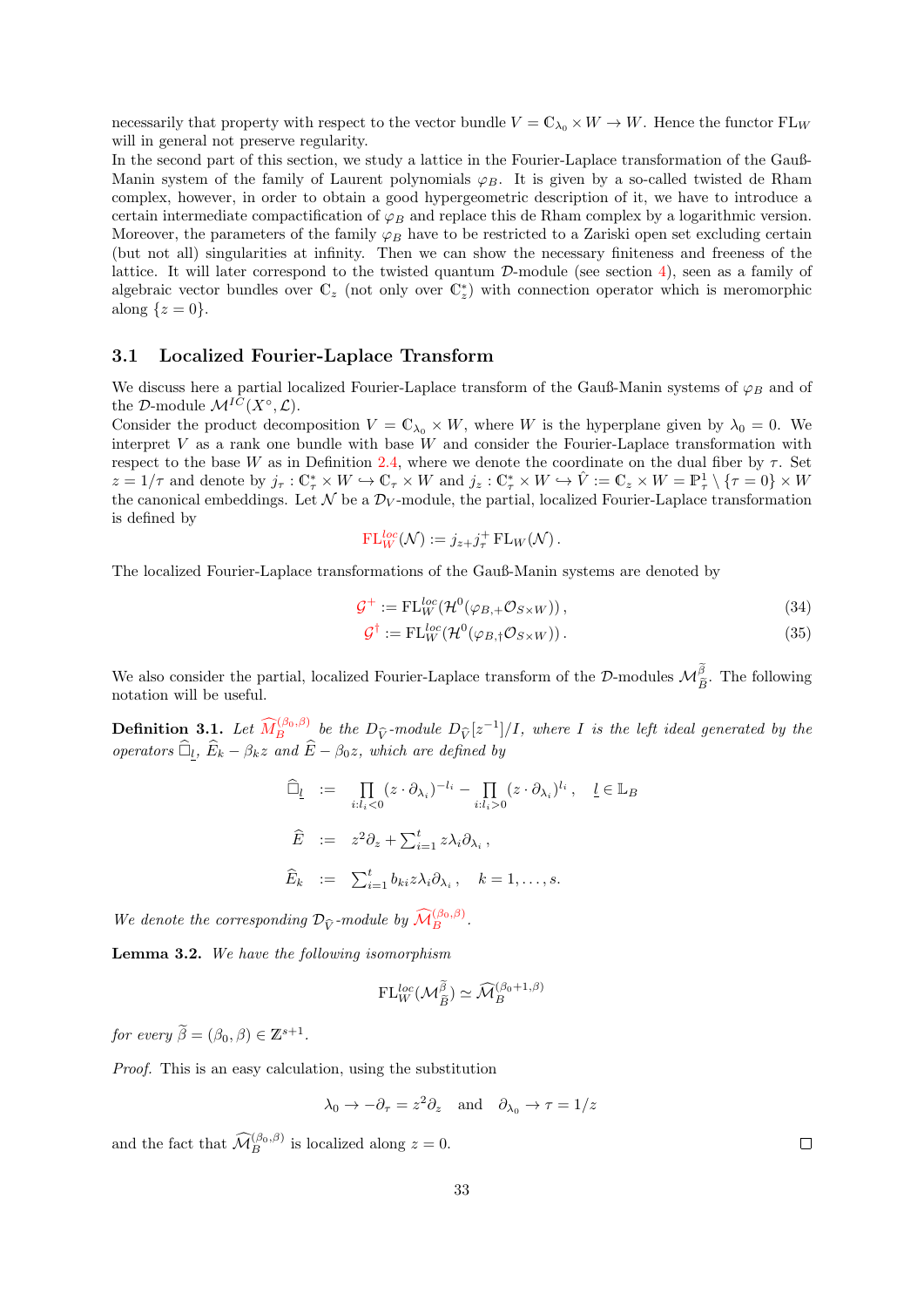necessarily that property with respect to the vector bundle $V = \mathbb{C}_{\lambda_0} \times W \to W$. Hence the functor $\mathrm{FL}_W$ will in general not preserve regularity.
In the second part of this section, we study a lattice in the Fourier-Laplace transformation of the Gauß-Manin system of the family of Laurent polynomials $\varphi_B$. It is given by a so-called twisted de Rham complex, however, in order to obtain a good hypergeometric description of it, we have to introduce a certain intermediate compactification of $\varphi_B$ and replace this de Rham complex by a logarithmic version. Moreover, the parameters of the family $\varphi_B$ have to be restricted to a Zariski open set excluding certain (but not all) singularities at infinity. Then we can show the necessary finiteness and freeness of the lattice. It will later correspond to the twisted quantum $\mathcal{D}$-module (see section 4), seen as a family of algebraic vector bundles over $\mathbb{C}_z$ (not only over $\mathbb{C}^*_z$) with connection operator which is meromorphic along $\{z = 0\}$.

## 3.1 Localized Fourier-Laplace Transform

We discuss here a partial localized Fourier-Laplace transform of the Gauß-Manin systems of $\varphi_B$ and of the $\mathcal{D}$-module $\mathcal{M}^{IC}(X^\circ, \mathcal{L})$.
Consider the product decomposition $V = \mathbb{C}_{\lambda_0} \times W$, where $W$ is the hyperplane given by $\lambda_0 = 0$. We interpret $V$ as a rank one bundle with base $W$ and consider the Fourier-Laplace transformation with respect to the base $W$ as in Definition 2.4, where we denote the coordinate on the dual fiber by $\tau$. Set $z = 1/\tau$ and denote by $j_\tau : \mathbb{C}^*_\tau \times W \hookrightarrow \mathbb{C}_\tau \times W$ and $j_z : \mathbb{C}^*_\tau \times W \hookrightarrow \hat{V} := \mathbb{C}_z \times W = \mathbb{P}^1_\tau \setminus \{\tau = 0\} \times W$ the canonical embeddings. Let $\mathcal{N}$ be a $\mathcal{D}_V$-module, the partial, localized Fourier-Laplace transformation is defined by

$$\mathrm{FL}^{loc}_W(\mathcal{N}) := j_{z+} j^+_\tau \, \mathrm{FL}_W(\mathcal{N}) \, .$$

The localized Fourier-Laplace transformations of the Gauß-Manin systems are denoted by

$$\mathcal{G}^+ := \mathrm{FL}^{loc}_W(\mathcal{H}^0(\varphi_{B,+}\mathcal{O}_{S\times W})) \, , \tag{34}$$

$$\mathcal{G}^\dagger := \mathrm{FL}^{loc}_W(\mathcal{H}^0(\varphi_{B,\dagger}\mathcal{O}_{S\times W})) \, . \tag{35}$$

We also consider the partial, localized Fourier-Laplace transform of the $\mathcal{D}$-modules $\mathcal{M}^{\widetilde{\beta}}_{\widetilde{B}}$. The following notation will be useful.

**Definition 3.1.** *Let $\widehat{M}^{(\beta_0,\beta)}_B$ be the $D_{\widehat{V}}$-module $D_{\widehat{V}}[z^{-1}]/I$, where $I$ is the left ideal generated by the operators $\widehat{\Box}_{\underline{l}}$, $\widehat{E}_k - \beta_k z$ and $\widehat{E} - \beta_0 z$, which are defined by*

$$\begin{aligned}
\widehat{\Box}_{\underline{l}} &:= \prod_{i:l_i<0} (z \cdot \partial_{\lambda_i})^{-l_i} - \prod_{i:l_i>0} (z \cdot \partial_{\lambda_i})^{l_i} \, , \quad \underline{l} \in \mathbb{L}_B \\
\widehat{E} &:= z^2 \partial_z + \textstyle\sum_{i=1}^t z \lambda_i \partial_{\lambda_i} \, , \\
\widehat{E}_k &:= \textstyle\sum_{i=1}^t b_{ki} z \lambda_i \partial_{\lambda_i} \, , \quad k = 1, \ldots, s.
\end{aligned}$$

*We denote the corresponding $\mathcal{D}_{\widehat{V}}$-module by $\widehat{\mathcal{M}}^{(\beta_0,\beta)}_B$.*

**Lemma 3.2.** *We have the following isomorphism*

$$\mathrm{FL}^{loc}_W(\mathcal{M}^{\widetilde{\beta}}_{\widetilde{B}}) \simeq \widehat{\mathcal{M}}^{(\beta_0+1,\beta)}_B$$

*for every $\widetilde{\beta} = (\beta_0, \beta) \in \mathbb{Z}^{s+1}$.*

*Proof.* This is an easy calculation, using the substitution

$$\lambda_0 \to -\partial_\tau = z^2 \partial_z \quad \text{and} \quad \partial_{\lambda_0} \to \tau = 1/z$$

and the fact that $\widehat{\mathcal{M}}^{(\beta_0,\beta)}_B$ is localized along $z = 0$. □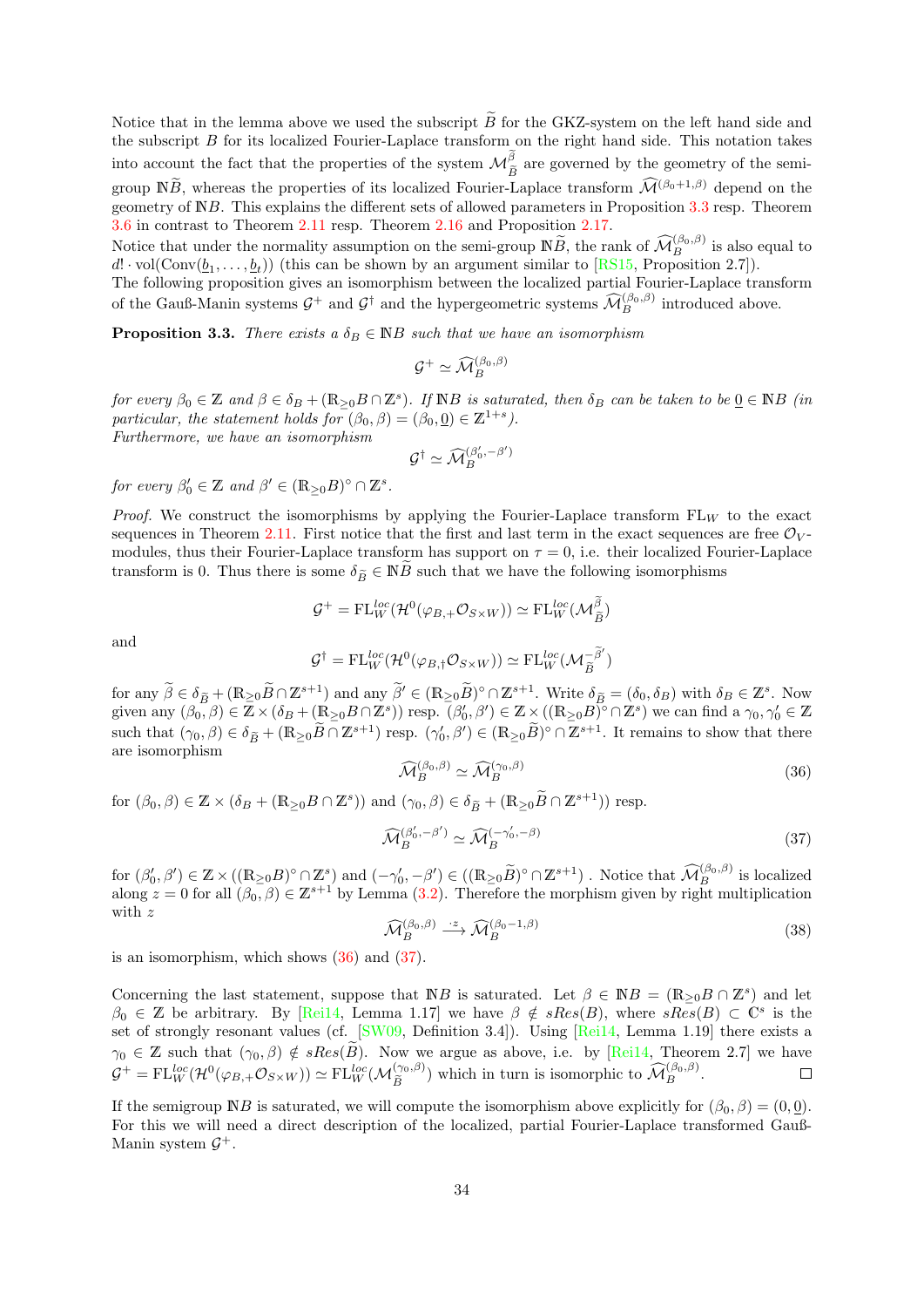Notice that in the lemma above we used the subscript $\widetilde{B}$ for the GKZ-system on the left hand side and the subscript $B$ for its localized Fourier-Laplace transform on the right hand side. This notation takes into account the fact that the properties of the system $\mathcal{M}_{\widetilde{B}}^{\widetilde{\beta}}$ are governed by the geometry of the semi-group $\mathbb{N}\widetilde{B}$, whereas the properties of its localized Fourier-Laplace transform $\widehat{\mathcal{M}}^{(\beta_0+1,\beta)}$ depend on the geometry of $\mathbb{N}B$. This explains the different sets of allowed parameters in Proposition 3.3 resp. Theorem 3.6 in contrast to Theorem 2.11 resp. Theorem 2.16 and Proposition 2.17.
Notice that under the normality assumption on the semi-group $\mathbb{N}\widetilde{B}$, the rank of $\widehat{\mathcal{M}}_B^{(\beta_0,\beta)}$ is also equal to $d! \cdot \mathrm{vol}(\mathrm{Conv}(\underline{b}_1, \ldots, \underline{b}_t))$ (this can be shown by an argument similar to [RS15, Proposition 2.7]).
The following proposition gives an isomorphism between the localized partial Fourier-Laplace transform of the Gauß-Manin systems $\mathcal{G}^+$ and $\mathcal{G}^\dagger$ and the hypergeometric systems $\widehat{\mathcal{M}}_B^{(\beta_0,\beta)}$ introduced above.

**Proposition 3.3.** *There exists a $\delta_B \in \mathbb{N}B$ such that we have an isomorphism*

$$\mathcal{G}^+ \simeq \widehat{\mathcal{M}}_B^{(\beta_0,\beta)}$$

*for every $\beta_0 \in \mathbb{Z}$ and $\beta \in \delta_B + (\mathbb{R}_{\geq 0}B \cap \mathbb{Z}^s)$. If $\mathbb{N}B$ is saturated, then $\delta_B$ can be taken to be $\underline{0} \in \mathbb{N}B$ (in particular, the statement holds for $(\beta_0, \beta) = (\beta_0, \underline{0}) \in \mathbb{Z}^{1+s}$).*
*Furthermore, we have an isomorphism*

$$\mathcal{G}^\dagger \simeq \widehat{\mathcal{M}}_B^{(\beta'_0,-\beta')}$$

*for every $\beta'_0 \in \mathbb{Z}$ and $\beta' \in (\mathbb{R}_{\geq 0}B)^\circ \cap \mathbb{Z}^s$.*

*Proof.* We construct the isomorphisms by applying the Fourier-Laplace transform $\mathrm{FL}_W$ to the exact sequences in Theorem 2.11. First notice that the first and last term in the exact sequences are free $\mathcal{O}_V$-modules, thus their Fourier-Laplace transform has support on $\tau = 0$, i.e. their localized Fourier-Laplace transform is 0. Thus there is some $\delta_{\widetilde{B}} \in \mathbb{N}\widetilde{B}$ such that we have the following isomorphisms

$$\mathcal{G}^+ = \mathrm{FL}_W^{loc}(\mathcal{H}^0(\varphi_{B,+}\mathcal{O}_{S\times W})) \simeq \mathrm{FL}_W^{loc}(\mathcal{M}_{\widetilde{B}}^{\widetilde{\beta}})$$

and

$$\mathcal{G}^\dagger = \mathrm{FL}_W^{loc}(\mathcal{H}^0(\varphi_{B,\dagger}\mathcal{O}_{S\times W})) \simeq \mathrm{FL}_W^{loc}(\mathcal{M}_{\widetilde{B}}^{-\widetilde{\beta}'})$$

for any $\widetilde{\beta} \in \delta_{\widetilde{B}} + (\mathbb{R}_{\geq 0}\widetilde{B} \cap \mathbb{Z}^{s+1})$ and any $\widetilde{\beta}' \in (\mathbb{R}_{\geq 0}\widetilde{B})^\circ \cap \mathbb{Z}^{s+1}$. Write $\delta_{\widetilde{B}} = (\delta_0, \delta_B)$ with $\delta_B \in \mathbb{Z}^s$. Now given any $(\beta_0, \beta) \in \mathbb{Z} \times (\delta_B + (\mathbb{R}_{\geq 0}B \cap \mathbb{Z}^s))$ resp. $(\beta'_0, \beta') \in \mathbb{Z} \times ((\mathbb{R}_{\geq 0}B)^\circ \cap \mathbb{Z}^s)$ we can find a $\gamma_0, \gamma'_0 \in \mathbb{Z}$ such that $(\gamma_0, \beta) \in \delta_{\widetilde{B}} + (\mathbb{R}_{\geq 0}\widetilde{B} \cap \mathbb{Z}^{s+1})$ resp. $(\gamma'_0, \beta') \in (\mathbb{R}_{\geq 0}\widetilde{B})^\circ \cap \mathbb{Z}^{s+1}$. It remains to show that there are isomorphism

$$\widehat{\mathcal{M}}_B^{(\beta_0,\beta)} \simeq \widehat{\mathcal{M}}_B^{(\gamma_0,\beta)} \tag{36}$$

for $(\beta_0, \beta) \in \mathbb{Z} \times (\delta_B + (\mathbb{R}_{\geq 0}B \cap \mathbb{Z}^s))$ and $(\gamma_0, \beta) \in \delta_{\widetilde{B}} + (\mathbb{R}_{\geq 0}\widetilde{B} \cap \mathbb{Z}^{s+1}))$ resp.

$$\widehat{\mathcal{M}}_B^{(\beta'_0,-\beta')} \simeq \widehat{\mathcal{M}}_B^{(-\gamma'_0,-\beta)} \tag{37}$$

for $(\beta'_0, \beta') \in \mathbb{Z} \times ((\mathbb{R}_{\geq 0}B)^\circ \cap \mathbb{Z}^s)$ and $(-\gamma'_0, -\beta') \in ((\mathbb{R}_{\geq 0}\widetilde{B})^\circ \cap \mathbb{Z}^{s+1})$ . Notice that $\widehat{\mathcal{M}}_B^{(\beta_0,\beta)}$ is localized along $z = 0$ for all $(\beta_0, \beta) \in \mathbb{Z}^{s+1}$ by Lemma (3.2). Therefore the morphism given by right multiplication with $z$

$$\widehat{\mathcal{M}}_B^{(\beta_0,\beta)} \xrightarrow{\cdot z} \widehat{\mathcal{M}}_B^{(\beta_0-1,\beta)} \tag{38}$$

is an isomorphism, which shows (36) and (37).

Concerning the last statement, suppose that $\mathbb{N}B$ is saturated. Let $\beta \in \mathbb{N}B = (\mathbb{R}_{\geq 0}B \cap \mathbb{Z}^s)$ and let $\beta_0 \in \mathbb{Z}$ be arbitrary. By [Rei14, Lemma 1.17] we have $\beta \notin sRes(B)$, where $sRes(B) \subset \mathbb{C}^s$ is the set of strongly resonant values (cf. [SW09, Definition 3.4]). Using [Rei14, Lemma 1.19] there exists a $\gamma_0 \in \mathbb{Z}$ such that $(\gamma_0, \beta) \notin sRes(\widetilde{B})$. Now we argue as above, i.e. by [Rei14, Theorem 2.7] we have $\mathcal{G}^+ = \mathrm{FL}_W^{loc}(\mathcal{H}^0(\varphi_{B,+}\mathcal{O}_{S\times W})) \simeq \mathrm{FL}_W^{loc}(\mathcal{M}_{\widetilde{B}}^{(\gamma_0,\beta)})$ which in turn is isomorphic to $\widehat{\mathcal{M}}_B^{(\beta_0,\beta)}$. $\square$

If the semigroup $\mathbb{N}B$ is saturated, we will compute the isomorphism above explicitly for $(\beta_0, \beta) = (0, \underline{0})$. For this we will need a direct description of the localized, partial Fourier-Laplace transformed Gauß-Manin system $\mathcal{G}^+$.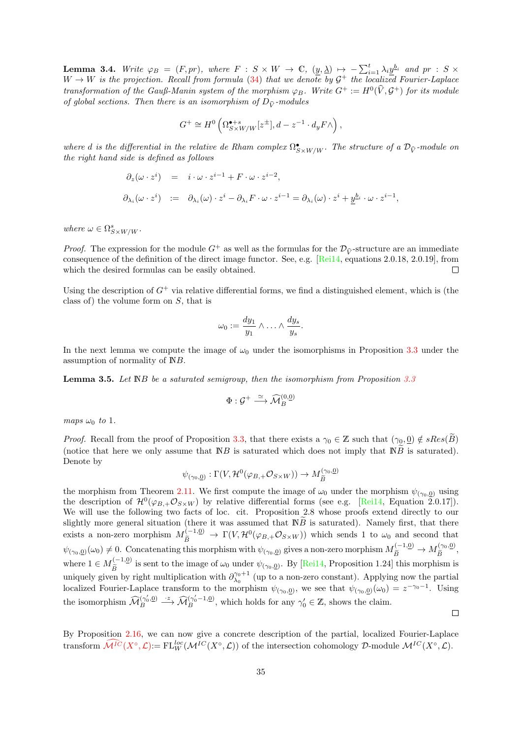**Lemma 3.4.** *Write $\varphi_B = (F, pr)$, where $F : S \times W \to \mathbb{C}$, $(\underline{y}, \underline{\lambda}) \mapsto -\sum_{i=1}^t \lambda_i \underline{y}^{\underline{b}_i}$ and $pr : S \times W \to W$ is the projection. Recall from formula (34) that we denote by $\mathcal{G}^+$ the localized Fourier-Laplace transformation of the Gauß-Manin system of the morphism $\varphi_B$. Write $G^+ := H^0(\widehat{V}, \mathcal{G}^+)$ for its module of global sections. Then there is an isomorphism of $D_{\widehat{V}}$-modules*

$$G^+ \cong H^0\left(\Omega^{\bullet+s}_{S\times W/W}[z^\pm], d - z^{-1} \cdot d_y F \wedge\right),$$

*where $d$ is the differential in the relative de Rham complex $\Omega^\bullet_{S\times W/W}$. The structure of a $\mathcal{D}_{\widehat{V}}$-module on the right hand side is defined as follows*

$$\begin{aligned}
\partial_z(\omega \cdot z^i) &= i \cdot \omega \cdot z^{i-1} + F \cdot \omega \cdot z^{i-2}, \\
\partial_{\lambda_i}(\omega \cdot z^i) &:= \partial_{\lambda_i}(\omega) \cdot z^i - \partial_{\lambda_i} F \cdot \omega \cdot z^{i-1} = \partial_{\lambda_i}(\omega) \cdot z^i + \underline{y}^{\underline{b}_i} \cdot \omega \cdot z^{i-1},
\end{aligned}$$

*where $\omega \in \Omega^s_{S\times W/W}$.*

*Proof.* The expression for the module $G^+$ as well as the formulas for the $\mathcal{D}_{\widehat{V}}$-structure are an immediate consequence of the definition of the direct image functor. See, e.g. [Rei14, equations 2.0.18, 2.0.19], from which the desired formulas can be easily obtained. □

Using the description of $G^+$ via relative differential forms, we find a distinguished element, which is (the class of) the volume form on $S$, that is

$$\omega_0 := \frac{dy_1}{y_1} \wedge \ldots \wedge \frac{dy_s}{y_s}.$$

In the next lemma we compute the image of $\omega_0$ under the isomorphisms in Proposition 3.3 under the assumption of normality of $\mathbb{N}B$.

**Lemma 3.5.** *Let $\mathbb{N}B$ be a saturated semigroup, then the isomorphism from Proposition 3.3*

$$\Phi : \mathcal{G}^+ \xrightarrow{\simeq} \widehat{\mathcal{M}}_B^{(0,\underline{0})}$$

*maps $\omega_0$ to 1.*

*Proof.* Recall from the proof of Proposition 3.3, that there exists a $\gamma_0 \in \mathbb{Z}$ such that $(\gamma_0, \underline{0}) \notin sRes(\widetilde{B})$ (notice that here we only assume that $\mathbb{N}B$ is saturated which does not imply that $\mathbb{N}\widetilde{B}$ is saturated). Denote by

$$\psi_{(\gamma_0,\underline{0})} : \Gamma(V, \mathcal{H}^0(\varphi_{B,+}\mathcal{O}_{S\times W})) \to M_{\widetilde{B}}^{(\gamma_0,\underline{0})}$$

the morphism from Theorem 2.11. We first compute the image of $\omega_0$ under the morphism $\psi_{(\gamma_0,\underline{0})}$ using the description of $\mathcal{H}^0(\varphi_{B,+}\mathcal{O}_{S\times W})$ by relative differential forms (see e.g. [Rei14, Equation 2.0.17]). We will use the following two facts of loc. cit. Proposition 2.8 whose proofs extend directly to our slightly more general situation (there it was assumed that $\mathbb{N}\widetilde{B}$ is saturated). Namely first, that there exists a non-zero morphism $M_{\widetilde{B}}^{(-1,\underline{0})} \to \Gamma(V, \mathcal{H}^0(\varphi_{B,+}\mathcal{O}_{S\times W}))$ which sends 1 to $\omega_0$ and second that $\psi_{(\gamma_0,\underline{0})}(\omega_0) \neq 0$. Concatenating this morphism with $\psi_{(\gamma_0,\underline{0})}$ gives a non-zero morphism $M_{\widetilde{B}}^{(-1,\underline{0})} \to M_{\widetilde{B}}^{(\gamma_0,\underline{0})}$, where $1 \in M_{\widetilde{B}}^{(-1,\underline{0})}$ is sent to the image of $\omega_0$ under $\psi_{(\gamma_0,\underline{0})}$. By [Rei14, Proposition 1.24] this morphism is uniquely given by right multiplication with $\partial_{\lambda_0}^{\gamma_0+1}$ (up to a non-zero constant). Applying now the partial localized Fourier-Laplace transform to the morphism $\psi_{(\gamma_0,\underline{0})}$, we see that $\psi_{(\gamma_0,\underline{0})}(\omega_0) = z^{-\gamma_0-1}$. Using the isomorphism $\widehat{\mathcal{M}}_B^{(\gamma_0',\underline{0})} \xrightarrow{\cdot z} \widehat{\mathcal{M}}_B^{(\gamma_0'-1,\underline{0})}$, which holds for any $\gamma_0' \in \mathbb{Z}$, shows the claim. □

By Proposition 2.16, we can now give a concrete description of the partial, localized Fourier-Laplace transform $\widehat{\mathcal{M}^{IC}}(X^\circ, \mathcal{L}) := \mathrm{FL}_W^{loc}(\mathcal{M}^{IC}(X^\circ, \mathcal{L}))$ of the intersection cohomology $\mathcal{D}$-module $\mathcal{M}^{IC}(X^\circ, \mathcal{L})$.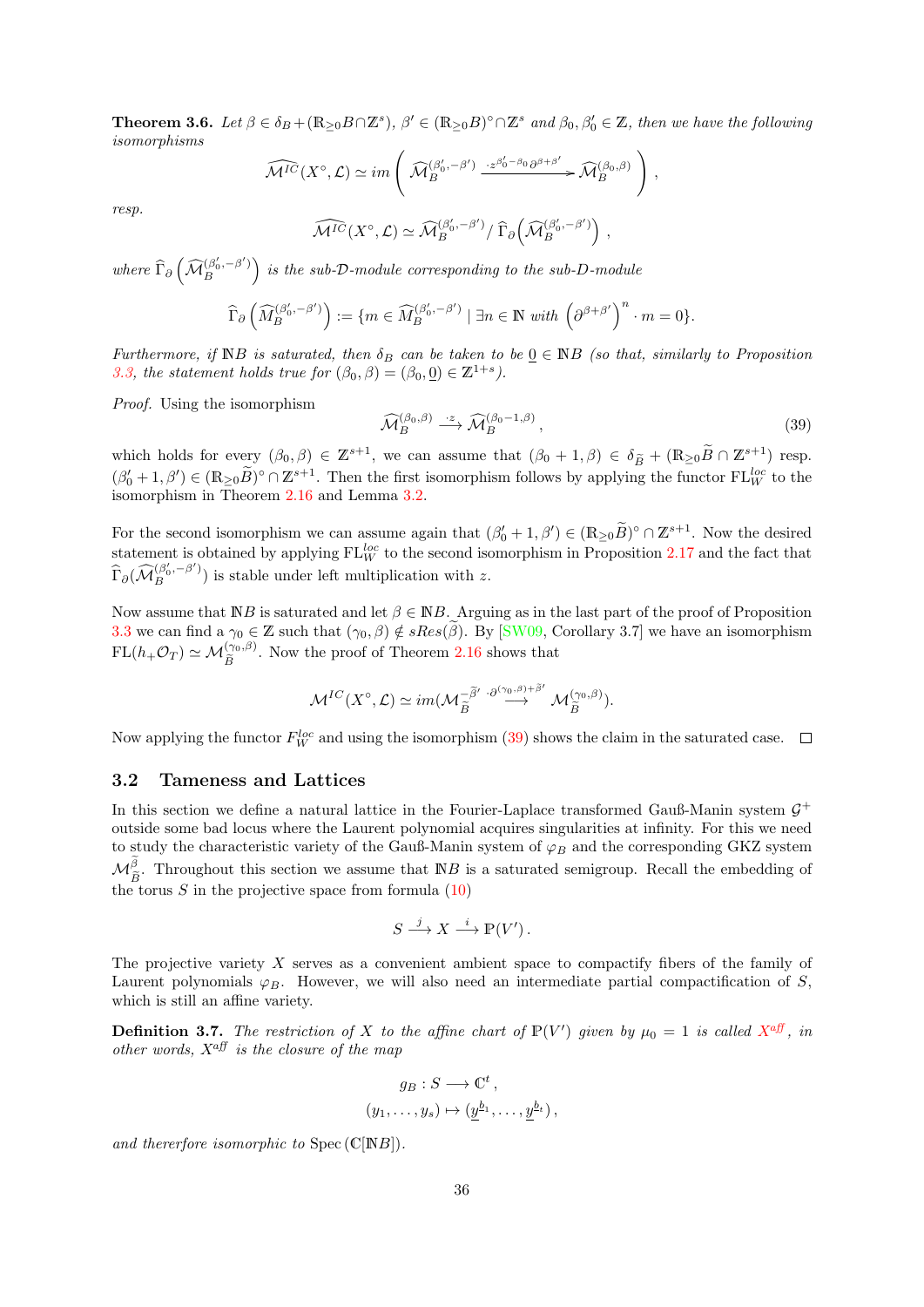**Theorem 3.6.** *Let $\beta \in \delta_B + (\mathbb{R}_{\geq 0}B \cap \mathbb{Z}^s)$, $\beta' \in (\mathbb{R}_{\geq 0}B)^\circ \cap \mathbb{Z}^s$ and $\beta_0, \beta_0' \in \mathbb{Z}$, then we have the following isomorphisms*

$$\widehat{\mathcal{M}^{IC}}(X^\circ, \mathcal{L}) \simeq im\left( \widehat{\mathcal{M}}_B^{(\beta_0', -\beta')} \xrightarrow{\cdot z^{\beta_0'-\beta_0}\partial^{\beta+\beta'}} \widehat{\mathcal{M}}_B^{(\beta_0,\beta)} \right),$$

*resp.*

$$\widehat{\mathcal{M}^{IC}}(X^\circ, \mathcal{L}) \simeq \widehat{\mathcal{M}}_B^{(\beta_0', -\beta')} / \,\widehat{\Gamma}_\partial\left(\widehat{\mathcal{M}}_B^{(\beta_0', -\beta')}\right),$$

*where $\widehat{\Gamma}_\partial\left(\widehat{\mathcal{M}}_B^{(\beta_0', -\beta')}\right)$ is the sub-$\mathcal{D}$-module corresponding to the sub-D-module*

$$\widehat{\Gamma}_\partial\left(\widehat{M}_B^{(\beta_0', -\beta')}\right) := \{m \in \widehat{M}_B^{(\beta_0', -\beta')} \mid \exists n \in \mathbb{N} \text{ with } \left(\partial^{\beta+\beta'}\right)^n \cdot m = 0\}.$$

*Furthermore, if $\mathbb{N}B$ is saturated, then $\delta_B$ can be taken to be $\underline{0} \in \mathbb{N}B$ (so that, similarly to Proposition 3.3, the statement holds true for $(\beta_0, \beta) = (\beta_0, \underline{0}) \in \mathbb{Z}^{1+s}$).*

*Proof.* Using the isomorphism

$$\widehat{\mathcal{M}}_B^{(\beta_0,\beta)} \xrightarrow{\cdot z} \widehat{\mathcal{M}}_B^{(\beta_0-1,\beta)}, \tag{39}$$

which holds for every $(\beta_0, \beta) \in \mathbb{Z}^{s+1}$, we can assume that $(\beta_0+1, \beta) \in \delta_{\widetilde{B}} + (\mathbb{R}_{\geq 0}\widetilde{B} \cap \mathbb{Z}^{s+1})$ resp. $(\beta_0'+1, \beta') \in (\mathbb{R}_{\geq 0}\widetilde{B})^\circ \cap \mathbb{Z}^{s+1}$. Then the first isomorphism follows by applying the functor $\mathrm{FL}_W^{loc}$ to the isomorphism in Theorem 2.16 and Lemma 3.2.

For the second isomorphism we can assume again that $(\beta_0'+1, \beta') \in (\mathbb{R}_{\geq 0}\widetilde{B})^\circ \cap \mathbb{Z}^{s+1}$. Now the desired statement is obtained by applying $\mathrm{FL}_W^{loc}$ to the second isomorphism in Proposition 2.17 and the fact that $\widehat{\Gamma}_\partial(\widehat{\mathcal{M}}_B^{(\beta_0', -\beta')})$ is stable under left multiplication with $z$.

Now assume that $\mathbb{N}B$ is saturated and let $\beta \in \mathbb{N}B$. Arguing as in the last part of the proof of Proposition 3.3 we can find a $\gamma_0 \in \mathbb{Z}$ such that $(\gamma_0, \beta) \notin sRes(\widetilde{\beta})$. By [SW09, Corollary 3.7] we have an isomorphism $\mathrm{FL}(h_+\mathcal{O}_T) \simeq \mathcal{M}_{\widetilde{B}}^{(\gamma_0,\beta)}$. Now the proof of Theorem 2.16 shows that

$$\mathcal{M}^{IC}(X^\circ, \mathcal{L}) \simeq im(\mathcal{M}_{\widetilde{B}}^{-\widetilde{\beta}'} \overset{\cdot \partial^{(\gamma_0,\beta)+\widetilde{\beta}'}}{\longrightarrow} \mathcal{M}_{\widetilde{B}}^{(\gamma_0,\beta)}).$$

Now applying the functor $F_W^{loc}$ and using the isomorphism (39) shows the claim in the saturated case. $\square$

### 3.2 Tameness and Lattices

In this section we define a natural lattice in the Fourier-Laplace transformed Gauß-Manin system $\mathcal{G}^+$ outside some bad locus where the Laurent polynomial acquires singularities at infinity. For this we need to study the characteristic variety of the Gauß-Manin system of $\varphi_B$ and the corresponding GKZ system $\mathcal{M}_{\widetilde{B}}^{\widetilde{\beta}}$. Throughout this section we assume that $\mathbb{N}B$ is a saturated semigroup. Recall the embedding of the torus $S$ in the projective space from formula (10)

$$S \xrightarrow{j} X \xrightarrow{i} \mathbb{P}(V').$$

The projective variety $X$ serves as a convenient ambient space to compactify fibers of the family of Laurent polynomials $\varphi_B$. However, we will also need an intermediate partial compactification of $S$, which is still an affine variety.

**Definition 3.7.** *The restriction of $X$ to the affine chart of $\mathbb{P}(V')$ given by $\mu_0 = 1$ is called $X^{aff}$, in other words, $X^{aff}$ is the closure of the map*

$$g_B : S \longrightarrow \mathbb{C}^t,$$
$$(y_1, \ldots, y_s) \mapsto (\underline{y}^{\underline{b}_1}, \ldots, \underline{y}^{\underline{b}_t}),$$

*and thererfore isomorphic to $\mathrm{Spec}\,(\mathbb{C}[\mathbb{N}B])$.*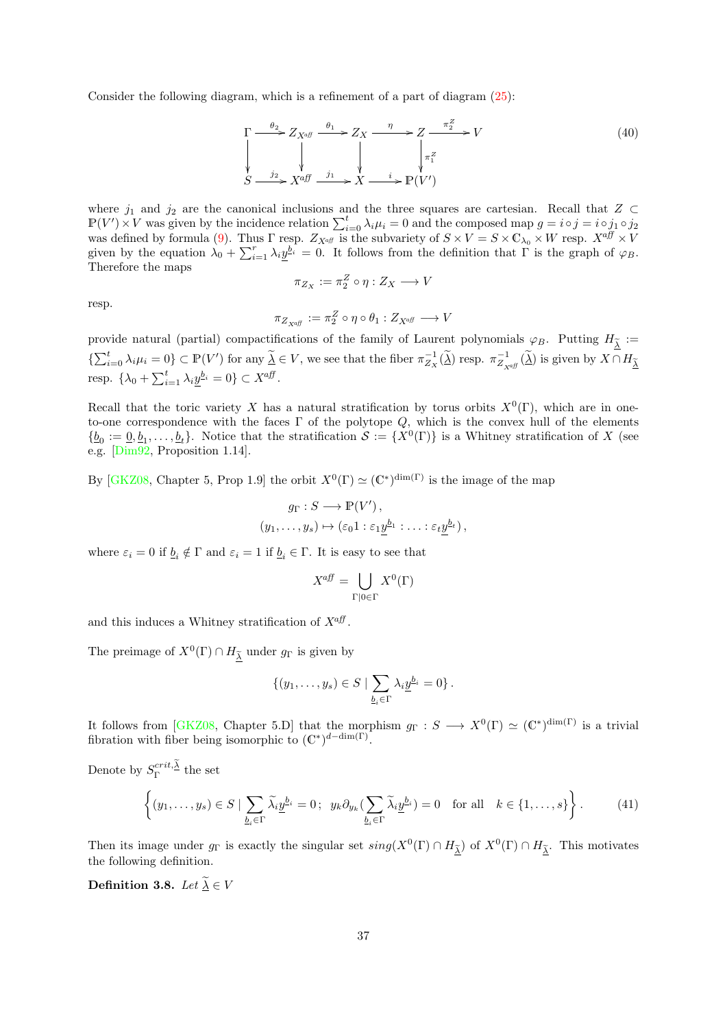Consider the following diagram, which is a refinement of a part of diagram (25):

$$
\begin{array}{ccccccccc}
\Gamma & \xrightarrow{\theta_2} & Z_{X^{aff}} & \xrightarrow{\theta_1} & Z_X & \xrightarrow{\eta} & Z & \xrightarrow{\pi_2^Z} & V \\
\downarrow & & \downarrow & & \downarrow & & \downarrow{\scriptstyle \pi_1^Z} & & \\
S & \xrightarrow{j_2} & X^{aff} & \xrightarrow{j_1} & X & \xrightarrow{i} & \mathbb{P}(V') & &
\end{array}
\tag{40}
$$

where $j_1$ and $j_2$ are the canonical inclusions and the three squares are cartesian. Recall that $Z \subset \mathbb{P}(V') \times V$ was given by the incidence relation $\sum_{i=0}^{t} \lambda_i \mu_i = 0$ and the composed map $g = i \circ j = i \circ j_1 \circ j_2$ was defined by formula (9). Thus $\Gamma$ resp. $Z_{X^{aff}}$ is the subvariety of $S \times V = S \times \mathbb{C}_{\lambda_0} \times W$ resp. $X^{aff} \times V$ given by the equation $\lambda_0 + \sum_{i=1}^{r} \lambda_i \underline{y}^{\underline{b}_i} = 0$. It follows from the definition that $\Gamma$ is the graph of $\varphi_B$. Therefore the maps

$$
\pi_{Z_X} := \pi_2^Z \circ \eta : Z_X \longrightarrow V
$$

resp.

$$
\pi_{Z_{X^{aff}}} := \pi_2^Z \circ \eta \circ \theta_1 : Z_{X^{aff}} \longrightarrow V
$$

provide natural (partial) compactifications of the family of Laurent polynomials $\varphi_B$. Putting $H_{\widetilde{\underline{\lambda}}} := \{\sum_{i=0}^{t} \lambda_i \mu_i = 0\} \subset \mathbb{P}(V')$ for any $\widetilde{\underline{\lambda}} \in V$, we see that the fiber $\pi_{Z_X}^{-1}(\widetilde{\underline{\lambda}})$ resp. $\pi_{Z_{X^{aff}}}^{-1}(\widetilde{\underline{\lambda}})$ is given by $X \cap H_{\widetilde{\underline{\lambda}}}$ resp. $\{\lambda_0 + \sum_{i=1}^{t} \lambda_i \underline{y}^{\underline{b}_i} = 0\} \subset X^{aff}$.

Recall that the toric variety $X$ has a natural stratification by torus orbits $X^0(\Gamma)$, which are in one-to-one correspondence with the faces $\Gamma$ of the polytope $Q$, which is the convex hull of the elements $\{\underline{b}_0 := \underline{0}, \underline{b}_1, \ldots, \underline{b}_t\}$. Notice that the stratification $\mathcal{S} := \{X^0(\Gamma)\}$ is a Whitney stratification of $X$ (see e.g. [Dim92, Proposition 1.14].

By [GKZ08, Chapter 5, Prop 1.9] the orbit $X^0(\Gamma) \simeq (\mathbb{C}^*)^{\dim(\Gamma)}$ is the image of the map

$$
\begin{aligned}
g_\Gamma : S &\longrightarrow \mathbb{P}(V'), \\
(y_1, \ldots, y_s) &\mapsto (\varepsilon_0 1 : \varepsilon_1 \underline{y}^{\underline{b}_1} : \ldots : \varepsilon_t \underline{y}^{\underline{b}_t}),
\end{aligned}
$$

where $\varepsilon_i = 0$ if $\underline{b}_i \notin \Gamma$ and $\varepsilon_i = 1$ if $\underline{b}_i \in \Gamma$. It is easy to see that

$$
X^{aff} = \bigcup_{\Gamma | 0 \in \Gamma} X^0(\Gamma)
$$

and this induces a Whitney stratification of $X^{aff}$.

The preimage of $X^0(\Gamma) \cap H_{\widetilde{\underline{\lambda}}}$ under $g_\Gamma$ is given by

$$
\{(y_1, \ldots, y_s) \in S \mid \sum_{\underline{b}_i \in \Gamma} \lambda_i \underline{y}^{\underline{b}_i} = 0\}.
$$

It follows from [GKZ08, Chapter 5.D] that the morphism $g_\Gamma : S \longrightarrow X^0(\Gamma) \simeq (\mathbb{C}^*)^{\dim(\Gamma)}$ is a trivial fibration with fiber being isomorphic to $(\mathbb{C}^*)^{d - \dim(\Gamma)}$.

Denote by $S_\Gamma^{crit, \widetilde{\underline{\lambda}}}$ the set

$$
\left\{ (y_1, \ldots, y_s) \in S \mid \sum_{\underline{b}_i \in \Gamma} \widetilde{\lambda}_i \underline{y}^{\underline{b}_i} = 0 ; \;\; y_k \partial_{y_k} (\sum_{\underline{b}_i \in \Gamma} \widetilde{\lambda}_i \underline{y}^{\underline{b}_i}) = 0 \quad \text{for all} \quad k \in \{1, \ldots, s\} \right\}. \tag{41}
$$

Then its image under $g_\Gamma$ is exactly the singular set $sing(X^0(\Gamma) \cap H_{\widetilde{\underline{\lambda}}})$ of $X^0(\Gamma) \cap H_{\widetilde{\underline{\lambda}}}$. This motivates the following definition.

**Definition 3.8.** *Let* $\widetilde{\underline{\lambda}} \in V$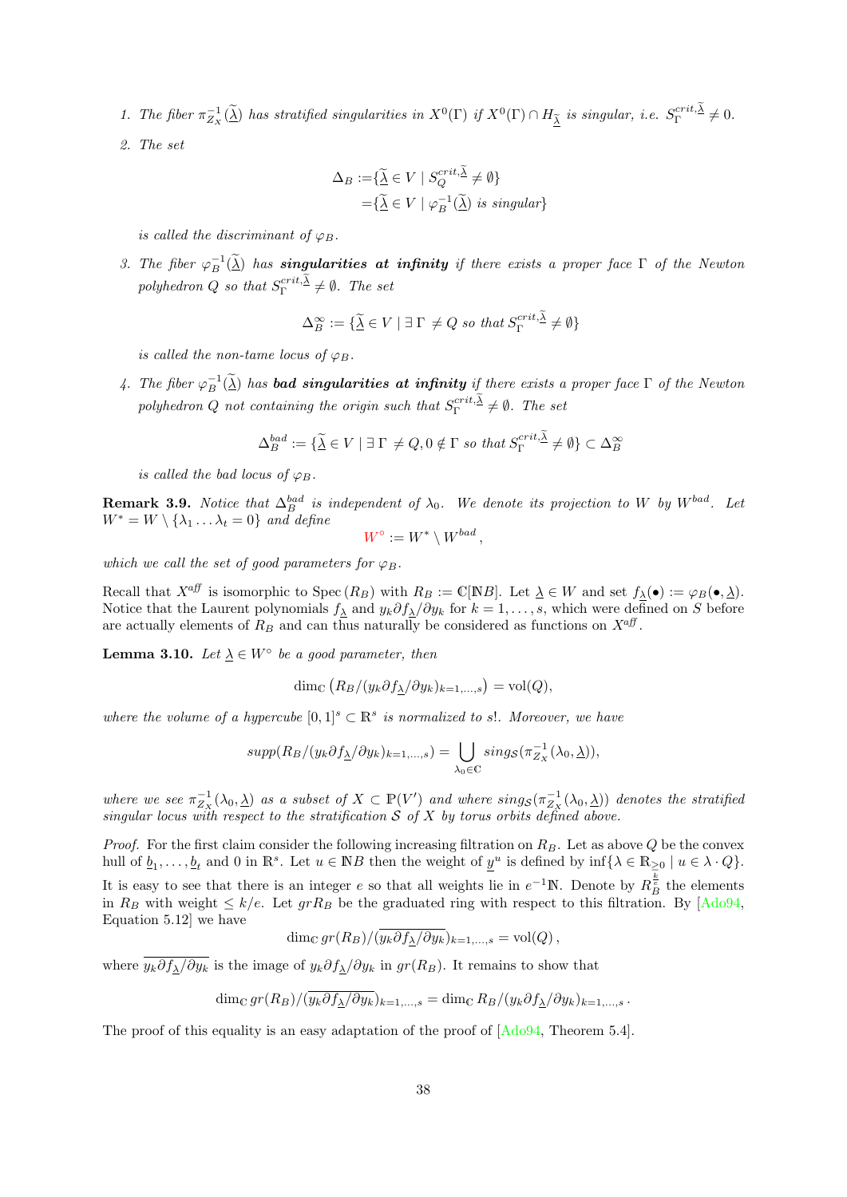1. *The fiber $\pi_{Z_X}^{-1}(\widetilde{\underline{\lambda}})$ has stratified singularities in $X^0(\Gamma)$ if $X^0(\Gamma) \cap H_{\widetilde{\underline{\lambda}}}$ is singular, i.e. $S_\Gamma^{crit,\widetilde{\underline{\lambda}}} \neq 0$.*
2. *The set*
$$\begin{aligned}\Delta_B :=& \{\widetilde{\underline{\lambda}} \in V \mid S_Q^{crit,\widetilde{\underline{\lambda}}} \neq \emptyset\} \\ =& \{\widetilde{\underline{\lambda}} \in V \mid \varphi_B^{-1}(\widetilde{\underline{\lambda}}) \text{ is singular}\}\end{aligned}$$
*is called the discriminant of $\varphi_B$.*
3. *The fiber $\varphi_B^{-1}(\widetilde{\underline{\lambda}})$ has **singularities at infinity** if there exists a proper face $\Gamma$ of the Newton polyhedron $Q$ so that $S_\Gamma^{crit,\widetilde{\underline{\lambda}}} \neq \emptyset$. The set*
$$\Delta_B^\infty := \{\widetilde{\underline{\lambda}} \in V \mid \exists\, \Gamma \neq Q \text{ so that } S_\Gamma^{crit,\widetilde{\underline{\lambda}}} \neq \emptyset\}$$
*is called the non-tame locus of $\varphi_B$.*
4. *The fiber $\varphi_B^{-1}(\widetilde{\underline{\lambda}})$ has **bad singularities at infinity** if there exists a proper face $\Gamma$ of the Newton polyhedron $Q$ not containing the origin such that $S_\Gamma^{crit,\widetilde{\underline{\lambda}}} \neq \emptyset$. The set*
$$\Delta_B^{bad} := \{\widetilde{\underline{\lambda}} \in V \mid \exists\, \Gamma \neq Q, 0 \notin \Gamma \text{ so that } S_\Gamma^{crit,\widetilde{\underline{\lambda}}} \neq \emptyset\} \subset \Delta_B^\infty$$
*is called the bad locus of $\varphi_B$.*

**Remark 3.9.** *Notice that $\Delta_B^{bad}$ is independent of $\lambda_0$. We denote its projection to $W$ by $W^{bad}$. Let $W^* = W \setminus \{\lambda_1 \ldots \lambda_t = 0\}$ and define*
$$W^\circ := W^* \setminus W^{bad},$$
*which we call the set of good parameters for $\varphi_B$.*

Recall that $X^{aff}$ is isomorphic to $\mathrm{Spec}\,(R_B)$ with $R_B := \mathbb{C}[\mathbb{N}B]$. Let $\underline{\lambda} \in W$ and set $f_{\underline{\lambda}}(\bullet) := \varphi_B(\bullet, \underline{\lambda})$. Notice that the Laurent polynomials $f_{\underline{\lambda}}$ and $y_k \partial f_{\underline{\lambda}}/\partial y_k$ for $k = 1, \ldots, s$, which were defined on $S$ before are actually elements of $R_B$ and can thus naturally be considered as functions on $X^{aff}$.

**Lemma 3.10.** *Let $\underline{\lambda} \in W^\circ$ be a good parameter, then*
$$\dim_\mathbb{C} \left(R_B/(y_k \partial f_{\underline{\lambda}}/\partial y_k)_{k=1,\ldots,s}\right) = \mathrm{vol}(Q),$$
*where the volume of a hypercube $[0,1]^s \subset \mathbb{R}^s$ is normalized to $s!$. Moreover, we have*
$$supp(R_B/(y_k \partial f_{\underline{\lambda}}/\partial y_k)_{k=1,\ldots,s}) = \bigcup_{\lambda_0 \in \mathbb{C}} sing_\mathcal{S}(\pi_{Z_X}^{-1}(\lambda_0, \underline{\lambda})),$$
*where we see $\pi_{Z_X}^{-1}(\lambda_0, \underline{\lambda})$ as a subset of $X \subset \mathbb{P}(V')$ and where $sing_\mathcal{S}(\pi_{Z_X}^{-1}(\lambda_0, \underline{\lambda}))$ denotes the stratified singular locus with respect to the stratification $\mathcal{S}$ of $X$ by torus orbits defined above.*

*Proof.* For the first claim consider the following increasing filtration on $R_B$. Let as above $Q$ be the convex hull of $\underline{b}_1, \ldots, \underline{b}_t$ and 0 in $\mathbb{R}^s$. Let $u \in \mathbb{N}B$ then the weight of $\underline{y}^u$ is defined by $\inf\{\lambda \in \mathbb{R}_{\geq 0} \mid u \in \lambda \cdot Q\}$. It is easy to see that there is an integer $e$ so that all weights lie in $e^{-1}\mathbb{N}$. Denote by $R_B^{\frac{k}{e}}$ the elements in $R_B$ with weight $\leq k/e$. Let $gr R_B$ be the graduated ring with respect to this filtration. By [Ado94, Equation 5.12] we have
$$\dim_\mathbb{C} gr(R_B)/(\overline{y_k \partial f_{\underline{\lambda}}/\partial y_k})_{k=1,\ldots,s} = \mathrm{vol}(Q)\,,$$
where $\overline{y_k \partial f_{\underline{\lambda}}/\partial y_k}$ is the image of $y_k \partial f_{\underline{\lambda}}/\partial y_k$ in $gr(R_B)$. It remains to show that
$$\dim_\mathbb{C} gr(R_B)/(\overline{y_k \partial f_{\underline{\lambda}}/\partial y_k})_{k=1,\ldots,s} = \dim_\mathbb{C} R_B/(y_k \partial f_{\underline{\lambda}}/\partial y_k)_{k=1,\ldots,s}\,.$$
The proof of this equality is an easy adaptation of the proof of [Ado94, Theorem 5.4].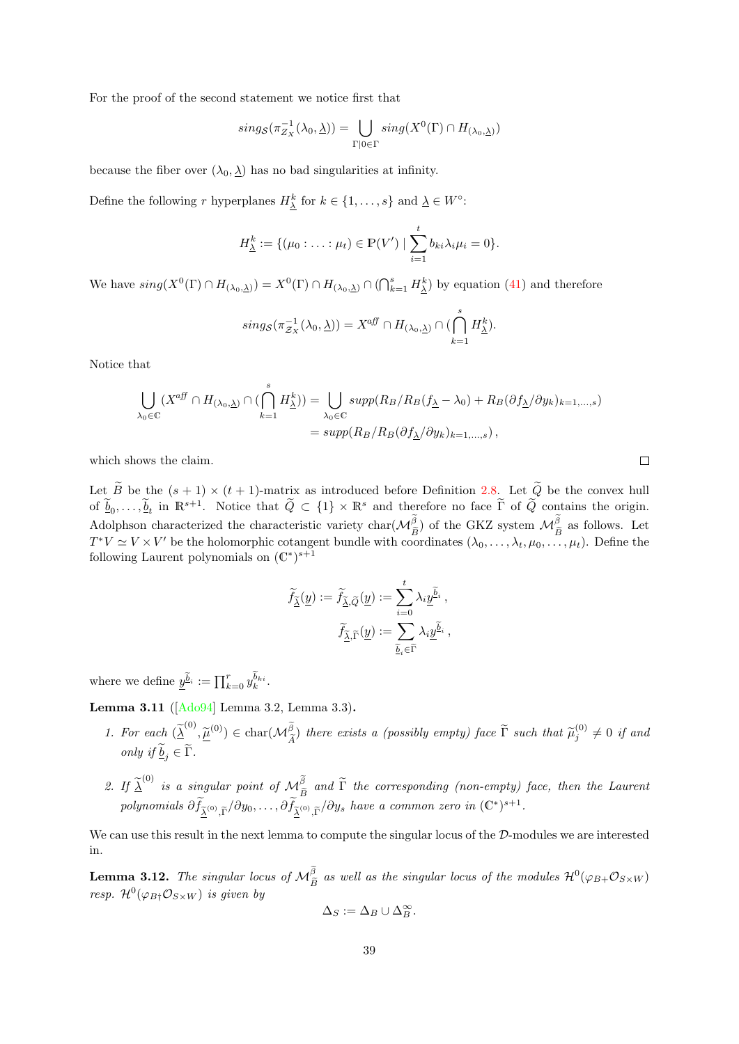For the proof of the second statement we notice first that

$$sing_{\mathcal{S}}(\pi^{-1}_{\mathcal{Z}_X}(\lambda_0, \underline{\lambda})) = \bigcup_{\Gamma | 0 \in \Gamma} sing(X^0(\Gamma) \cap H_{(\lambda_0, \underline{\lambda})})$$

because the fiber over $(\lambda_0, \underline{\lambda})$ has no bad singularities at infinity.

Define the following $r$ hyperplanes $H^k_{\underline{\lambda}}$ for $k \in \{1, \dots, s\}$ and $\underline{\lambda} \in W^\circ$:

$$H^k_{\underline{\lambda}} := \{(\mu_0 : \dots : \mu_t) \in \mathbb{P}(V') \mid \sum_{i=1}^{t} b_{ki} \lambda_i \mu_i = 0\}.$$

We have $sing(X^0(\Gamma) \cap H_{(\lambda_0, \underline{\lambda})}) = X^0(\Gamma) \cap H_{(\lambda_0, \underline{\lambda})} \cap (\bigcap_{k=1}^s H^k_{\underline{\lambda}})$ by equation (41) and therefore

$$sing_{\mathcal{S}}(\pi^{-1}_{\mathcal{Z}_X}(\lambda_0, \underline{\lambda})) = X^{aff} \cap H_{(\lambda_0, \underline{\lambda})} \cap (\bigcap_{k=1}^{s} H^k_{\underline{\lambda}}).$$

Notice that

$$\begin{aligned}\bigcup_{\lambda_0 \in \mathbb{C}} (X^{aff} \cap H_{(\lambda_0, \underline{\lambda})} \cap (\bigcap_{k=1}^{s} H^k_{\underline{\lambda}})) &= \bigcup_{\lambda_0 \in \mathbb{C}} supp(R_B / R_B(f_{\underline{\lambda}} - \lambda_0) + R_B(\partial f_{\underline{\lambda}} / \partial y_k)_{k=1,\dots,s}) \\ &= supp(R_B / R_B(\partial f_{\underline{\lambda}} / \partial y_k)_{k=1,\dots,s}),\end{aligned}$$

which shows the claim. $\square$

Let $\widetilde{B}$ be the $(s+1) \times (t+1)$-matrix as introduced before Definition 2.8. Let $\widetilde{Q}$ be the convex hull of $\underline{\widetilde{b}}_0, \dots, \underline{\widetilde{b}}_t$ in $\mathbb{R}^{s+1}$. Notice that $\widetilde{Q} \subset \{1\} \times \mathbb{R}^s$ and therefore no face $\widetilde{\Gamma}$ of $\widetilde{Q}$ contains the origin. Adolphson characterized the characteristic variety $\mathrm{char}(\mathcal{M}^{\widetilde{\beta}}_{\widetilde{B}})$ of the GKZ system $\mathcal{M}^{\widetilde{\beta}}_{\widetilde{B}}$ as follows. Let $T^*V \simeq V \times V'$ be the holomorphic cotangent bundle with coordinates $(\lambda_0, \dots, \lambda_t, \mu_0, \dots, \mu_t)$. Define the following Laurent polynomials on $(\mathbb{C}^*)^{s+1}$

$$\widetilde{f}_{\underline{\widetilde{\lambda}}}(\underline{y}) := \widetilde{f}_{\underline{\widetilde{\lambda}}, \widetilde{Q}}(\underline{y}) := \sum_{i=0}^{t} \lambda_i \underline{y}^{\underline{\widetilde{b}}_i},$$

$$\widetilde{f}_{\underline{\widetilde{\lambda}}, \widetilde{\Gamma}}(\underline{y}) := \sum_{\underline{\widetilde{b}}_i \in \widetilde{\Gamma}} \lambda_i \underline{y}^{\underline{\widetilde{b}}_i},$$

where we define $\underline{y}^{\underline{\widetilde{b}}_i} := \prod_{k=0}^{r} y_k^{\widetilde{b}_{ki}}$.

**Lemma 3.11** ([Ado94] Lemma 3.2, Lemma 3.3)**.**

1. *For each $(\underline{\widetilde{\lambda}}^{(0)}, \underline{\widetilde{\mu}}^{(0)}) \in \mathrm{char}(\mathcal{M}^{\widetilde{\beta}}_{\widetilde{A}})$ there exists a (possibly empty) face $\widetilde{\Gamma}$ such that $\widetilde{\mu}^{(0)}_j \neq 0$ if and only if $\underline{\widetilde{b}}_j \in \widetilde{\Gamma}$.*

2. *If $\underline{\widetilde{\lambda}}^{(0)}$ is a singular point of $\mathcal{M}^{\widetilde{\beta}}_{\widetilde{B}}$ and $\widetilde{\Gamma}$ the corresponding (non-empty) face, then the Laurent polynomials $\partial \widetilde{f}_{\underline{\widetilde{\lambda}}^{(0)}, \widetilde{\Gamma}} / \partial y_0, \dots, \partial \widetilde{f}_{\underline{\widetilde{\lambda}}^{(0)}, \widetilde{\Gamma}} / \partial y_s$ have a common zero in $(\mathbb{C}^*)^{s+1}$.*

We can use this result in the next lemma to compute the singular locus of the $\mathcal{D}$-modules we are interested in.

**Lemma 3.12.** *The singular locus of $\mathcal{M}^{\widetilde{\beta}}_{\widetilde{B}}$ as well as the singular locus of the modules $\mathcal{H}^0(\varphi_{B+}\mathcal{O}_{S \times W})$ resp. $\mathcal{H}^0(\varphi_{B\dagger}\mathcal{O}_{S \times W})$ is given by*

$$\Delta_S := \Delta_B \cup \Delta_B^\infty.$$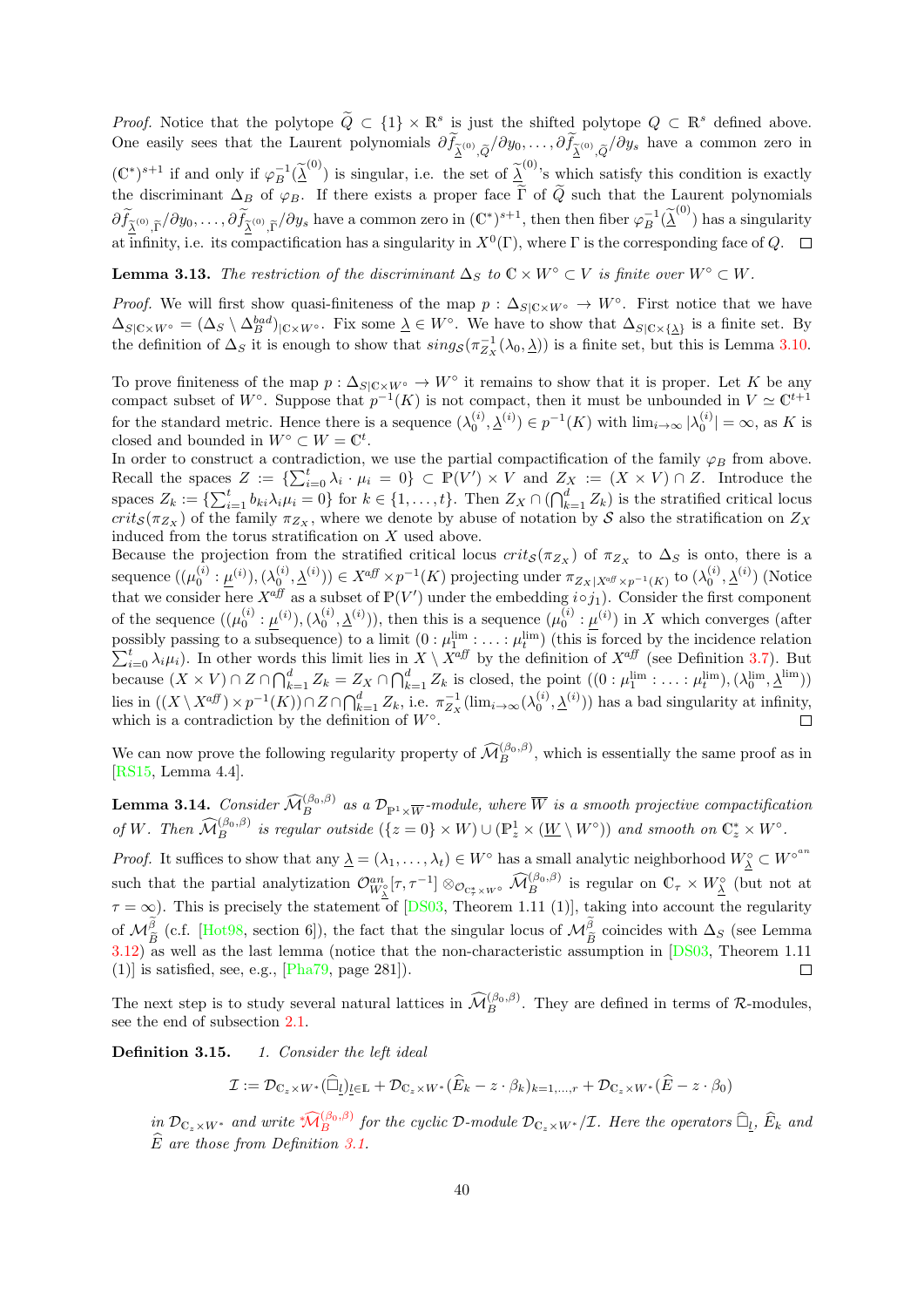*Proof.* Notice that the polytope $\widetilde{Q} \subset \{1\} \times \mathbb{R}^s$ is just the shifted polytope $Q \subset \mathbb{R}^s$ defined above. One easily sees that the Laurent polynomials $\partial \widetilde{f}_{\widetilde{\underline{\lambda}}^{(0)},\widetilde{Q}}/\partial y_0, \ldots, \partial \widetilde{f}_{\widetilde{\underline{\lambda}}^{(0)},\widetilde{Q}}/\partial y_s$ have a common zero in $(\mathbb{C}^*)^{s+1}$ if and only if $\varphi_B^{-1}(\widetilde{\underline{\lambda}}^{(0)})$ is singular, i.e. the set of $\widetilde{\underline{\lambda}}^{(0)}$'s which satisfy this condition is exactly the discriminant $\Delta_B$ of $\varphi_B$. If there exists a proper face $\widetilde{\Gamma}$ of $\widetilde{Q}$ such that the Laurent polynomials $\partial \widetilde{f}_{\widetilde{\underline{\lambda}}^{(0)},\widetilde{\Gamma}}/\partial y_0, \ldots, \partial \widetilde{f}_{\widetilde{\underline{\lambda}}^{(0)},\widetilde{\Gamma}}/\partial y_s$ have a common zero in $(\mathbb{C}^*)^{s+1}$, then then fiber $\varphi_B^{-1}(\widetilde{\underline{\lambda}}^{(0)})$ has a singularity at infinity, i.e. its compactification has a singularity in $X^0(\Gamma)$, where $\Gamma$ is the corresponding face of $Q$. □

**Lemma 3.13.** *The restriction of the discriminant $\Delta_S$ to $\mathbb{C} \times W^\circ \subset V$ is finite over $W^\circ \subset W$.*

*Proof.* We will first show quasi-finiteness of the map $p : \Delta_{S|\mathbb{C}\times W^\circ} \to W^\circ$. First notice that we have $\Delta_{S|\mathbb{C}\times W^\circ} = (\Delta_S \setminus \Delta_B^{bad})_{|\mathbb{C}\times W^\circ}$. Fix some $\underline{\lambda} \in W^\circ$. We have to show that $\Delta_{S|\mathbb{C}\times\{\underline{\lambda}\}}$ is a finite set. By the definition of $\Delta_S$ it is enough to show that $sing_{\mathcal{S}}(\pi_{Z_X}^{-1}(\lambda_0, \underline{\lambda}))$ is a finite set, but this is Lemma 3.10.

To prove finiteness of the map $p : \Delta_{S|\mathbb{C}\times W^\circ} \to W^\circ$ it remains to show that it is proper. Let $K$ be any compact subset of $W^\circ$. Suppose that $p^{-1}(K)$ is not compact, then it must be unbounded in $V \simeq \mathbb{C}^{t+1}$ for the standard metric. Hence there is a sequence $(\lambda_0^{(i)}, \underline{\lambda}^{(i)}) \in p^{-1}(K)$ with $\lim_{i\to\infty} |\lambda_0^{(i)}| = \infty$, as $K$ is closed and bounded in $W^\circ \subset W = \mathbb{C}^t$.
In order to construct a contradiction, we use the partial compactification of the family $\varphi_B$ from above. Recall the spaces $Z := \{\sum_{i=0}^t \lambda_i \cdot \mu_i = 0\} \subset \mathbb{P}(V') \times V$ and $Z_X := (X \times V) \cap Z$. Introduce the spaces $Z_k := \{\sum_{i=1}^t b_{ki}\lambda_i\mu_i = 0\}$ for $k \in \{1, \ldots, t\}$. Then $Z_X \cap (\bigcap_{k=1}^d Z_k)$ is the stratified critical locus $crit_{\mathcal{S}}(\pi_{Z_X})$ of the family $\pi_{Z_X}$, where we denote by abuse of notation by $\mathcal{S}$ also the stratification on $Z_X$ induced from the torus stratification on $X$ used above.
Because the projection from the stratified critical locus $crit_{\mathcal{S}}(\pi_{Z_X})$ of $\pi_{Z_X}$ to $\Delta_S$ is onto, there is a sequence $((\mu_0^{(i)} : \underline{\mu}^{(i)}), (\lambda_0^{(i)}, \underline{\lambda}^{(i)})) \in X^{aff} \times p^{-1}(K)$ projecting under $\pi_{Z_X|X^{aff}\times p^{-1}(K)}$ to $(\lambda_0^{(i)}, \underline{\lambda}^{(i)})$ (Notice that we consider here $X^{aff}$ as a subset of $\mathbb{P}(V')$ under the embedding $i \circ j_1$). Consider the first component of the sequence $((\mu_0^{(i)} : \underline{\mu}^{(i)}), (\lambda_0^{(i)}, \underline{\lambda}^{(i)}))$, then this is a sequence $(\mu_0^{(i)} : \underline{\mu}^{(i)})$ in $X$ which converges (after possibly passing to a subsequence) to a limit $(0 : \mu_1^{\lim} : \ldots : \mu_t^{\lim})$ (this is forced by the incidence relation $\sum_{i=0}^t \lambda_i\mu_i$). In other words this limit lies in $X \setminus X^{aff}$ by the definition of $X^{aff}$ (see Definition 3.7). But because $(X \times V) \cap Z \cap \bigcap_{k=1}^d Z_k = Z_X \cap \bigcap_{k=1}^d Z_k$ is closed, the point $((0 : \mu_1^{\lim} : \ldots : \mu_t^{\lim}), (\lambda_0^{\lim}, \underline{\lambda}^{\lim}))$ lies in $((X \setminus X^{aff}) \times p^{-1}(K)) \cap Z \cap \bigcap_{k=1}^d Z_k$, i.e. $\pi_{Z_X}^{-1}(\lim_{i\to\infty}(\lambda_0^{(i)}, \underline{\lambda}^{(i)}))$ has a bad singularity at infinity, which is a contradiction by the definition of $W^\circ$. □

We can now prove the following regularity property of $\widehat{\mathcal{M}}_B^{(\beta_0,\beta)}$, which is essentially the same proof as in [RS15, Lemma 4.4].

**Lemma 3.14.** *Consider $\widehat{\mathcal{M}}_B^{(\beta_0,\beta)}$ as a $\mathcal{D}_{\mathbb{P}^1\times\overline{W}}$-module, where $\overline{W}$ is a smooth projective compactification of $W$. Then $\widehat{\mathcal{M}}_B^{(\beta_0,\beta)}$ is regular outside $(\{z = 0\} \times W) \cup (\mathbb{P}_z^1 \times (\underline{W} \setminus W^\circ))$ and smooth on $\mathbb{C}_z^* \times W^\circ$.*

*Proof.* It suffices to show that any $\underline{\lambda} = (\lambda_1, \ldots, \lambda_t) \in W^\circ$ has a small analytic neighborhood $W_{\underline{\lambda}}^\circ \subset {W^\circ}^{an}$ such that the partial analytization $\mathcal{O}_{W_{\underline{\lambda}}^\circ}^{an}[\tau, \tau^{-1}] \otimes_{\mathcal{O}_{\mathbb{C}_\tau^*\times W^\circ}} \widehat{\mathcal{M}}_B^{(\beta_0,\beta)}$ is regular on $\mathbb{C}_\tau \times W_{\underline{\lambda}}^\circ$ (but not at $\tau = \infty$). This is precisely the statement of [DS03, Theorem 1.11 (1)], taking into account the regularity of $\mathcal{M}_{\widetilde{B}}^{\widetilde{\beta}}$ (c.f. [Hot98, section 6]), the fact that the singular locus of $\mathcal{M}_{\widetilde{B}}^{\widetilde{\beta}}$ coincides with $\Delta_S$ (see Lemma 3.12) as well as the last lemma (notice that the non-characteristic assumption in [DS03, Theorem 1.11 (1)] is satisfied, see, e.g., [Pha79, page 281]). □

The next step is to study several natural lattices in $\widehat{\mathcal{M}}_B^{(\beta_0,\beta)}$. They are defined in terms of $\mathcal{R}$-modules, see the end of subsection 2.1.

**Definition 3.15.** *1. Consider the left ideal*

$$\mathcal{I} := \mathcal{D}_{\mathbb{C}_z\times W^*}(\widehat{\Box}_{\underline{l}})_{\underline{l}\in\mathbb{L}} + \mathcal{D}_{\mathbb{C}_z\times W^*}(\widehat{E}_k - z\cdot\beta_k)_{k=1,\ldots,r} + \mathcal{D}_{\mathbb{C}_z\times W^*}(\widehat{E} - z\cdot\beta_0)$$

*in $\mathcal{D}_{\mathbb{C}_z\times W^*}$ and write ${}^*\widehat{\mathcal{M}}_B^{(\beta_0,\beta)}$ for the cyclic $\mathcal{D}$-module $\mathcal{D}_{\mathbb{C}_z\times W^*}/\mathcal{I}$. Here the operators $\widehat{\Box}_{\underline{l}}$, $\widehat{E}_k$ and $\widehat{E}$ are those from Definition 3.1.*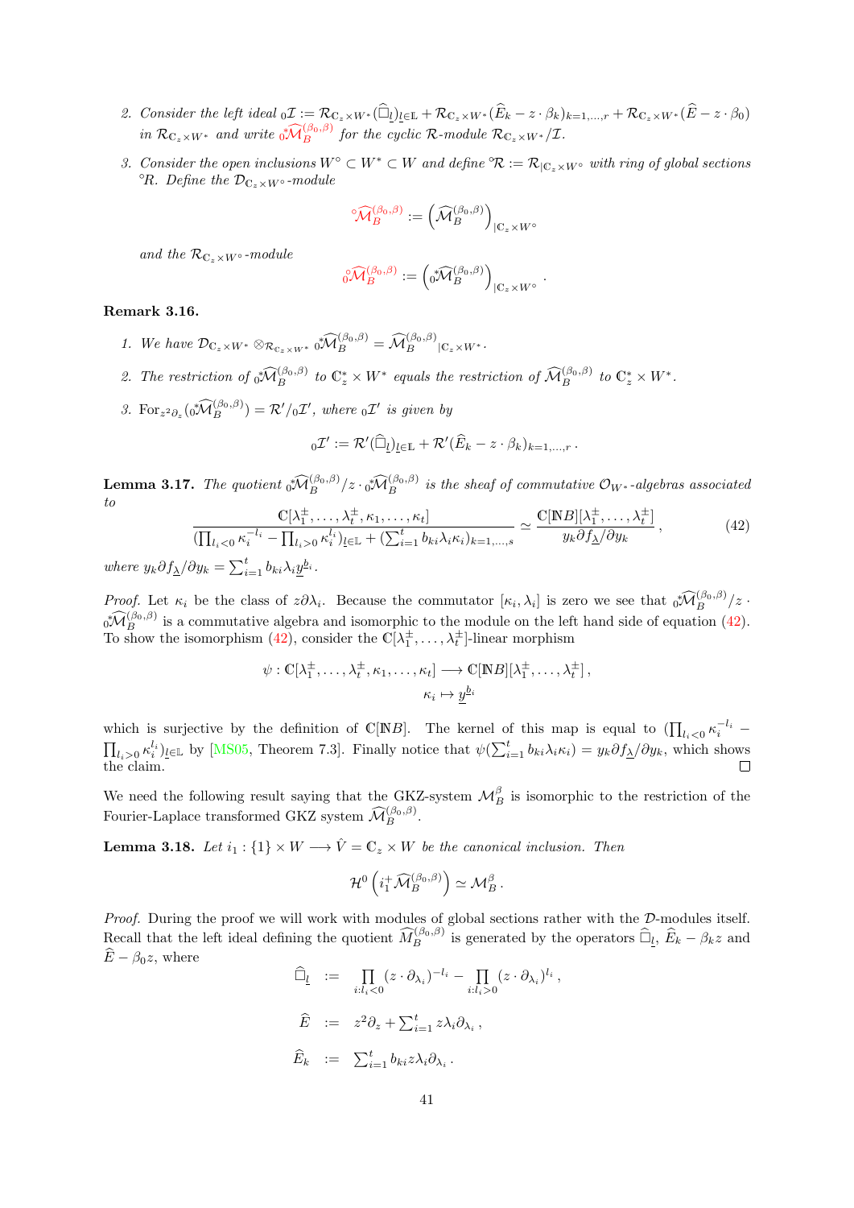2. *Consider the left ideal* ${}_0\mathcal{I} := \mathcal{R}_{\mathbb{C}_z\times W^*}(\widehat{\Box}_{\underline{l}})_{\underline{l}\in\mathbb{L}} + \mathcal{R}_{\mathbb{C}_z\times W^*}(\widehat{E}_k - z\cdot\beta_k)_{k=1,\ldots,r} + \mathcal{R}_{\mathbb{C}_z\times W^*}(\widehat{E} - z\cdot\beta_0)$ *in* $\mathcal{R}_{\mathbb{C}_z\times W^*}$ *and write* ${}_0^*\widehat{\mathcal{M}}_B^{(\beta_0,\beta)}$ *for the cyclic* $\mathcal{R}$*-module* $\mathcal{R}_{\mathbb{C}_z\times W^*}/\mathcal{I}$.

3. *Consider the open inclusions* $W^\circ \subset W^* \subset W$ *and define* ${}^\circ\mathcal{R} := \mathcal{R}_{|\mathbb{C}_z\times W^\circ}$ *with ring of global sections* ${}^\circ R$*. Define the* $\mathcal{D}_{\mathbb{C}_z\times W^\circ}$*-module*

$$
{}^\circ\widehat{\mathcal{M}}_B^{(\beta_0,\beta)} := \left(\widehat{\mathcal{M}}_B^{(\beta_0,\beta)}\right)_{|\mathbb{C}_z\times W^\circ}
$$

*and the* $\mathcal{R}_{\mathbb{C}_z\times W^\circ}$*-module*

$$
{}_0^\circ\widehat{\mathcal{M}}_B^{(\beta_0,\beta)} := \left({}_0^*\widehat{\mathcal{M}}_B^{(\beta_0,\beta)}\right)_{|\mathbb{C}_z\times W^\circ}.
$$

**Remark 3.16.**

1. *We have* $\mathcal{D}_{\mathbb{C}_z\times W^*}\otimes_{\mathcal{R}_{\mathbb{C}_z\times W^*}} {}_0^*\widehat{\mathcal{M}}_B^{(\beta_0,\beta)} = \widehat{\mathcal{M}}_B^{(\beta_0,\beta)}{}_{|\mathbb{C}_z\times W^*}$.

2. *The restriction of* ${}_0^*\widehat{\mathcal{M}}_B^{(\beta_0,\beta)}$ *to* $\mathbb{C}_z^*\times W^*$ *equals the restriction of* $\widehat{\mathcal{M}}_B^{(\beta_0,\beta)}$ *to* $\mathbb{C}_z^*\times W^*$.

3. $\mathrm{For}_{z^2\partial_z}({}_0^*\widehat{\mathcal{M}}_B^{(\beta_0,\beta)}) = \mathcal{R}'/{}_0\mathcal{I}'$*, where* ${}_0\mathcal{I}'$ *is given by*

$$
{}_0\mathcal{I}' := \mathcal{R}'(\widehat{\Box}_{\underline{l}})_{\underline{l}\in\mathbb{L}} + \mathcal{R}'(\widehat{E}_k - z\cdot\beta_k)_{k=1,\ldots,r}\,.
$$

**Lemma 3.17.** *The quotient* ${}_0^*\widehat{\mathcal{M}}_B^{(\beta_0,\beta)}/z\cdot{}_0^*\widehat{\mathcal{M}}_B^{(\beta_0,\beta)}$ *is the sheaf of commutative* $\mathcal{O}_{W^*}$*-algebras associated to*

$$
\frac{\mathbb{C}[\lambda_1^\pm,\ldots,\lambda_t^\pm,\kappa_1,\ldots,\kappa_t]}{(\prod_{l_i<0}\kappa_i^{-l_i} - \prod_{l_i>0}\kappa_i^{l_i})_{\underline{l}\in\mathbb{L}} + (\sum_{i=1}^t b_{ki}\lambda_i\kappa_i)_{k=1,\ldots,s}} \simeq \frac{\mathbb{C}[\mathbb{N}B][\lambda_1^\pm,\ldots,\lambda_t^\pm]}{y_k\partial f_{\underline{\lambda}}/\partial y_k}\,, \tag{42}
$$

*where* $y_k\partial f_{\underline{\lambda}}/\partial y_k = \sum_{i=1}^t b_{ki}\lambda_i\underline{y}^{\underline{b}_i}$.

*Proof.* Let $\kappa_i$ be the class of $z\partial\lambda_i$. Because the commutator $[\kappa_i,\lambda_i]$ is zero we see that ${}_0^*\widehat{\mathcal{M}}_B^{(\beta_0,\beta)}/z\cdot{}_0^*\widehat{\mathcal{M}}_B^{(\beta_0,\beta)}$ is a commutative algebra and isomorphic to the module on the left hand side of equation (42). To show the isomorphism (42), consider the $\mathbb{C}[\lambda_1^\pm,\ldots,\lambda_t^\pm]$-linear morphism

$$
\begin{aligned}
\psi : \mathbb{C}[\lambda_1^\pm,\ldots,\lambda_t^\pm,\kappa_1,\ldots,\kappa_t] &\longrightarrow \mathbb{C}[\mathbb{N}B][\lambda_1^\pm,\ldots,\lambda_t^\pm]\,,\\
\kappa_i &\mapsto \underline{y}^{\underline{b}_i}
\end{aligned}
$$

which is surjective by the definition of $\mathbb{C}[\mathbb{N}B]$. The kernel of this map is equal to $(\prod_{l_i<0}\kappa_i^{-l_i} - \prod_{l_i>0}\kappa_i^{l_i})_{\underline{l}\in\mathbb{L}}$ by [MS05, Theorem 7.3]. Finally notice that $\psi(\sum_{i=1}^t b_{ki}\lambda_i\kappa_i) = y_k\partial f_{\underline{\lambda}}/\partial y_k$, which shows the claim. $\square$

We need the following result saying that the GKZ-system $\mathcal{M}_B^\beta$ is isomorphic to the restriction of the Fourier-Laplace transformed GKZ system $\widehat{\mathcal{M}}_B^{(\beta_0,\beta)}$.

**Lemma 3.18.** *Let* $i_1 : \{1\}\times W \longrightarrow \hat{V} = \mathbb{C}_z\times W$ *be the canonical inclusion. Then*

$$
\mathcal{H}^0\left(i_1^+\widehat{\mathcal{M}}_B^{(\beta_0,\beta)}\right) \simeq \mathcal{M}_B^\beta\,.
$$

*Proof.* During the proof we will work with modules of global sections rather with the $\mathcal{D}$-modules itself. Recall that the left ideal defining the quotient $\widehat{M}_B^{(\beta_0,\beta)}$ is generated by the operators $\widehat{\Box}_{\underline{l}}$, $\widehat{E}_k - \beta_k z$ and $\widehat{E} - \beta_0 z$, where

$$
\begin{aligned}
\widehat{\Box}_{\underline{l}} &:= \prod_{i:l_i<0}(z\cdot\partial_{\lambda_i})^{-l_i} - \prod_{i:l_i>0}(z\cdot\partial_{\lambda_i})^{l_i}\,,\\
\widehat{E} &:= z^2\partial_z + \textstyle\sum_{i=1}^t z\lambda_i\partial_{\lambda_i}\,,\\
\widehat{E}_k &:= \textstyle\sum_{i=1}^t b_{ki}z\lambda_i\partial_{\lambda_i}\,.
\end{aligned}
$$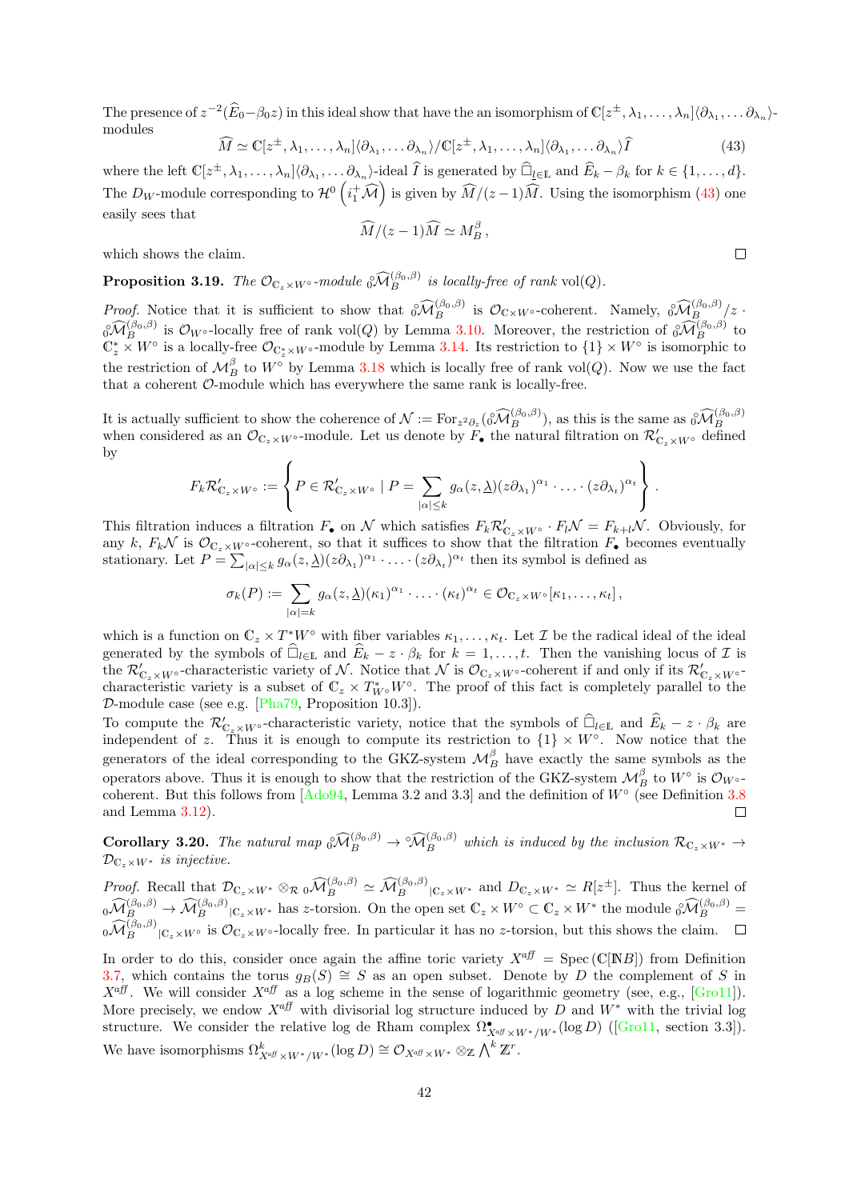The presence of $z^{-2}(\widehat{E}_0-\beta_0 z)$ in this ideal show that have the an isomorphism of $\mathbb{C}[z^{\pm},\lambda_1,\ldots,\lambda_n]\langle\partial_{\lambda_1},\ldots\partial_{\lambda_n}\rangle$-modules

$$\widehat{M}\simeq \mathbb{C}[z^{\pm},\lambda_1,\ldots,\lambda_n]\langle\partial_{\lambda_1},\ldots\partial_{\lambda_n}\rangle/\mathbb{C}[z^{\pm},\lambda_1,\ldots,\lambda_n]\langle\partial_{\lambda_1},\ldots\partial_{\lambda_n}\rangle\widehat{I} \tag{43}$$

where the left $\mathbb{C}[z^{\pm},\lambda_1,\ldots,\lambda_n]\langle\partial_{\lambda_1},\ldots\partial_{\lambda_n}\rangle$-ideal $\widehat{I}$ is generated by $\widehat{\Box}_{\underline{l}\in\mathbb{L}}$ and $\widehat{E}_k-\beta_k$ for $k\in\{1,\ldots,d\}$. The $D_W$-module corresponding to $\mathcal{H}^0\left(i_1^+\widehat{\mathcal{M}}\right)$ is given by $\widehat{M}/(z-1)\widehat{M}$. Using the isomorphism (43) one easily sees that

$$\widehat{M}/(z-1)\widehat{M}\simeq M_B^{\beta}\,,$$

which shows the claim. ◻

**Proposition 3.19.** *The $\mathcal{O}_{\mathbb{C}_z\times W^\circ}$-module ${}_0^{\circ}\widehat{\mathcal{M}}_B^{(\beta_0,\beta)}$ is locally-free of rank $\mathrm{vol}(Q)$.*

*Proof.* Notice that it is sufficient to show that ${}_0^{\circ}\widehat{\mathcal{M}}_B^{(\beta_0,\beta)}$ is $\mathcal{O}_{\mathbb{C}\times W^\circ}$-coherent. Namely, ${}_0^{\circ}\widehat{\mathcal{M}}_B^{(\beta_0,\beta)}/z\cdot{}_0^{\circ}\widehat{\mathcal{M}}_B^{(\beta_0,\beta)}$ is $\mathcal{O}_{W^\circ}$-locally free of rank $\mathrm{vol}(Q)$ by Lemma 3.10. Moreover, the restriction of ${}_0^{\circ}\widehat{\mathcal{M}}_B^{(\beta_0,\beta)}$ to $\mathbb{C}_z^*\times W^\circ$ is a locally-free $\mathcal{O}_{\mathbb{C}_z^*\times W^\circ}$-module by Lemma 3.14. Its restriction to $\{1\}\times W^\circ$ is isomorphic to the restriction of $\mathcal{M}_B^{\beta}$ to $W^\circ$ by Lemma 3.18 which is locally free of rank $\mathrm{vol}(Q)$. Now we use the fact that a coherent $\mathcal{O}$-module which has everywhere the same rank is locally-free.

It is actually sufficient to show the coherence of $\mathcal{N}:=\mathrm{For}_{z^2\partial_z}({}_0^{\circ}\widehat{\mathcal{M}}_B^{(\beta_0,\beta)})$, as this is the same as ${}_0^{\circ}\widehat{\mathcal{M}}_B^{(\beta_0,\beta)}$ when considered as an $\mathcal{O}_{\mathbb{C}_z\times W^\circ}$-module. Let us denote by $F_\bullet$ the natural filtration on $\mathcal{R}'_{\mathbb{C}_z\times W^\circ}$ defined by

$$F_k\mathcal{R}'_{\mathbb{C}_z\times W^\circ}:=\left\{P\in\mathcal{R}'_{\mathbb{C}_z\times W^\circ}\mid P=\sum_{|\alpha|\le k}g_\alpha(z,\underline{\lambda})(z\partial_{\lambda_1})^{\alpha_1}\cdot\ldots\cdot(z\partial_{\lambda_t})^{\alpha_t}\right\}.$$

This filtration induces a filtration $F_\bullet$ on $\mathcal{N}$ which satisfies $F_k\mathcal{R}'_{\mathbb{C}_z\times W^\circ}\cdot F_l\mathcal{N}=F_{k+l}\mathcal{N}$. Obviously, for any $k$, $F_k\mathcal{N}$ is $\mathcal{O}_{\mathbb{C}_z\times W^\circ}$-coherent, so that it suffices to show that the filtration $F_\bullet$ becomes eventually stationary. Let $P=\sum_{|\alpha|\le k}g_\alpha(z,\underline{\lambda})(z\partial_{\lambda_1})^{\alpha_1}\cdot\ldots\cdot(z\partial_{\lambda_t})^{\alpha_t}$ then its symbol is defined as

$$\sigma_k(P):=\sum_{|\alpha|=k}g_\alpha(z,\underline{\lambda})(\kappa_1)^{\alpha_1}\cdot\ldots\cdot(\kappa_t)^{\alpha_t}\in\mathcal{O}_{\mathbb{C}_z\times W^\circ}[\kappa_1,\ldots,\kappa_t]\,,$$

which is a function on $\mathbb{C}_z\times T^*W^\circ$ with fiber variables $\kappa_1,\ldots,\kappa_t$. Let $\mathcal{I}$ be the radical ideal of the ideal generated by the symbols of $\widehat{\Box}_{l\in\mathbb{L}}$ and $\widehat{E}_k-z\cdot\beta_k$ for $k=1,\ldots,t$. Then the vanishing locus of $\mathcal{I}$ is the $\mathcal{R}'_{\mathbb{C}_z\times W^\circ}$-characteristic variety of $\mathcal{N}$. Notice that $\mathcal{N}$ is $\mathcal{O}_{\mathbb{C}_z\times W^\circ}$-coherent if and only if its $\mathcal{R}'_{\mathbb{C}_z\times W^\circ}$-characteristic variety is a subset of $\mathbb{C}_z\times T^*_{W^\circ}W^\circ$. The proof of this fact is completely parallel to the $\mathcal{D}$-module case (see e.g. [Pha79, Proposition 10.3]).

To compute the $\mathcal{R}'_{\mathbb{C}_z\times W^\circ}$-characteristic variety, notice that the symbols of $\widehat{\Box}_{l\in\mathbb{L}}$ and $\widehat{E}_k-z\cdot\beta_k$ are independent of $z$. Thus it is enough to compute its restriction to $\{1\}\times W^\circ$. Now notice that the generators of the ideal corresponding to the GKZ-system $\mathcal{M}_B^{\beta}$ have exactly the same symbols as the operators above. Thus it is enough to show that the restriction of the GKZ-system $\mathcal{M}_B^{\beta}$ to $W^\circ$ is $\mathcal{O}_{W^\circ}$-coherent. But this follows from [Ado94, Lemma 3.2 and 3.3] and the definition of $W^\circ$ (see Definition 3.8 and Lemma 3.12). ◻

**Corollary 3.20.** *The natural map ${}_0^{\circ}\widehat{\mathcal{M}}_B^{(\beta_0,\beta)}\to{}^{\circ}\widehat{\mathcal{M}}_B^{(\beta_0,\beta)}$ which is induced by the inclusion $\mathcal{R}_{\mathbb{C}_z\times W^*}\to\mathcal{D}_{\mathbb{C}_z\times W^*}$ is injective.*

*Proof.* Recall that $\mathcal{D}_{\mathbb{C}_z\times W^*}\otimes_{\mathcal{R}}{}_0\widehat{\mathcal{M}}_B^{(\beta_0,\beta)}\simeq\widehat{\mathcal{M}}_B^{(\beta_0,\beta)}{}_{|\mathbb{C}_z\times W^*}$ and $D_{\mathbb{C}_z\times W^*}\simeq R[z^{\pm}]$. Thus the kernel of ${}_0\widehat{\mathcal{M}}_B^{(\beta_0,\beta)}\to\widehat{\mathcal{M}}_B^{(\beta_0,\beta)}{}_{|\mathbb{C}_z\times W^*}$ has $z$-torsion. On the open set $\mathbb{C}_z\times W^\circ\subset\mathbb{C}_z\times W^*$ the module ${}_0^{\circ}\widehat{\mathcal{M}}_B^{(\beta_0,\beta)}={}_0\widehat{\mathcal{M}}_B^{(\beta_0,\beta)}{}_{|\mathbb{C}_z\times W^\circ}$ is $\mathcal{O}_{\mathbb{C}_z\times W^\circ}$-locally free. In particular it has no $z$-torsion, but this shows the claim. ◻

In order to do this, consider once again the affine toric variety $X^{a\!f\!f}=\mathrm{Spec}\,(\mathbb{C}[\mathbb{N}B])$ from Definition 3.7, which contains the torus $g_B(S)\cong S$ as an open subset. Denote by $D$ the complement of $S$ in $X^{a\!f\!f}$. We will consider $X^{a\!f\!f}$ as a log scheme in the sense of logarithmic geometry (see, e.g., [Gro11]). More precisely, we endow $X^{a\!f\!f}$ with divisorial log structure induced by $D$ and $W^*$ with the trivial log structure. We consider the relative log de Rham complex $\Omega^\bullet_{X^{a\!f\!f}\times W^*/W^*}(\log D)$ ([Gro11, section 3.3]). We have isomorphisms $\Omega^k_{X^{a\!f\!f}\times W^*/W^*}(\log D)\cong\mathcal{O}_{X^{a\!f\!f}\times W^*}\otimes_{\mathbb{Z}}\bigwedge^k\mathbb{Z}^r$.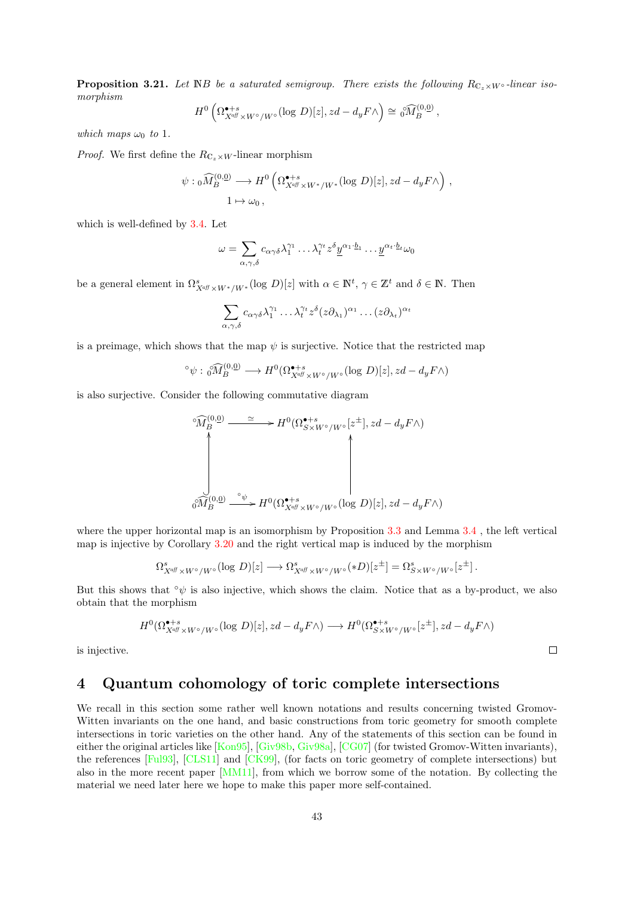**Proposition 3.21.** *Let $\mathbb{N}B$ be a saturated semigroup. There exists the following $R_{\mathbb{C}_z\times W^\circ}$-linear isomorphism*

$$H^0\left(\Omega^{\bullet+s}_{X^{\mathit{aff}}\times W^\circ/W^\circ}(\log\, D)[z], zd - d_yF\wedge\right) \cong {}^{\circ}_{0}\widehat{M}_B^{(0,\underline{0})}\,,$$

*which maps $\omega_0$ to 1.*

*Proof.* We first define the $R_{\mathbb{C}_z\times W}$-linear morphism

$$\psi : {}_0\widehat{M}_B^{(0,\underline{0})} \longrightarrow H^0\left(\Omega^{\bullet+s}_{X^{\mathit{aff}}\times W^*/W^*}(\log\, D)[z], zd - d_yF\wedge\right)\,,$$
$$1 \mapsto \omega_0\,,$$

which is well-defined by 3.4. Let

$$\omega = \sum_{\alpha,\gamma,\delta} c_{\alpha\gamma\delta}\lambda_1^{\gamma_1}\dots\lambda_t^{\gamma_t}z^\delta \underline{y}^{\alpha_1\cdot\underline{b}_1}\dots\underline{y}^{\alpha_t\cdot\underline{b}_t}\omega_0$$

be a general element in $\Omega^s_{X^{\mathit{aff}}\times W^*/W^*}(\log\, D)[z]$ with $\alpha\in\mathbb{N}^t$, $\gamma\in\mathbb{Z}^t$ and $\delta\in\mathbb{N}$. Then

$$\sum_{\alpha,\gamma,\delta} c_{\alpha\gamma\delta}\lambda_1^{\gamma_1}\dots\lambda_t^{\gamma_t}z^\delta(z\partial_{\lambda_1})^{\alpha_1}\dots(z\partial_{\lambda_t})^{\alpha_t}$$

is a preimage, which shows that the map $\psi$ is surjective. Notice that the restricted map

$${}^\circ\psi : {}^{\circ}_{0}\widehat{M}_B^{(0,\underline{0})} \longrightarrow H^0(\Omega^{\bullet+s}_{X^{\mathit{aff}}\times W^\circ/W^\circ}(\log\, D)[z], zd - d_yF\wedge)$$

is also surjective. Consider the following commutative diagram

$$\begin{array}{ccc}
{}^\circ\widehat{M}_B^{(0,\underline{0})} & \xrightarrow{\ \simeq\ } & H^0(\Omega^{\bullet+s}_{S\times W^\circ/W^\circ}[z^\pm], zd - d_yF\wedge) \\
\uparrow & & \uparrow \\
{}^{\circ}_{0}\widehat{M}_B^{(0,\underline{0})} & \xrightarrow{\ {}^\circ\psi\ } & H^0(\Omega^{\bullet+s}_{X^{\mathit{aff}}\times W^\circ/W^\circ}(\log\, D)[z], zd - d_yF\wedge)
\end{array}$$

where the upper horizontal map is an isomorphism by Proposition 3.3 and Lemma 3.4 , the left vertical map is injective by Corollary 3.20 and the right vertical map is induced by the morphism

$$\Omega^s_{X^{\mathit{aff}}\times W^\circ/W^\circ}(\log\, D)[z] \longrightarrow \Omega^s_{X^{\mathit{aff}}\times W^\circ/W^\circ}(*D)[z^\pm] = \Omega^s_{S\times W^\circ/W^\circ}[z^\pm]\,.$$

But this shows that ${}^\circ\psi$ is also injective, which shows the claim. Notice that as a by-product, we also obtain that the morphism

$$H^0(\Omega^{\bullet+s}_{X^{\mathit{aff}}\times W^\circ/W^\circ}(\log\, D)[z], zd - d_yF\wedge) \longrightarrow H^0(\Omega^{\bullet+s}_{S\times W^\circ/W^\circ}[z^\pm], zd - d_yF\wedge)$$

is injective. □

# 4 Quantum cohomology of toric complete intersections

We recall in this section some rather well known notations and results concerning twisted Gromov-Witten invariants on the one hand, and basic constructions from toric geometry for smooth complete intersections in toric varieties on the other hand. Any of the statements of this section can be found in either the original articles like [Kon95], [Giv98b, Giv98a], [CG07] (for twisted Gromov-Witten invariants), the references [Ful93], [CLS11] and [CK99], (for facts on toric geometry of complete intersections) but also in the more recent paper [MM11], from which we borrow some of the notation. By collecting the material we need later here we hope to make this paper more self-contained.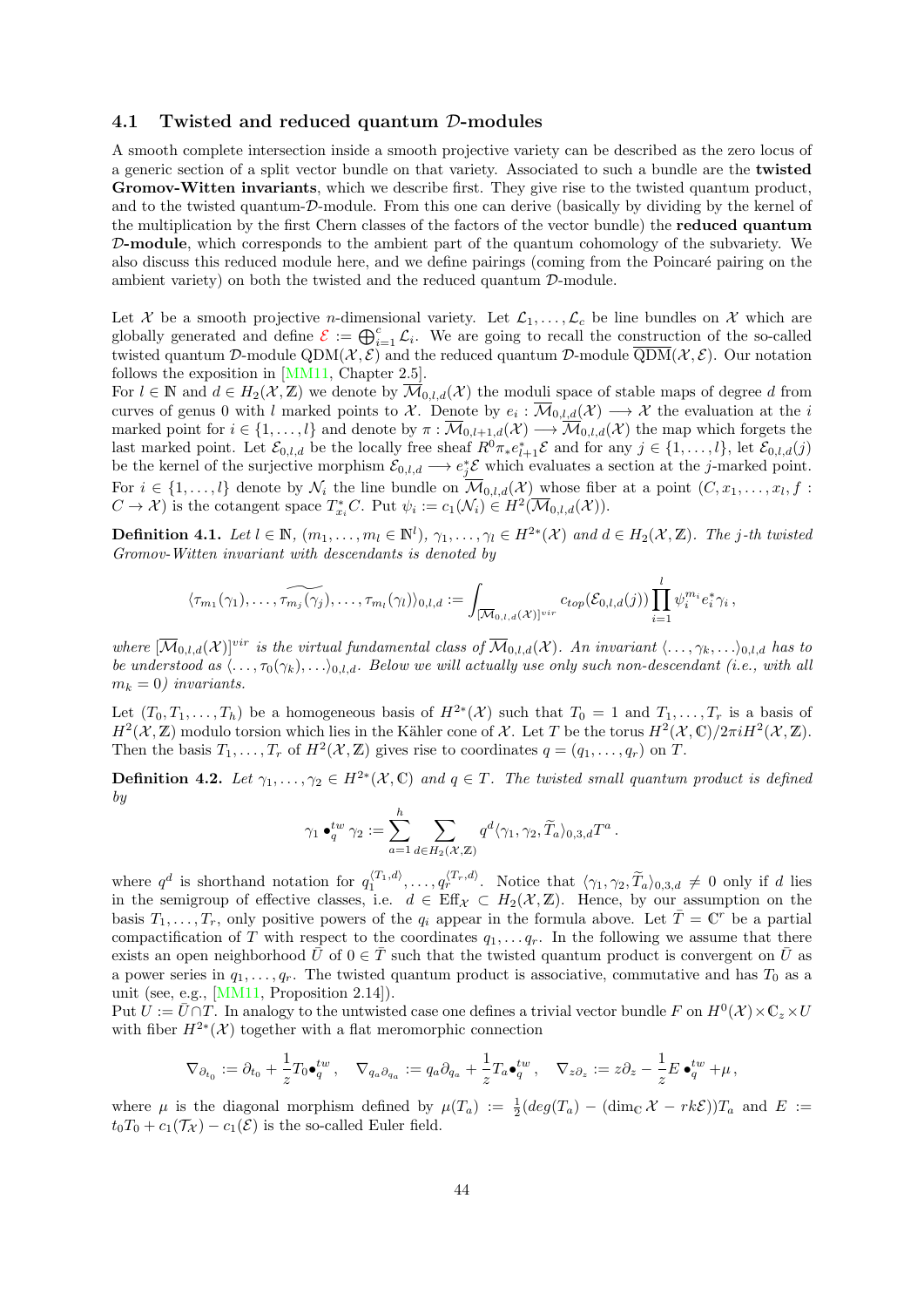### 4.1 Twisted and reduced quantum $\mathcal{D}$-modules

A smooth complete intersection inside a smooth projective variety can be described as the zero locus of a generic section of a split vector bundle on that variety. Associated to such a bundle are the **twisted Gromov-Witten invariants**, which we describe first. They give rise to the twisted quantum product, and to the twisted quantum-$\mathcal{D}$-module. From this one can derive (basically by dividing by the kernel of the multiplication by the first Chern classes of the factors of the vector bundle) the **reduced quantum $\mathcal{D}$-module**, which corresponds to the ambient part of the quantum cohomology of the subvariety. We also discuss this reduced module here, and we define pairings (coming from the Poincaré pairing on the ambient variety) on both the twisted and the reduced quantum $\mathcal{D}$-module.

Let $\mathcal{X}$ be a smooth projective $n$-dimensional variety. Let $\mathcal{L}_1, \ldots, \mathcal{L}_c$ be line bundles on $\mathcal{X}$ which are globally generated and define $\mathcal{E} := \bigoplus_{i=1}^c \mathcal{L}_i$. We are going to recall the construction of the so-called twisted quantum $\mathcal{D}$-module $\mathrm{QDM}(\mathcal{X}, \mathcal{E})$ and the reduced quantum $\mathcal{D}$-module $\overline{\mathrm{QDM}}(\mathcal{X}, \mathcal{E})$. Our notation follows the exposition in [MM11, Chapter 2.5].
For $l \in \mathbb{N}$ and $d \in H_2(\mathcal{X}, \mathbb{Z})$ we denote by $\overline{\mathcal{M}}_{0,l,d}(\mathcal{X})$ the moduli space of stable maps of degree $d$ from curves of genus 0 with $l$ marked points to $\mathcal{X}$. Denote by $e_i : \overline{\mathcal{M}}_{0,l,d}(\mathcal{X}) \longrightarrow \mathcal{X}$ the evaluation at the $i$ marked point for $i \in \{1, \ldots, l\}$ and denote by $\pi : \overline{\mathcal{M}}_{0,l+1,d}(\mathcal{X}) \longrightarrow \overline{\mathcal{M}}_{0,l,d}(\mathcal{X})$ the map which forgets the last marked point. Let $\mathcal{E}_{0,l,d}$ be the locally free sheaf $R^0\pi_* e_{l+1}^* \mathcal{E}$ and for any $j \in \{1, \ldots, l\}$, let $\mathcal{E}_{0,l,d}(j)$ be the kernel of the surjective morphism $\mathcal{E}_{0,l,d} \longrightarrow e_j^* \mathcal{E}$ which evaluates a section at the $j$-marked point.
For $i \in \{1, \ldots, l\}$ denote by $\mathcal{N}_i$ the line bundle on $\overline{\mathcal{M}}_{0,l,d}(\mathcal{X})$ whose fiber at a point $(C, x_1, \ldots, x_l, f : C \to \mathcal{X})$ is the cotangent space $T^*_{x_i} C$. Put $\psi_i := c_1(\mathcal{N}_i) \in H^2(\overline{\mathcal{M}}_{0,l,d}(\mathcal{X}))$.

**Definition 4.1.** *Let $l \in \mathbb{N}$, $(m_1, \ldots, m_l \in \mathbb{N}^l)$, $\gamma_1, \ldots, \gamma_l \in H^{2*}(\mathcal{X})$ and $d \in H_2(\mathcal{X}, \mathbb{Z})$. The $j$-th twisted Gromov-Witten invariant with descendants is denoted by*

$$\langle \tau_{m_1}(\gamma_1), \ldots, \widetilde{\tau_{m_j}(\gamma_j)}, \ldots, \tau_{m_l}(\gamma_l) \rangle_{0,l,d} := \int_{[\overline{\mathcal{M}}_{0,l,d}(\mathcal{X})]^{vir}} c_{top}(\mathcal{E}_{0,l,d}(j)) \prod_{i=1}^{l} \psi_i^{m_i} e_i^* \gamma_i \,,$$

*where $[\overline{\mathcal{M}}_{0,l,d}(\mathcal{X})]^{vir}$ is the virtual fundamental class of $\overline{\mathcal{M}}_{0,l,d}(\mathcal{X})$. An invariant $\langle \ldots, \gamma_k, \ldots \rangle_{0,l,d}$ has to be understood as $\langle \ldots, \tau_0(\gamma_k), \ldots \rangle_{0,l,d}$. Below we will actually use only such non-descendant (i.e., with all $m_k = 0$) invariants.*

Let $(T_0, T_1, \ldots, T_h)$ be a homogeneous basis of $H^{2*}(\mathcal{X})$ such that $T_0 = 1$ and $T_1, \ldots, T_r$ is a basis of $H^2(\mathcal{X}, \mathbb{Z})$ modulo torsion which lies in the Kähler cone of $\mathcal{X}$. Let $T$ be the torus $H^2(\mathcal{X}, \mathbb{C})/2\pi i H^2(\mathcal{X}, \mathbb{Z})$. Then the basis $T_1, \ldots, T_r$ of $H^2(\mathcal{X}, \mathbb{Z})$ gives rise to coordinates $q = (q_1, \ldots, q_r)$ on $T$.

**Definition 4.2.** *Let $\gamma_1, \ldots, \gamma_2 \in H^{2*}(\mathcal{X}, \mathbb{C})$ and $q \in T$. The twisted small quantum product is defined by*

$$\gamma_1 \bullet_q^{tw} \gamma_2 := \sum_{a=1}^{h} \sum_{d \in H_2(\mathcal{X}, \mathbb{Z})} q^d \langle \gamma_1, \gamma_2, \widetilde{T}_a \rangle_{0,3,d} T^a \,.$$

where $q^d$ is shorthand notation for $q_1^{\langle T_1, d \rangle}, \ldots, q_r^{\langle T_r, d \rangle}$. Notice that $\langle \gamma_1, \gamma_2, \widetilde{T}_a \rangle_{0,3,d} \neq 0$ only if $d$ lies in the semigroup of effective classes, i.e. $d \in \mathrm{Eff}_{\mathcal{X}} \subset H_2(\mathcal{X}, \mathbb{Z})$. Hence, by our assumption on the basis $T_1, \ldots, T_r$, only positive powers of the $q_i$ appear in the formula above. Let $\bar{T} = \mathbb{C}^r$ be a partial compactification of $T$ with respect to the coordinates $q_1, \ldots q_r$. In the following we assume that there exists an open neighborhood $\bar{U}$ of $0 \in \bar{T}$ such that the twisted quantum product is convergent on $\bar{U}$ as a power series in $q_1, \ldots, q_r$. The twisted quantum product is associative, commutative and has $T_0$ as a unit (see, e.g., [MM11, Proposition 2.14]).
Put $U := \bar{U} \cap T$. In analogy to the untwisted case one defines a trivial vector bundle $F$ on $H^0(\mathcal{X}) \times \mathbb{C}_z \times U$ with fiber $H^{2*}(\mathcal{X})$ together with a flat meromorphic connection

$$\nabla_{\partial_{t_0}} := \partial_{t_0} + \frac{1}{z} T_0 \bullet_q^{tw} \,, \quad \nabla_{q_a \partial_{q_a}} := q_a \partial_{q_a} + \frac{1}{z} T_a \bullet_q^{tw} \,, \quad \nabla_{z\partial_z} := z\partial_z - \frac{1}{z} E \bullet_q^{tw} + \mu \,,$$

where $\mu$ is the diagonal morphism defined by $\mu(T_a) := \frac{1}{2}(deg(T_a) - (\dim_{\mathbb{C}} \mathcal{X} - rk\mathcal{E}))T_a$ and $E := t_0 T_0 + c_1(\mathcal{T}_{\mathcal{X}}) - c_1(\mathcal{E})$ is the so-called Euler field.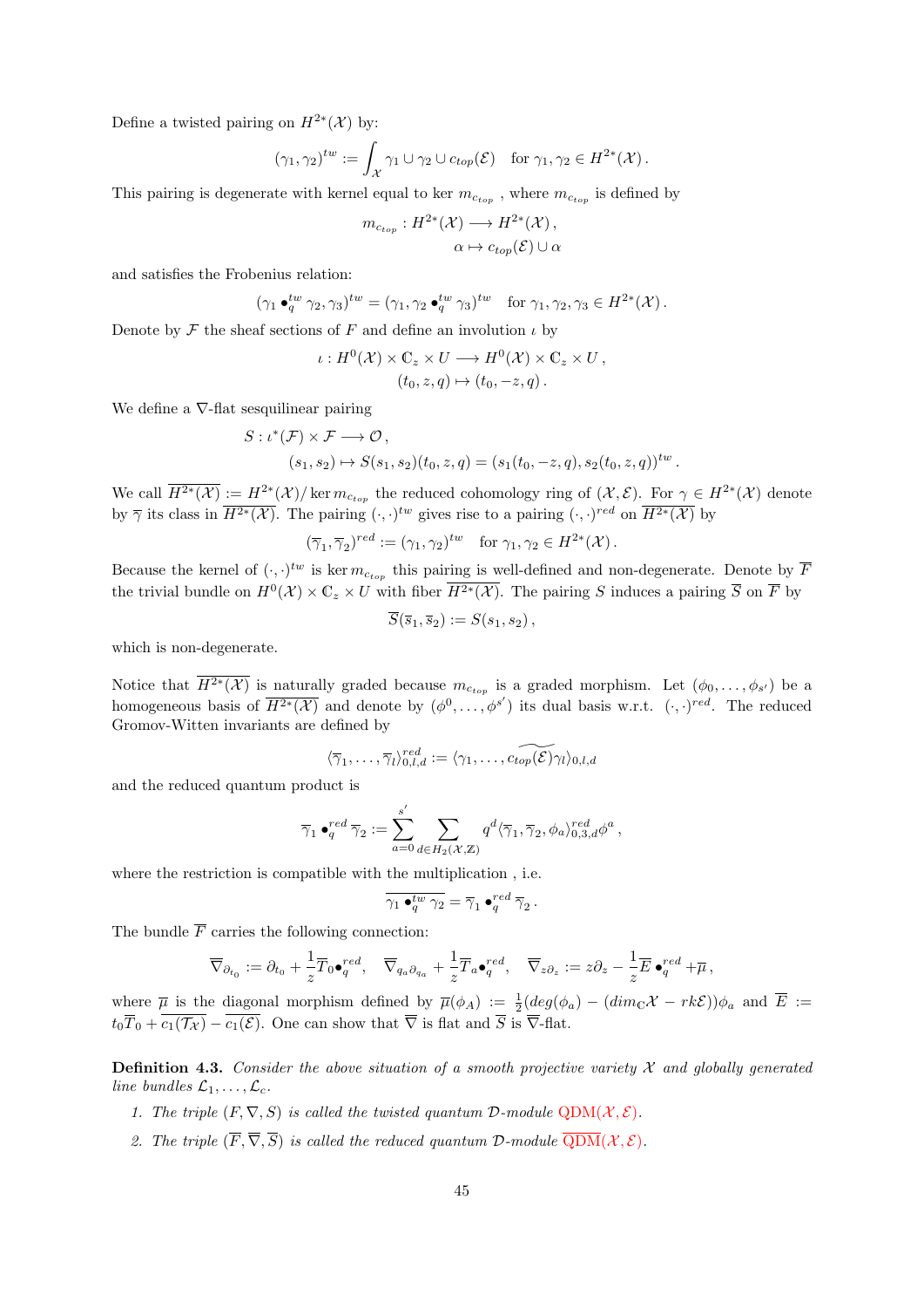Define a twisted pairing on $H^{2*}(\mathcal{X})$ by:

$$(\gamma_1, \gamma_2)^{tw} := \int_{\mathcal{X}} \gamma_1 \cup \gamma_2 \cup c_{top}(\mathcal{E}) \quad \text{for } \gamma_1, \gamma_2 \in H^{2*}(\mathcal{X})\,.$$

This pairing is degenerate with kernel equal to $\ker m_{c_{top}}$ , where $m_{c_{top}}$ is defined by

$$\begin{aligned} m_{c_{top}} : H^{2*}(\mathcal{X}) &\longrightarrow H^{2*}(\mathcal{X})\,, \\ \alpha &\mapsto c_{top}(\mathcal{E}) \cup \alpha \end{aligned}$$

and satisfies the Frobenius relation:

$$(\gamma_1 \bullet_q^{tw} \gamma_2, \gamma_3)^{tw} = (\gamma_1, \gamma_2 \bullet_q^{tw} \gamma_3)^{tw} \quad \text{for } \gamma_1, \gamma_2, \gamma_3 \in H^{2*}(\mathcal{X})\,.$$

Denote by $\mathcal{F}$ the sheaf sections of $F$ and define an involution $\iota$ by

$$\begin{aligned} \iota : H^0(\mathcal{X}) \times \mathbb{C}_z \times U &\longrightarrow H^0(\mathcal{X}) \times \mathbb{C}_z \times U\,, \\ (t_0, z, q) &\mapsto (t_0, -z, q)\,. \end{aligned}$$

We define a $\nabla$-flat sesquilinear pairing

$$\begin{aligned} S : \iota^*(\mathcal{F}) \times \mathcal{F} &\longrightarrow \mathcal{O}\,, \\ (s_1, s_2) &\mapsto S(s_1, s_2)(t_0, z, q) = (s_1(t_0, -z, q), s_2(t_0, z, q))^{tw}\,. \end{aligned}$$

We call $\overline{H^{2*}(\mathcal{X})} := H^{2*}(\mathcal{X})/\ker m_{c_{top}}$ the reduced cohomology ring of $(\mathcal{X}, \mathcal{E})$. For $\gamma \in H^{2*}(\mathcal{X})$ denote by $\overline{\gamma}$ its class in $\overline{H^{2*}(\mathcal{X})}$. The pairing $(\cdot,\cdot)^{tw}$ gives rise to a pairing $(\cdot,\cdot)^{red}$ on $\overline{H^{2*}(\mathcal{X})}$ by

$$(\overline{\gamma}_1, \overline{\gamma}_2)^{red} := (\gamma_1, \gamma_2)^{tw} \quad \text{for } \gamma_1, \gamma_2 \in H^{2*}(\mathcal{X})\,.$$

Because the kernel of $(\cdot,\cdot)^{tw}$ is $\ker m_{c_{top}}$ this pairing is well-defined and non-degenerate. Denote by $\overline{F}$ the trivial bundle on $H^0(\mathcal{X}) \times \mathbb{C}_z \times U$ with fiber $\overline{H^{2*}(\mathcal{X})}$. The pairing $S$ induces a pairing $\overline{S}$ on $\overline{F}$ by

$$\overline{S}(\overline{s}_1, \overline{s}_2) := S(s_1, s_2)\,,$$

which is non-degenerate.

Notice that $\overline{H^{2*}(\mathcal{X})}$ is naturally graded because $m_{c_{top}}$ is a graded morphism. Let $(\phi_0, \ldots, \phi_{s'})$ be a homogeneous basis of $\overline{H^{2*}(\mathcal{X})}$ and denote by $(\phi^0, \ldots, \phi^{s'})$ its dual basis w.r.t. $(\cdot,\cdot)^{red}$. The reduced Gromov-Witten invariants are defined by

$$\langle \overline{\gamma}_1, \ldots, \overline{\gamma}_l \rangle^{red}_{0,l,d} := \langle \gamma_1, \ldots, \widetilde{c_{top}(\mathcal{E})\gamma_l} \rangle_{0,l,d}$$

and the reduced quantum product is

$$\overline{\gamma}_1 \bullet_q^{red} \overline{\gamma}_2 := \sum_{a=0}^{s'} \sum_{d \in H_2(\mathcal{X},\mathbb{Z})} q^d \langle \overline{\gamma}_1, \overline{\gamma}_2, \phi_a \rangle^{red}_{0,3,d} \phi^a\,,$$

where the restriction is compatible with the multiplication , i.e.

$$\overline{\gamma_1 \bullet_q^{tw} \gamma_2} = \overline{\gamma}_1 \bullet_q^{red} \overline{\gamma}_2\,.$$

The bundle $\overline{F}$ carries the following connection:

$$\overline{\nabla}_{\partial_{t_0}} := \partial_{t_0} + \frac{1}{z}\overline{T}_0 \bullet_q^{red}, \quad \overline{\nabla}_{q_a\partial_{q_a}} + \frac{1}{z}\overline{T}_a \bullet_q^{red}, \quad \overline{\nabla}_{z\partial_z} := z\partial_z - \frac{1}{z}\overline{E} \bullet_q^{red} + \overline{\mu}\,,$$

where $\overline{\mu}$ is the diagonal morphism defined by $\overline{\mu}(\phi_A) := \frac{1}{2}(deg(\phi_a) - (dim_{\mathbb{C}}\mathcal{X} - rk\mathcal{E}))\phi_a$ and $\overline{E} := t_0\overline{T}_0 + \overline{c_1(\mathcal{T}_{\mathcal{X}})} - \overline{c_1(\mathcal{E})}$. One can show that $\overline{\nabla}$ is flat and $\overline{S}$ is $\overline{\nabla}$-flat.

**Definition 4.3.** *Consider the above situation of a smooth projective variety $\mathcal{X}$ and globally generated line bundles $\mathcal{L}_1, \ldots, \mathcal{L}_c$.*

1. *The triple $(F, \nabla, S)$ is called the twisted quantum $\mathcal{D}$-module $\mathrm{QDM}(\mathcal{X}, \mathcal{E})$.*
2. *The triple $(\overline{F}, \overline{\nabla}, \overline{S})$ is called the reduced quantum $\mathcal{D}$-module $\overline{\mathrm{QDM}}(\mathcal{X}, \mathcal{E})$.*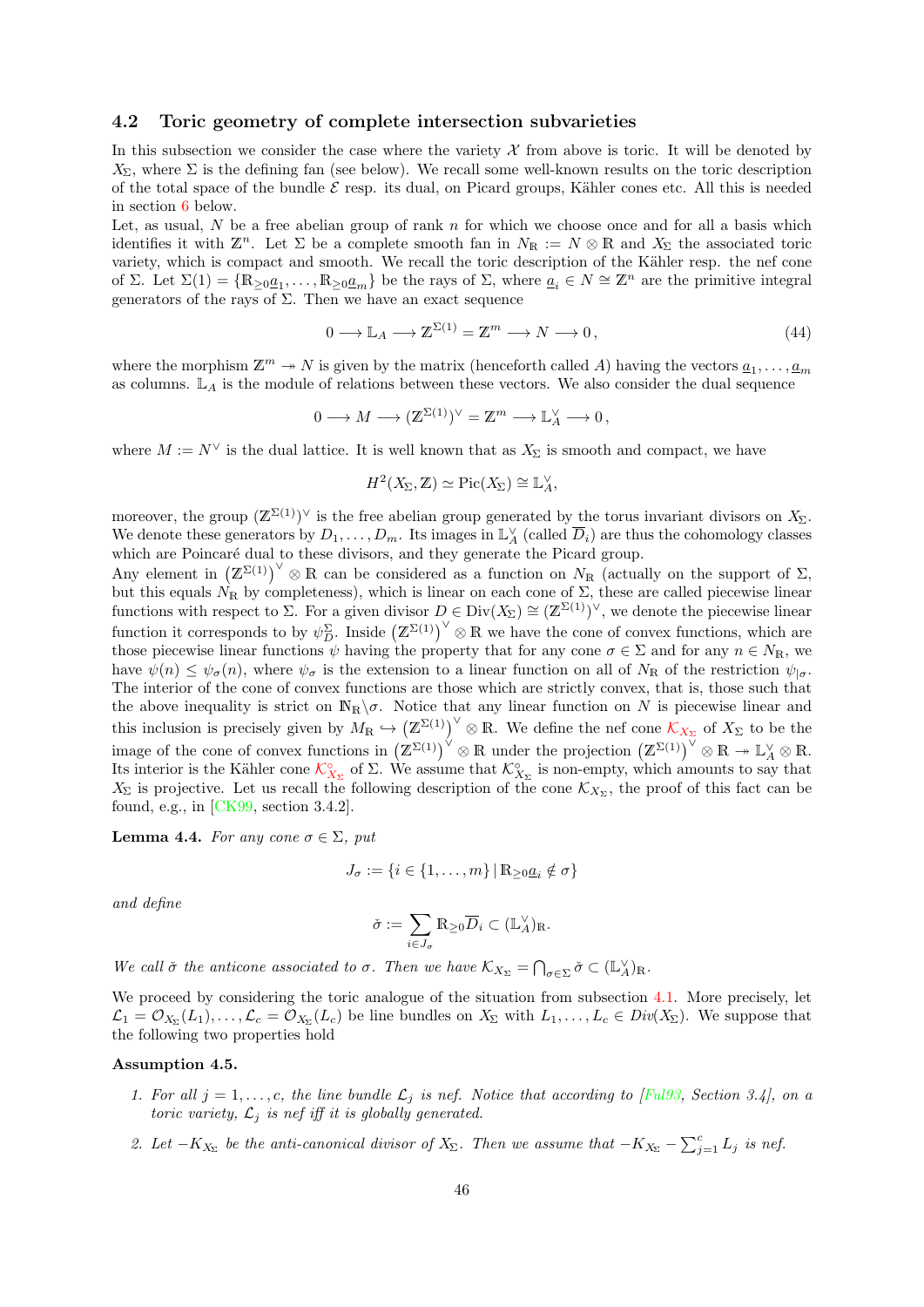### 4.2 Toric geometry of complete intersection subvarieties

In this subsection we consider the case where the variety $\mathcal{X}$ from above is toric. It will be denoted by $X_\Sigma$, where $\Sigma$ is the defining fan (see below). We recall some well-known results on the toric description of the total space of the bundle $\mathcal{E}$ resp. its dual, on Picard groups, Kähler cones etc. All this is needed in section 6 below.

Let, as usual, $N$ be a free abelian group of rank $n$ for which we choose once and for all a basis which identifies it with $\mathbb{Z}^n$. Let $\Sigma$ be a complete smooth fan in $N_\mathbb{R} := N \otimes \mathbb{R}$ and $X_\Sigma$ the associated toric variety, which is compact and smooth. We recall the toric description of the Kähler resp. the nef cone of $\Sigma$. Let $\Sigma(1) = \{\mathbb{R}_{\geq 0}\underline{a}_1, \ldots, \mathbb{R}_{\geq 0}\underline{a}_m\}$ be the rays of $\Sigma$, where $\underline{a}_i \in N \cong \mathbb{Z}^n$ are the primitive integral generators of the rays of $\Sigma$. Then we have an exact sequence

$$0 \longrightarrow \mathbb{L}_A \longrightarrow \mathbb{Z}^{\Sigma(1)} = \mathbb{Z}^m \longrightarrow N \longrightarrow 0\,, \tag{44}$$

where the morphism $\mathbb{Z}^m \twoheadrightarrow N$ is given by the matrix (henceforth called $A$) having the vectors $\underline{a}_1, \ldots, \underline{a}_m$ as columns. $\mathbb{L}_A$ is the module of relations between these vectors. We also consider the dual sequence

$$0 \longrightarrow M \longrightarrow (\mathbb{Z}^{\Sigma(1)})^\vee = \mathbb{Z}^m \longrightarrow \mathbb{L}_A^\vee \longrightarrow 0\,,$$

where $M := N^\vee$ is the dual lattice. It is well known that as $X_\Sigma$ is smooth and compact, we have

$$H^2(X_\Sigma, \mathbb{Z}) \simeq \mathrm{Pic}(X_\Sigma) \cong \mathbb{L}_A^\vee,$$

moreover, the group $(\mathbb{Z}^{\Sigma(1)})^\vee$ is the free abelian group generated by the torus invariant divisors on $X_\Sigma$. We denote these generators by $D_1, \ldots, D_m$. Its images in $\mathbb{L}_A^\vee$ (called $\overline{D}_i$) are thus the cohomology classes which are Poincaré dual to these divisors, and they generate the Picard group.

Any element in $\left(\mathbb{Z}^{\Sigma(1)}\right)^\vee \otimes \mathbb{R}$ can be considered as a function on $N_\mathbb{R}$ (actually on the support of $\Sigma$, but this equals $N_\mathbb{R}$ by completeness), which is linear on each cone of $\Sigma$, these are called piecewise linear functions with respect to $\Sigma$. For a given divisor $D \in \mathrm{Div}(X_\Sigma) \cong (\mathbb{Z}^{\Sigma(1)})^\vee$, we denote the piecewise linear function it corresponds to by $\psi_D^\Sigma$. Inside $\left(\mathbb{Z}^{\Sigma(1)}\right)^\vee \otimes \mathbb{R}$ we have the cone of convex functions, which are those piecewise linear functions $\psi$ having the property that for any cone $\sigma \in \Sigma$ and for any $n \in N_\mathbb{R}$, we have $\psi(n) \leq \psi_\sigma(n)$, where $\psi_\sigma$ is the extension to a linear function on all of $N_\mathbb{R}$ of the restriction $\psi_{|\sigma}$. The interior of the cone of convex functions are those which are strictly convex, that is, those such that the above inequality is strict on $\mathbb{N}_\mathbb{R}\backslash\sigma$. Notice that any linear function on $N$ is piecewise linear and this inclusion is precisely given by $M_\mathbb{R} \hookrightarrow \left(\mathbb{Z}^{\Sigma(1)}\right)^\vee \otimes \mathbb{R}$. We define the nef cone $\mathcal{K}_{X_\Sigma}$ of $X_\Sigma$ to be the image of the cone of convex functions in $\left(\mathbb{Z}^{\Sigma(1)}\right)^\vee \otimes \mathbb{R}$ under the projection $\left(\mathbb{Z}^{\Sigma(1)}\right)^\vee \otimes \mathbb{R} \twoheadrightarrow \mathbb{L}_A^\vee \otimes \mathbb{R}$. Its interior is the Kähler cone $\mathcal{K}^\circ_{X_\Sigma}$ of $\Sigma$. We assume that $\mathcal{K}^\circ_{X_\Sigma}$ is non-empty, which amounts to say that $X_\Sigma$ is projective. Let us recall the following description of the cone $\mathcal{K}_{X_\Sigma}$, the proof of this fact can be found, e.g., in [CK99, section 3.4.2].

**Lemma 4.4.** *For any cone $\sigma \in \Sigma$, put*

$$J_\sigma := \{i \in \{1, \ldots, m\} \,|\, \mathbb{R}_{\geq 0}\underline{a}_i \notin \sigma\}$$

*and define*

$$\check{\sigma} := \sum_{i \in J_\sigma} \mathbb{R}_{\geq 0}\overline{D}_i \subset (\mathbb{L}_A^\vee)_\mathbb{R}.$$

*We call $\check{\sigma}$ the anticone associated to $\sigma$. Then we have $\mathcal{K}_{X_\Sigma} = \bigcap_{\sigma \in \Sigma} \check{\sigma} \subset (\mathbb{L}_A^\vee)_\mathbb{R}$.*

We proceed by considering the toric analogue of the situation from subsection 4.1. More precisely, let $\mathcal{L}_1 = \mathcal{O}_{X_\Sigma}(L_1), \ldots, \mathcal{L}_c = \mathcal{O}_{X_\Sigma}(L_c)$ be line bundles on $X_\Sigma$ with $L_1, \ldots, L_c \in Div(X_\Sigma)$. We suppose that the following two properties hold

**Assumption 4.5.**

1. *For all $j = 1, \ldots, c$, the line bundle $\mathcal{L}_j$ is nef. Notice that according to [Ful93, Section 3.4], on a toric variety, $\mathcal{L}_j$ is nef iff it is globally generated.*
2. *Let $-K_{X_\Sigma}$ be the anti-canonical divisor of $X_\Sigma$. Then we assume that $-K_{X_\Sigma} - \sum_{j=1}^{c} L_j$ is nef.*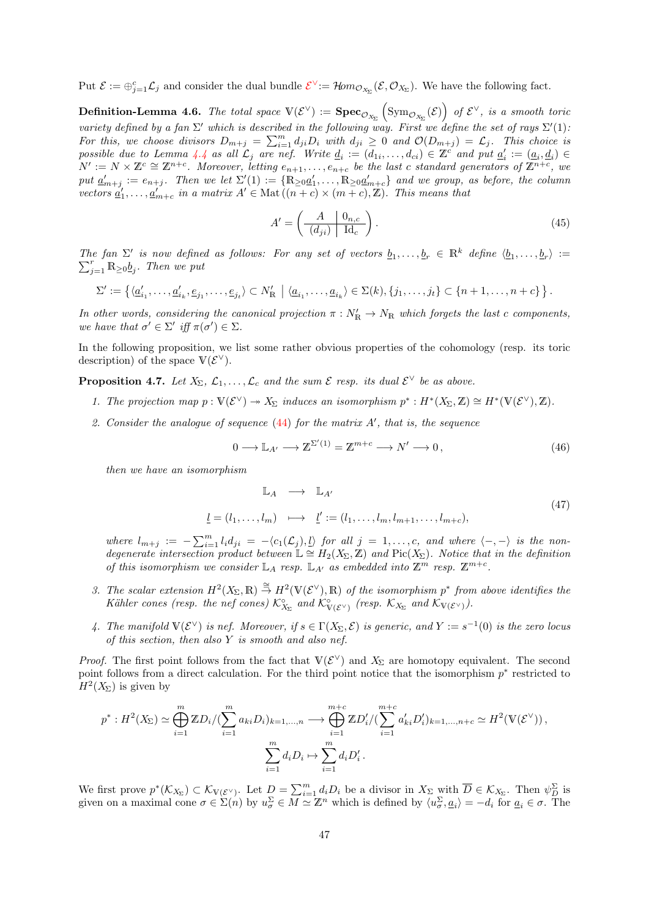Put $\mathcal{E} := \oplus_{j=1}^c \mathcal{L}_j$ and consider the dual bundle $\mathcal{E}^\vee := \mathcal{H}om_{\mathcal{O}_{X_\Sigma}}(\mathcal{E}, \mathcal{O}_{X_\Sigma})$. We have the following fact.

**Definition-Lemma 4.6.** *The total space $\mathbb{V}(\mathcal{E}^\vee) := \mathbf{Spec}_{\mathcal{O}_{X_\Sigma}}\left(\mathrm{Sym}_{\mathcal{O}_{X_\Sigma}}(\mathcal{E})\right)$ of $\mathcal{E}^\vee$, is a smooth toric variety defined by a fan $\Sigma'$ which is described in the following way. First we define the set of rays $\Sigma'(1)$: For this, we choose divisors $D_{m+j} = \sum_{i=1}^m d_{ji} D_i$ with $d_{ji} \geq 0$ and $\mathcal{O}(D_{m+j}) = \mathcal{L}_j$. This choice is possible due to Lemma 4.4 as all $\mathcal{L}_j$ are nef. Write $\underline{d}_i := (d_{1i}, \ldots, d_{ci}) \in \mathbb{Z}^c$ and put $\underline{a}'_i := (\underline{a}_i, \underline{d}_i) \in N' := N \times \mathbb{Z}^c \cong \mathbb{Z}^{n+c}$. Moreover, letting $e_{n+1}, \ldots, e_{n+c}$ be the last $c$ standard generators of $\mathbb{Z}^{n+c}$, we put $\underline{a}'_{m+j} := e_{n+j}$. Then we let $\Sigma'(1) := \{\mathbb{R}_{\geq 0}\underline{a}'_1, \ldots, \mathbb{R}_{\geq 0}\underline{a}'_{m+c}\}$ and we group, as before, the column vectors $\underline{a}'_1, \ldots, \underline{a}'_{m+c}$ in a matrix $A' \in \mathrm{Mat}\left((n+c) \times (m+c), \mathbb{Z}\right)$. This means that*

$$
A' = \left( \begin{array}{c|c} A & 0_{n,c} \\ \hline (d_{ji}) & \mathrm{Id}_c \end{array} \right). \tag{45}
$$

*The fan $\Sigma'$ is now defined as follows: For any set of vectors $\underline{b}_1, \ldots, \underline{b}_r \in \mathbb{R}^k$ define $\langle \underline{b}_1, \ldots, \underline{b}_r \rangle := \sum_{j=1}^r \mathbb{R}_{\geq 0} \underline{b}_j$. Then we put*

$$
\Sigma' := \left\{ \langle \underline{a}'_{i_1}, \ldots, \underline{a}'_{i_k}, \underline{e}_{j_1}, \ldots, \underline{e}_{j_t} \rangle \subset N'_{\mathbb{R}} \;\middle|\; \langle \underline{a}_{i_1}, \ldots, \underline{a}_{i_k} \rangle \in \Sigma(k), \{j_1, \ldots, j_t\} \subset \{n+1, \ldots, n+c\} \right\}.
$$

*In other words, considering the canonical projection $\pi : N'_{\mathbb{R}} \to N_{\mathbb{R}}$ which forgets the last $c$ components, we have that $\sigma' \in \Sigma'$ iff $\pi(\sigma') \in \Sigma$.*

In the following proposition, we list some rather obvious properties of the cohomology (resp. its toric description) of the space $\mathbb{V}(\mathcal{E}^\vee)$.

**Proposition 4.7.** *Let $X_\Sigma$, $\mathcal{L}_1, \ldots, \mathcal{L}_c$ and the sum $\mathcal{E}$ resp. its dual $\mathcal{E}^\vee$ be as above.*

1. *The projection map $p : \mathbb{V}(\mathcal{E}^\vee) \twoheadrightarrow X_\Sigma$ induces an isomorphism $p^* : H^*(X_\Sigma, \mathbb{Z}) \cong H^*(\mathbb{V}(\mathcal{E}^\vee), \mathbb{Z})$.*
2. *Consider the analogue of sequence (44) for the matrix $A'$, that is, the sequence*
$$
0 \longrightarrow \mathbb{L}_{A'} \longrightarrow \mathbb{Z}^{\Sigma'(1)} = \mathbb{Z}^{m+c} \longrightarrow N' \longrightarrow 0, \tag{46}
$$
*then we have an isomorphism*
$$
\begin{array}{ccc} \mathbb{L}_A & \longrightarrow & \mathbb{L}_{A'} \\ \underline{l} = (l_1, \ldots, l_m) & \longmapsto & \underline{l}' := (l_1, \ldots, l_m, l_{m+1}, \ldots, l_{m+c}), \end{array} \tag{47}
$$
*where $l_{m+j} := -\sum_{i=1}^m l_i d_{ji} = -\langle c_1(\mathcal{L}_j), \underline{l} \rangle$ for all $j = 1, \ldots, c$, and where $\langle -, - \rangle$ is the non-degenerate intersection product between $\mathbb{L} \cong H_2(X_\Sigma, \mathbb{Z})$ and $\mathrm{Pic}(X_\Sigma)$. Notice that in the definition of this isomorphism we consider $\mathbb{L}_A$ resp. $\mathbb{L}_{A'}$ as embedded into $\mathbb{Z}^m$ resp. $\mathbb{Z}^{m+c}$.*
3. *The scalar extension $H^2(X_\Sigma, \mathbb{R}) \overset{\cong}{\to} H^2(\mathbb{V}(\mathcal{E}^\vee), \mathbb{R})$ of the isomorphism $p^*$ from above identifies the Kähler cones (resp. the nef cones) $\mathcal{K}^\circ_{X_\Sigma}$ and $\mathcal{K}^\circ_{\mathbb{V}(\mathcal{E}^\vee)}$ (resp. $\mathcal{K}_{X_\Sigma}$ and $\mathcal{K}_{\mathbb{V}(\mathcal{E}^\vee)}$).*
4. *The manifold $\mathbb{V}(\mathcal{E}^\vee)$ is nef. Moreover, if $s \in \Gamma(X_\Sigma, \mathcal{E})$ is generic, and $Y := s^{-1}(0)$ is the zero locus of this section, then also $Y$ is smooth and also nef.*

*Proof.* The first point follows from the fact that $\mathbb{V}(\mathcal{E}^\vee)$ and $X_\Sigma$ are homotopy equivalent. The second point follows from a direct calculation. For the third point notice that the isomorphism $p^*$ restricted to $H^2(X_\Sigma)$ is given by

$$
p^* : H^2(X_\Sigma) \simeq \bigoplus_{i=1}^m \mathbb{Z}D_i / \left(\sum_{i=1}^m a_{ki} D_i\right)_{k=1,\ldots,n} \longrightarrow \bigoplus_{i=1}^{m+c} \mathbb{Z}D'_i / \left(\sum_{i=1}^{m+c} a'_{ki} D'_i\right)_{k=1,\ldots,n+c} \simeq H^2(\mathbb{V}(\mathcal{E}^\vee)),
$$
$$
\sum_{i=1}^m d_i D_i \mapsto \sum_{i=1}^m d_i D'_i .
$$

We first prove $p^*(\mathcal{K}_{X_\Sigma}) \subset \mathcal{K}_{\mathbb{V}(\mathcal{E}^\vee)}$. Let $D = \sum_{i=1}^m d_i D_i$ be a divisor in $X_\Sigma$ with $\overline{D} \in \mathcal{K}_{X_\Sigma}$. Then $\psi^\Sigma_D$ is given on a maximal cone $\sigma \in \Sigma(n)$ by $u^\Sigma_\sigma \in M \simeq \mathbb{Z}^n$ which is defined by $\langle u^\Sigma_\sigma, \underline{a}_i \rangle = -d_i$ for $\underline{a}_i \in \sigma$. The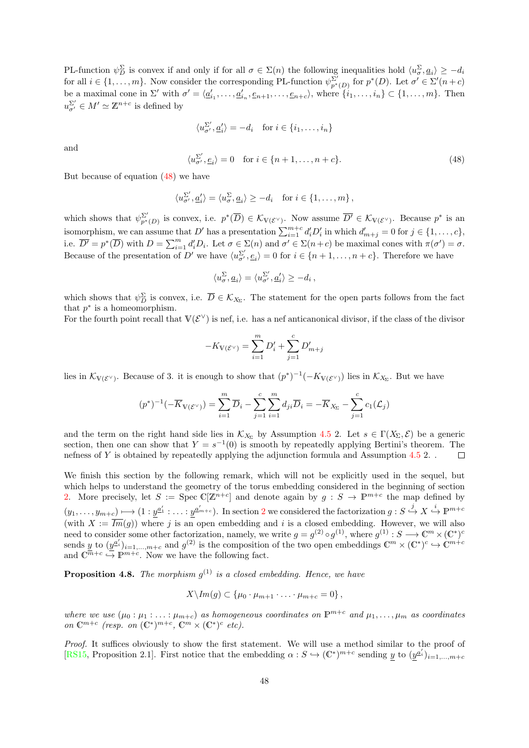PL-function $\psi^\Sigma_D$ is convex if and only if for all $\sigma \in \Sigma(n)$ the following inequalities hold $\langle u^\Sigma_\sigma, \underline{a}_i\rangle \geq -d_i$ for all $i \in \{1, \ldots, m\}$. Now consider the corresponding PL-function $\psi^{\Sigma'}_{p^*(D)}$ for $p^*(D)$. Let $\sigma' \in \Sigma'(n+c)$ be a maximal cone in $\Sigma'$ with $\sigma' = \langle \underline{a}'_{i_1}, \ldots, \underline{a}'_{i_n}, \underline{e}_{n+1}, \ldots, \underline{e}_{n+c}\rangle$, where $\{i_1, \ldots, i_n\} \subset \{1, \ldots, m\}$. Then $u^{\Sigma'}_{\sigma'} \in M' \simeq \mathbb{Z}^{n+c}$ is defined by

$$
\langle u^{\Sigma'}_{\sigma'}, \underline{a}'_i\rangle = -d_i \quad \text{for } i \in \{i_1, \ldots, i_n\}
$$

and

$$
\langle u^{\Sigma'}_{\sigma'}, \underline{e}_i\rangle = 0 \quad \text{for } i \in \{n+1, \ldots, n+c\}. \tag{48}
$$

But because of equation (48) we have

$$
\langle u^{\Sigma'}_{\sigma'}, \underline{a}'_i\rangle = \langle u^{\Sigma}_{\sigma}, \underline{a}_i\rangle \geq -d_i \quad \text{for } i \in \{1, \ldots, m\},
$$

which shows that $\psi^{\Sigma'}_{p^*(D)}$ is convex, i.e. $p^*(\overline{D}) \in \mathcal{K}_{\mathbb{V}(\mathcal{E}^\vee)}$. Now assume $\overline{D'} \in \mathcal{K}_{\mathbb{V}(\mathcal{E}^\vee)}$. Because $p^*$ is an isomorphism, we can assume that $D'$ has a presentation $\sum_{i=1}^{m+c} d'_i D'_i$ in which $d'_{m+j} = 0$ for $j \in \{1, \ldots, c\}$, i.e. $\overline{D'} = p^*(\overline{D})$ with $D = \sum_{i=1}^m d'_i D_i$. Let $\sigma \in \Sigma(n)$ and $\sigma' \in \Sigma(n+c)$ be maximal cones with $\pi(\sigma') = \sigma$. Because of the presentation of $D'$ we have $\langle u^{\Sigma'}_{\sigma'}, \underline{e}_i\rangle = 0$ for $i \in \{n+1, \ldots, n+c\}$. Therefore we have

$$
\langle u^{\Sigma}_{\sigma}, \underline{a}_i\rangle = \langle u^{\Sigma'}_{\sigma'}, \underline{a}'_i\rangle \geq -d_i\,,
$$

which shows that $\psi^\Sigma_D$ is convex, i.e. $\overline{D} \in \mathcal{K}_{X_\Sigma}$. The statement for the open parts follows from the fact that $p^*$ is a homeomorphism.
For the fourth point recall that $\mathbb{V}(\mathcal{E}^\vee)$ is nef, i.e. has a nef anticanonical divisor, if the class of the divisor

$$
-K_{\mathbb{V}(\mathcal{E}^\vee)} = \sum_{i=1}^m D'_i + \sum_{j=1}^c D'_{m+j}
$$

lies in $\mathcal{K}_{\mathbb{V}(\mathcal{E}^\vee)}$. Because of 3. it is enough to show that $(p^*)^{-1}(-K_{\mathbb{V}(\mathcal{E}^\vee)})$ lies in $\mathcal{K}_{X_\Sigma}$. But we have

$$
(p^*)^{-1}(-\overline{K}_{\mathbb{V}(\mathcal{E}^\vee)}) = \sum_{i=1}^m \overline{D}_i - \sum_{j=1}^c\sum_{i=1}^m d_{ji}\overline{D}_i = -\overline{K}_{X_\Sigma} - \sum_{j=1}^c c_1(\mathcal{L}_j)
$$

and the term on the right hand side lies in $\mathcal{K}_{X_\Sigma}$ by Assumption 4.5 2. Let $s \in \Gamma(X_\Sigma, \mathcal{E})$ be a generic section, then one can show that $Y = s^{-1}(0)$ is smooth by repeatedly applying Bertini's theorem. The nefness of $Y$ is obtained by repeatedly applying the adjunction formula and Assumption 4.5 2. . $\square$

We finish this section by the following remark, which will not be explicitly used in the sequel, but which helps to understand the geometry of the torus embedding considered in the beginning of section 2. More precisely, let $S := \operatorname{Spec} \mathbb{C}[\mathbb{Z}^{n+c}]$ and denote again by $g : S \to \mathbb{P}^{m+c}$ the map defined by $(y_1, \ldots, y_{m+c}) \longmapsto (1 : \underline{y}^{\underline{a}'_1} : \ldots : \underline{y}^{\underline{a}'_{m+c}})$. In section 2 we considered the factorization $g : S \overset{j}{\hookrightarrow} X \overset{i}{\hookrightarrow} \mathbb{P}^{m+c}$ (with $X := \overline{Im}(g)$) where $j$ is an open embedding and $i$ is a closed embedding. However, we will also need to consider some other factorization, namely, we write $g = g^{(2)} \circ g^{(1)}$, where $g^{(1)} : S \longrightarrow \mathbb{C}^m \times (\mathbb{C}^*)^c$ sends $\underline{y}$ to $(\underline{y}^{\underline{a}'_i})_{i=1,\ldots,m+c}$ and $g^{(2)}$ is the composition of the two open embeddings $\mathbb{C}^m \times (\mathbb{C}^*)^c \hookrightarrow \mathbb{C}^{m+c}$ and $\mathbb{C}^{m+c} \hookrightarrow \mathbb{P}^{m+c}$. Now we have the following fact.

**Proposition 4.8.** *The morphism $g^{(1)}$ is a closed embedding. Hence, we have*

$$
X \backslash Im(g) \subset \{\mu_0 \cdot \mu_{m+1} \cdot \ldots \cdot \mu_{m+c} = 0\}\,,
$$

*where we use $(\mu_0 : \mu_1 : \ldots : \mu_{m+c})$ as homogeneous coordinates on $\mathbb{P}^{m+c}$ and $\mu_1, \ldots, \mu_m$ as coordinates on $\mathbb{C}^{m+c}$ (resp. on $(\mathbb{C}^*)^{m+c}$, $\mathbb{C}^m \times (\mathbb{C}^*)^c$ etc).*

*Proof.* It suffices obviously to show the first statement. We will use a method similar to the proof of [RS15, Proposition 2.1]. First notice that the embedding $\alpha : S \hookrightarrow (\mathbb{C}^*)^{m+c}$ sending $\underline{y}$ to $(\underline{y}^{\underline{a}'_i})_{i=1,\ldots,m+c}$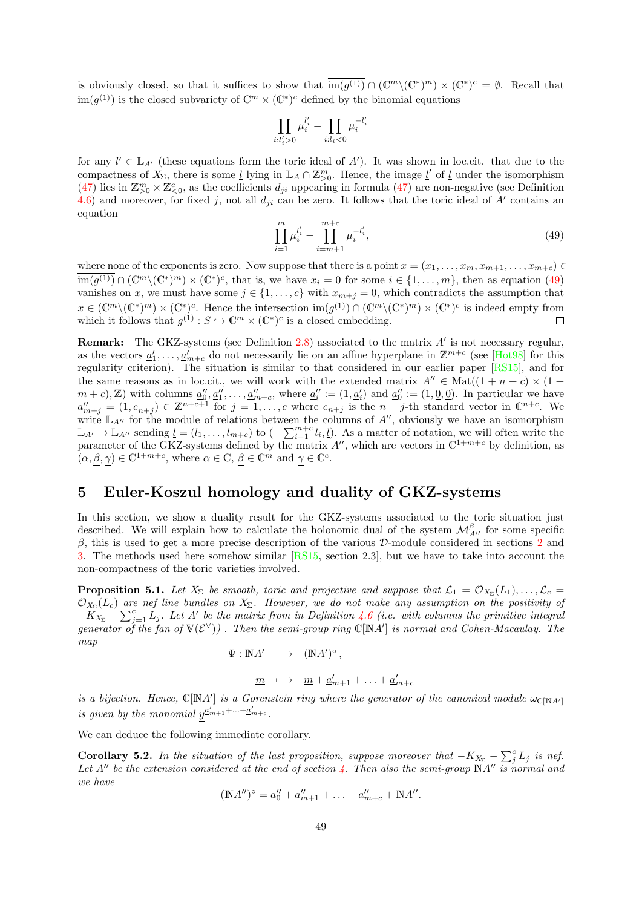is obviously closed, so that it suffices to show that $\overline{\mathrm{im}(g^{(1)})} \cap (\mathbb{C}^m \backslash (\mathbb{C}^*)^m) \times (\mathbb{C}^*)^c = \emptyset$. Recall that $\overline{\mathrm{im}(g^{(1)})}$ is the closed subvariety of $\mathbb{C}^m \times (\mathbb{C}^*)^c$ defined by the binomial equations

$$\prod_{i:l'_i>0} \mu_i^{l'_i} - \prod_{i:l_i<0} \mu_i^{-l'_i}$$

for any $l' \in \mathbb{L}_{A'}$ (these equations form the toric ideal of $A'$). It was shown in loc.cit. that due to the compactness of $X_\Sigma$, there is some $\underline{l}$ lying in $\mathbb{L}_A \cap \mathbb{Z}^m_{>0}$. Hence, the image $\underline{l}'$ of $\underline{l}$ under the isomorphism (47) lies in $\mathbb{Z}^m_{>0} \times \mathbb{Z}^c_{<0}$, as the coefficients $d_{ji}$ appearing in formula (47) are non-negative (see Definition 4.6) and moreover, for fixed $j$, not all $d_{ji}$ can be zero. It follows that the toric ideal of $A'$ contains an equation

$$\prod_{i=1}^{m} \mu_i^{l'_i} - \prod_{i=m+1}^{m+c} \mu_i^{-l'_i}, \tag{49}$$

where none of the exponents is zero. Now suppose that there is a point $x = (x_1, \ldots, x_m, x_{m+1}, \ldots, x_{m+c}) \in \overline{\mathrm{im}(g^{(1)})} \cap (\mathbb{C}^m \backslash (\mathbb{C}^*)^m) \times (\mathbb{C}^*)^c$, that is, we have $x_i = 0$ for some $i \in \{1, \ldots, m\}$, then as equation (49) vanishes on $x$, we must have some $j \in \{1, \ldots, c\}$ with $x_{m+j} = 0$, which contradicts the assumption that $x \in (\mathbb{C}^m \backslash (\mathbb{C}^*)^m) \times (\mathbb{C}^*)^c$. Hence the intersection $\overline{\mathrm{im}(g^{(1)})} \cap (\mathbb{C}^m \backslash (\mathbb{C}^*)^m) \times (\mathbb{C}^*)^c$ is indeed empty from which it follows that $g^{(1)} : S \hookrightarrow \mathbb{C}^m \times (\mathbb{C}^*)^c$ is a closed embedding. □

**Remark:** The GKZ-systems (see Definition 2.8) associated to the matrix $A'$ is not necessary regular, as the vectors $\underline{a}'_1, \ldots, \underline{a}'_{m+c}$ do not necessarily lie on an affine hyperplane in $\mathbb{Z}^{m+c}$ (see [Hot98] for this regularity criterion). The situation is similar to that considered in our earlier paper [RS15], and for the same reasons as in loc.cit., we will work with the extended matrix $A'' \in \mathrm{Mat}((1+n+c) \times (1+m+c), \mathbb{Z})$ with columns $\underline{a}''_0, \underline{a}''_1, \ldots, \underline{a}''_{m+c}$, where $\underline{a}''_i := (1, \underline{a}'_i)$ and $\underline{a}''_0 := (1, \underline{0}, \underline{0})$. In particular we have $\underline{a}''_{m+j} = (1, \underline{e}_{n+j}) \in \mathbb{Z}^{n+c+1}$ for $j = 1, \ldots, c$ where $e_{n+j}$ is the $n+j$-th standard vector in $\mathbb{C}^{n+c}$. We write $\mathbb{L}_{A''}$ for the module of relations between the columns of $A''$, obviously we have an isomorphism $\mathbb{L}_{A'} \to \mathbb{L}_{A''}$ sending $\underline{l} = (l_1, \ldots, l_{m+c})$ to $(-\sum_{i=1}^{m+c} l_i, \underline{l})$. As a matter of notation, we will often write the parameter of the GKZ-systems defined by the matrix $A''$, which are vectors in $\mathbb{C}^{1+m+c}$ by definition, as $(\alpha, \underline{\beta}, \underline{\gamma}) \in \mathbb{C}^{1+m+c}$, where $\alpha \in \mathbb{C}$, $\underline{\beta} \in \mathbb{C}^m$ and $\underline{\gamma} \in \mathbb{C}^c$.

# 5 Euler-Koszul homology and duality of GKZ-systems

In this section, we show a duality result for the GKZ-systems associated to the toric situation just described. We will explain how to calculate the holonomic dual of the system $\mathcal{M}^{\beta}_{A''}$ for some specific $\beta$, this is used to get a more precise description of the various $\mathcal{D}$-module considered in sections 2 and 3. The methods used here somehow similar [RS15, section 2.3], but we have to take into account the non-compactness of the toric varieties involved.

**Proposition 5.1.** *Let $X_\Sigma$ be smooth, toric and projective and suppose that $\mathcal{L}_1 = \mathcal{O}_{X_\Sigma}(L_1), \ldots, \mathcal{L}_c = \mathcal{O}_{X_\Sigma}(L_c)$ are nef line bundles on $X_\Sigma$. However, we do not make any assumption on the positivity of $-K_{X_\Sigma} - \sum_{j=1}^{c} L_j$. Let $A'$ be the matrix from in Definition 4.6 (i.e. with columns the primitive integral generator of the fan of $\mathbb{V}(\mathcal{E}^\vee)$) . Then the semi-group ring $\mathbb{C}[\mathbb{N}A']$ is normal and Cohen-Macaulay. The map*

$$\begin{aligned} \Psi : \mathbb{N}A' &\longrightarrow (\mathbb{N}A')^\circ\,, \\ \underline{m} &\longmapsto \underline{m} + \underline{a}'_{m+1} + \ldots + \underline{a}'_{m+c} \end{aligned}$$

*is a bijection. Hence, $\mathbb{C}[\mathbb{N}A']$ is a Gorenstein ring where the generator of the canonical module $\omega_{\mathbb{C}[\mathbb{N}A']}$ is given by the monomial $\underline{y}^{\underline{a}'_{m+1}+\ldots+\underline{a}'_{m+c}}$.*

We can deduce the following immediate corollary.

**Corollary 5.2.** *In the situation of the last proposition, suppose moreover that $-K_{X_\Sigma} - \sum_j^c L_j$ is nef. Let $A''$ be the extension considered at the end of section 4. Then also the semi-group $\mathbb{N}A''$ is normal and we have*

$$(\mathbb{N}A'')^\circ = \underline{a}''_0 + \underline{a}''_{m+1} + \ldots + \underline{a}''_{m+c} + \mathbb{N}A''.$$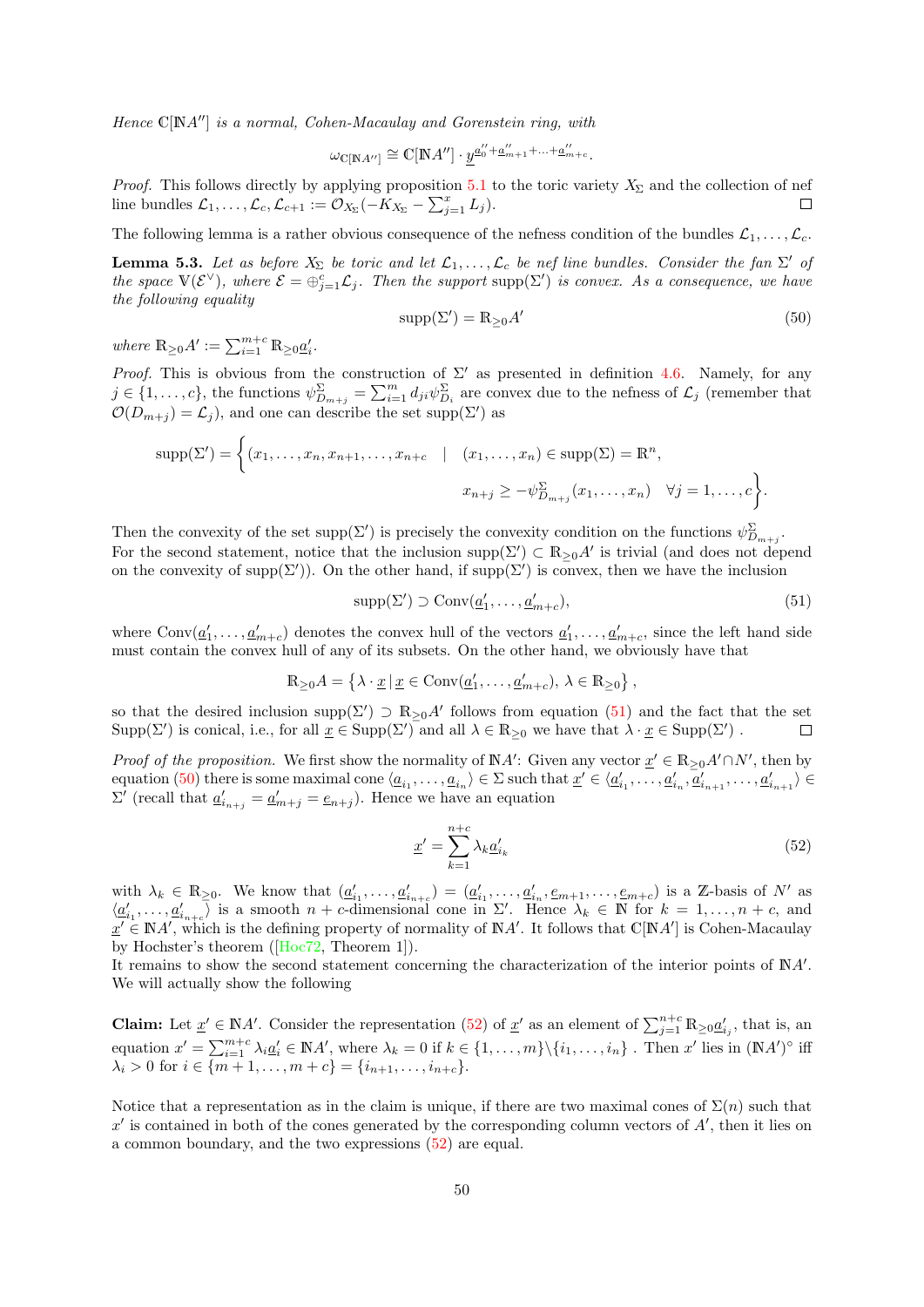*Hence $\mathbb{C}[\mathbb{N}A'']$ is a normal, Cohen-Macaulay and Gorenstein ring, with*

$$\omega_{\mathbb{C}[\mathbb{N}A'']} \cong \mathbb{C}[\mathbb{N}A''] \cdot \underline{y}^{\underline{a}''_0 + \underline{a}''_{m+1} + \ldots + \underline{a}''_{m+c}}.$$

*Proof.* This follows directly by applying proposition 5.1 to the toric variety $X_\Sigma$ and the collection of nef line bundles $\mathcal{L}_1, \ldots, \mathcal{L}_c, \mathcal{L}_{c+1} := \mathcal{O}_{X_\Sigma}(-K_{X_\Sigma} - \sum_{j=1}^{x} L_j)$. $\square$

The following lemma is a rather obvious consequence of the nefness condition of the bundles $\mathcal{L}_1, \ldots, \mathcal{L}_c$.

**Lemma 5.3.** *Let as before $X_\Sigma$ be toric and let $\mathcal{L}_1, \ldots, \mathcal{L}_c$ be nef line bundles. Consider the fan $\Sigma'$ of the space $\mathbb{V}(\mathcal{E}^\vee)$, where $\mathcal{E} = \oplus_{j=1}^c \mathcal{L}_j$. Then the support $\mathrm{supp}(\Sigma')$ is convex. As a consequence, we have the following equality*

$$\mathrm{supp}(\Sigma') = \mathbb{R}_{\geq 0} A' \tag{50}$$

*where $\mathbb{R}_{\geq 0} A' := \sum_{i=1}^{m+c} \mathbb{R}_{\geq 0} \underline{a}'_i$.*

*Proof.* This is obvious from the construction of $\Sigma'$ as presented in definition 4.6. Namely, for any $j \in \{1, \ldots, c\}$, the functions $\psi^\Sigma_{D_{m+j}} = \sum_{i=1}^m d_{ji} \psi^\Sigma_{D_i}$ are convex due to the nefness of $\mathcal{L}_j$ (remember that $\mathcal{O}(D_{m+j}) = \mathcal{L}_j$), and one can describe the set $\mathrm{supp}(\Sigma')$ as

$$\begin{aligned}\mathrm{supp}(\Sigma') = \Big\{ (x_1, \ldots, x_n, x_{n+1}, \ldots, x_{n+c} \quad | \quad & (x_1, \ldots, x_n) \in \mathrm{supp}(\Sigma) = \mathbb{R}^n, \\ & x_{n+j} \geq -\psi^\Sigma_{D_{m+j}}(x_1, \ldots, x_n) \quad \forall j = 1, \ldots, c \Big\}.\end{aligned}$$

Then the convexity of the set $\mathrm{supp}(\Sigma')$ is precisely the convexity condition on the functions $\psi^\Sigma_{D_{m+j}}$.
For the second statement, notice that the inclusion $\mathrm{supp}(\Sigma') \subset \mathbb{R}_{\geq 0} A'$ is trivial (and does not depend on the convexity of $\mathrm{supp}(\Sigma')$). On the other hand, if $\mathrm{supp}(\Sigma')$ is convex, then we have the inclusion

$$\mathrm{supp}(\Sigma') \supset \mathrm{Conv}(\underline{a}'_1, \ldots, \underline{a}'_{m+c}), \tag{51}$$

where $\mathrm{Conv}(\underline{a}'_1, \ldots, \underline{a}'_{m+c})$ denotes the convex hull of the vectors $\underline{a}'_1, \ldots, \underline{a}'_{m+c}$, since the left hand side must contain the convex hull of any of its subsets. On the other hand, we obviously have that

$$\mathbb{R}_{\geq 0} A = \left\{ \lambda \cdot \underline{x} \,|\, \underline{x} \in \mathrm{Conv}(\underline{a}'_1, \ldots, \underline{a}'_{m+c}),\, \lambda \in \mathbb{R}_{\geq 0} \right\},$$

so that the desired inclusion $\mathrm{supp}(\Sigma') \supset \mathbb{R}_{\geq 0} A'$ follows from equation (51) and the fact that the set $\mathrm{Supp}(\Sigma')$ is conical, i.e., for all $\underline{x} \in \mathrm{Supp}(\Sigma')$ and all $\lambda \in \mathbb{R}_{\geq 0}$ we have that $\lambda \cdot \underline{x} \in \mathrm{Supp}(\Sigma')$. $\square$

*Proof of the proposition.* We first show the normality of $\mathbb{N}A'$: Given any vector $\underline{x}' \in \mathbb{R}_{\geq 0} A' \cap N'$, then by equation (50) there is some maximal cone $\langle \underline{a}_{i_1}, \ldots, \underline{a}_{i_n} \rangle \in \Sigma$ such that $\underline{x}' \in \langle \underline{a}'_{i_1}, \ldots, \underline{a}'_{i_n}, \underline{a}'_{i_{n+1}}, \ldots, \underline{a}'_{i_{n+1}} \rangle \in \Sigma'$ (recall that $\underline{a}'_{i_{n+j}} = \underline{a}'_{m+j} = \underline{e}_{n+j}$). Hence we have an equation

$$\underline{x}' = \sum_{k=1}^{n+c} \lambda_k \underline{a}'_{i_k} \tag{52}$$

with $\lambda_k \in \mathbb{R}_{\geq 0}$. We know that $(\underline{a}'_{i_1}, \ldots, \underline{a}'_{i_{n+c}}) = (\underline{a}'_{i_1}, \ldots, \underline{a}'_{i_n}, \underline{e}_{m+1}, \ldots, \underline{e}_{m+c})$ is a $\mathbb{Z}$-basis of $N'$ as $\langle \underline{a}'_{i_1}, \ldots, \underline{a}'_{i_{n+c}} \rangle$ is a smooth $n+c$-dimensional cone in $\Sigma'$. Hence $\lambda_k \in \mathbb{N}$ for $k = 1, \ldots, n+c$, and $\underline{x}' \in \mathbb{N}A'$, which is the defining property of normality of $\mathbb{N}A'$. It follows that $\mathbb{C}[\mathbb{N}A']$ is Cohen-Macaulay by Hochster's theorem ([Hoc72, Theorem 1]).
It remains to show the second statement concerning the characterization of the interior points of $\mathbb{N}A'$. We will actually show the following

**Claim:** Let $\underline{x}' \in \mathbb{N}A'$. Consider the representation (52) of $\underline{x}'$ as an element of $\sum_{j=1}^{n+c} \mathbb{R}_{\geq 0} \underline{a}'_{i_j}$, that is, an equation $x' = \sum_{i=1}^{m+c} \lambda_i \underline{a}'_i \in \mathbb{N}A'$, where $\lambda_k = 0$ if $k \in \{1, \ldots, m\} \backslash \{i_1, \ldots, i_n\}$. Then $x'$ lies in $(\mathbb{N}A')^\circ$ iff $\lambda_i > 0$ for $i \in \{m+1, \ldots, m+c\} = \{i_{n+1}, \ldots, i_{n+c}\}$.

Notice that a representation as in the claim is unique, if there are two maximal cones of $\Sigma(n)$ such that $x'$ is contained in both of the cones generated by the corresponding column vectors of $A'$, then it lies on a common boundary, and the two expressions (52) are equal.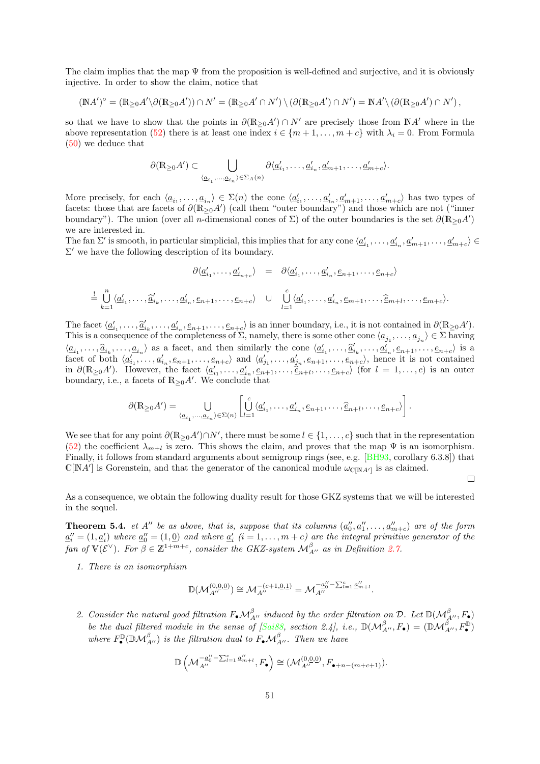The claim implies that the map $\Psi$ from the proposition is well-defined and surjective, and it is obviously injective. In order to show the claim, notice that

$$(\mathbb{N}A')^\circ = (\mathbb{R}_{\geq 0}A' \backslash \partial(\mathbb{R}_{\geq 0}A')) \cap N' = (\mathbb{R}_{\geq 0}A' \cap N') \setminus (\partial(\mathbb{R}_{\geq 0}A') \cap N') = \mathbb{N}A' \setminus (\partial(\mathbb{R}_{\geq 0}A') \cap N'),$$

so that we have to show that the points in $\partial(\mathbb{R}_{\geq 0}A') \cap N'$ are precisely those from $\mathbb{N}A'$ where in the above representation (52) there is at least one index $i \in \{m+1, \ldots, m+c\}$ with $\lambda_i = 0$. From Formula (50) we deduce that

$$\partial(\mathbb{R}_{\geq 0}A') \subset \bigcup_{\langle \underline{a}_{i_1}, \ldots, \underline{a}_{i_n} \rangle \in \Sigma_A(n)} \partial \langle \underline{a}'_{i_1}, \ldots, \underline{a}'_{i_n}, \underline{a}'_{m+1}, \ldots, \underline{a}'_{m+c} \rangle.$$

More precisely, for each $\langle \underline{a}_{i_1}, \ldots, \underline{a}_{i_n} \rangle \in \Sigma(n)$ the cone $\langle \underline{a}'_{i_1}, \ldots, \underline{a}'_{i_n}, \underline{a}'_{m+1}, \ldots, \underline{a}'_{m+c} \rangle$ has two types of facets: those that are facets of $\partial(\mathbb{R}_{\geq 0}A')$ (call them "outer boundary") and those which are not ("inner boundary"). The union (over all $n$-dimensional cones of $\Sigma$) of the outer boundaries is the set $\partial(\mathbb{R}_{\geq 0}A')$ we are interested in.
The fan $\Sigma'$ is smooth, in particular simplicial, this implies that for any cone $\langle \underline{a}'_{i_1}, \ldots, \underline{a}'_{i_n}, \underline{a}'_{m+1}, \ldots, \underline{a}'_{m+c} \rangle \in \Sigma'$ we have the following description of its boundary.

$$\begin{aligned}
\partial \langle \underline{a}'_{i_1}, \ldots, \underline{a}'_{i_{n+c}} \rangle \quad &= \quad \partial \langle \underline{a}'_{i_1}, \ldots, \underline{a}'_{i_n}, \underline{e}_{n+1}, \ldots, \underline{e}_{n+c} \rangle \\
\overset{!}{=} \bigcup_{k=1}^{n} \langle \underline{a}'_{i_1}, \ldots, \widehat{\underline{a}}'_{i_k}, \ldots, \underline{a}'_{i_n}, \underline{e}_{n+1}, \ldots, \underline{e}_{n+c} \rangle \quad &\cup \quad \bigcup_{l=1}^{c} \langle \underline{a}'_{i_1}, \ldots, \underline{a}'_{i_n}, \underline{e}_{m+1}, \ldots, \widehat{\underline{e}}_{m+l}, \ldots, \underline{e}_{m+c} \rangle.
\end{aligned}$$

The facet $\langle \underline{a}'_{i_1}, \ldots, \widehat{\underline{a}}'_{i_k}, \ldots, \underline{a}'_{i_n}, \underline{e}_{n+1}, \ldots, \underline{e}_{n+c} \rangle$ is an inner boundary, i.e., it is not contained in $\partial(\mathbb{R}_{\geq 0}A')$. This is a consequence of the completeness of $\Sigma$, namely, there is some other cone $\langle \underline{a}_{j_1}, \ldots, \underline{a}_{j_n} \rangle \in \Sigma$ having $\langle \underline{a}_{i_1}, \ldots, \widehat{\underline{a}}_{i_k}, \ldots, \underline{a}_{i_n} \rangle$ as a facet, and then similarly the cone $\langle \underline{a}'_{i_1}, \ldots, \widehat{\underline{a}}'_{i_k}, \ldots, \underline{a}'_{i_n}, \underline{e}_{n+1}, \ldots, \underline{e}_{n+c} \rangle$ is a facet of both $\langle \underline{a}'_{i_1}, \ldots, \underline{a}'_{i_n}, \underline{e}_{n+1}, \ldots, \underline{e}_{n+c} \rangle$ and $\langle \underline{a}'_{j_1}, \ldots, \underline{a}'_{j_n}, \underline{e}_{n+1}, \ldots, \underline{e}_{n+c} \rangle$, hence it is not contained in $\partial(\mathbb{R}_{\geq 0}A')$. However, the facet $\langle \underline{a}'_{i_1}, \ldots, \underline{a}'_{i_n}, \underline{e}_{n+1}, \ldots, \widehat{\underline{e}}_{n+l}, \ldots, \underline{e}_{n+c} \rangle$ (for $l = 1, \ldots, c$) is an outer boundary, i.e., a facets of $\mathbb{R}_{\geq 0}A'$. We conclude that

$$\partial(\mathbb{R}_{\geq 0}A') = \bigcup_{\langle \underline{a}_{i_1}, \ldots, \underline{a}_{i_n} \rangle \in \Sigma(n)} \left[ \bigcup_{l=1}^{c} \langle \underline{a}'_{i_1}, \ldots, \underline{a}'_{i_n}, \underline{e}_{n+1}, \ldots, \widehat{\underline{e}}_{n+l}, \ldots, \underline{e}_{n+c} \rangle \right].$$

We see that for any point $\partial(\mathbb{R}_{\geq 0}A') \cap N'$, there must be some $l \in \{1, \ldots, c\}$ such that in the representation (52) the coefficient $\lambda_{m+l}$ is zero. This shows the claim, and proves that the map $\Psi$ is an isomorphism. Finally, it follows from standard arguments about semigroup rings (see, e.g. [BH93, corollary 6.3.8]) that $\mathbb{C}[\mathbb{N}A']$ is Gorenstein, and that the generator of the canonical module $\omega_{\mathbb{C}[\mathbb{N}A']}$ is as claimed. □

As a consequence, we obtain the following duality result for those GKZ systems that we will be interested in the sequel.

**Theorem 5.4.** *et $A''$ be as above, that is, suppose that its columns $(\underline{a}''_0, \underline{a}''_1, \ldots, \underline{a}''_{m+c})$ are of the form $\underline{a}''_i = (1, \underline{a}'_i)$ where $\underline{a}''_0 = (1, \underline{0})$ and where $\underline{a}'_i$ $(i = 1, \ldots, m+c)$ are the integral primitive generator of the fan of $\mathbb{V}(\mathcal{E}^\vee)$. For $\beta \in \mathbb{Z}^{1+m+c}$, consider the GKZ-system $\mathcal{M}^\beta_{A''}$ as in Definition 2.7.*

1. *There is an isomorphism*

$$\mathbb{D}(\mathcal{M}^{(0,\underline{0},\underline{0})}_{A''}) \cong \mathcal{M}^{-(c+1,\underline{0},\underline{1})}_{A''} = \mathcal{M}^{-\underline{a}''_0 - \sum_{l=1}^{c} \underline{a}''_{m+l}}_{A''}.$$

2. *Consider the natural good filtration $F_\bullet \mathcal{M}^\beta_{A''}$ induced by the order filtration on $\mathcal{D}$. Let $\mathbb{D}(\mathcal{M}^\beta_{A''}, F_\bullet)$ be the dual filtered module in the sense of [Sai88, section 2.4], i.e., $\mathbb{D}(\mathcal{M}^\beta_{A''}, F_\bullet) = (\mathbb{D}\mathcal{M}^\beta_{A''}, F^{\mathbb{D}}_\bullet)$ where $F^{\mathbb{D}}_\bullet(\mathbb{D}\mathcal{M}^\beta_{A''})$ is the filtration dual to $F_\bullet \mathcal{M}^\beta_{A''}$. Then we have*

$$\mathbb{D}\left(\mathcal{M}^{-\underline{a}''_0 - \sum_{l=1}^{c} \underline{a}''_{m+l}}_{A''}, F_\bullet\right) \cong (\mathcal{M}^{(0,\underline{0},\underline{0})}_{A''}, F_{\bullet + n - (m+c+1)}).$$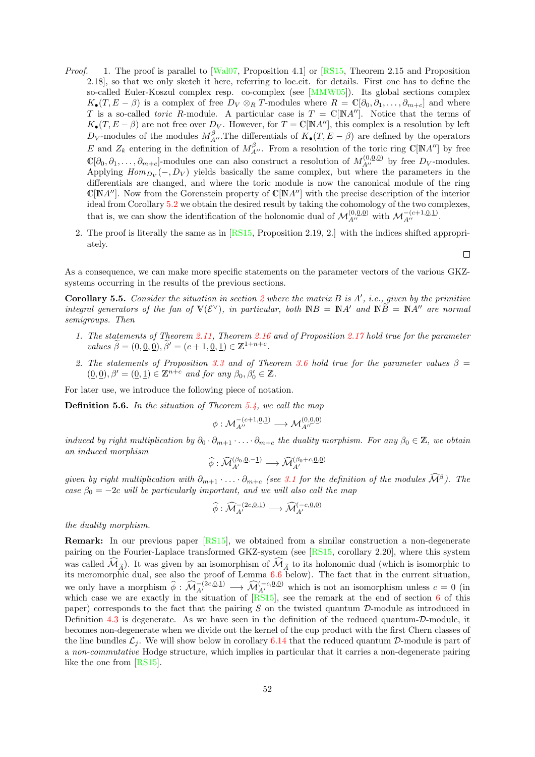*Proof.* 1. The proof is parallel to [Wal07, Proposition 4.1] or [RS15, Theorem 2.15 and Proposition 2.18], so that we only sketch it here, referring to loc.cit. for details. First one has to define the so-called Euler-Koszul complex resp. co-complex (see [MMW05]). Its global sections complex $K_\bullet(T, E-\beta)$ is a complex of free $D_V \otimes_R T$-modules where $R = \mathbb{C}[\partial_0, \partial_1, \ldots, \partial_{m+c}]$ and where $T$ is a so-called *toric* $R$-module. A particular case is $T = \mathbb{C}[\mathbb{N}A'']$. Notice that the terms of $K_\bullet(T, E-\beta)$ are not free over $D_V$. However, for $T = \mathbb{C}[\mathbb{N}A'']$, this complex is a resolution by left $D_V$-modules of the modules $M^\beta_{A''}$. The differentials of $K_\bullet(T, E-\beta)$ are defined by the operators $E$ and $Z_k$ entering in the definition of $M^\beta_{A''}$. From a resolution of the toric ring $\mathbb{C}[\mathbb{N}A'']$ by free $\mathbb{C}[\partial_0, \partial_1, \ldots, \partial_{m+c}]$-modules one can also construct a resolution of $M^{(0,\underline{0},\underline{0})}_{A''}$ by free $D_V$-modules. Applying $Hom_{D_V}(-, D_V)$ yields basically the same complex, but where the parameters in the differentials are changed, and where the toric module is now the canonical module of the ring $\mathbb{C}[\mathbb{N}A'']$. Now from the Gorenstein property of $\mathbb{C}[\mathbb{N}A'']$ with the precise description of the interior ideal from Corollary 5.2 we obtain the desired result by taking the cohomology of the two complexes, that is, we can show the identification of the holonomic dual of $\mathcal{M}^{(0,\underline{0},\underline{0})}_{A''}$ with $\mathcal{M}^{-(c+1,\underline{0},\underline{1})}_{A''}$.

2. The proof is literally the same as in [RS15, Proposition 2.19, 2.] with the indices shifted appropriately.

□

As a consequence, we can make more specific statements on the parameter vectors of the various GKZ-systems occurring in the results of the previous sections.

**Corollary 5.5.** *Consider the situation in section 2 where the matrix $B$ is $A'$, i.e., given by the primitive integral generators of the fan of $\mathbb{V}(\mathcal{E}^\vee)$, in particular, both $\mathbb{N}B = \mathbb{N}A'$ and $\mathbb{N}\widetilde{B} = \mathbb{N}A''$ are normal semigroups. Then*

1. *The statements of Theorem 2.11, Theorem 2.16 and of Proposition 2.17 hold true for the parameter values $\widetilde{\beta} = (0, \underline{0}, \underline{0}), \widetilde{\beta}' = (c+1, \underline{0}, \underline{1}) \in \mathbb{Z}^{1+n+c}$.*

2. *The statements of Proposition 3.3 and of Theorem 3.6 hold true for the parameter values $\beta = (\underline{0}, \underline{0}), \beta' = (\underline{0}, \underline{1}) \in \mathbb{Z}^{n+c}$ and for any $\beta_0, \beta'_0 \in \mathbb{Z}$.*

For later use, we introduce the following piece of notation.

**Definition 5.6.** *In the situation of Theorem 5.4, we call the map*

$$\phi : \mathcal{M}^{-(c+1,\underline{0},\underline{1})}_{A''} \longrightarrow \mathcal{M}^{(0,\underline{0},\underline{0})}_{A''}$$

*induced by right multiplication by $\partial_0 \cdot \partial_{m+1} \cdot \ldots \cdot \partial_{m+c}$ the duality morphism. For any $\beta_0 \in \mathbb{Z}$, we obtain an induced morphism*

$$\widehat{\phi} : \widehat{\mathcal{M}}^{(\beta_0,\underline{0},-\underline{1})}_{A'} \longrightarrow \widehat{\mathcal{M}}^{(\beta_0+c,\underline{0},\underline{0})}_{A'}$$

*given by right multiplication with $\partial_{m+1} \cdot \ldots \cdot \partial_{m+c}$ (see 3.1 for the definition of the modules $\widehat{\mathcal{M}}^\beta$). The case $\beta_0 = -2c$ will be particularly important, and we will also call the map*

$$\widehat{\phi} : \widehat{\mathcal{M}}^{-(2c,\underline{0},\underline{1})}_{A'} \longrightarrow \widehat{\mathcal{M}}^{(-c,\underline{0},\underline{0})}_{A'}$$

*the duality morphism.*

**Remark:** In our previous paper [RS15], we obtained from a similar construction a non-degenerate pairing on the Fourier-Laplace transformed GKZ-system (see [RS15, corollary 2.20], where this system was called $\widehat{\mathcal{M}}_{\widetilde{A}}$). It was given by an isomorphism of $\widehat{\mathcal{M}}_{\widetilde{A}}$ to its holonomic dual (which is isomorphic to its meromorphic dual, see also the proof of Lemma 6.6 below). The fact that in the current situation, we only have a morphism $\widehat{\phi} : \widehat{\mathcal{M}}^{-(2c,\underline{0},\underline{1})}_{A'} \longrightarrow \widehat{\mathcal{M}}^{(-c,\underline{0},\underline{0})}_{A'}$ which is not an isomorphism unless $c = 0$ (in which case we are exactly in the situation of [RS15], see the remark at the end of section 6 of this paper) corresponds to the fact that the pairing $S$ on the twisted quantum $\mathcal{D}$-module as introduced in Definition 4.3 is degenerate. As we have seen in the definition of the reduced quantum-$\mathcal{D}$-module, it becomes non-degenerate when we divide out the kernel of the cup product with the first Chern classes of the line bundles $\mathcal{L}_j$. We will show below in corollary 6.14 that the reduced quantum $\mathcal{D}$-module is part of a *non-commutative* Hodge structure, which implies in particular that it carries a non-degenerate pairing like the one from [RS15].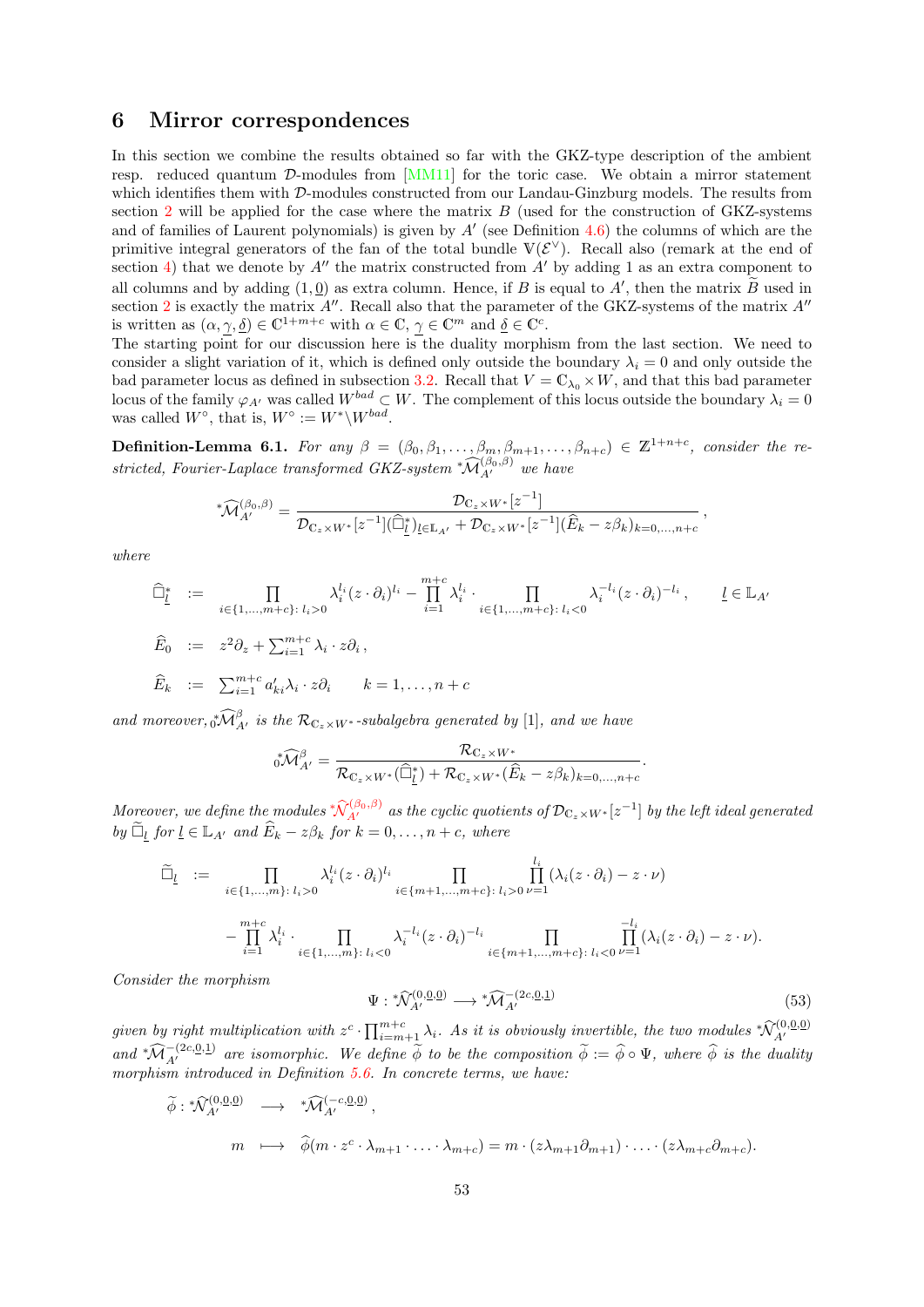## 6 Mirror correspondences

In this section we combine the results obtained so far with the GKZ-type description of the ambient resp. reduced quantum $\mathcal{D}$-modules from [MM11] for the toric case. We obtain a mirror statement which identifies them with $\mathcal{D}$-modules constructed from our Landau-Ginzburg models. The results from section 2 will be applied for the case where the matrix $B$ (used for the construction of GKZ-systems and of families of Laurent polynomials) is given by $A'$ (see Definition 4.6) the columns of which are the primitive integral generators of the fan of the total bundle $\mathbb{V}(\mathcal{E}^\vee)$. Recall also (remark at the end of section 4) that we denote by $A''$ the matrix constructed from $A'$ by adding 1 as an extra component to all columns and by adding $(1,\underline{0})$ as extra column. Hence, if $B$ is equal to $A'$, then the matrix $\widetilde{B}$ used in section 2 is exactly the matrix $A''$. Recall also that the parameter of the GKZ-systems of the matrix $A''$ is written as $(\alpha,\underline{\gamma},\underline{\delta}) \in \mathbb{C}^{1+m+c}$ with $\alpha\in\mathbb{C}$, $\underline{\gamma}\in\mathbb{C}^m$ and $\underline{\delta}\in\mathbb{C}^c$.
The starting point for our discussion here is the duality morphism from the last section. We need to consider a slight variation of it, which is defined only outside the boundary $\lambda_i = 0$ and only outside the bad parameter locus as defined in subsection 3.2. Recall that $V = \mathbb{C}_{\lambda_0}\times W$, and that this bad parameter locus of the family $\varphi_{A'}$ was called $W^{bad}\subset W$. The complement of this locus outside the boundary $\lambda_i = 0$ was called $W^\circ$, that is, $W^\circ := W^*\backslash W^{bad}$.

**Definition-Lemma 6.1.** *For any $\beta = (\beta_0,\beta_1,\ldots,\beta_m,\beta_{m+1},\ldots,\beta_{n+c})\in\mathbb{Z}^{1+n+c}$, consider the restricted, Fourier-Laplace transformed GKZ-system ${}^*\widehat{\mathcal{M}}_{A'}^{(\beta_0,\beta)}$ we have*

$$
{}^*\widehat{\mathcal{M}}_{A'}^{(\beta_0,\beta)} = \frac{\mathcal{D}_{\mathbb{C}_z\times W^*}[z^{-1}]}{\mathcal{D}_{\mathbb{C}_z\times W^*}[z^{-1}](\widehat{\Box}^*_{\underline{l}})_{\underline{l}\in\mathbb{L}_{A'}} + \mathcal{D}_{\mathbb{C}_z\times W^*}[z^{-1}](\widehat{E}_k - z\beta_k)_{k=0,\ldots,n+c}}\,,
$$

*where*

$$
\begin{aligned}
\widehat{\Box}^*_{\underline{l}} \;&:=\; \prod_{i\in\{1,\ldots,m+c\}:\,l_i>0}\lambda_i^{l_i}(z\cdot\partial_i)^{l_i} - \prod_{i=1}^{m+c}\lambda_i^{l_i}\cdot\prod_{i\in\{1,\ldots,m+c\}:\,l_i<0}\lambda_i^{-l_i}(z\cdot\partial_i)^{-l_i}\,, \qquad \underline{l}\in\mathbb{L}_{A'}\\
\widehat{E}_0 \;&:=\; z^2\partial_z + \textstyle\sum_{i=1}^{m+c}\lambda_i\cdot z\partial_i\,,\\
\widehat{E}_k \;&:=\; \textstyle\sum_{i=1}^{m+c} a'_{ki}\lambda_i\cdot z\partial_i \qquad k=1,\ldots,n+c
\end{aligned}
$$

*and moreover, ${}^*_0\widehat{\mathcal{M}}^\beta_{A'}$ is the $\mathcal{R}_{\mathbb{C}_z\times W^*}$-subalgebra generated by $[1]$, and we have*

$$
{}^*_0\widehat{\mathcal{M}}^\beta_{A'} = \frac{\mathcal{R}_{\mathbb{C}_z\times W^*}}{\mathcal{R}_{\mathbb{C}_z\times W^*}(\widehat{\Box}^*_{\underline{l}}) + \mathcal{R}_{\mathbb{C}_z\times W^*}(\widehat{E}_k - z\beta_k)_{k=0,\ldots,n+c}}.
$$

*Moreover, we define the modules ${}^*\widehat{\mathcal{N}}_{A'}^{(\beta_0,\beta)}$ as the cyclic quotients of $\mathcal{D}_{\mathbb{C}_z\times W^*}[z^{-1}]$ by the left ideal generated by $\widetilde{\Box}_{\underline{l}}$ for $\underline{l}\in\mathbb{L}_{A'}$ and $\widehat{E}_k - z\beta_k$ for $k=0,\ldots,n+c$, where*

$$
\begin{aligned}
\widetilde{\Box}_{\underline{l}} \;:=\;& \prod_{i\in\{1,\ldots,m\}:\,l_i>0}\lambda_i^{l_i}(z\cdot\partial_i)^{l_i}\prod_{i\in\{m+1,\ldots,m+c\}:\,l_i>0}\prod_{\nu=1}^{l_i}(\lambda_i(z\cdot\partial_i) - z\cdot\nu)\\
&-\prod_{i=1}^{m+c}\lambda_i^{l_i}\cdot\prod_{i\in\{1,\ldots,m\}:\,l_i<0}\lambda_i^{-l_i}(z\cdot\partial_i)^{-l_i}\prod_{i\in\{m+1,\ldots,m+c\}:\,l_i<0}\prod_{\nu=1}^{-l_i}(\lambda_i(z\cdot\partial_i) - z\cdot\nu).
\end{aligned}
$$

*Consider the morphism*

$$
\Psi : {}^*\widehat{\mathcal{N}}_{A'}^{(0,\underline{0},\underline{0})} \longrightarrow {}^*\widehat{\mathcal{M}}_{A'}^{-(2c,\underline{0},\underline{1})} \tag{53}
$$

*given by right multiplication with $z^c\cdot\prod_{i=m+1}^{m+c}\lambda_i$. As it is obviously invertible, the two modules ${}^*\widehat{\mathcal{N}}_{A'}^{(0,\underline{0},\underline{0})}$ and ${}^*\widehat{\mathcal{M}}_{A'}^{-(2c,\underline{0},\underline{1})}$ are isomorphic. We define $\widetilde{\phi}$ to be the composition $\widetilde{\phi} := \widehat{\phi}\circ\Psi$, where $\widehat{\phi}$ is the duality morphism introduced in Definition 5.6. In concrete terms, we have:*

$$
\begin{aligned}
\widetilde{\phi} : {}^*\widehat{\mathcal{N}}_{A'}^{(0,\underline{0},\underline{0})} \;&\longrightarrow\; {}^*\widehat{\mathcal{M}}_{A'}^{(-c,\underline{0},\underline{0})}\,,\\
m \;&\longmapsto\; \widehat{\phi}(m\cdot z^c\cdot\lambda_{m+1}\cdot\ldots\cdot\lambda_{m+c}) = m\cdot(z\lambda_{m+1}\partial_{m+1})\cdot\ldots\cdot(z\lambda_{m+c}\partial_{m+c}).
\end{aligned}
$$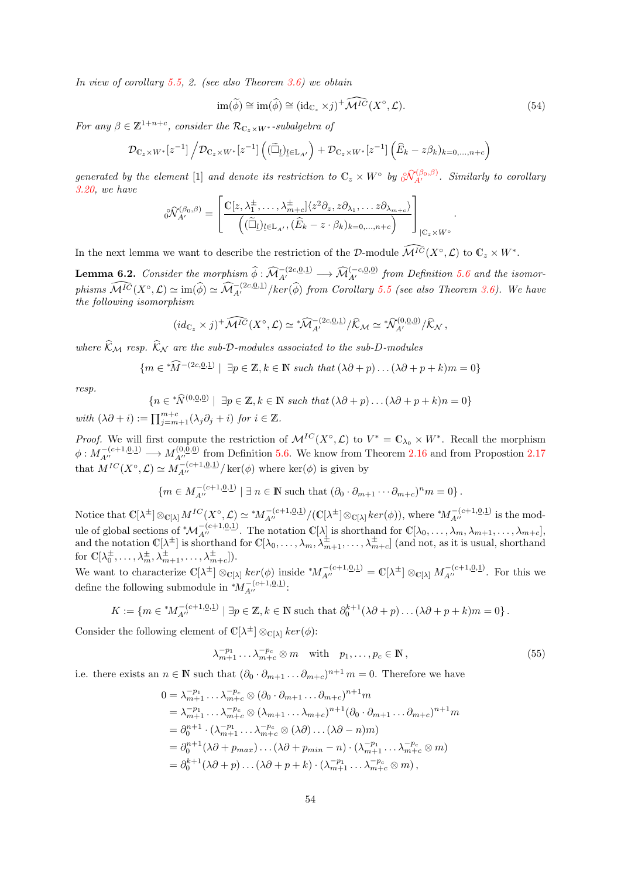*In view of corollary 5.5, 2. (see also Theorem 3.6) we obtain*

$$\mathrm{im}(\widetilde{\phi}) \cong \mathrm{im}(\widehat{\phi}) \cong (\mathrm{id}_{\mathbb{C}_z} \times j)^+ \widehat{\mathcal{M}^{IC}}(X^\circ, \mathcal{L}). \tag{54}$$

*For any $\beta \in \mathbb{Z}^{1+n+c}$, consider the $\mathcal{R}_{\mathbb{C}_z \times W^*}$-subalgebra of*

$$\mathcal{D}_{\mathbb{C}_z \times W^*}[z^{-1}] \Big/ \mathcal{D}_{\mathbb{C}_z \times W^*}[z^{-1}] \left( (\widetilde{\Box}_{\underline{l}})_{\underline{l} \in \mathbb{L}_{A'}} \right) + \mathcal{D}_{\mathbb{C}_z \times W^*}[z^{-1}] \left( \widehat{E}_k - z\beta_k \right)_{k=0,\ldots,n+c} \Big)$$

*generated by the element* [1] *and denote its restriction to $\mathbb{C}_z \times W^\circ$ by ${}_0^\circ\widehat{\mathcal{N}}_{A'}^{(\beta_0,\beta)}$. Similarly to corollary 3.20, we have*

$${}_0^\circ\widehat{\mathcal{N}}_{A'}^{(\beta_0,\beta)} = \left[ \frac{\mathbb{C}[z, \lambda_1^\pm, \ldots, \lambda_{m+c}^\pm]\langle z^2\partial_z, z\partial_{\lambda_1}, \ldots z\partial_{\lambda_{m+c}} \rangle}{\left( (\widetilde{\Box}_{\underline{l}})_{\underline{l} \in \mathbb{L}_{A'}}, (\widehat{E}_k - z \cdot \beta_k)_{k=0,\ldots,n+c} \right)} \right]_{|\mathbb{C}_z \times W^\circ}.$$

In the next lemma we want to describe the restriction of the $\mathcal{D}$-module $\widehat{\mathcal{M}^{IC}}(X^\circ, \mathcal{L})$ to $\mathbb{C}_z \times W^*$.

**Lemma 6.2.** *Consider the morphism $\widehat{\phi} : \widehat{\mathcal{M}}_{A'}^{-(2c,\underline{0},\underline{1})} \longrightarrow \widehat{\mathcal{M}}_{A'}^{(-c,\underline{0},\underline{0})}$ from Definition 5.6 and the isomorphisms $\widehat{\mathcal{M}^{IC}}(X^\circ, \mathcal{L}) \simeq \mathrm{im}(\widehat{\phi}) \simeq \widehat{\mathcal{M}}_{A'}^{-(2c,\underline{0},\underline{1})}/ker(\widehat{\phi})$ from Corollary 5.5 (see also Theorem 3.6). We have the following isomorphism*

$$(id_{\mathbb{C}_z} \times j)^+ \widehat{\mathcal{M}^{IC}}(X^\circ, \mathcal{L}) \simeq {}^*\widehat{\mathcal{M}}_{A'}^{-(2c,\underline{0},\underline{1})}/\widehat{\mathcal{K}}_{\mathcal{M}} \simeq {}^*\widehat{\mathcal{N}}_{A'}^{(0,\underline{0},\underline{0})}/\widehat{\mathcal{K}}_{\mathcal{N}}\,,$$

*where $\widehat{\mathcal{K}}_{\mathcal{M}}$ resp. $\widehat{\mathcal{K}}_{\mathcal{N}}$ are the sub-$\mathcal{D}$-modules associated to the sub-D-modules*

$$\{m \in {}^*\widehat{M}^{-(2c,\underline{0},\underline{1})} \mid \exists p \in \mathbb{Z}, k \in \mathbb{N} \text{ such that } (\lambda\partial + p) \ldots (\lambda\partial + p + k)m = 0\}$$

*resp.*

$$\{n \in {}^*\widehat{N}^{(0,\underline{0},\underline{0})} \mid \exists p \in \mathbb{Z}, k \in \mathbb{N} \text{ such that } (\lambda\partial + p) \ldots (\lambda\partial + p + k)n = 0\}$$

*with $(\lambda\partial + i) := \prod_{j=m+1}^{m+c} (\lambda_j\partial_j + i)$ for $i \in \mathbb{Z}$.*

*Proof.* We will first compute the restriction of $\mathcal{M}^{IC}(X^\circ, \mathcal{L})$ to $V^* = \mathbb{C}_{\lambda_0} \times W^*$. Recall the morphism $\phi : M_{A''}^{-(c+1,\underline{0},\underline{1})} \longrightarrow M_{A''}^{(0,\underline{0},\underline{0})}$ from Definition 5.6. We know from Theorem 2.16 and from Propostion 2.17 that $M^{IC}(X^\circ, \mathcal{L}) \simeq M_{A''}^{-(c+1,\underline{0},\underline{1})}/\ker(\phi)$ where $\ker(\phi)$ is given by

$$\{m \in M_{A''}^{-(c+1,\underline{0},\underline{1})} \mid \exists\, n \in \mathbb{N} \text{ such that } (\partial_0 \cdot \partial_{m+1} \cdots \partial_{m+c})^n m = 0\}.$$

Notice that $\mathbb{C}[\lambda^\pm] \otimes_{\mathbb{C}[\lambda]} M^{IC}(X^\circ, \mathcal{L}) \simeq {}^*M_{A''}^{-(c+1,\underline{0},\underline{1})}/(\mathbb{C}[\lambda^\pm] \otimes_{\mathbb{C}[\lambda]} ker(\phi))$, where ${}^*M_{A''}^{-(c+1,\underline{0},\underline{1})}$ is the module of global sections of ${}^*\mathcal{M}_{A''}^{-(c+1,\underline{0},\underline{1})}$. The notation $\mathbb{C}[\lambda]$ is shorthand for $\mathbb{C}[\lambda_0, \ldots, \lambda_m, \lambda_{m+1}, \ldots, \lambda_{m+c}]$, and the notation $\mathbb{C}[\lambda^\pm]$ is shorthand for $\mathbb{C}[\lambda_0, \ldots, \lambda_m, \lambda_{m+1}^\pm, \ldots, \lambda_{m+c}^\pm]$ (and not, as it is usual, shorthand for $\mathbb{C}[\lambda_0^\pm, \ldots, \lambda_m^\pm, \lambda_{m+1}^\pm, \ldots, \lambda_{m+c}^\pm]$).
We want to characterize $\mathbb{C}[\lambda^\pm] \otimes_{\mathbb{C}[\lambda]} ker(\phi)$ inside ${}^*M_{A''}^{-(c+1,\underline{0},\underline{1})} = \mathbb{C}[\lambda^\pm] \otimes_{\mathbb{C}[\lambda]} M_{A''}^{-(c+1,\underline{0},\underline{1})}$. For this we define the following submodule in ${}^*M_{A''}^{-(c+1,\underline{0},\underline{1})}$:

$$K := \{m \in {}^*M_{A''}^{-(c+1,\underline{0},\underline{1})} \mid \exists p \in \mathbb{Z}, k \in \mathbb{N} \text{ such that } \partial_0^{k+1}(\lambda\partial + p) \ldots (\lambda\partial + p + k)m = 0\}.$$

Consider the following element of $\mathbb{C}[\lambda^\pm] \otimes_{\mathbb{C}[\lambda]} ker(\phi)$:

$$\lambda_{m+1}^{-p_1} \ldots \lambda_{m+c}^{-p_c} \otimes m \quad \text{with} \quad p_1, \ldots, p_c \in \mathbb{N}\,, \tag{55}$$

i.e. there exists an $n \in \mathbb{N}$ such that $(\partial_0 \cdot \partial_{m+1} \ldots \partial_{m+c})^{n+1} m = 0$. Therefore we have

$$\begin{aligned}
0 &= \lambda_{m+1}^{-p_1} \ldots \lambda_{m+c}^{-p_c} \otimes (\partial_0 \cdot \partial_{m+1} \ldots \partial_{m+c})^{n+1} m \\
&= \lambda_{m+1}^{-p_1} \ldots \lambda_{m+c}^{-p_c} \otimes (\lambda_{m+1} \ldots \lambda_{m+c})^{n+1} (\partial_0 \cdot \partial_{m+1} \ldots \partial_{m+c})^{n+1} m \\
&= \partial_0^{n+1} \cdot (\lambda_{m+1}^{-p_1} \ldots \lambda_{m+c}^{-p_c} \otimes (\lambda\partial) \ldots (\lambda\partial - n) m) \\
&= \partial_0^{n+1} (\lambda\partial + p_{max}) \ldots (\lambda\partial + p_{min} - n) \cdot (\lambda_{m+1}^{-p_1} \ldots \lambda_{m+c}^{-p_c} \otimes m) \\
&= \partial_0^{k+1} (\lambda\partial + p) \ldots (\lambda\partial + p + k) \cdot (\lambda_{m+1}^{-p_1} \ldots \lambda_{m+c}^{-p_c} \otimes m)\,,
\end{aligned}$$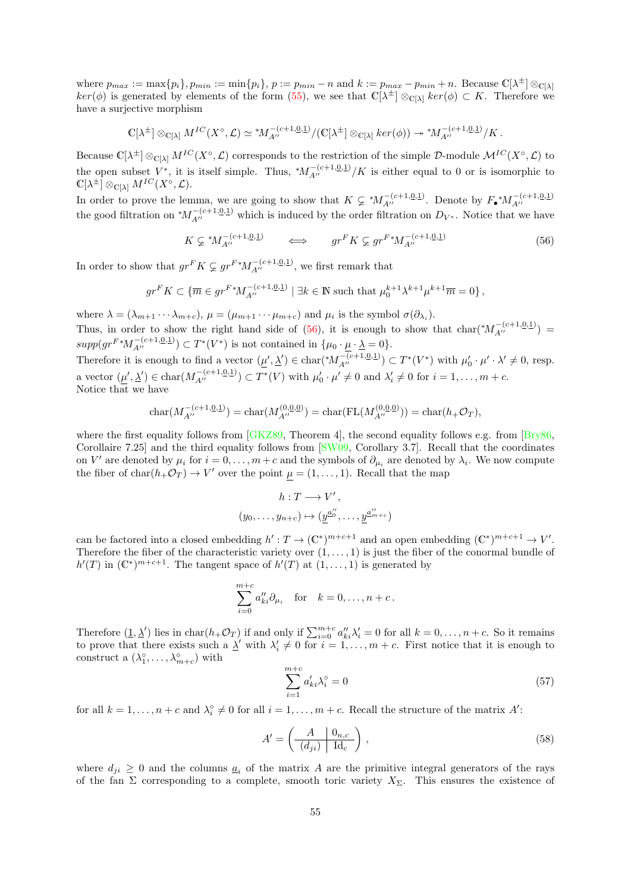where $p_{max} := \max\{p_i\}, p_{min} := \min\{p_i\}$, $p := p_{min} - n$ and $k := p_{max} - p_{min} + n$. Because $\mathbb{C}[\lambda^\pm] \otimes_{\mathbb{C}[\lambda]} ker(\phi)$ is generated by elements of the form (55), we see that $\mathbb{C}[\lambda^\pm] \otimes_{\mathbb{C}[\lambda]} ker(\phi) \subset K$. Therefore we have a surjective morphism

$$\mathbb{C}[\lambda^\pm] \otimes_{\mathbb{C}[\lambda]} M^{IC}(X^\circ, \mathcal{L}) \simeq {}^*M^{-(c+1,\underline{0},\underline{1})}_{A''}/(\mathbb{C}[\lambda^\pm] \otimes_{\mathbb{C}[\lambda]} ker(\phi)) \twoheadrightarrow {}^*M^{-(c+1,\underline{0},\underline{1})}_{A''}/K\,.$$

Because $\mathbb{C}[\lambda^\pm] \otimes_{\mathbb{C}[\lambda]} M^{IC}(X^\circ, \mathcal{L})$ corresponds to the restriction of the simple $\mathcal{D}$-module $\mathcal{M}^{IC}(X^\circ, \mathcal{L})$ to the open subset $V^*$, it is itself simple. Thus, ${}^*M^{-(c+1,\underline{0},\underline{1})}_{A''}/K$ is either equal to 0 or is isomorphic to $\mathbb{C}[\lambda^\pm] \otimes_{\mathbb{C}[\lambda]} M^{IC}(X^\circ, \mathcal{L})$.
In order to prove the lemma, we are going to show that $K \subsetneq {}^*M^{-(c+1,\underline{0},\underline{1})}_{A''}$. Denote by $F_\bullet {}^*M^{-(c+1,\underline{0},\underline{1})}_{A''}$ the good filtration on ${}^*M^{-(c+1,\underline{0},\underline{1})}_{A''}$ which is induced by the order filtration on $D_{V^*}$. Notice that we have

$$K \subsetneq {}^*M^{-(c+1,\underline{0},\underline{1})}_{A''} \qquad \Longleftrightarrow \qquad gr^F K \subsetneq gr^F {}^*M^{-(c+1,\underline{0},\underline{1})}_{A''} \tag{56}$$

In order to show that $gr^F K \subsetneq gr^F {}^*M^{-(c+1,\underline{0},\underline{1})}_{A''}$, we first remark that

$$gr^F K \subset \{\overline{m} \in gr^F {}^*M^{-(c+1,\underline{0},\underline{1})}_{A''} \mid \exists k \in \mathbb{N} \text{ such that } \mu_0^{k+1}\lambda^{k+1}\mu^{k+1}\overline{m} = 0\}\,,$$

where $\lambda = (\lambda_{m+1}\cdots\lambda_{m+c})$, $\mu = (\mu_{m+1}\cdots\mu_{m+c})$ and $\mu_i$ is the symbol $\sigma(\partial_{\lambda_i})$.
Thus, in order to show the right hand side of (56), it is enough to show that $\mathrm{char}({}^*M^{-(c+1,\underline{0},\underline{1})}_{A''}) = supp(gr^F {}^*M^{-(c+1,\underline{0},\underline{1})}_{A''}) \subset T^*(V^*)$ is not contained in $\{\mu_0 \cdot \underline{\mu} \cdot \underline{\lambda} = 0\}$.
Therefore it is enough to find a vector $(\underline{\mu}', \underline{\lambda}') \in \mathrm{char}({}^*M^{-(c+1,\underline{0},\underline{1})}_{A''}) \subset T^*(V^*)$ with $\mu'_0 \cdot \mu' \cdot \lambda' \neq 0$, resp. a vector $(\underline{\mu}', \underline{\lambda}') \in \mathrm{char}(M^{-(c+1,\underline{0},\underline{1})}_{A''}) \subset T^*(V)$ with $\mu'_0 \cdot \mu' \neq 0$ and $\lambda'_i \neq 0$ for $i = 1, \ldots, m+c$.
Notice that we have

$$\mathrm{char}(M^{-(c+1,\underline{0},\underline{1})}_{A''}) = \mathrm{char}(M^{(0,\underline{0},\underline{0})}_{A''}) = \mathrm{char}(\mathrm{FL}(M^{(0,\underline{0},\underline{0})}_{A''})) = \mathrm{char}(h_+\mathcal{O}_T),$$

where the first equality follows from [GKZ89, Theorem 4], the second equality follows e.g. from [Bry86, Corollaire 7.25] and the third equality follows from [SW09, Corollary 3.7]. Recall that the coordinates on $V'$ are denoted by $\mu_i$ for $i = 0, \ldots, m+c$ and the symbols of $\partial_{\mu_i}$ are denoted by $\lambda_i$. We now compute the fiber of $\mathrm{char}(h_+\mathcal{O}_T) \to V'$ over the point $\underline{\mu} = (1, \ldots, 1)$. Recall that the map

$$\begin{aligned} h : T &\longrightarrow V'\,, \\ (y_0, \ldots, y_{n+c}) &\mapsto (\underline{y}^{\underline{a}''_0}, \ldots, \underline{y}^{\underline{a}''_{m+c}}) \end{aligned}$$

can be factored into a closed embedding $h' : T \to (\mathbb{C}^*)^{m+c+1}$ and an open embedding $(\mathbb{C}^*)^{m+c+1} \to V'$. Therefore the fiber of the characteristic variety over $(1, \ldots, 1)$ is just the fiber of the conormal bundle of $h'(T)$ in $(\mathbb{C}^*)^{m+c+1}$. The tangent space of $h'(T)$ at $(1, \ldots, 1)$ is generated by

$$\sum_{i=0}^{m+c} a''_{ki}\partial_{\mu_i} \quad \text{for} \quad k = 0, \ldots, n+c\,.$$

Therefore $(\underline{1}, \underline{\lambda}')$ lies in $\mathrm{char}(h_+\mathcal{O}_T)$ if and only if $\sum_{i=0}^{m+c} a''_{ki}\lambda'_i = 0$ for all $k = 0, \ldots, n+c$. So it remains to prove that there exists such a $\underline{\lambda}'$ with $\lambda'_i \neq 0$ for $i = 1, \ldots, m+c$. First notice that it is enough to construct a $(\lambda^\circ_1, \ldots, \lambda^\circ_{m+c})$ with

$$\sum_{i=1}^{m+c} a'_{ki}\lambda^\circ_i = 0 \tag{57}$$

for all $k = 1, \ldots, n+c$ and $\lambda^\circ_i \neq 0$ for all $i = 1, \ldots, m+c$. Recall the structure of the matrix $A'$:

$$A' = \left(\begin{array}{c|c} A & 0_{n,c} \\ \hline (d_{ji}) & \mathrm{Id}_c \end{array}\right)\,, \tag{58}$$

where $d_{ji} \geq 0$ and the columns $\underline{a}_i$ of the matrix $A$ are the primitive integral generators of the rays of the fan $\Sigma$ corresponding to a complete, smooth toric variety $X_\Sigma$. This ensures the existence of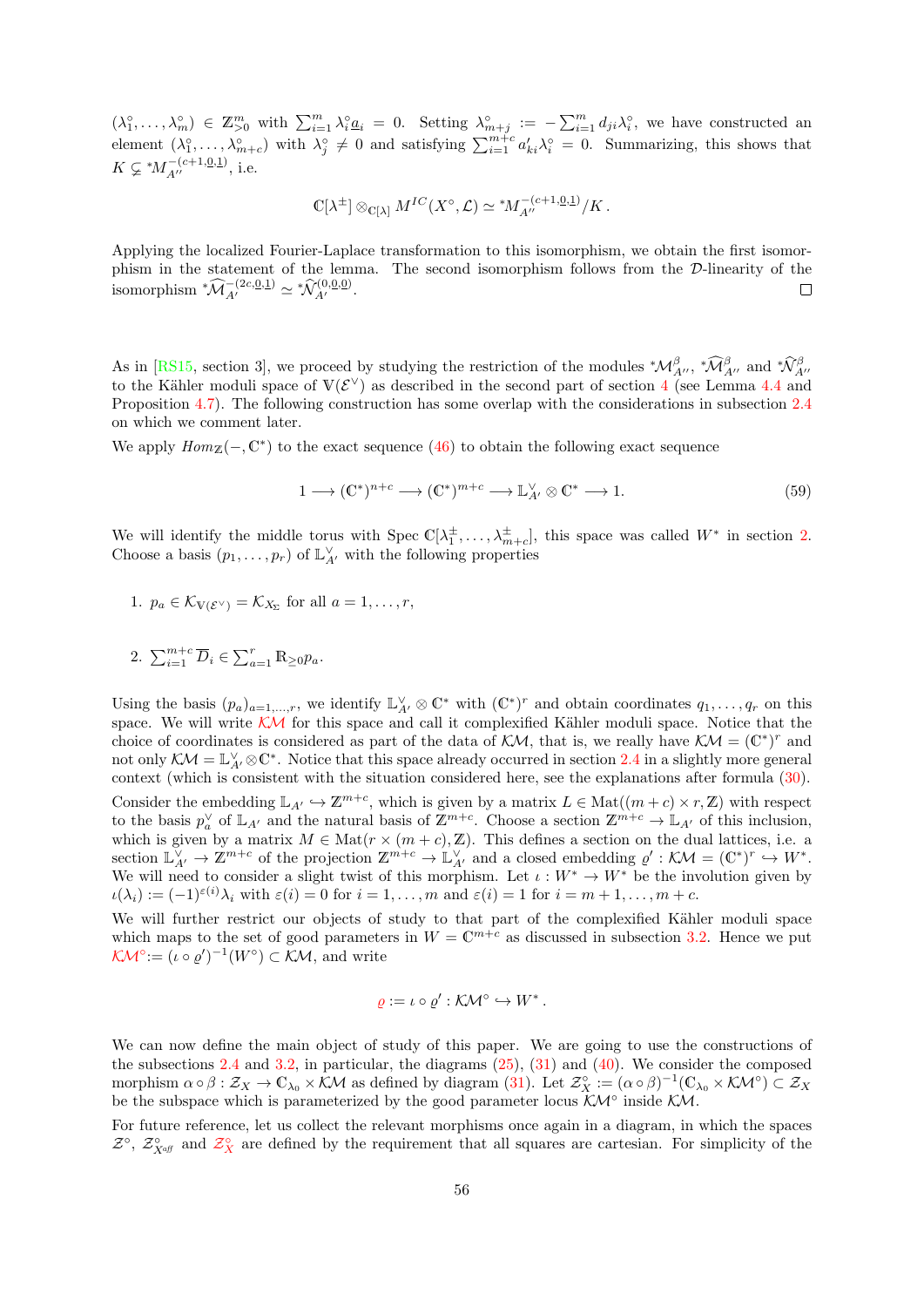$(\lambda_1^\circ, \ldots, \lambda_m^\circ) \in \mathbb{Z}_{>0}^m$ with $\sum_{i=1}^m \lambda_i^\circ \underline{a}_i = 0$. Setting $\lambda_{m+j}^\circ := -\sum_{i=1}^m d_{ji}\lambda_i^\circ$, we have constructed an element $(\lambda_1^\circ, \ldots, \lambda_{m+c}^\circ)$ with $\lambda_j^\circ \neq 0$ and satisfying $\sum_{i=1}^{m+c} a'_{ki}\lambda_i^\circ = 0$. Summarizing, this shows that $K \subsetneq {}^*M_{A''}^{-(c+1,\underline{0},\underline{1})}$, i.e.

$$\mathbb{C}[\lambda^\pm] \otimes_{\mathbb{C}[\lambda]} M^{IC}(X^\circ, \mathcal{L}) \simeq {}^*M_{A''}^{-(c+1,\underline{0},\underline{1})}/K\,.$$

Applying the localized Fourier-Laplace transformation to this isomorphism, we obtain the first isomorphism in the statement of the lemma. The second isomorphism follows from the $\mathcal{D}$-linearity of the isomorphism ${}^*\widehat{\mathcal{M}}_{A'}^{-(2c,\underline{0},\underline{1})} \simeq {}^*\widehat{\mathcal{N}}_{A'}^{(0,\underline{0},\underline{0})}$. □

As in [RS15, section 3], we proceed by studying the restriction of the modules ${}^*\mathcal{M}_{A''}^\beta$, ${}^*\widehat{\mathcal{M}}_{A''}^\beta$ and ${}^*\widehat{\mathcal{N}}_{A''}^\beta$ to the Kähler moduli space of $\mathbb{V}(\mathcal{E}^\vee)$ as described in the second part of section 4 (see Lemma 4.4 and Proposition 4.7). The following construction has some overlap with the considerations in subsection 2.4 on which we comment later.

We apply $Hom_{\mathbb{Z}}(-, \mathbb{C}^*)$ to the exact sequence (46) to obtain the following exact sequence

$$1 \longrightarrow (\mathbb{C}^*)^{n+c} \longrightarrow (\mathbb{C}^*)^{m+c} \longrightarrow \mathbb{L}_{A'}^\vee \otimes \mathbb{C}^* \longrightarrow 1. \tag{59}$$

We will identify the middle torus with $\operatorname{Spec} \mathbb{C}[\lambda_1^\pm, \ldots, \lambda_{m+c}^\pm]$, this space was called $W^*$ in section 2. Choose a basis $(p_1, \ldots, p_r)$ of $\mathbb{L}_{A'}^\vee$ with the following properties

1. $p_a \in \mathcal{K}_{\mathbb{V}(\mathcal{E}^\vee)} = \mathcal{K}_{X_\Sigma}$ for all $a = 1, \ldots, r$,
2. $\sum_{i=1}^{m+c} \overline{D}_i \in \sum_{a=1}^r \mathbb{R}_{\geq 0} p_a$.

Using the basis $(p_a)_{a=1,\ldots,r}$, we identify $\mathbb{L}_{A'}^\vee \otimes \mathbb{C}^*$ with $(\mathbb{C}^*)^r$ and obtain coordinates $q_1, \ldots, q_r$ on this space. We will write $\mathcal{KM}$ for this space and call it complexified Kähler moduli space. Notice that the choice of coordinates is considered as part of the data of $\mathcal{KM}$, that is, we really have $\mathcal{KM} = (\mathbb{C}^*)^r$ and not only $\mathcal{KM} = \mathbb{L}_{A'}^\vee \otimes \mathbb{C}^*$. Notice that this space already occurred in section 2.4 in a slightly more general context (which is consistent with the situation considered here, see the explanations after formula (30).

Consider the embedding $\mathbb{L}_{A'} \hookrightarrow \mathbb{Z}^{m+c}$, which is given by a matrix $L \in \operatorname{Mat}((m+c) \times r, \mathbb{Z})$ with respect to the basis $p_a^\vee$ of $\mathbb{L}_{A'}$ and the natural basis of $\mathbb{Z}^{m+c}$. Choose a section $\mathbb{Z}^{m+c} \to \mathbb{L}_{A'}$ of this inclusion, which is given by a matrix $M \in \operatorname{Mat}(r \times (m+c), \mathbb{Z})$. This defines a section on the dual lattices, i.e. a section $\mathbb{L}_{A'}^\vee \to \mathbb{Z}^{m+c}$ of the projection $\mathbb{Z}^{m+c} \to \mathbb{L}_{A'}^\vee$ and a closed embedding $\varrho' : \mathcal{KM} = (\mathbb{C}^*)^r \hookrightarrow W^*$. We will need to consider a slight twist of this morphism. Let $\iota : W^* \to W^*$ be the involution given by $\iota(\lambda_i) := (-1)^{\varepsilon(i)}\lambda_i$ with $\varepsilon(i) = 0$ for $i = 1, \ldots, m$ and $\varepsilon(i) = 1$ for $i = m+1, \ldots, m+c$.

We will further restrict our objects of study to that part of the complexified Kähler moduli space which maps to the set of good parameters in $W = \mathbb{C}^{m+c}$ as discussed in subsection 3.2. Hence we put $\mathcal{KM}^\circ := (\iota \circ \varrho')^{-1}(W^\circ) \subset \mathcal{KM}$, and write

$$\varrho := \iota \circ \varrho' : \mathcal{KM}^\circ \hookrightarrow W^*\,.$$

We can now define the main object of study of this paper. We are going to use the constructions of the subsections 2.4 and 3.2, in particular, the diagrams (25), (31) and (40). We consider the composed morphism $\alpha \circ \beta : \mathcal{Z}_X \to \mathbb{C}_{\lambda_0} \times \mathcal{KM}$ as defined by diagram (31). Let $\mathcal{Z}_X^\circ := (\alpha \circ \beta)^{-1}(\mathbb{C}_{\lambda_0} \times \mathcal{KM}^\circ) \subset \mathcal{Z}_X$ be the subspace which is parameterized by the good parameter locus $\mathcal{KM}^\circ$ inside $\mathcal{KM}$.

For future reference, let us collect the relevant morphisms once again in a diagram, in which the spaces $\mathcal{Z}^\circ$, $\mathcal{Z}_{X^{aff}}^\circ$ and $\mathcal{Z}_X^\circ$ are defined by the requirement that all squares are cartesian. For simplicity of the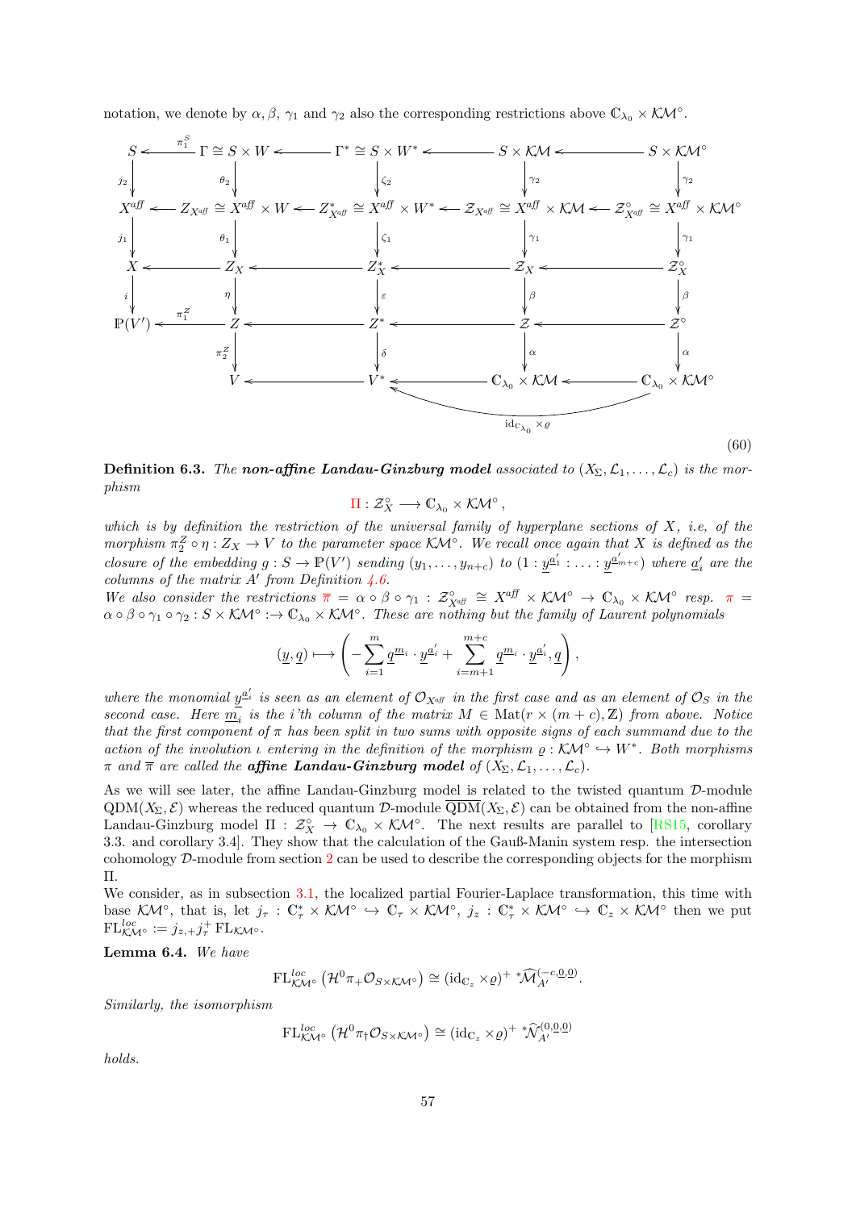notation, we denote by $\alpha, \beta, \gamma_1$ and $\gamma_2$ also the corresponding restrictions above $\mathbb{C}_{\lambda_0} \times \mathcal{KM}^\circ$.

$$
\begin{array}{ccccccccc}
S & \xleftarrow{\pi_1^S} & \Gamma \cong S \times W & \longleftarrow & \Gamma^* \cong S \times W^* & \longleftarrow & S \times \mathcal{KM} & \longleftarrow & S \times \mathcal{KM}^\circ \\
\downarrow j_2 & & \downarrow \theta_2 & & \downarrow \zeta_2 & & \downarrow \gamma_2 & & \downarrow \gamma_2 \\
X^{aff} & \longleftarrow & Z_{X^{aff}} \cong X^{aff} \times W & \longleftarrow & Z^*_{X^{aff}} \cong X^{aff} \times W^* & \longleftarrow & \mathcal{Z}_{X^{aff}} \cong X^{aff} \times \mathcal{KM} & \longleftarrow & \mathcal{Z}^\circ_{X^{aff}} \cong X^{aff} \times \mathcal{KM}^\circ \\
\downarrow j_1 & & \downarrow \theta_1 & & \downarrow \zeta_1 & & \downarrow \gamma_1 & & \downarrow \gamma_1 \\
X & \longleftarrow & Z_X & \longleftarrow & Z^*_X & \longleftarrow & \mathcal{Z}_X & \longleftarrow & \mathcal{Z}^\circ_X \\
\downarrow i & & \downarrow \eta & & \downarrow \varepsilon & & \downarrow \beta & & \downarrow \beta \\
\mathbb{P}(V') & \xleftarrow{\pi_1^Z} & Z & \longleftarrow & Z^* & \longleftarrow & \mathcal{Z} & \longleftarrow & \mathcal{Z}^\circ \\
 & & \downarrow \pi_2^Z & & \downarrow \delta & & \downarrow \alpha & & \downarrow \alpha \\
 & & V & \longleftarrow & V^* & \longleftarrow & \mathbb{C}_{\lambda_0} \times \mathcal{KM} & \longleftarrow & \mathbb{C}_{\lambda_0} \times \mathcal{KM}^\circ
\end{array}
$$

with the additional arrow $\mathrm{id}_{\mathbb{C}_{\lambda_0}} \times \varrho : \mathbb{C}_{\lambda_0} \times \mathcal{KM}^\circ \to V^*$.

(60)

**Definition 6.3.** *The* ***non-affine Landau-Ginzburg model*** *associated to $(X_\Sigma, \mathcal{L}_1, \ldots, \mathcal{L}_c)$ is the morphism*

$$\Pi : \mathcal{Z}^\circ_X \longrightarrow \mathbb{C}_{\lambda_0} \times \mathcal{KM}^\circ ,$$

*which is by definition the restriction of the universal family of hyperplane sections of $X$, i.e, of the morphism $\pi_2^Z \circ \eta : Z_X \to V$ to the parameter space $\mathcal{KM}^\circ$. We recall once again that $X$ is defined as the closure of the embedding $g : S \to \mathbb{P}(V')$ sending $(y_1, \ldots, y_{n+c})$ to $(1 : \underline{y}^{\underline{a}'_1} : \ldots : \underline{y}^{\underline{a}'_{m+c}})$ where $\underline{a}'_i$ are the columns of the matrix $A'$ from Definition 4.6.*
*We also consider the restrictions $\overline{\pi} = \alpha \circ \beta \circ \gamma_1 : \mathcal{Z}^\circ_{X^{aff}} \cong X^{aff} \times \mathcal{KM}^\circ \to \mathbb{C}_{\lambda_0} \times \mathcal{KM}^\circ$ resp. $\pi = \alpha \circ \beta \circ \gamma_1 \circ \gamma_2 : S \times \mathcal{KM}^\circ :\to \mathbb{C}_{\lambda_0} \times \mathcal{KM}^\circ$. These are nothing but the family of Laurent polynomials*

$$(\underline{y}, \underline{q}) \longmapsto \left( -\sum_{i=1}^{m} \underline{q}^{\underline{m}_i} \cdot \underline{y}^{\underline{a}'_i} + \sum_{i=m+1}^{m+c} \underline{q}^{\underline{m}_i} \cdot \underline{y}^{\underline{a}'_i}, \underline{q} \right),$$

*where the monomial $\underline{y}^{\underline{a}'_i}$ is seen as an element of $\mathcal{O}_{X^{aff}}$ in the first case and as an element of $\mathcal{O}_S$ in the second case. Here $\underline{m}_i$ is the i'th column of the matrix $M \in \mathrm{Mat}(r \times (m+c), \mathbb{Z})$ from above. Notice that the first component of $\pi$ has been split in two sums with opposite signs of each summand due to the action of the involution $\iota$ entering in the definition of the morphism $\varrho : \mathcal{KM}^\circ \hookrightarrow W^*$. Both morphisms $\pi$ and $\overline{\pi}$ are called the* ***affine Landau-Ginzburg model*** *of $(X_\Sigma, \mathcal{L}_1, \ldots, \mathcal{L}_c)$.*

As we will see later, the affine Landau-Ginzburg model is related to the twisted quantum $\mathcal{D}$-module $\mathrm{QDM}(X_\Sigma, \mathcal{E})$ whereas the reduced quantum $\mathcal{D}$-module $\overline{\mathrm{QDM}}(X_\Sigma, \mathcal{E})$ can be obtained from the non-affine Landau-Ginzburg model $\Pi : \mathcal{Z}^\circ_X \to \mathbb{C}_{\lambda_0} \times \mathcal{KM}^\circ$. The next results are parallel to [RS15, corollary 3.3. and corollary 3.4]. They show that the calculation of the Gauß-Manin system resp. the intersection cohomology $\mathcal{D}$-module from section 2 can be used to describe the corresponding objects for the morphism $\Pi$.
We consider, as in subsection 3.1, the localized partial Fourier-Laplace transformation, this time with base $\mathcal{KM}^\circ$, that is, let $j_\tau : \mathbb{C}^*_\tau \times \mathcal{KM}^\circ \hookrightarrow \mathbb{C}_\tau \times \mathcal{KM}^\circ$, $j_z : \mathbb{C}^*_\tau \times \mathcal{KM}^\circ \hookrightarrow \mathbb{C}_z \times \mathcal{KM}^\circ$ then we put $\mathrm{FL}^{loc}_{\mathcal{KM}^\circ} := j_{z,+} j^+_\tau \, \mathrm{FL}_{\mathcal{KM}^\circ}$.

**Lemma 6.4.** *We have*

$$\mathrm{FL}^{loc}_{\mathcal{KM}^\circ} \left( \mathcal{H}^0 \pi_+ \mathcal{O}_{S \times \mathcal{KM}^\circ} \right) \cong (\mathrm{id}_{\mathbb{C}_z} \times \varrho)^+ \, {}^*\widehat{\mathcal{M}}_{A'}^{(-c, \underline{0}, \underline{0})}.$$

*Similarly, the isomorphism*

$$\mathrm{FL}^{loc}_{\mathcal{KM}^\circ} \left( \mathcal{H}^0 \pi_\dagger \mathcal{O}_{S \times \mathcal{KM}^\circ} \right) \cong (\mathrm{id}_{\mathbb{C}_z} \times \varrho)^+ \, {}^*\widehat{\mathcal{N}}_{A'}^{(0, \underline{0}, \underline{0})}$$

*holds.*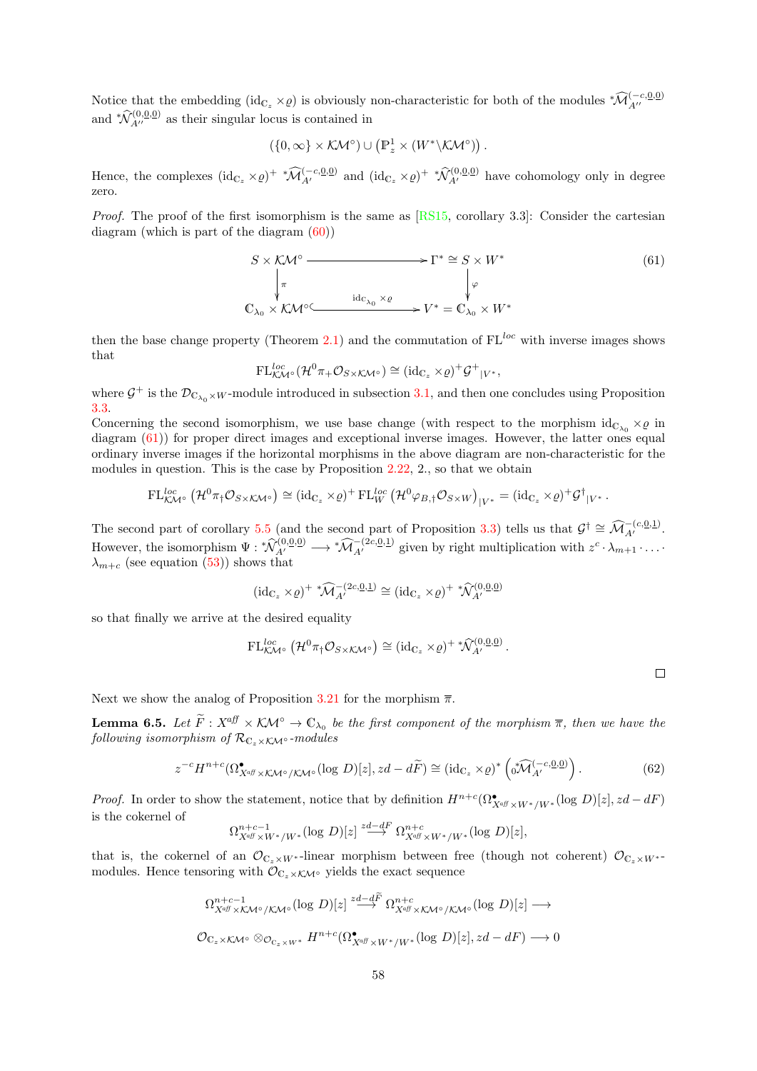Notice that the embedding $(\mathrm{id}_{\mathbb{C}_z} \times \varrho)$ is obviously non-characteristic for both of the modules ${}^*\widehat{\mathcal{M}}_{A''}^{(-c,\underline{0},\underline{0})}$ and ${}^*\widehat{\mathcal{N}}_{A''}^{(0,\underline{0},\underline{0})}$ as their singular locus is contained in

$$\left(\{0,\infty\}\times \mathcal{KM}^\circ\right) \cup \left(\mathbb{P}^1_z \times (W^* \backslash \mathcal{KM}^\circ)\right).$$

Hence, the complexes $(\mathrm{id}_{\mathbb{C}_z} \times \varrho)^+ \; {}^*\widehat{\mathcal{M}}_{A'}^{(-c,\underline{0},\underline{0})}$ and $(\mathrm{id}_{\mathbb{C}_z} \times \varrho)^+ \; {}^*\widehat{\mathcal{N}}_{A'}^{(0,\underline{0},\underline{0})}$ have cohomology only in degree zero.

*Proof.* The proof of the first isomorphism is the same as [RS15, corollary 3.3]: Consider the cartesian diagram (which is part of the diagram (60))

$$\begin{array}{ccc} S \times \mathcal{KM}^\circ & \longrightarrow & \Gamma^* \cong S \times W^* \\ \downarrow \pi & & \downarrow \varphi \\ \mathbb{C}_{\lambda_0} \times \mathcal{KM}^\circ & \xrightarrow{\mathrm{id}_{\mathbb{C}_{\lambda_0}} \times \varrho} & V^* = \mathbb{C}_{\lambda_0} \times W^* \end{array} \tag{61}$$

then the base change property (Theorem 2.1) and the commutation of $\mathrm{FL}^{loc}$ with inverse images shows that

$$\mathrm{FL}^{loc}_{\mathcal{KM}^\circ}(\mathcal{H}^0\pi_+\mathcal{O}_{S\times\mathcal{KM}^\circ}) \cong (\mathrm{id}_{\mathbb{C}_z} \times \varrho)^+ \mathcal{G}^+{}_{|V^*},$$

where $\mathcal{G}^+$ is the $\mathcal{D}_{\mathbb{C}_{\lambda_0}\times W}$-module introduced in subsection 3.1, and then one concludes using Proposition 3.3.

Concerning the second isomorphism, we use base change (with respect to the morphism $\mathrm{id}_{\mathbb{C}_{\lambda_0}} \times \varrho$ in diagram (61)) for proper direct images and exceptional inverse images. However, the latter ones equal ordinary inverse images if the horizontal morphisms in the above diagram are non-characteristic for the modules in question. This is the case by Proposition 2.22, 2., so that we obtain

$$\mathrm{FL}^{loc}_{\mathcal{KM}^\circ}\left(\mathcal{H}^0\pi_\dagger\mathcal{O}_{S\times\mathcal{KM}^\circ}\right) \cong (\mathrm{id}_{\mathbb{C}_z} \times \varrho)^+ \, \mathrm{FL}^{loc}_W\left(\mathcal{H}^0\varphi_{B,\dagger}\mathcal{O}_{S\times W}\right)_{|V^*} = (\mathrm{id}_{\mathbb{C}_z} \times \varrho)^+ \mathcal{G}^\dagger{}_{|V^*}.$$

The second part of corollary 5.5 (and the second part of Proposition 3.3) tells us that $\mathcal{G}^\dagger \cong \widehat{\mathcal{M}}_{A'}^{-(c,\underline{0},\underline{1})}$. However, the isomorphism $\Psi : {}^*\widehat{\mathcal{N}}_{A'}^{(0,\underline{0},\underline{0})} \longrightarrow {}^*\widehat{\mathcal{M}}_{A'}^{-(2c,\underline{0},\underline{1})}$ given by right multiplication with $z^c \cdot \lambda_{m+1} \cdot \ldots \cdot \lambda_{m+c}$ (see equation (53)) shows that

$$(\mathrm{id}_{\mathbb{C}_z} \times \varrho)^+ \; {}^*\widehat{\mathcal{M}}_{A'}^{-(2c,\underline{0},\underline{1})} \cong (\mathrm{id}_{\mathbb{C}_z} \times \varrho)^+ \; {}^*\widehat{\mathcal{N}}_{A'}^{(0,\underline{0},\underline{0})}$$

so that finally we arrive at the desired equality

$$\mathrm{FL}^{loc}_{\mathcal{KM}^\circ}\left(\mathcal{H}^0\pi_\dagger\mathcal{O}_{S\times\mathcal{KM}^\circ}\right) \cong (\mathrm{id}_{\mathbb{C}_z} \times \varrho)^+ \; {}^*\widehat{\mathcal{N}}_{A'}^{(0,\underline{0},\underline{0})}.$$

□

Next we show the analog of Proposition 3.21 for the morphism $\overline{\pi}$.

**Lemma 6.5.** *Let $\widetilde{F} : X^{aff} \times \mathcal{KM}^\circ \to \mathbb{C}_{\lambda_0}$ be the first component of the morphism $\overline{\pi}$, then we have the following isomorphism of $\mathcal{R}_{\mathbb{C}_z\times\mathcal{KM}^\circ}$-modules*

$$z^{-c}H^{n+c}(\Omega^\bullet_{X^{aff}\times\mathcal{KM}^\circ/\mathcal{KM}^\circ}(\log D)[z], zd - d\widetilde{F}) \cong (\mathrm{id}_{\mathbb{C}_z} \times \varrho)^* \left({}_0^*\widehat{\mathcal{M}}_{A'}^{(-c,\underline{0},\underline{0})}\right). \tag{62}$$

*Proof.* In order to show the statement, notice that by definition $H^{n+c}(\Omega^\bullet_{X^{aff}\times W^*/W^*}(\log D)[z], zd - dF)$ is the cokernel of

$$\Omega^{n+c-1}_{X^{aff}\times W^*/W^*}(\log D)[z] \xrightarrow{zd-dF} \Omega^{n+c}_{X^{aff}\times W^*/W^*}(\log D)[z],$$

that is, the cokernel of an $\mathcal{O}_{\mathbb{C}_z\times W^*}$-linear morphism between free (though not coherent) $\mathcal{O}_{\mathbb{C}_z\times W^*}$-modules. Hence tensoring with $\mathcal{O}_{\mathbb{C}_z\times\mathcal{KM}^\circ}$ yields the exact sequence

$$\Omega^{n+c-1}_{X^{aff}\times\mathcal{KM}^\circ/\mathcal{KM}^\circ}(\log D)[z] \xrightarrow{zd-d\widetilde{F}} \Omega^{n+c}_{X^{aff}\times\mathcal{KM}^\circ/\mathcal{KM}^\circ}(\log D)[z] \longrightarrow$$

$$\mathcal{O}_{\mathbb{C}_z\times\mathcal{KM}^\circ} \otimes_{\mathcal{O}_{\mathbb{C}_z\times W^*}} H^{n+c}(\Omega^\bullet_{X^{aff}\times W^*/W^*}(\log D)[z], zd - dF) \longrightarrow 0$$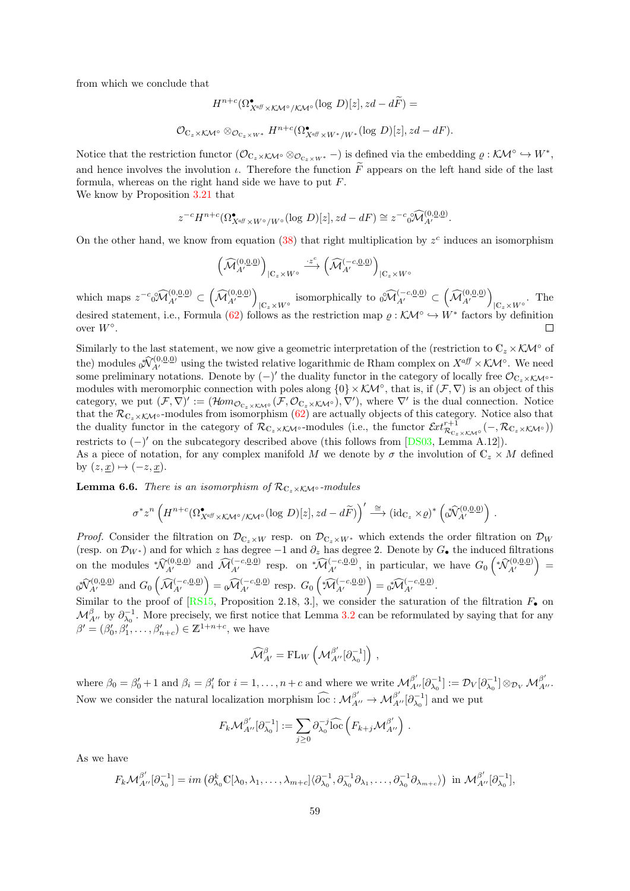from which we conclude that

$$H^{n+c}(\Omega^\bullet_{X^{aff}\times\mathcal{KM}^\circ/\mathcal{KM}^\circ}(\log\, D)[z], zd - d\widetilde{F}) =$$

$$\mathcal{O}_{\mathbb{C}_z\times\mathcal{KM}^\circ}\otimes_{\mathcal{O}_{\mathbb{C}_z\times W^*}} H^{n+c}(\Omega^\bullet_{X^{aff}\times W^*/W^*}(\log\, D)[z], zd - dF).$$

Notice that the restriction functor $(\mathcal{O}_{\mathbb{C}_z\times\mathcal{KM}^\circ}\otimes_{\mathcal{O}_{\mathbb{C}_z\times W^*}} -)$ is defined via the embedding $\varrho : \mathcal{KM}^\circ \hookrightarrow W^*$, and hence involves the involution $\iota$. Therefore the function $\widetilde{F}$ appears on the left hand side of the last formula, whereas on the right hand side we have to put $F$.
We know by Proposition 3.21 that

$$z^{-c}H^{n+c}(\Omega^\bullet_{X^{aff}\times W^\circ/W^\circ}(\log\, D)[z], zd - dF) \cong z^{-c}{}_0^\circ\widehat{\mathcal{M}}_{A'}^{(0,\underline{0},\underline{0})}.$$

On the other hand, we know from equation (38) that right multiplication by $z^c$ induces an isomorphism

$$\left(\widehat{\mathcal{M}}_{A'}^{(0,\underline{0},\underline{0})}\right)_{|\mathbb{C}_z\times W^\circ} \xrightarrow{\cdot z^c} \left(\widehat{\mathcal{M}}_{A'}^{(-c,\underline{0},\underline{0})}\right)_{|\mathbb{C}_z\times W^\circ}$$

which maps $z^{-c}{}_0^\circ\widehat{\mathcal{M}}_{A'}^{(0,\underline{0},\underline{0})} \subset \left(\widehat{\mathcal{M}}_{A'}^{(0,\underline{0},\underline{0})}\right)_{|\mathbb{C}_z\times W^\circ}$ isomorphically to ${}_0^\circ\widehat{\mathcal{M}}_{A'}^{(-c,\underline{0},\underline{0})} \subset \left(\widehat{\mathcal{M}}_{A'}^{(0,\underline{0},\underline{0})}\right)_{|\mathbb{C}_z\times W^\circ}$. The desired statement, i.e., Formula (62) follows as the restriction map $\varrho : \mathcal{KM}^\circ \hookrightarrow W^*$ factors by definition over $W^\circ$. $\square$

Similarly to the last statement, we now give a geometric interpretation of the (restriction to $\mathbb{C}_z\times\mathcal{KM}^\circ$ of the) modules ${}_0\widehat{\mathcal{N}}_{A'}^{(0,\underline{0},\underline{0})}$ using the twisted relative logarithmic de Rham complex on $X^{aff}\times\mathcal{KM}^\circ$. We need some preliminary notations. Denote by $(-)'$ the duality functor in the category of locally free $\mathcal{O}_{\mathbb{C}_z\times\mathcal{KM}^\circ}$-modules with meromorphic connection with poles along $\{0\}\times\mathcal{KM}^\circ$, that is, if $(\mathcal{F},\nabla)$ is an object of this category, we put $(\mathcal{F},\nabla)' := (\mathcal{H}om_{\mathcal{O}_{\mathbb{C}_z\times\mathcal{KM}^\circ}}(\mathcal{F},\mathcal{O}_{\mathbb{C}_z\times\mathcal{KM}^\circ}),\nabla')$, where $\nabla'$ is the dual connection. Notice that the $\mathcal{R}_{\mathbb{C}_z\times\mathcal{KM}^\circ}$-modules from isomorphism (62) are actually objects of this category. Notice also that the duality functor in the category of $\mathcal{R}_{\mathbb{C}_z\times\mathcal{KM}^\circ}$-modules (i.e., the functor $\mathcal{E}xt^{r+1}_{\mathcal{R}_{\mathbb{C}_z\times\mathcal{KM}^\circ}}(-,\mathcal{R}_{\mathbb{C}_z\times\mathcal{KM}^\circ})$) restricts to $(-)'$ on the subcategory described above (this follows from [DS03, Lemma A.12]).
As a piece of notation, for any complex manifold $M$ we denote by $\sigma$ the involution of $\mathbb{C}_z\times M$ defined by $(z,\underline{x})\mapsto(-z,\underline{x})$.

**Lemma 6.6.** *There is an isomorphism of $\mathcal{R}_{\mathbb{C}_z\times\mathcal{KM}^\circ}$-modules*

$$\sigma^* z^n\left(H^{n+c}(\Omega^\bullet_{X^{aff}\times\mathcal{KM}^\circ/\mathcal{KM}^\circ}(\log\, D)[z], zd - d\widetilde{F})\right)' \xrightarrow{\cong} (\mathrm{id}_{\mathbb{C}_z}\times\varrho)^*\left({}_0^*\widehat{\mathcal{N}}_{A'}^{(0,\underline{0},\underline{0})}\right).$$

*Proof.* Consider the filtration on $\mathcal{D}_{\mathbb{C}_z\times W}$ resp. on $\mathcal{D}_{\mathbb{C}_z\times W^*}$ which extends the order filtration on $\mathcal{D}_W$ (resp. on $\mathcal{D}_{W^*}$) and for which $z$ has degree $-1$ and $\partial_z$ has degree 2. Denote by $G_\bullet$ the induced filtrations on the modules ${}^*\widehat{\mathcal{N}}_{A'}^{(0,\underline{0},\underline{0})}$ and $\widehat{\mathcal{M}}_{A'}^{(-c,\underline{0},\underline{0})}$ resp. on ${}^*\widehat{\mathcal{M}}_{A'}^{(-c,\underline{0},\underline{0})}$, in particular, we have $G_0\left({}^*\widehat{\mathcal{N}}_{A'}^{(0,\underline{0},\underline{0})}\right) = {}_0\widehat{\mathcal{N}}_{A'}^{(0,\underline{0},\underline{0})}$ and $G_0\left(\widehat{\mathcal{M}}_{A'}^{(-c,\underline{0},\underline{0})}\right) = {}_0\widehat{\mathcal{M}}_{A'}^{(-c,\underline{0},\underline{0})}$ resp. $G_0\left({}^*\widehat{\mathcal{M}}_{A'}^{(-c,\underline{0},\underline{0})}\right) = {}_0^*\widehat{\mathcal{M}}_{A'}^{(-c,\underline{0},\underline{0})}$.
Similar to the proof of [RS15, Proposition 2.18, 3.], we consider the saturation of the filtration $F_\bullet$ on $\mathcal{M}_{A''}^{\beta}$ by $\partial_{\lambda_0}^{-1}$. More precisely, we first notice that Lemma 3.2 can be reformulated by saying that for any $\beta' = (\beta'_0,\beta'_1,\ldots,\beta'_{n+c}) \in \mathbb{Z}^{1+n+c}$, we have

$$\widehat{\mathcal{M}}_{A'}^{\beta} = \mathrm{FL}_W\left(\mathcal{M}_{A''}^{\beta'}[\partial_{\lambda_0}^{-1}]\right),$$

where $\beta_0 = \beta'_0 + 1$ and $\beta_i = \beta'_i$ for $i = 1,\ldots,n+c$ and where we write $\mathcal{M}_{A''}^{\beta'}[\partial_{\lambda_0}^{-1}] := \mathcal{D}_V[\partial_{\lambda_0}^{-1}]\otimes_{\mathcal{D}_V}\mathcal{M}_{A''}^{\beta'}$.
Now we consider the natural localization morphism $\widehat{\mathrm{loc}} : \mathcal{M}_{A''}^{\beta'} \to \mathcal{M}_{A''}^{\beta'}[\partial_{\lambda_0}^{-1}]$ and we put

$$F_k\mathcal{M}_{A''}^{\beta'}[\partial_{\lambda_0}^{-1}] := \sum_{j\geq 0}\partial_{\lambda_0}^{-j}\widehat{\mathrm{loc}}\left(F_{k+j}\mathcal{M}_{A''}^{\beta'}\right).$$

As we have

$$F_k\mathcal{M}_{A''}^{\beta'}[\partial_{\lambda_0}^{-1}] = im\left(\partial_{\lambda_0}^k\mathbb{C}[\lambda_0,\lambda_1,\ldots,\lambda_{m+c}]\langle\partial_{\lambda_0}^{-1},\partial_{\lambda_0}^{-1}\partial_{\lambda_1},\ldots,\partial_{\lambda_0}^{-1}\partial_{\lambda_{m+c}}\rangle\right) \text{ in } \mathcal{M}_{A''}^{\beta'}[\partial_{\lambda_0}^{-1}],$$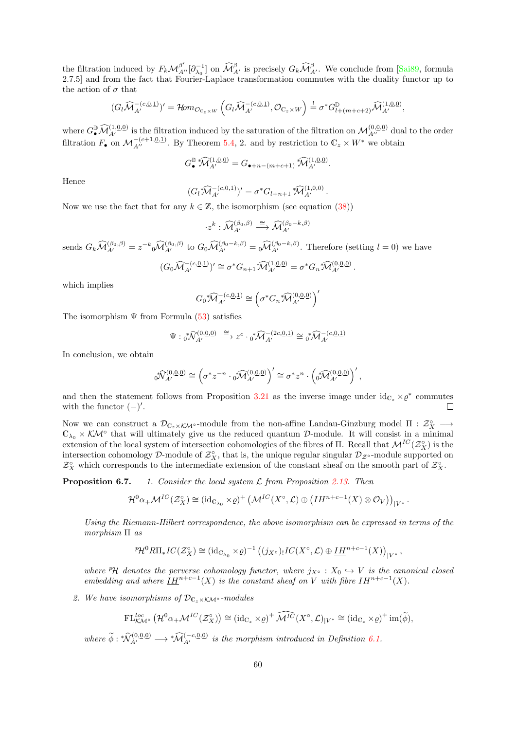the filtration induced by $F_k\mathcal{M}^{\beta'}_{A''}[\partial_{\lambda_0}^{-1}]$ on $\widehat{\mathcal{M}}^{\beta}_{A'}$ is precisely $G_k\widehat{\mathcal{M}}^{\beta}_{A'}$. We conclude from [Sai89, formula 2.7.5] and from the fact that Fourier-Laplace transformation commutes with the duality functor up to the action of $\sigma$ that

$$(G_l\widehat{\mathcal{M}}^{-(c,\underline{0},\underline{1})}_{A'})' = \mathcal{H}om_{\mathcal{O}_{\mathbb{C}_z\times W}}\left(G_l\widehat{\mathcal{M}}^{-(c,\underline{0},\underline{1})}_{A'}, \mathcal{O}_{\mathbb{C}_z\times W}\right) \overset{!}{=} \sigma^* G^{\mathbb{D}}_{l+(m+c+2)}\widehat{\mathcal{M}}^{(1,\underline{0},\underline{0})}_{A'},$$

where $G^{\mathbb{D}}_\bullet\widehat{\mathcal{M}}^{(1,\underline{0},\underline{0})}_{A'}$ is the filtration induced by the saturation of the filtration on $\mathcal{M}^{(0,\underline{0},\underline{0})}_{A''}$ dual to the order filtration $F_\bullet$ on $\mathcal{M}^{-(c+1,\underline{0},\underline{1})}_{A''}$. By Theorem 5.4, 2. and by restriction to $\mathbb{C}_z\times W^*$ we obtain

$$G^{\mathbb{D}}_\bullet {}^*\widehat{\mathcal{M}}^{(1,\underline{0},\underline{0})}_{A'} = G_{\bullet+n-(m+c+1)} {}^*\widehat{\mathcal{M}}^{(1,\underline{0},\underline{0})}_{A'}.$$

Hence

$$(G_l{}^*\widehat{\mathcal{M}}^{-(c,\underline{0},\underline{1})}_{A'})' = \sigma^* G_{l+n+1} {}^*\widehat{\mathcal{M}}^{(1,\underline{0},\underline{0})}_{A'}.$$

Now we use the fact that for any $k\in\mathbb{Z}$, the isomorphism (see equation (38))

$$\cdot z^k : \widehat{\mathcal{M}}^{(\beta_0,\beta)}_{A'} \xrightarrow{\cong} \widehat{\mathcal{M}}^{(\beta_0-k,\beta)}_{A'}$$

sends $G_k\widehat{\mathcal{M}}^{(\beta_0,\beta)}_{A'} = z^{-k}{}_0\widehat{\mathcal{M}}^{(\beta_0,\beta)}_{A'}$ to $G_0\widehat{\mathcal{M}}^{(\beta_0-k,\beta)}_{A'} = {}_0\widehat{\mathcal{M}}^{(\beta_0-k,\beta)}_{A'}$. Therefore (setting $l=0$) we have

$$(G_0\widehat{\mathcal{M}}^{-(c,\underline{0},\underline{1})}_{A'})' \cong \sigma^* G_{n+1}{}^*\widehat{\mathcal{M}}^{(1,\underline{0},\underline{0})}_{A'} = \sigma^* G_n{}^*\widehat{\mathcal{M}}^{(0,\underline{0},\underline{0})}_{A'}.$$

which implies

$$G_0{}^*\widehat{\mathcal{M}}^{-(c,\underline{0},\underline{1})}_{A'} \cong \left(\sigma^* G_n{}^*\widehat{\mathcal{M}}^{(0,\underline{0},\underline{0})}_{A'}\right)'$$

The isomorphism $\Psi$ from Formula (53) satisfies

$$\Psi : {}_0^*\widehat{\mathcal{N}}^{(0,\underline{0},\underline{0})}_{A'} \xrightarrow{\cong} z^c\cdot {}_0^*\widehat{\mathcal{M}}^{-(2c,\underline{0},\underline{1})}_{A'} \cong {}_0^*\widehat{\mathcal{M}}^{-(c,\underline{0},\underline{1})}_{A'}$$

In conclusion, we obtain

$${}_0^*\widehat{\mathcal{N}}^{(0,\underline{0},\underline{0})}_{A'} \cong \left(\sigma^* z^{-n}\cdot {}_0^*\widehat{\mathcal{M}}^{(0,\underline{0},\underline{0})}_{A'}\right)' \cong \sigma^* z^n\cdot\left({}_0^*\widehat{\mathcal{M}}^{(0,\underline{0},\underline{0})}_{A'}\right)',$$

and then the statement follows from Proposition 3.21 as the inverse image under $\mathrm{id}_{\mathbb{C}_z}\times\varrho^*$ commutes with the functor $(-)'$. □

Now we can construct a $\mathcal{D}_{\mathbb{C}_z\times\mathcal{KM}^\circ}$-module from the non-affine Landau-Ginzburg model $\Pi : \mathcal{Z}^\circ_X \longrightarrow \mathbb{C}_{\lambda_0}\times\mathcal{KM}^\circ$ that will ultimately give us the reduced quantum $\mathcal{D}$-module. It will consist in a minimal extension of the local system of intersection cohomologies of the fibres of $\Pi$. Recall that $\mathcal{M}^{IC}(\mathcal{Z}^\circ_X)$ is the intersection cohomology $\mathcal{D}$-module of $\mathcal{Z}^\circ_X$, that is, the unique regular singular $\mathcal{D}_{\mathcal{Z}^\circ}$-module supported on $\mathcal{Z}^\circ_X$ which corresponds to the intermediate extension of the constant sheaf on the smooth part of $\mathcal{Z}^\circ_X$.

**Proposition 6.7.** *1. Consider the local system $\mathcal{L}$ from Proposition 2.13. Then*

$$\mathcal{H}^0\alpha_+\mathcal{M}^{IC}(\mathcal{Z}^\circ_X) \cong (\mathrm{id}_{\mathbb{C}_{\lambda_0}}\times\varrho)^+\left(\mathcal{M}^{IC}(X^\circ,\mathcal{L})\oplus\left(IH^{n+c-1}(X)\otimes\mathcal{O}_V\right)\right)_{|V^*}.$$

*Using the Riemann-Hilbert correspondence, the above isomorphism can be expressed in terms of the morphism $\Pi$ as*

$${}^p\mathcal{H}^0 R\Pi_* IC(\mathcal{Z}^\circ_X) \cong (\mathrm{id}_{\mathbb{C}_{\lambda_0}}\times\varrho)^{-1}\left((j_{X^\circ})_! IC(X^\circ,\mathcal{L})\oplus\underline{IH}^{n+c-1}(X)\right)_{|V^*},$$

*where ${}^p\mathcal{H}$ denotes the perverse cohomology functor, where $j_{X^\circ}: X_0\hookrightarrow V$ is the canonical closed embedding and where $\underline{IH}^{n+c-1}(X)$ is the constant sheaf on $V$ with fibre $IH^{n+c-1}(X)$.*

*2. We have isomorphisms of $\mathcal{D}_{\mathbb{C}_z\times\mathcal{KM}^\circ}$-modules*

$$\mathrm{FL}^{loc}_{\mathcal{KM}^\circ}\left(\mathcal{H}^0\alpha_+\mathcal{M}^{IC}(\mathcal{Z}^\circ_X)\right) \cong (\mathrm{id}_{\mathbb{C}_z}\times\varrho)^+\,\widehat{\mathcal{M}^{IC}}(X^\circ,\mathcal{L})_{|V^*} \cong (\mathrm{id}_{\mathbb{C}_z}\times\varrho)^+\,\mathrm{im}(\widetilde{\phi}),$$

*where $\widetilde{\phi}: {}^*\widehat{\mathcal{N}}^{(0,\underline{0},\underline{0})}_{A'} \longrightarrow {}^*\widehat{\mathcal{M}}^{(-c,\underline{0},\underline{0})}_{A'}$ is the morphism introduced in Definition 6.1.*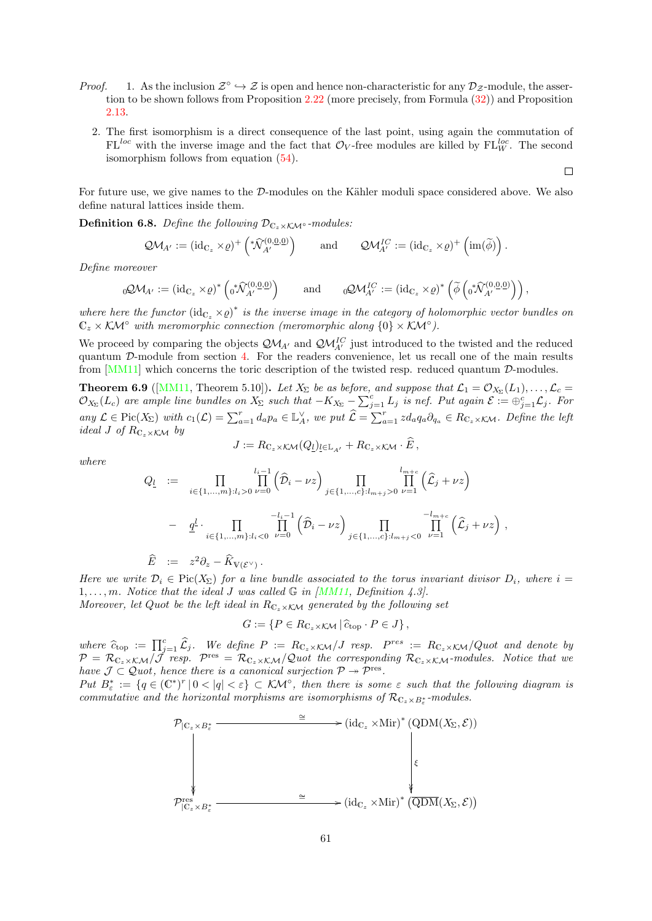*Proof.*

1. As the inclusion $\mathcal{Z}^\circ \hookrightarrow \mathcal{Z}$ is open and hence non-characteristic for any $\mathcal{D}_\mathcal{Z}$-module, the assertion to be shown follows from Proposition 2.22 (more precisely, from Formula (32)) and Proposition 2.13.

2. The first isomorphism is a direct consequence of the last point, using again the commutation of $\mathrm{FL}^{loc}$ with the inverse image and the fact that $\mathcal{O}_V$-free modules are killed by $\mathrm{FL}^{loc}_W$. The second isomorphism follows from equation (54).

∎

For future use, we give names to the $\mathcal{D}$-modules on the Kähler moduli space considered above. We also define natural lattices inside them.

**Definition 6.8.** *Define the following $\mathcal{D}_{\mathbb{C}_z\times\mathcal{KM}^\circ}$-modules:*

$$\mathcal{QM}_{A'} := (\mathrm{id}_{\mathbb{C}_z}\times\varrho)^+\left({}^*\widehat{\mathcal{N}}^{(0,\underline{0},\underline{0})}_{A'}\right) \qquad \text{and} \qquad \mathcal{QM}^{IC}_{A'} := (\mathrm{id}_{\mathbb{C}_z}\times\varrho)^+\left(\mathrm{im}(\widetilde{\phi})\right).$$

*Define moreover*

$${}_0\mathcal{QM}_{A'} := (\mathrm{id}_{\mathbb{C}_z}\times\varrho)^*\left({}_0^*\widehat{\mathcal{N}}^{(0,\underline{0},\underline{0})}_{A'}\right) \qquad \text{and} \qquad {}_0\mathcal{QM}^{IC}_{A'} := (\mathrm{id}_{\mathbb{C}_z}\times\varrho)^*\left(\widetilde{\phi}\left({}_0^*\widehat{\mathcal{N}}^{(0,\underline{0},\underline{0})}_{A'}\right)\right),$$

*where here the functor $(\mathrm{id}_{\mathbb{C}_z}\times\varrho)^*$ is the inverse image in the category of holomorphic vector bundles on $\mathbb{C}_z\times\mathcal{KM}^\circ$ with meromorphic connection (meromorphic along $\{0\}\times\mathcal{KM}^\circ$).*

We proceed by comparing the objects $\mathcal{QM}_{A'}$ and $\mathcal{QM}^{IC}_{A'}$ just introduced to the twisted and the reduced quantum $\mathcal{D}$-module from section 4. For the readers convenience, let us recall one of the main results from [MM11] which concerns the toric description of the twisted resp. reduced quantum $\mathcal{D}$-modules.

**Theorem 6.9** ([MM11, Theorem 5.10])**.** *Let $X_\Sigma$ be as before, and suppose that $\mathcal{L}_1 = \mathcal{O}_{X_\Sigma}(L_1),\ldots,\mathcal{L}_c = \mathcal{O}_{X_\Sigma}(L_c)$ are ample line bundles on $X_\Sigma$ such that $-K_{X_\Sigma} - \sum_{j=1}^c L_j$ is nef. Put again $\mathcal{E} := \oplus_{j=1}^c\mathcal{L}_j$. For any $\mathcal{L}\in\mathrm{Pic}(X_\Sigma)$ with $c_1(\mathcal{L}) = \sum_{a=1}^r d_a p_a \in \mathbb{L}^\vee_A$, we put $\widehat{\mathcal{L}} = \sum_{a=1}^r z d_a q_a\partial_{q_a}\in R_{\mathbb{C}_z\times\mathcal{KM}}$. Define the left ideal $J$ of $R_{\mathbb{C}_z\times\mathcal{KM}}$ by*

$$J := R_{\mathbb{C}_z\times\mathcal{KM}}(Q_{\underline{l}})_{\underline{l}\in\mathbb{L}_{A'}} + R_{\mathbb{C}_z\times\mathcal{KM}}\cdot\widehat{E},$$

*where*

$$\begin{aligned}
Q_{\underline{l}} &:= \prod_{i\in\{1,\ldots,m\}:l_i>0}\prod_{\nu=0}^{l_i-1}\left(\widehat{\mathcal{D}}_i - \nu z\right)\prod_{j\in\{1,\ldots,c\}:l_{m+j}>0}\prod_{\nu=1}^{l_{m+c}}\left(\widehat{\mathcal{L}}_j + \nu z\right)\\
&\quad - \underline{q}^{\underline{l}}\cdot\prod_{i\in\{1,\ldots,m\}:l_i<0}\prod_{\nu=0}^{-l_i-1}\left(\widehat{\mathcal{D}}_i - \nu z\right)\prod_{j\in\{1,\ldots,c\}:l_{m+j}<0}\prod_{\nu=1}^{-l_{m+c}}\left(\widehat{\mathcal{L}}_j + \nu z\right),\\
\widehat{E} &:= z^2\partial_z - \widehat{K}_{\mathbb{V}(\mathcal{E}^\vee)}.
\end{aligned}$$

*Here we write $\mathcal{D}_i\in\mathrm{Pic}(X_\Sigma)$ for a line bundle associated to the torus invariant divisor $D_i$, where $i = 1,\ldots,m$. Notice that the ideal $J$ was called $\mathbb{G}$ in [MM11, Definition 4.3].*
*Moreover, let Quot be the left ideal in $R_{\mathbb{C}_z\times\mathcal{KM}}$ generated by the following set*

$$G := \{P\in R_{\mathbb{C}_z\times\mathcal{KM}}\,|\,\widehat{c}_{\mathrm{top}}\cdot P\in J\},$$

*where $\widehat{c}_{\mathrm{top}} := \prod_{j=1}^c\widehat{\mathcal{L}}_j$. We define $P := R_{\mathbb{C}_z\times\mathcal{KM}}/J$ resp. $P^{res} := R_{\mathbb{C}_z\times\mathcal{KM}}/Quot$ and denote by $\mathcal{P} = \mathcal{R}_{\mathbb{C}_z\times\mathcal{KM}}/\mathcal{J}$ resp. $\mathcal{P}^{\mathrm{res}} = \mathcal{R}_{\mathbb{C}_z\times\mathcal{KM}}/\mathcal{Q}uot$ the corresponding $\mathcal{R}_{\mathbb{C}_z\times\mathcal{KM}}$-modules. Notice that we have $\mathcal{J}\subset\mathcal{Q}uot$, hence there is a canonical surjection $\mathcal{P}\twoheadrightarrow\mathcal{P}^{\mathrm{res}}$.*
*Put $B^*_\varepsilon := \{q\in(\mathbb{C}^*)^r\,|\,0<|q|<\varepsilon\}\subset\mathcal{KM}^\circ$, then there is some $\varepsilon$ such that the following diagram is commutative and the horizontal morphisms are isomorphisms of $\mathcal{R}_{\mathbb{C}_z\times B^*_\varepsilon}$-modules.*

$$\begin{array}{ccc}
\mathcal{P}_{|\mathbb{C}_z\times B^*_\varepsilon} & \xrightarrow{\ \cong\ } & (\mathrm{id}_{\mathbb{C}_z}\times\mathrm{Mir})^*\left(\mathrm{QDM}(X_\Sigma,\mathcal{E})\right)\\
\Big\downarrow & & \Big\downarrow \xi\\
\mathcal{P}^{\mathrm{res}}_{|\mathbb{C}_z\times B^*_\varepsilon} & \xrightarrow{\ \cong\ } & (\mathrm{id}_{\mathbb{C}_z}\times\mathrm{Mir})^*\left(\overline{\mathrm{QDM}}(X_\Sigma,\mathcal{E})\right)
\end{array}$$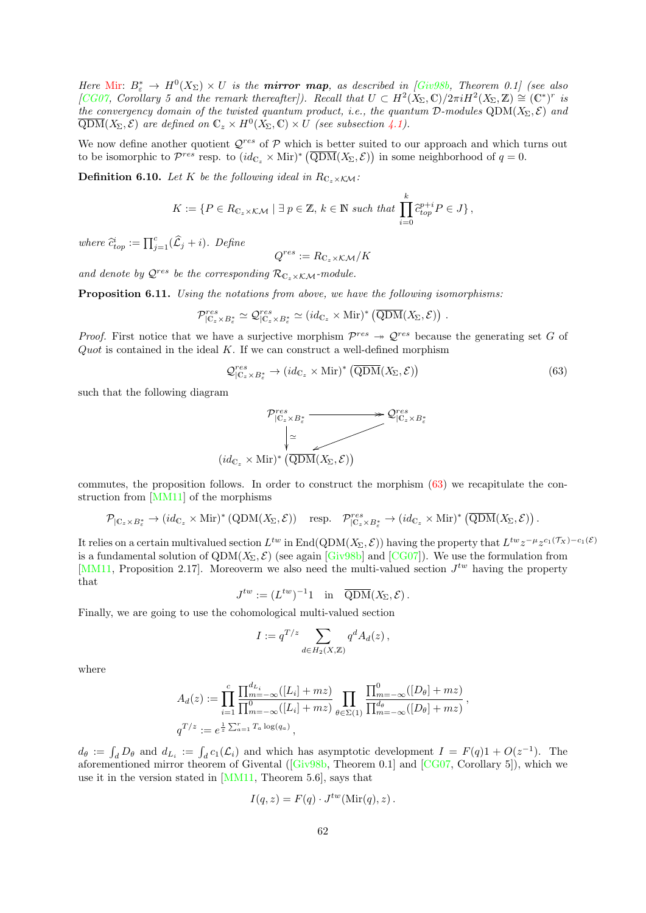*Here* Mir: $B_\varepsilon^* \to H^0(X_\Sigma) \times U$ *is the* ***mirror map****, as described in [Giv98b, Theorem 0.1] (see also [CG07, Corollary 5 and the remark thereafter]). Recall that* $U \subset H^2(X_\Sigma, \mathbb{C})/2\pi i H^2(X_\Sigma, \mathbb{Z}) \cong (\mathbb{C}^*)^r$ *is the convergency domain of the twisted quantum product, i.e., the quantum* $\mathcal{D}$*-modules* $\mathrm{QDM}(X_\Sigma, \mathcal{E})$ *and* $\overline{\mathrm{QDM}}(X_\Sigma, \mathcal{E})$ *are defined on* $\mathbb{C}_z \times H^0(X_\Sigma, \mathbb{C}) \times U$ *(see subsection 4.1).*

We now define another quotient $\mathcal{Q}^{res}$ of $\mathcal{P}$ which is better suited to our approach and which turns out to be isomorphic to $\mathcal{P}^{res}$ resp. to $(id_{\mathbb{C}_z} \times \mathrm{Mir})^* \left(\overline{\mathrm{QDM}}(X_\Sigma, \mathcal{E})\right)$ in some neighborhood of $q = 0$.

**Definition 6.10.** *Let* $K$ *be the following ideal in* $R_{\mathbb{C}_z \times \mathcal{KM}}$*:*

$$K := \{ P \in R_{\mathbb{C}_z \times \mathcal{KM}} \mid \exists\, p \in \mathbb{Z},\, k \in \mathbb{N} \text{ such that } \prod_{i=0}^{k} \widehat{c}_{top}^{\,p+i} P \in J \} ,$$

*where* $\widehat{c}_{top}^{\,i} := \prod_{j=1}^{c} (\widehat{\mathcal{L}}_j + i)$*. Define*

$$Q^{res} := R_{\mathbb{C}_z \times \mathcal{KM}} / K$$

*and denote by* $\mathcal{Q}^{res}$ *be the corresponding* $\mathcal{R}_{\mathbb{C}_z \times \mathcal{KM}}$*-module.*

**Proposition 6.11.** *Using the notations from above, we have the following isomorphisms:*

$$\mathcal{P}^{res}_{|\mathbb{C}_z \times B_\varepsilon^*} \simeq \mathcal{Q}^{res}_{|\mathbb{C}_z \times B_\varepsilon^*} \simeq (id_{\mathbb{C}_z} \times \mathrm{Mir})^* \left(\overline{\mathrm{QDM}}(X_\Sigma, \mathcal{E})\right) .$$

*Proof.* First notice that we have a surjective morphism $\mathcal{P}^{res} \twoheadrightarrow \mathcal{Q}^{res}$ because the generating set $G$ of $Quot$ is contained in the ideal $K$. If we can construct a well-defined morphism

$$\mathcal{Q}^{res}_{|\mathbb{C}_z \times B_\varepsilon^*} \to (id_{\mathbb{C}_z} \times \mathrm{Mir})^* \left(\overline{\mathrm{QDM}}(X_\Sigma, \mathcal{E})\right) \tag{63}$$

such that the following diagram

$$\begin{array}{ccc} \mathcal{P}^{res}_{|\mathbb{C}_z \times B_\varepsilon^*} & \twoheadrightarrow & \mathcal{Q}^{res}_{|\mathbb{C}_z \times B_\varepsilon^*} \\ \downarrow \simeq & \swarrow & \\ (id_{\mathbb{C}_z} \times \mathrm{Mir})^* \left(\overline{\mathrm{QDM}}(X_\Sigma, \mathcal{E})\right) & & \end{array}$$

commutes, the proposition follows. In order to construct the morphism (63) we recapitulate the construction from [MM11] of the morphisms

$$\mathcal{P}_{|\mathbb{C}_z \times B_\varepsilon^*} \to (id_{\mathbb{C}_z} \times \mathrm{Mir})^* \left(\mathrm{QDM}(X_\Sigma, \mathcal{E})\right) \quad \text{resp.} \quad \mathcal{P}^{res}_{|\mathbb{C}_z \times B_\varepsilon^*} \to (id_{\mathbb{C}_z} \times \mathrm{Mir})^* \left(\overline{\mathrm{QDM}}(X_\Sigma, \mathcal{E})\right).$$

It relies on a certain multivalued section $L^{tw}$ in $\mathrm{End}(\mathrm{QDM}(X_\Sigma, \mathcal{E}))$ having the property that $L^{tw} z^{-\mu} z^{c_1(\mathcal{T}_X) - c_1(\mathcal{E})}$ is a fundamental solution of $\mathrm{QDM}(X_\Sigma, \mathcal{E})$ (see again [Giv98b] and [CG07]). We use the formulation from [MM11, Proposition 2.17]. Moreoverm we also need the multi-valued section $J^{tw}$ having the property that

$$J^{tw} := (L^{tw})^{-1} 1 \quad \text{in} \quad \overline{\mathrm{QDM}}(X_\Sigma, \mathcal{E}) .$$

Finally, we are going to use the cohomological multi-valued section

$$I := q^{T/z} \sum_{d \in H_2(X, \mathbb{Z})} q^d A_d(z) ,$$

where

$$A_d(z) := \prod_{i=1}^{c} \frac{\prod_{m=-\infty}^{d_{L_i}} ([L_i] + mz)}{\prod_{m=-\infty}^{0} ([L_i] + mz)} \prod_{\theta \in \Sigma(1)} \frac{\prod_{m=-\infty}^{0} ([D_\theta] + mz)}{\prod_{m=-\infty}^{d_\theta} ([D_\theta] + mz)} ,$$

$$q^{T/z} := e^{\frac{1}{z} \sum_{a=1}^{r} T_a \log(q_a)} ,$$

$d_\theta := \int_d D_\theta$ and $d_{L_i} := \int_d c_1(\mathcal{L}_i)$ and which has asymptotic development $I = F(q) 1 + O(z^{-1})$. The aforementioned mirror theorem of Givental ([Giv98b, Theorem 0.1] and [CG07, Corollary 5]), which we use it in the version stated in [MM11, Theorem 5.6], says that

$$I(q, z) = F(q) \cdot J^{tw}(\mathrm{Mir}(q), z) .$$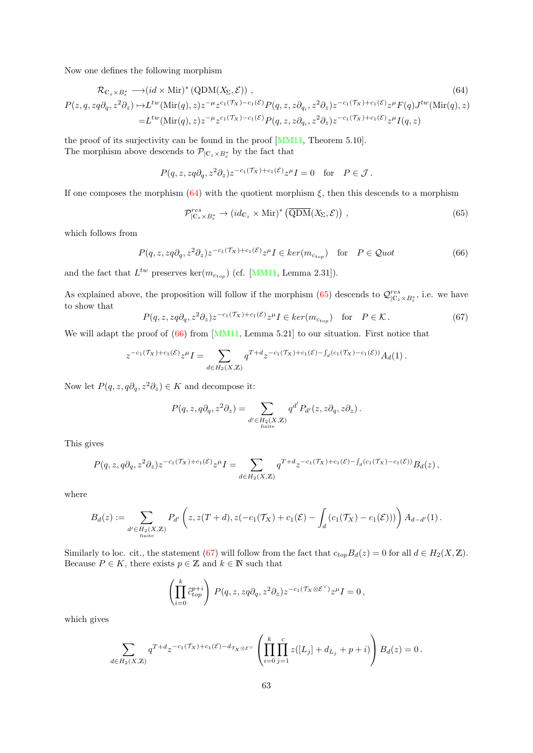Now one defines the following morphism

$$
\begin{aligned}
\mathcal{R}_{\mathbb{C}_z\times B_\varepsilon^*} \longrightarrow &(id\times \mathrm{Mir})^*\left(\mathrm{QDM}(X_\Sigma,\mathcal{E})\right)\,, \qquad (64)\\
P(z,q,zq\partial_q,z^2\partial_z) \mapsto &L^{tw}(\mathrm{Mir}(q),z)z^{-\mu}z^{c_1(\mathcal{T}_X)-c_1(\mathcal{E})}P(q,z,z\partial_{q_i},z^2\partial_z)z^{-c_1(\mathcal{T}_X)+c_1(\mathcal{E})}z^{\mu}F(q)J^{tw}(\mathrm{Mir}(q),z)\\
=&L^{tw}(\mathrm{Mir}(q),z)z^{-\mu}z^{c_1(\mathcal{T}_X)-c_1(\mathcal{E})}P(q,z,z\partial_{q_i},z^2\partial_z)z^{-c_1(\mathcal{T}_X)+c_1(\mathcal{E})}z^{\mu}I(q,z)
\end{aligned}
$$

the proof of its surjectivity can be found in the proof [MM11, Theorem 5.10].
The morphism above descends to $\mathcal{P}_{|\mathbb{C}_z\times B_\varepsilon^*}$ by the fact that

$$
P(q,z,zq\partial_q,z^2\partial_z)z^{-c_1(\mathcal{T}_X)+c_1(\mathcal{E})}z^{\mu}I=0 \quad \text{for} \quad P\in\mathcal{J}\,.
$$

If one composes the morphism (64) with the quotient morphism $\xi$, then this descends to a morphism

$$
\mathcal{P}^{res}_{|\mathbb{C}_z\times B_\varepsilon^*}\to (id_{\mathbb{C}_z}\times \mathrm{Mir})^*\left(\overline{\mathrm{QDM}}(X_\Sigma,\mathcal{E})\right)\,, \tag{65}
$$

which follows from

$$
P(q,z,zq\partial_q,z^2\partial_z)z^{-c_1(\mathcal{T}_X)+c_1(\mathcal{E})}z^{\mu}I\in ker(m_{c_{top}}) \quad \text{for} \quad P\in\mathcal{Q}uot \tag{66}
$$

and the fact that $L^{tw}$ preserves $\ker(m_{c_{top}})$ (cf. [MM11, Lemma 2.31]).

As explained above, the proposition will follow if the morphism (65) descends to $\mathcal{Q}^{res}_{|\mathbb{C}_z\times B_\varepsilon^*}$, i.e. we have to show that

$$
P(q,z,zq\partial_q,z^2\partial_z)z^{-c_1(\mathcal{T}_X)+c_1(\mathcal{E})}z^{\mu}I\in ker(m_{c_{top}}) \quad \text{for} \quad P\in\mathcal{K}\,. \tag{67}
$$

We will adapt the proof of (66) from [MM11, Lemma 5.21] to our situation. First notice that

$$
z^{-c_1(\mathcal{T}_X)+c_1(\mathcal{E})}z^{\mu}I=\sum_{d\in H_2(X,\mathbb{Z})} q^{T+d}z^{-c_1(\mathcal{T}_X)+c_1(\mathcal{E})-\int_d(c_1(\mathcal{T}_X)-c_1(\mathcal{E}))}A_d(1)\,.
$$

Now let $P(q,z,q\partial_q,z^2\partial_z)\in K$ and decompose it:

$$
P(q,z,q\partial_q,z^2\partial_z)=\sum_{\substack{d'\in H_2(X,\mathbb{Z})\\ \text{finite}}} q^{d'}P_{d'}(z,z\partial_q,z\partial_z)\,.
$$

This gives

$$
P(q,z,q\partial_q,z^2\partial_z)z^{-c_1(\mathcal{T}_X)+c_1(\mathcal{E})}z^{\mu}I=\sum_{d\in H_2(X,\mathbb{Z})} q^{T+d}z^{-c_1(\mathcal{T}_X)+c_1(\mathcal{E})-\int_d(c_1(\mathcal{T}_X)-c_1(\mathcal{E}))}B_d(z)\,,
$$

where

$$
B_d(z):=\sum_{\substack{d'\in H_2(X,\mathbb{Z})\\ \text{finite}}} P_{d'}\left(z,z(T+d),z(-c_1(\mathcal{T}_X)+c_1(\mathcal{E})-\int_d(c_1(\mathcal{T}_X)-c_1(\mathcal{E})))\right)A_{d-d'}(1)\,.
$$

Similarly to loc. cit., the statement (67) will follow from the fact that $c_{top}B_d(z)=0$ for all $d\in H_2(X,\mathbb{Z})$. Because $P\in K$, there exists $p\in\mathbb{Z}$ and $k\in\mathbb{N}$ such that

$$
\left(\prod_{i=0}^{k}\widehat{c}_{top}^{\,p+i}\right)\,P(q,z,zq\partial_q,z^2\partial_z)z^{-c_1(\mathcal{T}_X\otimes\mathcal{E}^\vee)}z^{\mu}I=0\,,
$$

which gives

$$
\sum_{d\in H_2(X,\mathbb{Z})} q^{T+d}z^{-c_1(\mathcal{T}_X)+c_1(\mathcal{E})-d_{\mathcal{T}_X\otimes\mathcal{E}^\vee}}\left(\prod_{i=0}^{k}\prod_{j=1}^{c} z([L_j]+d_{L_j}+p+i)\right)B_d(z)=0\,.
$$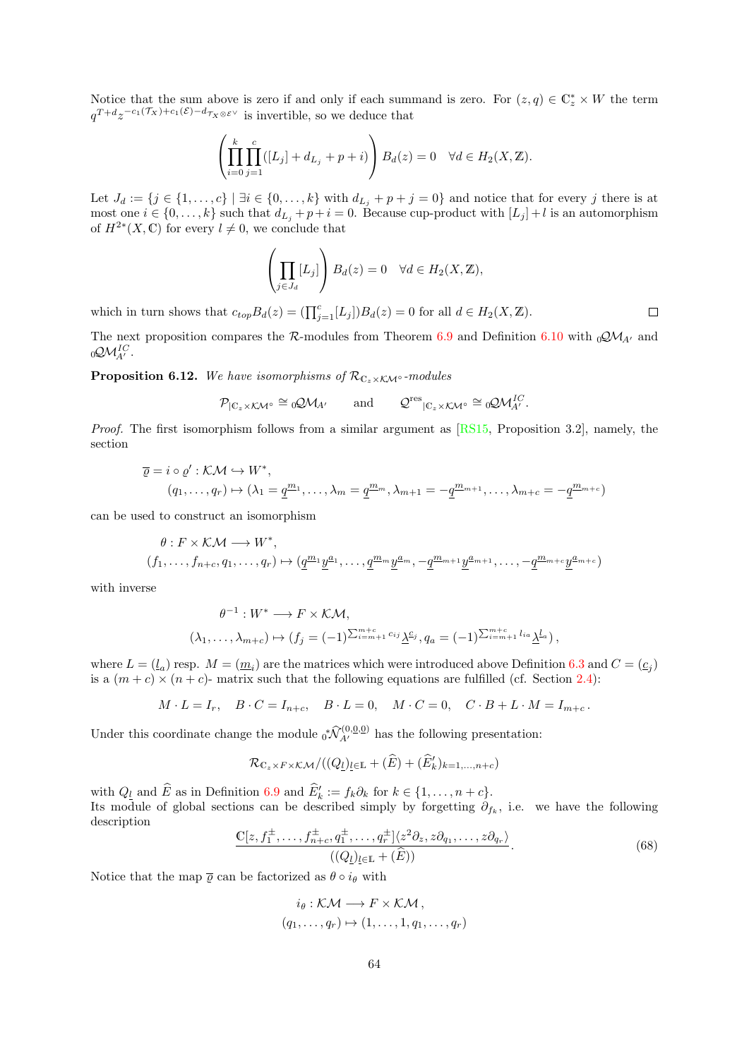Notice that the sum above is zero if and only if each summand is zero. For $(z,q) \in \mathbb{C}^*_z \times W$ the term $q^{T+d} z^{-c_1(\mathcal{T}_X)+c_1(\mathcal{E})-d_{\mathcal{T}_X \otimes \mathcal{E}^\vee}}$ is invertible, so we deduce that

$$\left(\prod_{i=0}^{k}\prod_{j=1}^{c}([L_j] + d_{L_j} + p + i)\right) B_d(z) = 0 \quad \forall d \in H_2(X,\mathbb{Z}).$$

Let $J_d := \{j \in \{1,\dots,c\} \mid \exists i \in \{0,\dots,k\} \text{ with } d_{L_j} + p + j = 0\}$ and notice that for every $j$ there is at most one $i \in \{0,\dots,k\}$ such that $d_{L_j} + p + i = 0$. Because cup-product with $[L_j] + l$ is an automorphism of $H^{2*}(X,\mathbb{C})$ for every $l \neq 0$, we conclude that

$$\left(\prod_{j \in J_d}[L_j]\right) B_d(z) = 0 \quad \forall d \in H_2(X,\mathbb{Z}),$$

which in turn shows that $c_{top} B_d(z) = (\prod_{j=1}^{c}[L_j]) B_d(z) = 0$ for all $d \in H_2(X,\mathbb{Z})$. □

The next proposition compares the $\mathcal{R}$-modules from Theorem 6.9 and Definition 6.10 with ${}_0\mathcal{QM}_{A'}$ and ${}_0\mathcal{QM}^{IC}_{A'}$.

**Proposition 6.12.** *We have isomorphisms of $\mathcal{R}_{\mathbb{C}_z \times \mathcal{KM}^\circ}$-modules*

$$\mathcal{P}_{|\mathbb{C}_z \times \mathcal{KM}^\circ} \cong {}_0\mathcal{QM}_{A'} \qquad \text{and} \qquad \mathcal{Q}^{\mathrm{res}}{}_{|\mathbb{C}_z \times \mathcal{KM}^\circ} \cong {}_0\mathcal{QM}^{IC}_{A'}.$$

*Proof.* The first isomorphism follows from a similar argument as [RS15, Proposition 3.2], namely, the section

$$\begin{aligned}
\overline{\varrho} = i \circ \varrho' : \mathcal{KM} &\hookrightarrow W^*,\\
(q_1,\dots,q_r) &\mapsto (\lambda_1 = \underline{q}^{\underline{m}_1},\dots,\lambda_m = \underline{q}^{\underline{m}_m}, \lambda_{m+1} = -\underline{q}^{\underline{m}_{m+1}},\dots,\lambda_{m+c} = -\underline{q}^{\underline{m}_{m+c}})
\end{aligned}$$

can be used to construct an isomorphism

$$\begin{aligned}
\theta : F \times \mathcal{KM} &\longrightarrow W^*,\\
(f_1,\dots,f_{n+c},q_1,\dots,q_r) &\mapsto (\underline{q}^{\underline{m}_1}\underline{y}^{\underline{a}_1},\dots,\underline{q}^{\underline{m}_m}\underline{y}^{\underline{a}_m}, -\underline{q}^{\underline{m}_{m+1}}\underline{y}^{\underline{a}_{m+1}},\dots,-\underline{q}^{\underline{m}_{m+c}}\underline{y}^{\underline{a}_{m+c}})
\end{aligned}$$

with inverse

$$\begin{aligned}
\theta^{-1} : W^* &\longrightarrow F \times \mathcal{KM},\\
(\lambda_1,\dots,\lambda_{m+c}) &\mapsto (f_j = (-1)^{\sum_{i=m+1}^{m+c} c_{ij}}\underline{\lambda}^{\underline{c}_j}, q_a = (-1)^{\sum_{i=m+1}^{m+c} l_{ia}}\underline{\lambda}^{\underline{l}_a}),
\end{aligned}$$

where $L = (\underline{l}_a)$ resp. $M = (\underline{m}_i)$ are the matrices which were introduced above Definition 6.3 and $C = (\underline{c}_j)$ is a $(m+c) \times (n+c)$- matrix such that the following equations are fulfilled (cf. Section 2.4):

$$M \cdot L = I_r, \quad B \cdot C = I_{n+c}, \quad B \cdot L = 0, \quad M \cdot C = 0, \quad C \cdot B + L \cdot M = I_{m+c}.$$

Under this coordinate change the module ${}^*_0\widehat{\mathcal{N}}^{(0,\underline{0},0)}_{A'}$ has the following presentation:

$$\mathcal{R}_{\mathbb{C}_z \times F \times \mathcal{KM}}/((Q_{\underline{l}})_{\underline{l} \in \mathbb{L}} + (\widehat{E}) + (\widehat{E}'_k)_{k=1,\dots,n+c})$$

with $Q_{\underline{l}}$ and $\widehat{E}$ as in Definition 6.9 and $\widehat{E}'_k := f_k \partial_k$ for $k \in \{1,\dots,n+c\}$.
Its module of global sections can be described simply by forgetting $\partial_{f_k}$, i.e. we have the following description

$$\frac{\mathbb{C}[z, f_1^\pm,\dots,f_{n+c}^\pm, q_1^\pm,\dots,q_r^\pm]\langle z^2\partial_z, z\partial_{q_1},\dots,z\partial_{q_r}\rangle}{((Q_{\underline{l}})_{\underline{l} \in \mathbb{L}} + (\widehat{E}))}. \tag{68}$$

Notice that the map $\overline{\varrho}$ can be factorized as $\theta \circ i_\theta$ with

$$\begin{aligned}
i_\theta : \mathcal{KM} &\longrightarrow F \times \mathcal{KM},\\
(q_1,\dots,q_r) &\mapsto (1,\dots,1,q_1,\dots,q_r)
\end{aligned}$$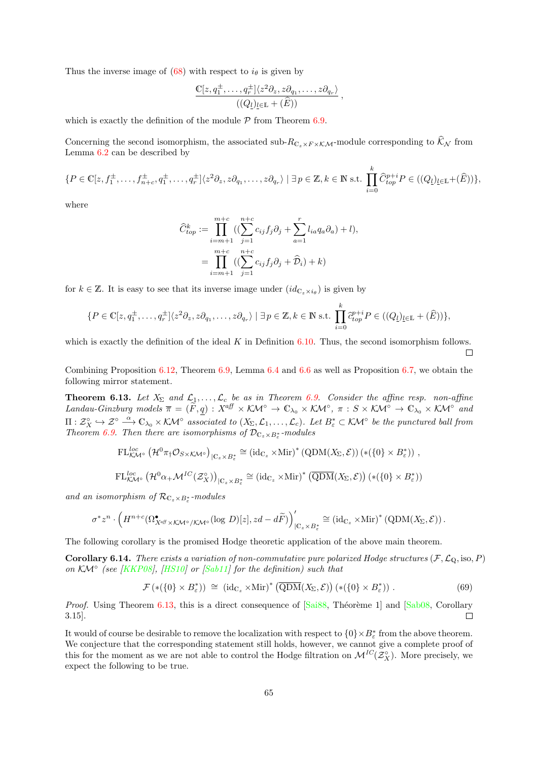Thus the inverse image of (68) with respect to $i_\theta$ is given by

$$\frac{\mathbb{C}[z,q_1^\pm,\ldots,q_r^\pm]\langle z^2\partial_z, z\partial_{q_1},\ldots,z\partial_{q_r}\rangle}{((Q_{\underline{l}})_{\underline{l}\in\mathbb{L}}+(\widehat{E}))},$$

which is exactly the definition of the module $\mathcal{P}$ from Theorem 6.9.

Concerning the second isomorphism, the associated sub-$R_{\mathbb{C}_z\times F\times\mathcal{KM}}$-module corresponding to $\widehat{\mathcal{K}}_{\mathcal{N}}$ from Lemma 6.2 can be described by

$$\{P\in\mathbb{C}[z,f_1^\pm,\ldots,f_{n+c}^\pm,q_1^\pm,\ldots,q_r^\pm]\langle z^2\partial_z, z\partial_{q_1},\ldots,z\partial_{q_r}\rangle \mid \exists\, p\in\mathbb{Z}, k\in\mathbb{N} \text{ s.t. } \prod_{i=0}^{k}\widehat{C}_{top}^{p+i}P\in((Q_{\underline{l}})_{\underline{l}\in\mathbb{L}}+(\widehat{E}))\},$$

where

$$\begin{aligned}
\widehat{C}_{top}^{k} &:= \prod_{i=m+1}^{m+c}((\sum_{j=1}^{n+c}c_{ij}f_j\partial_j+\sum_{a=1}^{r}l_{ia}q_a\partial_a)+l),\\
&= \prod_{i=m+1}^{m+c}((\sum_{j=1}^{n+c}c_{ij}f_j\partial_j+\widehat{\mathcal{D}}_i)+k)
\end{aligned}$$

for $k\in\mathbb{Z}$. It is easy to see that its inverse image under $(id_{\mathbb{C}_z\times i_\theta})$ is given by

$$\{P\in\mathbb{C}[z,q_1^\pm,\ldots,q_r^\pm]\langle z^2\partial_z, z\partial_{q_1},\ldots,z\partial_{q_r}\rangle \mid \exists\, p\in\mathbb{Z}, k\in\mathbb{N} \text{ s.t. } \prod_{i=0}^{k}\widehat{c}_{top}^{p+i}P\in((Q_{\underline{l}})_{\underline{l}\in\mathbb{L}}+(\widehat{E}))\},$$

which is exactly the definition of the ideal $K$ in Definition 6.10. Thus, the second isomorphism follows. □

Combining Proposition 6.12, Theorem 6.9, Lemma 6.4 and 6.6 as well as Proposition 6.7, we obtain the following mirror statement.

**Theorem 6.13.** *Let $X_\Sigma$ and $\mathcal{L}_1,\ldots,\mathcal{L}_c$ be as in Theorem 6.9. Consider the affine resp. non-affine Landau-Ginzburg models $\overline{\pi}=(\widetilde{F},\underline{q}) : X^{aff}\times\mathcal{KM}^\circ\to\mathbb{C}_{\lambda_0}\times\mathcal{KM}^\circ$, $\pi : S\times\mathcal{KM}^\circ\to\mathbb{C}_{\lambda_0}\times\mathcal{KM}^\circ$ and $\Pi:\mathcal{Z}_X^\circ\hookrightarrow\mathcal{Z}^\circ\xrightarrow{\alpha}\mathbb{C}_{\lambda_0}\times\mathcal{KM}^\circ$ associated to $(X_\Sigma,\mathcal{L}_1,\ldots,\mathcal{L}_c)$. Let $B_\varepsilon^*\subset\mathcal{KM}^\circ$ be the punctured ball from Theorem 6.9. Then there are isomorphisms of $\mathcal{D}_{\mathbb{C}_z\times B_\varepsilon^*}$-modules*

$$\mathrm{FL}^{loc}_{\mathcal{KM}^\circ}\left(\mathcal{H}^0\pi_\dagger\mathcal{O}_{S\times\mathcal{KM}^\circ}\right)_{|\mathbb{C}_z\times B_\varepsilon^*}\cong(\mathrm{id}_{\mathbb{C}_z}\times\mathrm{Mir})^*\left(\mathrm{QDM}(X_\Sigma,\mathcal{E})\right)(*(\{0\}\times B_\varepsilon^*))\,,$$

$$\mathrm{FL}^{loc}_{\mathcal{KM}^\circ}\left(\mathcal{H}^0\alpha_+\mathcal{M}^{IC}(\mathcal{Z}_X^\circ)\right)_{|\mathbb{C}_z\times B_\varepsilon^*}\cong(\mathrm{id}_{\mathbb{C}_z}\times\mathrm{Mir})^*\left(\overline{\mathrm{QDM}}(X_\Sigma,\mathcal{E})\right)(*(\{0\}\times B_\varepsilon^*))$$

*and an isomorphism of $\mathcal{R}_{\mathbb{C}_z\times B_\varepsilon^*}$-modules*

$$\sigma^* z^n\cdot\left(H^{n+c}(\Omega^\bullet_{X^{aff}\times\mathcal{KM}^\circ/\mathcal{KM}^\circ}(\log\, D)[z], zd-d\widetilde{F})\right)'_{|\mathbb{C}_z\times B_\varepsilon^*}\cong(\mathrm{id}_{\mathbb{C}_z}\times\mathrm{Mir})^*\left(\mathrm{QDM}(X_\Sigma,\mathcal{E})\right).$$

The following corollary is the promised Hodge theoretic application of the above main theorem.

**Corollary 6.14.** *There exists a variation of non-commutative pure polarized Hodge structures $(\mathcal{F},\mathcal{L}_\mathbb{Q},\mathrm{iso},P)$ on $\mathcal{KM}^\circ$ (see [KKP08], [HS10] or [Sab11] for the definition) such that*

$$\mathcal{F}\left(*(\{0\}\times B_\varepsilon^*)\right)\;\cong\;(\mathrm{id}_{\mathbb{C}_z}\times\mathrm{Mir})^*\left(\overline{\mathrm{QDM}}(X_\Sigma,\mathcal{E})\right)(*(\{0\}\times B_\varepsilon^*))\,. \tag{69}$$

*Proof.* Using Theorem 6.13, this is a direct consequence of [Sai88, Théorème 1] and [Sab08, Corollary 3.15]. □

It would of course be desirable to remove the localization with respect to $\{0\}\times B_\varepsilon^*$ from the above theorem. We conjecture that the corresponding statement still holds, however, we cannot give a complete proof of this for the moment as we are not able to control the Hodge filtration on $\mathcal{M}^{IC}(\mathcal{Z}_X^\circ)$. More precisely, we expect the following to be true.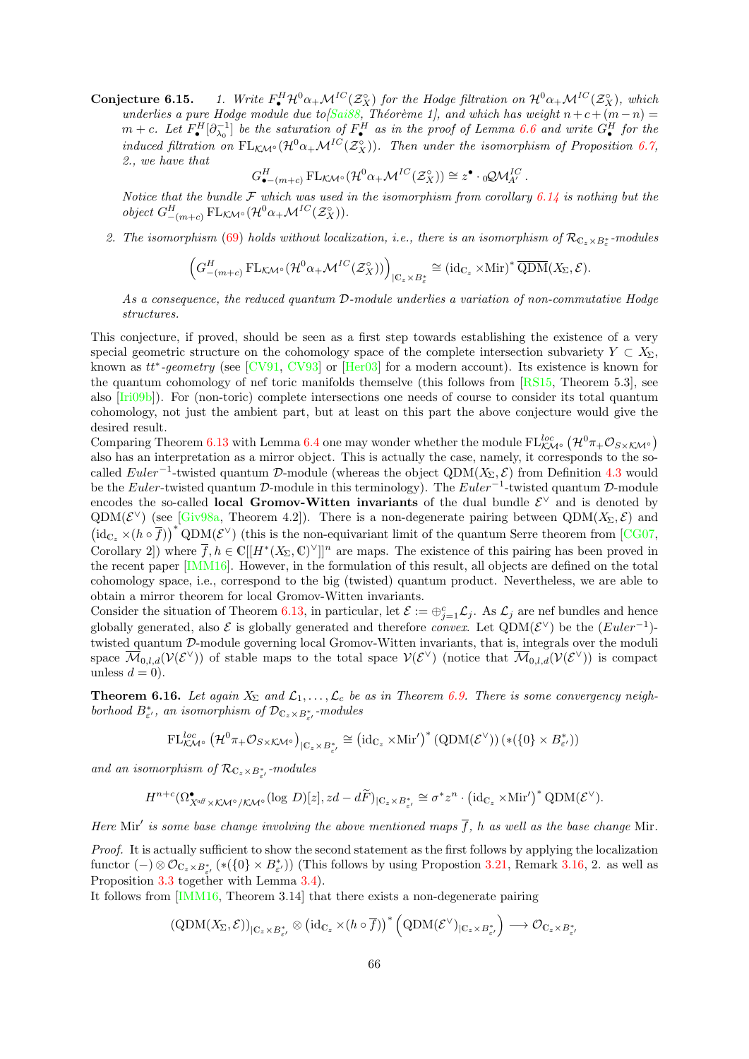**Conjecture 6.15.** *1. Write $F_\bullet^H \mathcal{H}^0\alpha_+\mathcal{M}^{IC}(\mathcal{Z}_X^\circ)$ for the Hodge filtration on $\mathcal{H}^0\alpha_+\mathcal{M}^{IC}(\mathcal{Z}_X^\circ)$, which underlies a pure Hodge module due to[Sai88, Théorème 1], and which has weight $n+c+(m-n) = m+c$. Let $F_\bullet^H[\partial_{\lambda_0}^{-1}]$ be the saturation of $F_\bullet^H$ as in the proof of Lemma 6.6 and write $G_\bullet^H$ for the induced filtration on $\mathrm{FL}_{\mathcal{KM}^\circ}(\mathcal{H}^0\alpha_+\mathcal{M}^{IC}(\mathcal{Z}_X^\circ))$. Then under the isomorphism of Proposition 6.7, 2., we have that*

$$G^H_{\bullet-(m+c)}\,\mathrm{FL}_{\mathcal{KM}^\circ}(\mathcal{H}^0\alpha_+\mathcal{M}^{IC}(\mathcal{Z}_X^\circ)) \cong z^\bullet \cdot {}_0\mathcal{QM}^{IC}_{A'}\,.$$

*Notice that the bundle $\mathcal{F}$ which was used in the isomorphism from corollary 6.14 is nothing but the object $G^H_{-(m+c)}\,\mathrm{FL}_{\mathcal{KM}^\circ}(\mathcal{H}^0\alpha_+\mathcal{M}^{IC}(\mathcal{Z}_X^\circ))$.*

*2. The isomorphism (69) holds without localization, i.e., there is an isomorphism of $\mathcal{R}_{\mathbb{C}_z\times B_\varepsilon^*}$-modules*

$$\left(G^H_{-(m+c)}\,\mathrm{FL}_{\mathcal{KM}^\circ}(\mathcal{H}^0\alpha_+\mathcal{M}^{IC}(\mathcal{Z}_X^\circ))\right)_{|\mathbb{C}_z\times B_\varepsilon^*} \cong (\mathrm{id}_{\mathbb{C}_z}\times \mathrm{Mir})^*\,\overline{\mathrm{QDM}}(X_\Sigma,\mathcal{E}).$$

*As a consequence, the reduced quantum $\mathcal{D}$-module underlies a variation of non-commutative Hodge structures.*

This conjecture, if proved, should be seen as a first step towards establishing the existence of a very special geometric structure on the cohomology space of the complete intersection subvariety $Y\subset X_\Sigma$, known as *$tt^*$-geometry* (see [CV91, CV93] or [Her03] for a modern account). Its existence is known for the quantum cohomology of nef toric manifolds themselve (this follows from [RS15, Theorem 5.3], see also [Iri09b]). For (non-toric) complete intersections one needs of course to consider its total quantum cohomology, not just the ambient part, but at least on this part the above conjecture would give the desired result.

Comparing Theorem 6.13 with Lemma 6.4 one may wonder whether the module $\mathrm{FL}^{loc}_{\mathcal{KM}^\circ}\left(\mathcal{H}^0\pi_+\mathcal{O}_{S\times\mathcal{KM}^\circ}\right)$ also has an interpretation as a mirror object. This is actually the case, namely, it corresponds to the so-called *Euler*$^{-1}$-twisted quantum $\mathcal{D}$-module (whereas the object $\mathrm{QDM}(X_\Sigma,\mathcal{E})$ from Definition 4.3 would be the *Euler*-twisted quantum $\mathcal{D}$-module in this terminology). The *Euler*$^{-1}$-twisted quantum $\mathcal{D}$-module encodes the so-called **local Gromov-Witten invariants** of the dual bundle $\mathcal{E}^\vee$ and is denoted by $\mathrm{QDM}(\mathcal{E}^\vee)$ (see [Giv98a, Theorem 4.2]). There is a non-degenerate pairing between $\mathrm{QDM}(X_\Sigma,\mathcal{E})$ and $\left(\mathrm{id}_{\mathbb{C}_z}\times(h\circ\overline{f})\right)^*\mathrm{QDM}(\mathcal{E}^\vee)$ (this is the non-equivariant limit of the quantum Serre theorem from [CG07, Corollary 2]) where $\overline{f}, h\in\mathbb{C}[[H^*(X_\Sigma,\mathbb{C})^\vee]]^n$ are maps. The existence of this pairing has been proved in the recent paper [IMM16]. However, in the formulation of this result, all objects are defined on the total cohomology space, i.e., correspond to the big (twisted) quantum product. Nevertheless, we are able to obtain a mirror theorem for local Gromov-Witten invariants.

Consider the situation of Theorem 6.13, in particular, let $\mathcal{E}:=\oplus_{j=1}^c\mathcal{L}_j$. As $\mathcal{L}_j$ are nef bundles and hence globally generated, also $\mathcal{E}$ is globally generated and therefore *convex*. Let $\mathrm{QDM}(\mathcal{E}^\vee)$ be the (*Euler*$^{-1}$)-twisted quantum $\mathcal{D}$-module governing local Gromov-Witten invariants, that is, integrals over the moduli space $\overline{\mathcal{M}}_{0,l,d}(\mathcal{V}(\mathcal{E}^\vee))$ of stable maps to the total space $\mathcal{V}(\mathcal{E}^\vee)$ (notice that $\overline{\mathcal{M}}_{0,l,d}(\mathcal{V}(\mathcal{E}^\vee))$ is compact unless $d=0$).

**Theorem 6.16.** *Let again $X_\Sigma$ and $\mathcal{L}_1,\ldots,\mathcal{L}_c$ be as in Theorem 6.9. There is some convergency neighborhood $B^*_{\varepsilon'}$, an isomorphism of $\mathcal{D}_{\mathbb{C}_z\times B^*_{\varepsilon'}}$-modules*

$$\mathrm{FL}^{loc}_{\mathcal{KM}^\circ}\left(\mathcal{H}^0\pi_+\mathcal{O}_{S\times\mathcal{KM}^\circ}\right)_{|\mathbb{C}_z\times B^*_{\varepsilon'}} \cong \left(\mathrm{id}_{\mathbb{C}_z}\times\mathrm{Mir}'\right)^*\left(\mathrm{QDM}(\mathcal{E}^\vee)\right)(*(\{0\}\times B^*_{\varepsilon'}))$$

*and an isomorphism of $\mathcal{R}_{\mathbb{C}_z\times B^*_{\varepsilon'}}$-modules*

$$H^{n+c}(\Omega^\bullet_{X^{aff}\times\mathcal{KM}^\circ/\mathcal{KM}^\circ}(\log D)[z], zd-d\widetilde{F})_{|\mathbb{C}_z\times B^*_{\varepsilon'}} \cong \sigma^* z^n\cdot\left(\mathrm{id}_{\mathbb{C}_z}\times\mathrm{Mir}'\right)^*\mathrm{QDM}(\mathcal{E}^\vee).$$

*Here $\mathrm{Mir}'$ is some base change involving the above mentioned maps $\overline{f}$, $h$ as well as the base change $\mathrm{Mir}$.*

*Proof.* It is actually sufficient to show the second statement as the first follows by applying the localization functor $(-)\otimes\mathcal{O}_{\mathbb{C}_z\times B^*_{\varepsilon'}}(*(\{0\}\times B^*_{\varepsilon'}))$ (This follows by using Propostion 3.21, Remark 3.16, 2. as well as Proposition 3.3 together with Lemma 3.4).

It follows from [IMM16, Theorem 3.14] that there exists a non-degenerate pairing

$$(\mathrm{QDM}(X_\Sigma,\mathcal{E}))_{|\mathbb{C}_z\times B^*_{\varepsilon'}}\otimes\left(\mathrm{id}_{\mathbb{C}_z}\times(h\circ\overline{f})\right)^*\left(\mathrm{QDM}(\mathcal{E}^\vee)_{|\mathbb{C}_z\times B^*_{\varepsilon'}}\right)\longrightarrow\mathcal{O}_{\mathbb{C}_z\times B^*_{\varepsilon'}}$$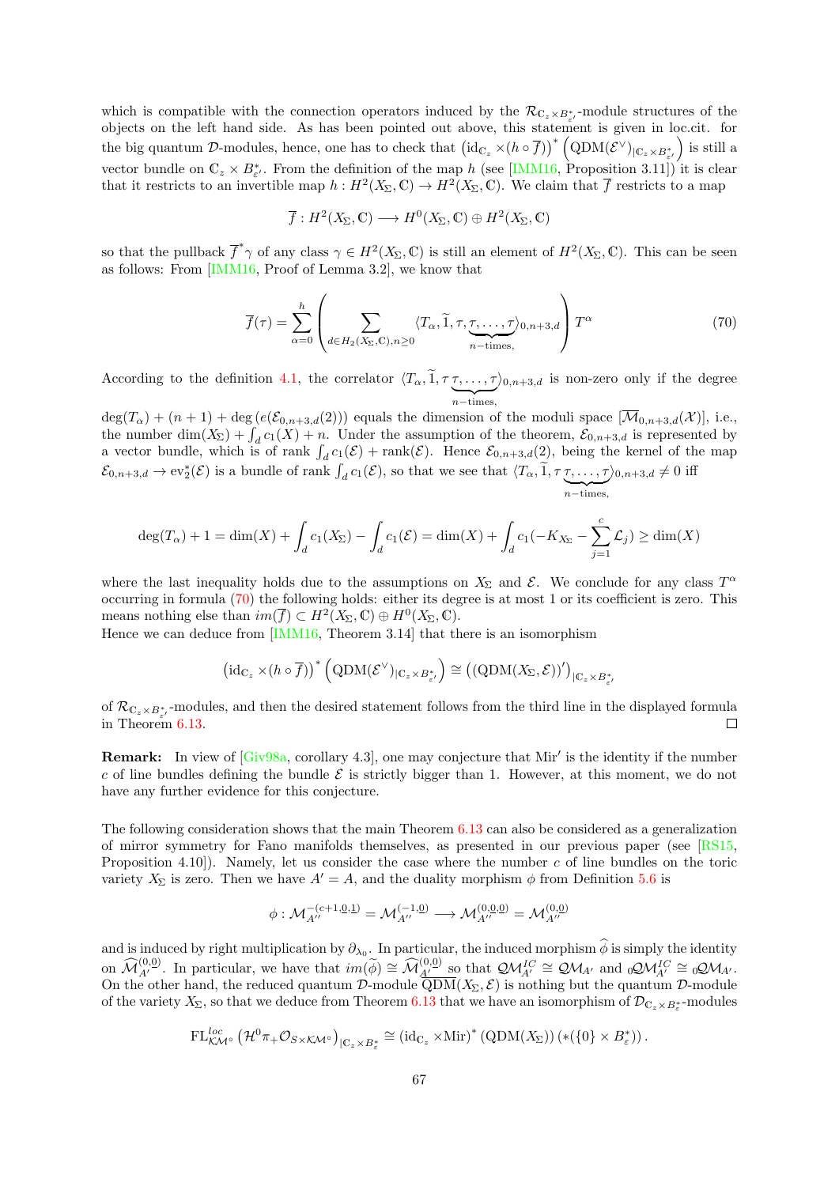which is compatible with the connection operators induced by the $\mathcal{R}_{\mathbb{C}_z\times B^*_{\varepsilon'}}$-module structures of the objects on the left hand side. As has been pointed out above, this statement is given in loc.cit. for the big quantum $\mathcal{D}$-modules, hence, one has to check that $\left(\mathrm{id}_{\mathbb{C}_z}\times(h\circ\overline{f})\right)^*\left(\mathrm{QDM}(\mathcal{E}^\vee)_{|\mathbb{C}_z\times B^*_{\varepsilon'}}\right)$ is still a vector bundle on $\mathbb{C}_z\times B^*_{\varepsilon'}$. From the definition of the map $h$ (see [IMM16, Proposition 3.11]) it is clear that it restricts to an invertible map $h: H^2(X_\Sigma,\mathbb{C})\to H^2(X_\Sigma,\mathbb{C})$. We claim that $\overline{f}$ restricts to a map

$$\overline{f}: H^2(X_\Sigma,\mathbb{C})\longrightarrow H^0(X_\Sigma,\mathbb{C})\oplus H^2(X_\Sigma,\mathbb{C})$$

so that the pullback $\overline{f}^*\gamma$ of any class $\gamma\in H^2(X_\Sigma,\mathbb{C})$ is still an element of $H^2(X_\Sigma,\mathbb{C})$. This can be seen as follows: From [IMM16, Proof of Lemma 3.2], we know that

$$\overline{f}(\tau)=\sum_{\alpha=0}^{h}\left(\sum_{d\in H_2(X_\Sigma,\mathbb{C}),n\geq 0}\langle T_\alpha,\widetilde{1},\tau,\underbrace{\tau,\ldots,\tau}_{n-\text{times},}\rangle_{0,n+3,d}\right)T^\alpha \tag{70}$$

According to the definition 4.1, the correlator $\langle T_\alpha,\widetilde{1},\tau\underbrace{\tau,\ldots,\tau}_{n-\text{times},}\rangle_{0,n+3,d}$ is non-zero only if the degree $\deg(T_\alpha)+(n+1)+\deg\left(e(\mathcal{E}_{0,n+3,d}(2))\right)$ equals the dimension of the moduli space $[\overline{\mathcal{M}}_{0,n+3,d}(\mathcal{X})]$, i.e., the number $\dim(X_\Sigma)+\int_d c_1(X)+n$. Under the assumption of the theorem, $\mathcal{E}_{0,n+3,d}$ is represented by a vector bundle, which is of rank $\int_d c_1(\mathcal{E})+\mathrm{rank}(\mathcal{E})$. Hence $\mathcal{E}_{0,n+3,d}(2)$, being the kernel of the map $\mathcal{E}_{0,n+3,d}\to \mathrm{ev}_2^*(\mathcal{E})$ is a bundle of rank $\int_d c_1(\mathcal{E})$, so that we see that $\langle T_\alpha,\widetilde{1},\tau\underbrace{\tau,\ldots,\tau}_{n-\text{times},}\rangle_{0,n+3,d}\neq 0$ iff

$$\deg(T_\alpha)+1=\dim(X)+\int_d c_1(X_\Sigma)-\int_d c_1(\mathcal{E})=\dim(X)+\int_d c_1(-K_{X_\Sigma}-\sum_{j=1}^{c}\mathcal{L}_j)\geq\dim(X)$$

where the last inequality holds due to the assumptions on $X_\Sigma$ and $\mathcal{E}$. We conclude for any class $T^\alpha$ occurring in formula (70) the following holds: either its degree is at most 1 or its coefficient is zero. This means nothing else than $im(\overline{f})\subset H^2(X_\Sigma,\mathbb{C})\oplus H^0(X_\Sigma,\mathbb{C})$.
Hence we can deduce from [IMM16, Theorem 3.14] that there is an isomorphism

$$\left(\mathrm{id}_{\mathbb{C}_z}\times(h\circ\overline{f})\right)^*\left(\mathrm{QDM}(\mathcal{E}^\vee)_{|\mathbb{C}_z\times B^*_{\varepsilon'}}\right)\cong\left((\mathrm{QDM}(X_\Sigma,\mathcal{E}))'\right)_{|\mathbb{C}_z\times B^*_{\varepsilon'}}$$

of $\mathcal{R}_{\mathbb{C}_z\times B^*_{\varepsilon'}}$-modules, and then the desired statement follows from the third line in the displayed formula in Theorem 6.13. □

**Remark:** In view of [Giv98a, corollary 4.3], one may conjecture that $\mathrm{Mir}'$ is the identity if the number $c$ of line bundles defining the bundle $\mathcal{E}$ is strictly bigger than 1. However, at this moment, we do not have any further evidence for this conjecture.

The following consideration shows that the main Theorem 6.13 can also be considered as a generalization of mirror symmetry for Fano manifolds themselves, as presented in our previous paper (see [RS15, Proposition 4.10]). Namely, let us consider the case where the number $c$ of line bundles on the toric variety $X_\Sigma$ is zero. Then we have $A'=A$, and the duality morphism $\phi$ from Definition 5.6 is

$$\phi:\mathcal{M}^{-(c+1,\underline{0},\underline{1})}_{A''}=\mathcal{M}^{(-1,\underline{0})}_{A''}\longrightarrow\mathcal{M}^{(0,\underline{0},\underline{0})}_{A''}=\mathcal{M}^{(0,\underline{0})}_{A''}$$

and is induced by right multiplication by $\partial_{\lambda_0}$. In particular, the induced morphism $\widehat{\phi}$ is simply the identity on $\widehat{\mathcal{M}}^{(0,\underline{0})}_{A'}$. In particular, we have that $im(\widetilde{\phi})\cong\widehat{\mathcal{M}}^{(0,\underline{0})}_{\underline{A}'}$ so that $\mathcal{QM}^{IC}_{A'}\cong\mathcal{QM}_{A'}$ and ${}_0\mathcal{QM}^{IC}_{A'}\cong{}_0\mathcal{QM}_{A'}$. On the other hand, the reduced quantum $\mathcal{D}$-module $\overline{\mathrm{QDM}}(X_\Sigma,\mathcal{E})$ is nothing but the quantum $\mathcal{D}$-module of the variety $X_\Sigma$, so that we deduce from Theorem 6.13 that we have an isomorphism of $\mathcal{D}_{\mathbb{C}_z\times B^*_\varepsilon}$-modules

$$\mathrm{FL}^{loc}_{\mathcal{KM}^\circ}\left(\mathcal{H}^0\pi_+\mathcal{O}_{S\times\mathcal{KM}^\circ}\right)_{|\mathbb{C}_z\times B^*_\varepsilon}\cong(\mathrm{id}_{\mathbb{C}_z}\times\mathrm{Mir})^*\left(\mathrm{QDM}(X_\Sigma)\right)(*(\{0\}\times B^*_\varepsilon)).$$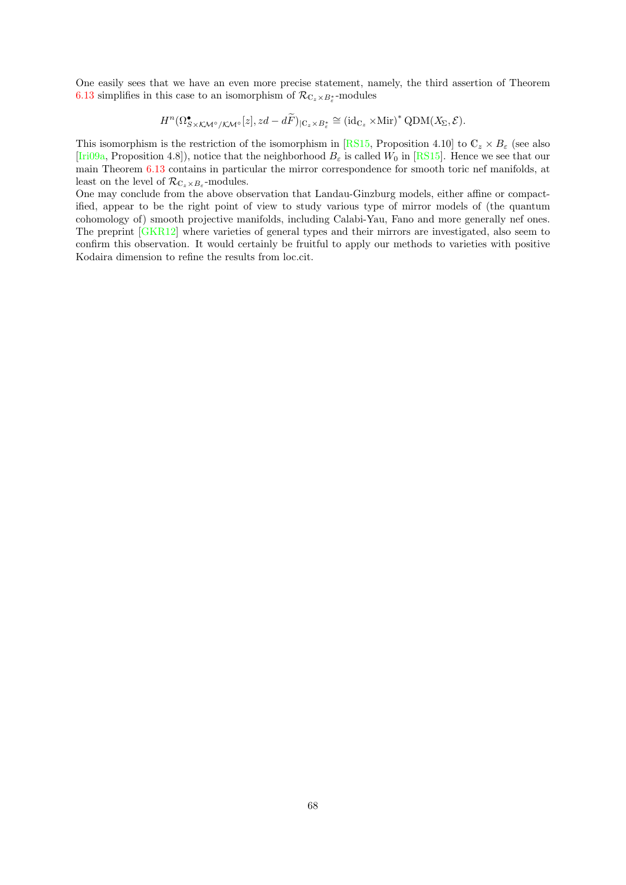One easily sees that we have an even more precise statement, namely, the third assertion of Theorem 6.13 simplifies in this case to an isomorphism of $\mathcal{R}_{\mathbb{C}_z \times B^*_\varepsilon}$-modules

$$H^n(\Omega^\bullet_{S\times\mathcal{KM}^\circ/\mathcal{KM}^\circ}[z], zd - d\widetilde{F})_{|\mathbb{C}_z\times B^*_\varepsilon} \cong (\mathrm{id}_{\mathbb{C}_z} \times \mathrm{Mir})^* \,\mathrm{QDM}(X_\Sigma, \mathcal{E}).$$

This isomorphism is the restriction of the isomorphism in [RS15, Proposition 4.10] to $\mathbb{C}_z \times B_\varepsilon$ (see also [Iri09a, Proposition 4.8]), notice that the neighborhood $B_\varepsilon$ is called $W_0$ in [RS15]. Hence we see that our main Theorem 6.13 contains in particular the mirror correspondence for smooth toric nef manifolds, at least on the level of $\mathcal{R}_{\mathbb{C}_z\times B_\varepsilon}$-modules.
One may conclude from the above observation that Landau-Ginzburg models, either affine or compactified, appear to be the right point of view to study various type of mirror models of (the quantum cohomology of) smooth projective manifolds, including Calabi-Yau, Fano and more generally nef ones. The preprint [GKR12] where varieties of general types and their mirrors are investigated, also seem to confirm this observation. It would certainly be fruitful to apply our methods to varieties with positive Kodaira dimension to refine the results from loc.cit.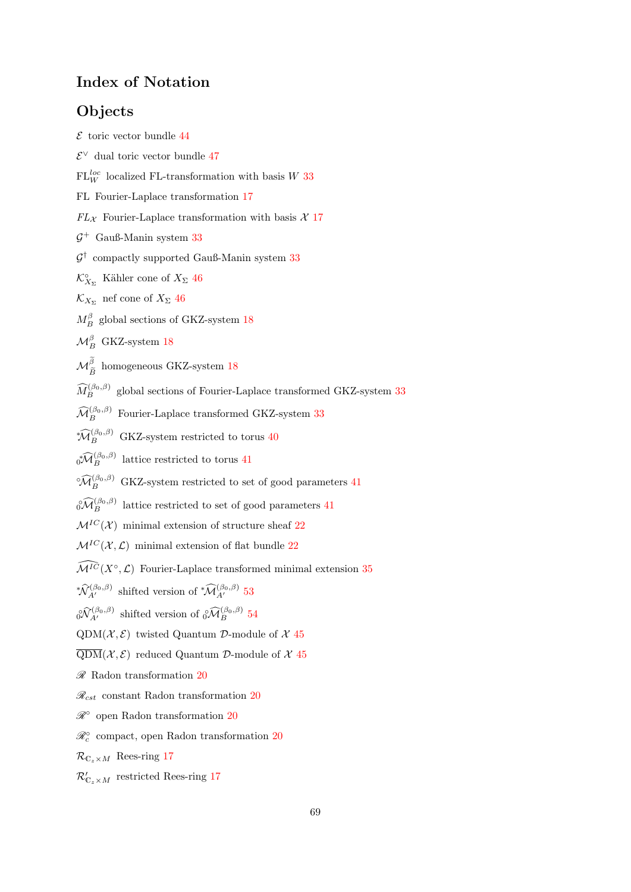# Index of Notation

## Objects

$\mathcal{E}$ toric vector bundle 44

$\mathcal{E}^\vee$ dual toric vector bundle 47

$\mathrm{FL}_W^{loc}$ localized FL-transformation with basis $W$ 33

FL Fourier-Laplace transformation 17

$FL_{\mathcal{X}}$ Fourier-Laplace transformation with basis $\mathcal{X}$ 17

$\mathcal{G}^+$ Gauß-Manin system 33

$\mathcal{G}^\dagger$ compactly supported Gauß-Manin system 33

$\mathcal{K}^\circ_{X_\Sigma}$ Kähler cone of $X_\Sigma$ 46

$\mathcal{K}_{X_\Sigma}$ nef cone of $X_\Sigma$ 46

$M_B^\beta$ global sections of GKZ-system 18

$\mathcal{M}_B^\beta$ GKZ-system 18

$\mathcal{M}_{\widetilde{B}}^{\widetilde{\beta}}$ homogeneous GKZ-system 18

$\widehat{M}_B^{(\beta_0,\beta)}$ global sections of Fourier-Laplace transformed GKZ-system 33

$\widehat{\mathcal{M}}_B^{(\beta_0,\beta)}$ Fourier-Laplace transformed GKZ-system 33

${}^*\widehat{\mathcal{M}}_B^{(\beta_0,\beta)}$ GKZ-system restricted to torus 40

${}_0^*\widehat{\mathcal{M}}_B^{(\beta_0,\beta)}$ lattice restricted to torus 41

${}^\circ\widehat{\mathcal{M}}_B^{(\beta_0,\beta)}$ GKZ-system restricted to set of good parameters 41

${}_0^\circ\widehat{\mathcal{M}}_B^{(\beta_0,\beta)}$ lattice restricted to set of good parameters 41

$\mathcal{M}^{IC}(\mathcal{X})$ minimal extension of structure sheaf 22

$\mathcal{M}^{IC}(\mathcal{X},\mathcal{L})$ minimal extension of flat bundle 22

$\widehat{\mathcal{M}^{IC}}(X^\circ,\mathcal{L})$ Fourier-Laplace transformed minimal extension 35

${}^*\widehat{\mathcal{N}}_{A'}^{(\beta_0,\beta)}$ shifted version of ${}^*\widehat{\mathcal{M}}_{A'}^{(\beta_0,\beta)}$ 53

${}_0^\circ\widehat{\mathcal{N}}_{A'}^{(\beta_0,\beta)}$ shifted version of ${}_0^\circ\widehat{\mathcal{M}}_B^{(\beta_0,\beta)}$ 54

$\mathrm{QDM}(\mathcal{X},\mathcal{E})$ twisted Quantum $\mathcal{D}$-module of $\mathcal{X}$ 45

$\overline{\mathrm{QDM}}(\mathcal{X},\mathcal{E})$ reduced Quantum $\mathcal{D}$-module of $\mathcal{X}$ 45

$\mathscr{R}$ Radon transformation 20

$\mathscr{R}_{cst}$ constant Radon transformation 20

$\mathscr{R}^\circ$ open Radon transformation 20

$\mathscr{R}_c^\circ$ compact, open Radon transformation 20

$\mathcal{R}_{\mathbb{C}_z\times M}$ Rees-ring 17

$\mathcal{R}'_{\mathbb{C}_z\times M}$ restricted Rees-ring 17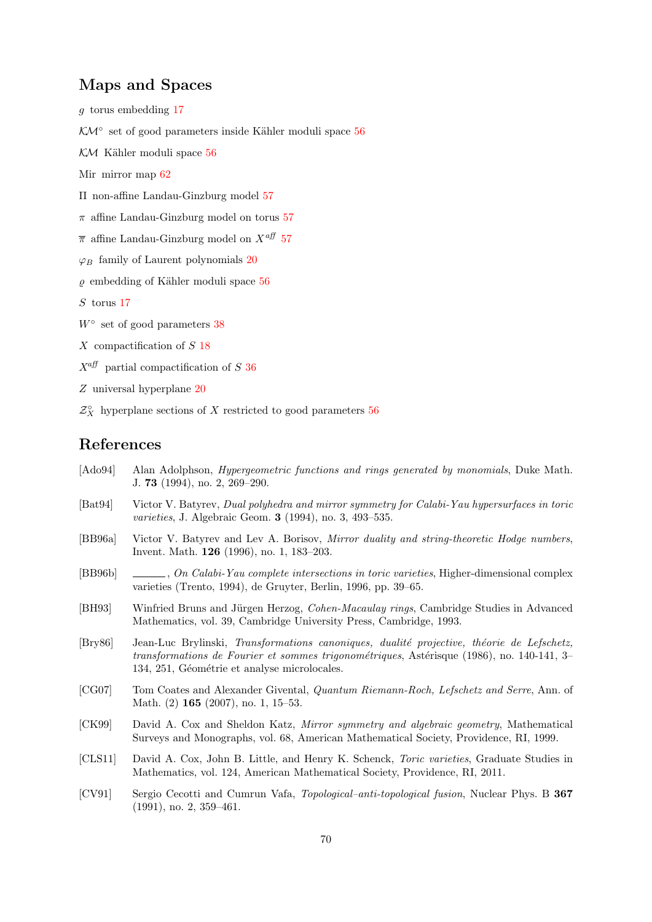## Maps and Spaces

$g$ torus embedding 17

$\mathcal{KM}^\circ$ set of good parameters inside Kähler moduli space 56

$\mathcal{KM}$ Kähler moduli space 56

Mir mirror map 62

$\Pi$ non-affine Landau-Ginzburg model 57

$\pi$ affine Landau-Ginzburg model on torus 57

$\overline{\pi}$ affine Landau-Ginzburg model on $X^{aff}$ 57

$\varphi_B$ family of Laurent polynomials 20

$\varrho$ embedding of Kähler moduli space 56

$S$ torus 17

$W^\circ$ set of good parameters 38

$X$ compactification of $S$ 18

$X^{aff}$ partial compactification of $S$ 36

$Z$ universal hyperplane 20

$\mathcal{Z}_X^\circ$ hyperplane sections of $X$ restricted to good parameters 56

## References

[Ado94] Alan Adolphson, *Hypergeometric functions and rings generated by monomials*, Duke Math. J. **73** (1994), no. 2, 269–290.

[Bat94] Victor V. Batyrev, *Dual polyhedra and mirror symmetry for Calabi-Yau hypersurfaces in toric varieties*, J. Algebraic Geom. **3** (1994), no. 3, 493–535.

[BB96a] Victor V. Batyrev and Lev A. Borisov, *Mirror duality and string-theoretic Hodge numbers*, Invent. Math. **126** (1996), no. 1, 183–203.

[BB96b] ______, *On Calabi-Yau complete intersections in toric varieties*, Higher-dimensional complex varieties (Trento, 1994), de Gruyter, Berlin, 1996, pp. 39–65.

[BH93] Winfried Bruns and Jürgen Herzog, *Cohen-Macaulay rings*, Cambridge Studies in Advanced Mathematics, vol. 39, Cambridge University Press, Cambridge, 1993.

[Bry86] Jean-Luc Brylinski, *Transformations canoniques, dualité projective, théorie de Lefschetz, transformations de Fourier et sommes trigonométriques*, Astérisque (1986), no. 140-141, 3–134, 251, Géométrie et analyse microlocales.

[CG07] Tom Coates and Alexander Givental, *Quantum Riemann-Roch, Lefschetz and Serre*, Ann. of Math. (2) **165** (2007), no. 1, 15–53.

[CK99] David A. Cox and Sheldon Katz, *Mirror symmetry and algebraic geometry*, Mathematical Surveys and Monographs, vol. 68, American Mathematical Society, Providence, RI, 1999.

[CLS11] David A. Cox, John B. Little, and Henry K. Schenck, *Toric varieties*, Graduate Studies in Mathematics, vol. 124, American Mathematical Society, Providence, RI, 2011.

[CV91] Sergio Cecotti and Cumrun Vafa, *Topological–anti-topological fusion*, Nuclear Phys. B **367** (1991), no. 2, 359–461.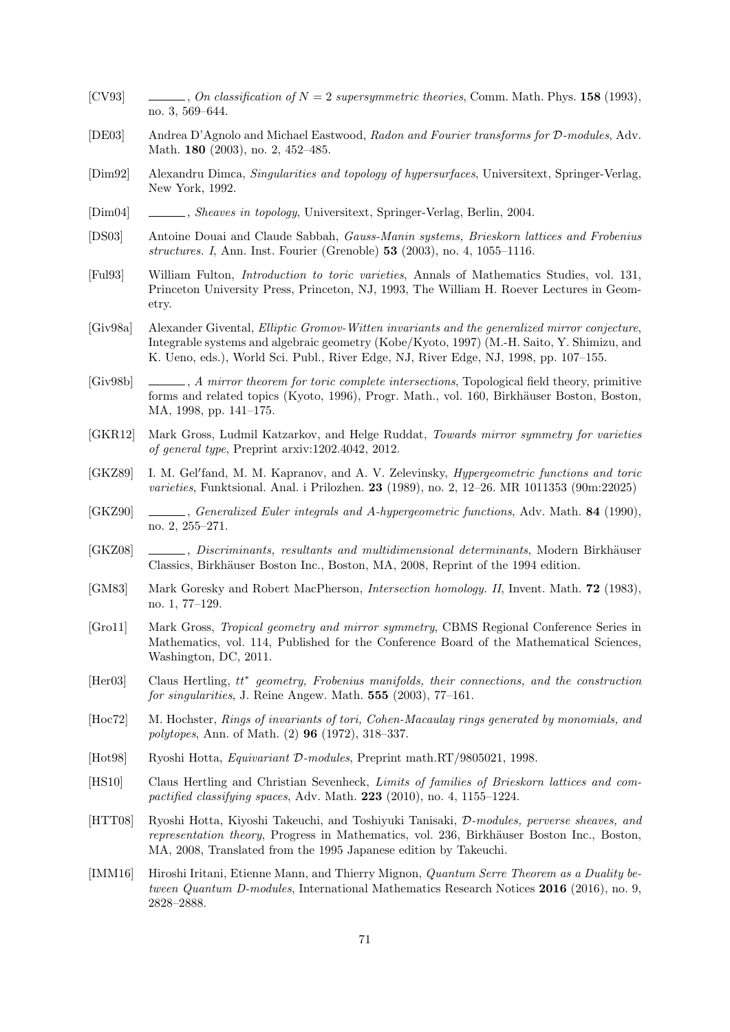- [CV93] ______, *On classification of $N = 2$ supersymmetric theories*, Comm. Math. Phys. **158** (1993), no. 3, 569–644.
- [DE03] Andrea D'Agnolo and Michael Eastwood, *Radon and Fourier transforms for $\mathcal{D}$-modules*, Adv. Math. **180** (2003), no. 2, 452–485.
- [Dim92] Alexandru Dimca, *Singularities and topology of hypersurfaces*, Universitext, Springer-Verlag, New York, 1992.
- [Dim04] ______, *Sheaves in topology*, Universitext, Springer-Verlag, Berlin, 2004.
- [DS03] Antoine Douai and Claude Sabbah, *Gauss-Manin systems, Brieskorn lattices and Frobenius structures. I*, Ann. Inst. Fourier (Grenoble) **53** (2003), no. 4, 1055–1116.
- [Ful93] William Fulton, *Introduction to toric varieties*, Annals of Mathematics Studies, vol. 131, Princeton University Press, Princeton, NJ, 1993, The William H. Roever Lectures in Geometry.
- [Giv98a] Alexander Givental, *Elliptic Gromov-Witten invariants and the generalized mirror conjecture*, Integrable systems and algebraic geometry (Kobe/Kyoto, 1997) (M.-H. Saito, Y. Shimizu, and K. Ueno, eds.), World Sci. Publ., River Edge, NJ, River Edge, NJ, 1998, pp. 107–155.
- [Giv98b] ______, *A mirror theorem for toric complete intersections*, Topological field theory, primitive forms and related topics (Kyoto, 1996), Progr. Math., vol. 160, Birkhäuser Boston, Boston, MA, 1998, pp. 141–175.
- [GKR12] Mark Gross, Ludmil Katzarkov, and Helge Ruddat, *Towards mirror symmetry for varieties of general type*, Preprint arxiv:1202.4042, 2012.
- [GKZ89] I. M. Gel′fand, M. M. Kapranov, and A. V. Zelevinsky, *Hypergeometric functions and toric varieties*, Funktsional. Anal. i Prilozhen. **23** (1989), no. 2, 12–26. MR 1011353 (90m:22025)
- [GKZ90] ______, *Generalized Euler integrals and A-hypergeometric functions*, Adv. Math. **84** (1990), no. 2, 255–271.
- [GKZ08] ______, *Discriminants, resultants and multidimensional determinants*, Modern Birkhäuser Classics, Birkhäuser Boston Inc., Boston, MA, 2008, Reprint of the 1994 edition.
- [GM83] Mark Goresky and Robert MacPherson, *Intersection homology. II*, Invent. Math. **72** (1983), no. 1, 77–129.
- [Gro11] Mark Gross, *Tropical geometry and mirror symmetry*, CBMS Regional Conference Series in Mathematics, vol. 114, Published for the Conference Board of the Mathematical Sciences, Washington, DC, 2011.
- [Her03] Claus Hertling, *$tt^*$ geometry, Frobenius manifolds, their connections, and the construction for singularities*, J. Reine Angew. Math. **555** (2003), 77–161.
- [Hoc72] M. Hochster, *Rings of invariants of tori, Cohen-Macaulay rings generated by monomials, and polytopes*, Ann. of Math. (2) **96** (1972), 318–337.
- [Hot98] Ryoshi Hotta, *Equivariant $\mathcal{D}$-modules*, Preprint math.RT/9805021, 1998.
- [HS10] Claus Hertling and Christian Sevenheck, *Limits of families of Brieskorn lattices and compactified classifying spaces*, Adv. Math. **223** (2010), no. 4, 1155–1224.
- [HTT08] Ryoshi Hotta, Kiyoshi Takeuchi, and Toshiyuki Tanisaki, *$\mathcal{D}$-modules, perverse sheaves, and representation theory*, Progress in Mathematics, vol. 236, Birkhäuser Boston Inc., Boston, MA, 2008, Translated from the 1995 Japanese edition by Takeuchi.
- [IMM16] Hiroshi Iritani, Etienne Mann, and Thierry Mignon, *Quantum Serre Theorem as a Duality between Quantum D-modules*, International Mathematics Research Notices **2016** (2016), no. 9, 2828–2888.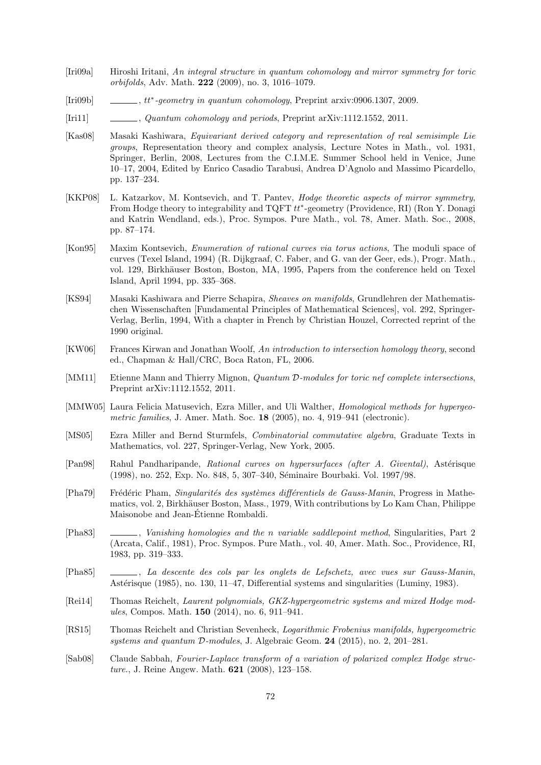[Iri09a] Hiroshi Iritani, *An integral structure in quantum cohomology and mirror symmetry for toric orbifolds*, Adv. Math. **222** (2009), no. 3, 1016–1079.

[Iri09b] ______, *$tt^*$-geometry in quantum cohomology*, Preprint arxiv:0906.1307, 2009.

[Iri11] ______, *Quantum cohomology and periods*, Preprint arXiv:1112.1552, 2011.

[Kas08] Masaki Kashiwara, *Equivariant derived category and representation of real semisimple Lie groups*, Representation theory and complex analysis, Lecture Notes in Math., vol. 1931, Springer, Berlin, 2008, Lectures from the C.I.M.E. Summer School held in Venice, June 10–17, 2004, Edited by Enrico Casadio Tarabusi, Andrea D'Agnolo and Massimo Picardello, pp. 137–234.

[KKP08] L. Katzarkov, M. Kontsevich, and T. Pantev, *Hodge theoretic aspects of mirror symmetry*, From Hodge theory to integrability and TQFT $tt^*$-geometry (Providence, RI) (Ron Y. Donagi and Katrin Wendland, eds.), Proc. Sympos. Pure Math., vol. 78, Amer. Math. Soc., 2008, pp. 87–174.

[Kon95] Maxim Kontsevich, *Enumeration of rational curves via torus actions*, The moduli space of curves (Texel Island, 1994) (R. Dijkgraaf, C. Faber, and G. van der Geer, eds.), Progr. Math., vol. 129, Birkhäuser Boston, Boston, MA, 1995, Papers from the conference held on Texel Island, April 1994, pp. 335–368.

[KS94] Masaki Kashiwara and Pierre Schapira, *Sheaves on manifolds*, Grundlehren der Mathematischen Wissenschaften [Fundamental Principles of Mathematical Sciences], vol. 292, Springer-Verlag, Berlin, 1994, With a chapter in French by Christian Houzel, Corrected reprint of the 1990 original.

[KW06] Frances Kirwan and Jonathan Woolf, *An introduction to intersection homology theory*, second ed., Chapman & Hall/CRC, Boca Raton, FL, 2006.

[MM11] Etienne Mann and Thierry Mignon, *Quantum $\mathcal{D}$-modules for toric nef complete intersections*, Preprint arXiv:1112.1552, 2011.

[MMW05] Laura Felicia Matusevich, Ezra Miller, and Uli Walther, *Homological methods for hypergeometric families*, J. Amer. Math. Soc. **18** (2005), no. 4, 919–941 (electronic).

[MS05] Ezra Miller and Bernd Sturmfels, *Combinatorial commutative algebra*, Graduate Texts in Mathematics, vol. 227, Springer-Verlag, New York, 2005.

[Pan98] Rahul Pandharipande, *Rational curves on hypersurfaces (after A. Givental)*, Astérisque (1998), no. 252, Exp. No. 848, 5, 307–340, Séminaire Bourbaki. Vol. 1997/98.

[Pha79] Frédéric Pham, *Singularités des systèmes différentiels de Gauss-Manin*, Progress in Mathematics, vol. 2, Birkhäuser Boston, Mass., 1979, With contributions by Lo Kam Chan, Philippe Maisonobe and Jean-Étienne Rombaldi.

[Pha83] ______, *Vanishing homologies and the n variable saddlepoint method*, Singularities, Part 2 (Arcata, Calif., 1981), Proc. Sympos. Pure Math., vol. 40, Amer. Math. Soc., Providence, RI, 1983, pp. 319–333.

[Pha85] ______, *La descente des cols par les onglets de Lefschetz, avec vues sur Gauss-Manin*, Astérisque (1985), no. 130, 11–47, Differential systems and singularities (Luminy, 1983).

[Rei14] Thomas Reichelt, *Laurent polynomials, GKZ-hypergeometric systems and mixed Hodge modules*, Compos. Math. **150** (2014), no. 6, 911–941.

[RS15] Thomas Reichelt and Christian Sevenheck, *Logarithmic Frobenius manifolds, hypergeometric systems and quantum $\mathcal{D}$-modules*, J. Algebraic Geom. **24** (2015), no. 2, 201–281.

[Sab08] Claude Sabbah, *Fourier-Laplace transform of a variation of polarized complex Hodge structure.*, J. Reine Angew. Math. **621** (2008), 123–158.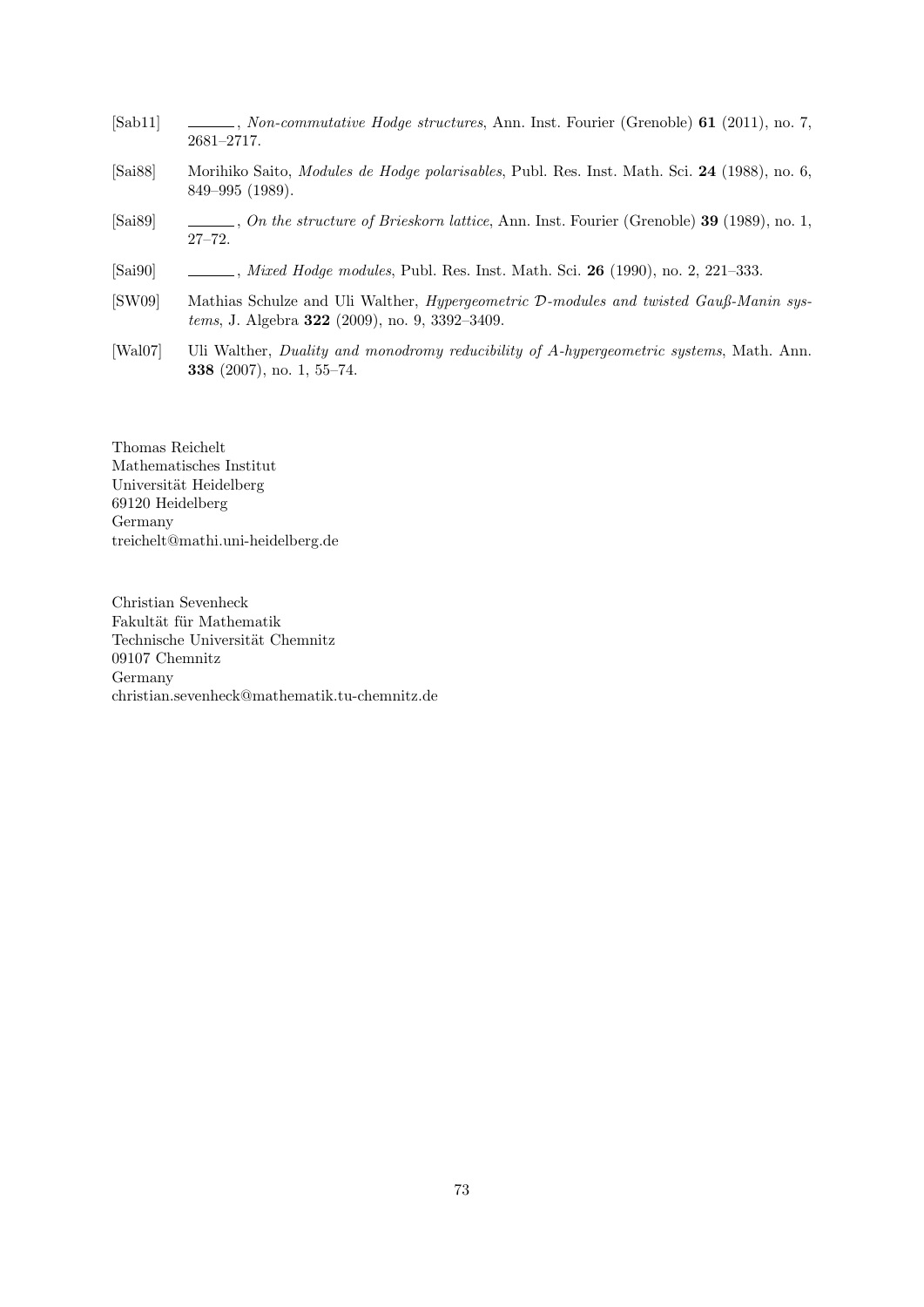[Sab11] ______, *Non-commutative Hodge structures*, Ann. Inst. Fourier (Grenoble) **61** (2011), no. 7, 2681–2717.

[Sai88] Morihiko Saito, *Modules de Hodge polarisables*, Publ. Res. Inst. Math. Sci. **24** (1988), no. 6, 849–995 (1989).

[Sai89] ______, *On the structure of Brieskorn lattice*, Ann. Inst. Fourier (Grenoble) **39** (1989), no. 1, 27–72.

[Sai90] ______, *Mixed Hodge modules*, Publ. Res. Inst. Math. Sci. **26** (1990), no. 2, 221–333.

[SW09] Mathias Schulze and Uli Walther, *Hypergeometric $\mathcal{D}$-modules and twisted Gauß-Manin systems*, J. Algebra **322** (2009), no. 9, 3392–3409.

[Wal07] Uli Walther, *Duality and monodromy reducibility of A-hypergeometric systems*, Math. Ann. **338** (2007), no. 1, 55–74.

Thomas Reichelt
Mathematisches Institut
Universität Heidelberg
69120 Heidelberg
Germany
treichelt@mathi.uni-heidelberg.de

Christian Sevenheck
Fakultät für Mathematik
Technische Universität Chemnitz
09107 Chemnitz
Germany
christian.sevenheck@mathematik.tu-chemnitz.de